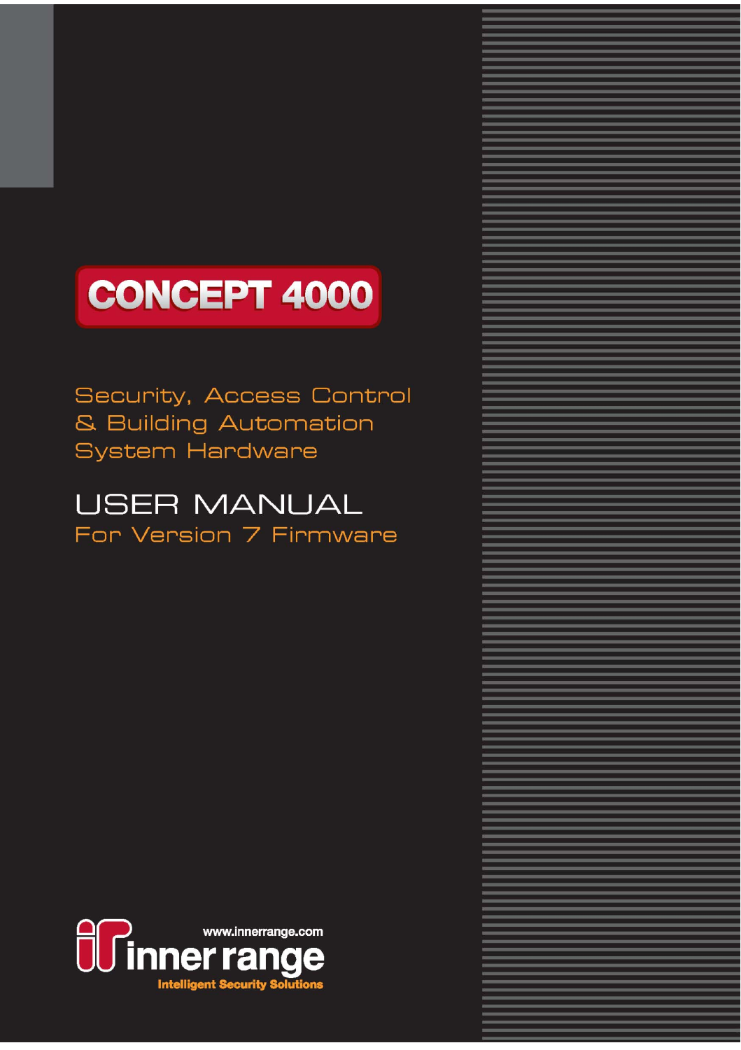# CONCEPT 4000

Security, Access Control
& Building Automation
System Hardware

## USER MANUAL

For Version 7 Firmware

www.innerrange.com

inner range

Intelligent Security Solutions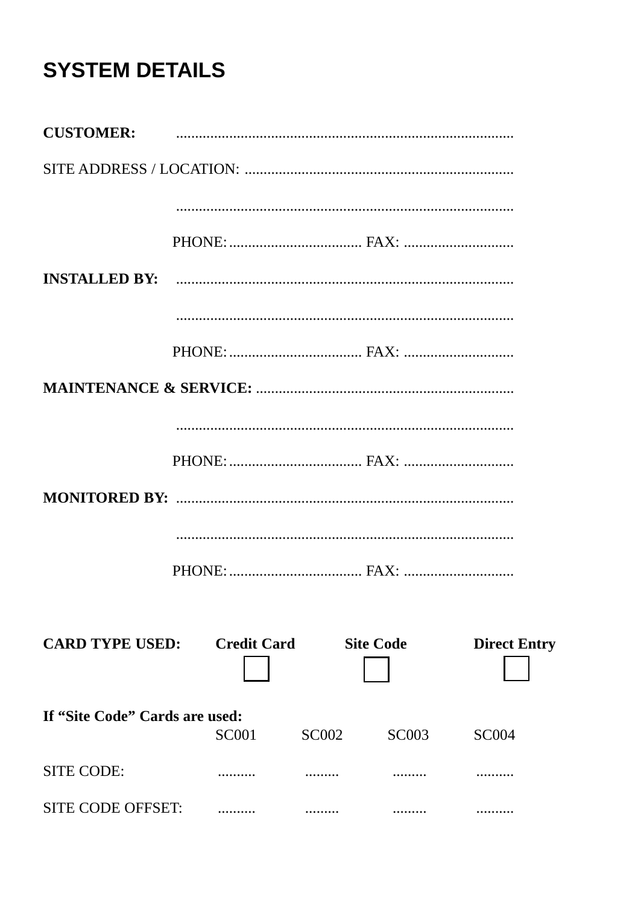# SYSTEM DETAILS

**CUSTOMER:** ........................................................................................

SITE ADDRESS / LOCATION: ......................................................................

........................................................................................

PHONE: .................................. FAX: ............................

**INSTALLED BY:** ........................................................................................

........................................................................................

PHONE: .................................. FAX: ............................

**MAINTENANCE & SERVICE:** ...................................................................

........................................................................................

PHONE: .................................. FAX: ............................

**MONITORED BY:** ........................................................................................

........................................................................................

PHONE: .................................. FAX: ............................

| **CARD TYPE USED:** | **Credit Card** | **Site Code** | **Direct Entry** |
|---|---|---|---|
| | ☐ | ☐ | ☐ |

**If "Site Code" Cards are used:**

| | SC001 | SC002 | SC003 | SC004 |
|---|---|---|---|---|
| SITE CODE: | .......... | ......... | ......... | .......... |
| SITE CODE OFFSET: | .......... | ......... | ......... | .......... |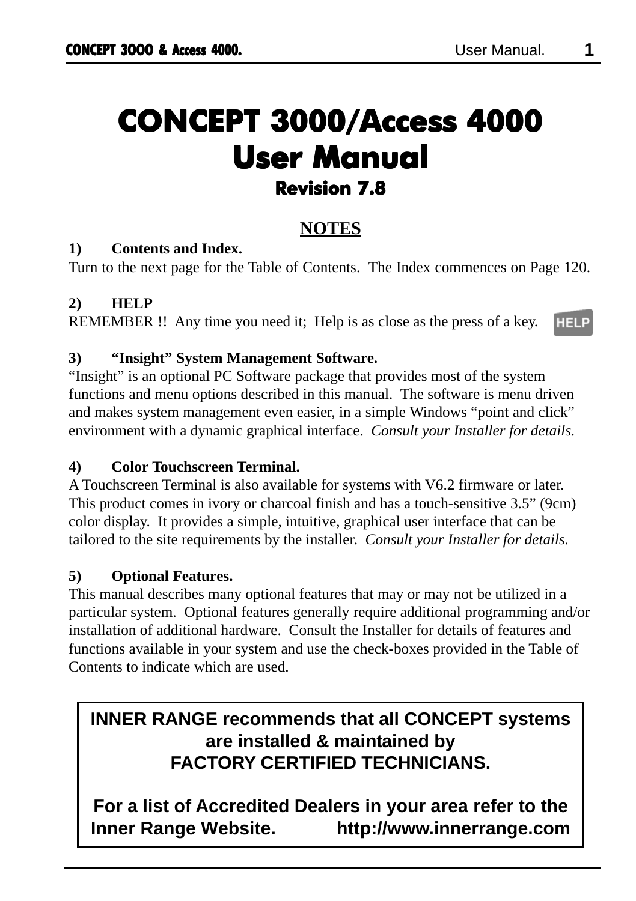# CONCEPT 3000/Access 4000
# User Manual
## Revision 7.8

## NOTES

**1) Contents and Index.**

Turn to the next page for the Table of Contents. The Index commences on Page 120.

**2) HELP**

REMEMBER !! Any time you need it; Help is as close as the press of a key. HELP

**3) "Insight" System Management Software.**

"Insight" is an optional PC Software package that provides most of the system functions and menu options described in this manual. The software is menu driven and makes system management even easier, in a simple Windows "point and click" environment with a dynamic graphical interface. *Consult your Installer for details.*

**4) Color Touchscreen Terminal.**

A Touchscreen Terminal is also available for systems with V6.2 firmware or later. This product comes in ivory or charcoal finish and has a touch-sensitive 3.5" (9cm) color display. It provides a simple, intuitive, graphical user interface that can be tailored to the site requirements by the installer. *Consult your Installer for details.*

**5) Optional Features.**

This manual describes many optional features that may or may not be utilized in a particular system. Optional features generally require additional programming and/or installation of additional hardware. Consult the Installer for details of features and functions available in your system and use the check-boxes provided in the Table of Contents to indicate which are used.

**INNER RANGE recommends that all CONCEPT systems are installed & maintained by FACTORY CERTIFIED TECHNICIANS.**

**For a list of Accredited Dealers in your area refer to the Inner Range Website. http://www.innerrange.com**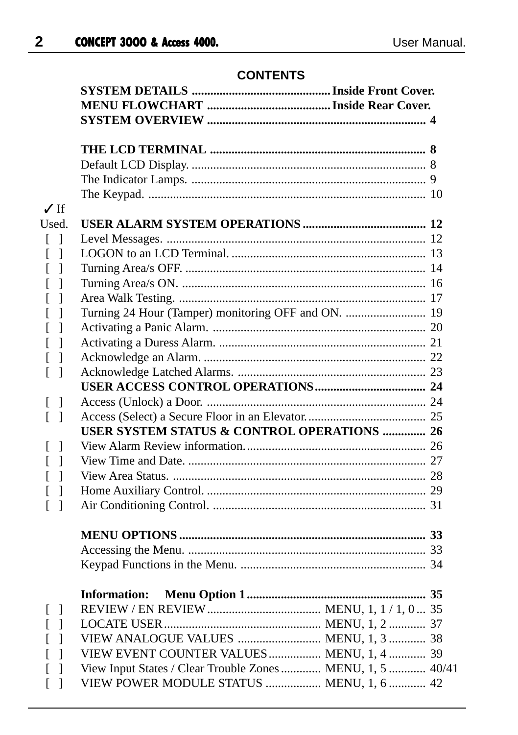## CONTENTS

| ✓ If Used. | Section | Page |
|---|---|---|
| | **SYSTEM DETAILS** | **Inside Front Cover.** |
| | **MENU FLOWCHART** | **Inside Rear Cover.** |
| | **SYSTEM OVERVIEW** | **4** |
| | | |
| | **THE LCD TERMINAL** | **8** |
| | Default LCD Display. | 8 |
| | The Indicator Lamps. | 9 |
| | The Keypad. | 10 |
| | **USER ALARM SYSTEM OPERATIONS** | **12** |
| [ ] | Level Messages. | 12 |
| [ ] | LOGON to an LCD Terminal. | 13 |
| [ ] | Turning Area/s OFF. | 14 |
| [ ] | Turning Area/s ON. | 16 |
| [ ] | Area Walk Testing. | 17 |
| [ ] | Turning 24 Hour (Tamper) monitoring OFF and ON. | 19 |
| [ ] | Activating a Panic Alarm. | 20 |
| [ ] | Activating a Duress Alarm. | 21 |
| [ ] | Acknowledge an Alarm. | 22 |
| [ ] | Acknowledge Latched Alarms. | 23 |
| | **USER ACCESS CONTROL OPERATIONS** | **24** |
| [ ] | Access (Unlock) a Door. | 24 |
| [ ] | Access (Select) a Secure Floor in an Elevator. | 25 |
| | **USER SYSTEM STATUS & CONTROL OPERATIONS** | **26** |
| [ ] | View Alarm Review information. | 26 |
| [ ] | View Time and Date. | 27 |
| [ ] | View Area Status. | 28 |
| [ ] | Home Auxiliary Control. | 29 |
| [ ] | Air Conditioning Control. | 31 |
| | | |
| | **MENU OPTIONS** | **33** |
| | Accessing the Menu. | 33 |
| | Keypad Functions in the Menu. | 34 |
| | | |
| | **Information: Menu Option 1** | **35** |
| [ ] | REVIEW / EN REVIEW ... MENU, 1, 1 / 1, 0 | 35 |
| [ ] | LOCATE USER ... MENU, 1, 2 | 37 |
| [ ] | VIEW ANALOGUE VALUES ... MENU, 1, 3 | 38 |
| [ ] | VIEW EVENT COUNTER VALUES ... MENU, 1, 4 | 39 |
| [ ] | View Input States / Clear Trouble Zones ... MENU, 1, 5 | 40/41 |
| [ ] | VIEW POWER MODULE STATUS ... MENU, 1, 6 | 42 |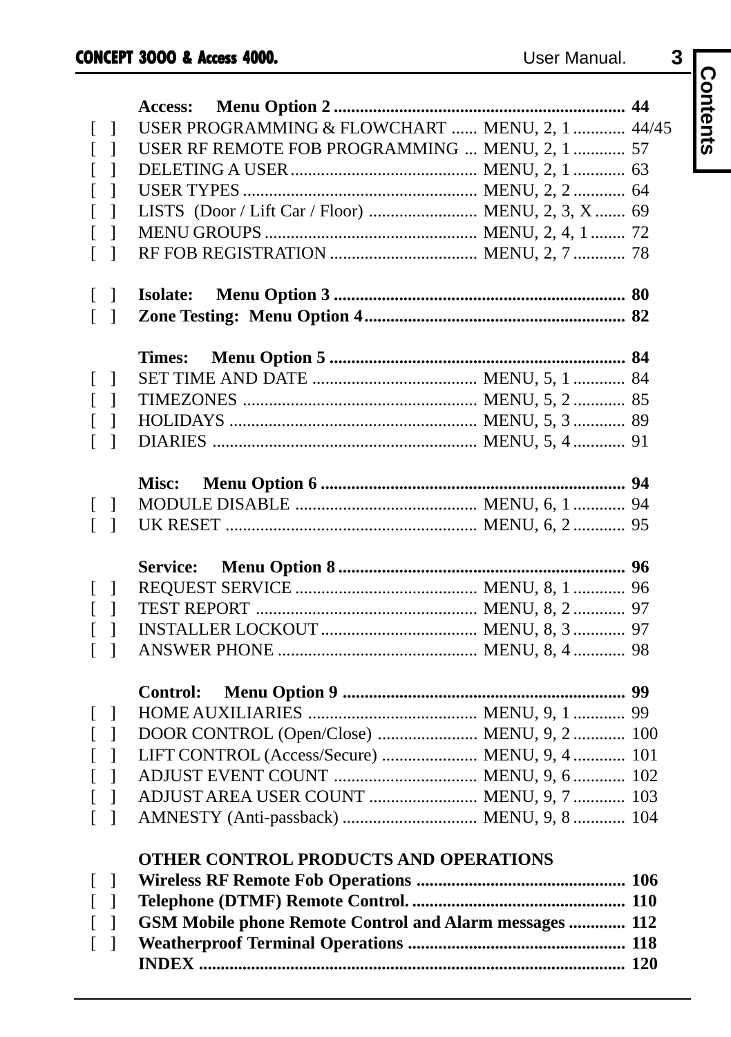| | | | |
|---|---|---|---|
| | **Access: Menu Option 2** | | **44** |
| [ ] | USER PROGRAMMING & FLOWCHART | MENU, 2, 1 | 44/45 |
| [ ] | USER RF REMOTE FOB PROGRAMMING | MENU, 2, 1 | 57 |
| [ ] | DELETING A USER | MENU, 2, 1 | 63 |
| [ ] | USER TYPES | MENU, 2, 2 | 64 |
| [ ] | LISTS (Door / Lift Car / Floor) | MENU, 2, 3, X | 69 |
| [ ] | MENU GROUPS | MENU, 2, 4, 1 | 72 |
| [ ] | RF FOB REGISTRATION | MENU, 2, 7 | 78 |
| [ ] | **Isolate: Menu Option 3** | | **80** |
| [ ] | **Zone Testing: Menu Option 4** | | **82** |
| | **Times: Menu Option 5** | | **84** |
| [ ] | SET TIME AND DATE | MENU, 5, 1 | 84 |
| [ ] | TIMEZONES | MENU, 5, 2 | 85 |
| [ ] | HOLIDAYS | MENU, 5, 3 | 89 |
| [ ] | DIARIES | MENU, 5, 4 | 91 |
| | **Misc: Menu Option 6** | | **94** |
| [ ] | MODULE DISABLE | MENU, 6, 1 | 94 |
| [ ] | UK RESET | MENU, 6, 2 | 95 |
| | **Service: Menu Option 8** | | **96** |
| [ ] | REQUEST SERVICE | MENU, 8, 1 | 96 |
| [ ] | TEST REPORT | MENU, 8, 2 | 97 |
| [ ] | INSTALLER LOCKOUT | MENU, 8, 3 | 97 |
| [ ] | ANSWER PHONE | MENU, 8, 4 | 98 |
| | **Control: Menu Option 9** | | **99** |
| [ ] | HOME AUXILIARIES | MENU, 9, 1 | 99 |
| [ ] | DOOR CONTROL (Open/Close) | MENU, 9, 2 | 100 |
| [ ] | LIFT CONTROL (Access/Secure) | MENU, 9, 4 | 101 |
| [ ] | ADJUST EVENT COUNT | MENU, 9, 6 | 102 |
| [ ] | ADJUST AREA USER COUNT | MENU, 9, 7 | 103 |
| [ ] | AMNESTY (Anti-passback) | MENU, 9, 8 | 104 |
| | **OTHER CONTROL PRODUCTS AND OPERATIONS** | | |
| [ ] | **Wireless RF Remote Fob Operations** | | **106** |
| [ ] | **Telephone (DTMF) Remote Control.** | | **110** |
| [ ] | **GSM Mobile phone Remote Control and Alarm messages** | | **112** |
| [ ] | **Weatherproof Terminal Operations** | | **118** |
| | **INDEX** | | **120** |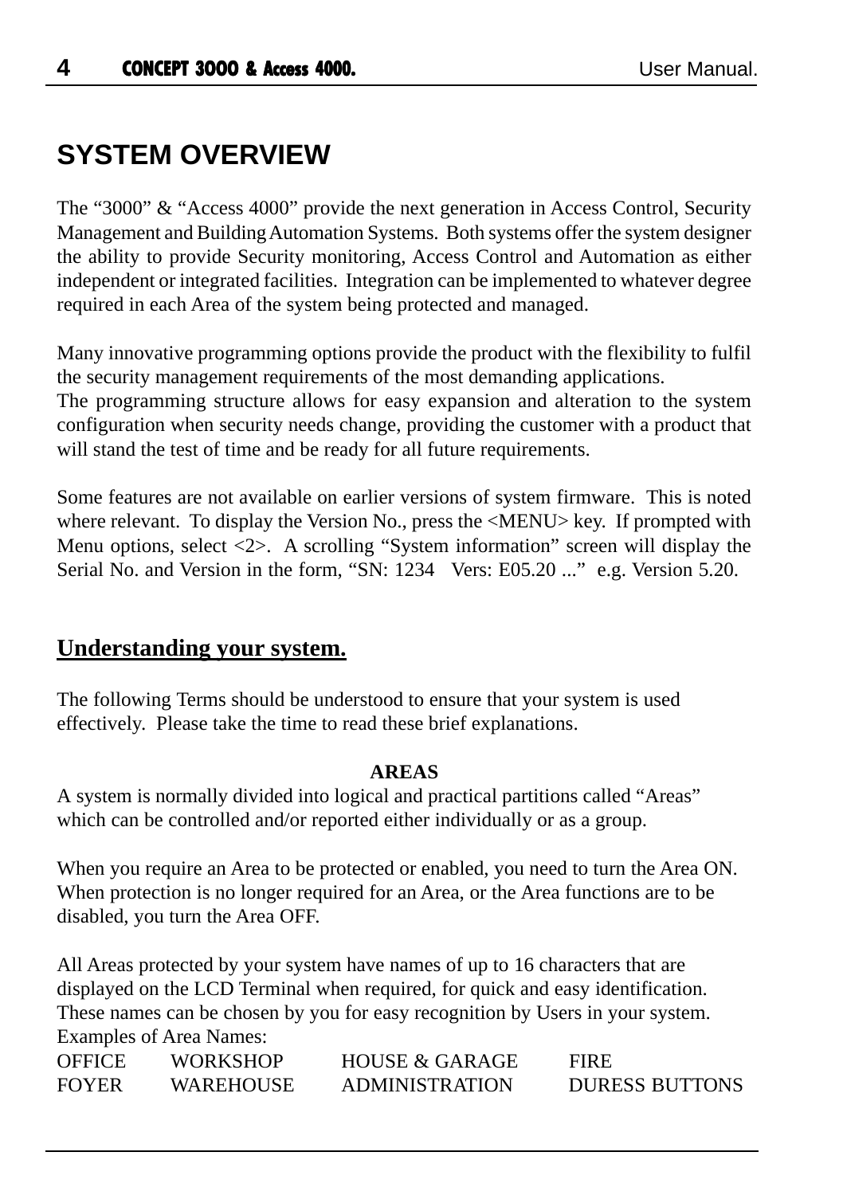# SYSTEM OVERVIEW

The “3000” & “Access 4000” provide the next generation in Access Control, Security Management and Building Automation Systems. Both systems offer the system designer the ability to provide Security monitoring, Access Control and Automation as either independent or integrated facilities. Integration can be implemented to whatever degree required in each Area of the system being protected and managed.

Many innovative programming options provide the product with the flexibility to fulfil the security management requirements of the most demanding applications.
The programming structure allows for easy expansion and alteration to the system configuration when security needs change, providing the customer with a product that will stand the test of time and be ready for all future requirements.

Some features are not available on earlier versions of system firmware. This is noted where relevant. To display the Version No., press the <MENU> key. If prompted with Menu options, select <2>. A scrolling “System information” screen will display the Serial No. and Version in the form, “SN: 1234 Vers: E05.20 ...” e.g. Version 5.20.

## Understanding your system.

The following Terms should be understood to ensure that your system is used effectively. Please take the time to read these brief explanations.

**AREAS**

A system is normally divided into logical and practical partitions called “Areas” which can be controlled and/or reported either individually or as a group.

When you require an Area to be protected or enabled, you need to turn the Area ON. When protection is no longer required for an Area, or the Area functions are to be disabled, you turn the Area OFF.

All Areas protected by your system have names of up to 16 characters that are displayed on the LCD Terminal when required, for quick and easy identification. These names can be chosen by you for easy recognition by Users in your system.
Examples of Area Names:

| | | | |
|---|---|---|---|
| OFFICE | WORKSHOP | HOUSE & GARAGE | FIRE |
| FOYER | WAREHOUSE | ADMINISTRATION | DURESS BUTTONS |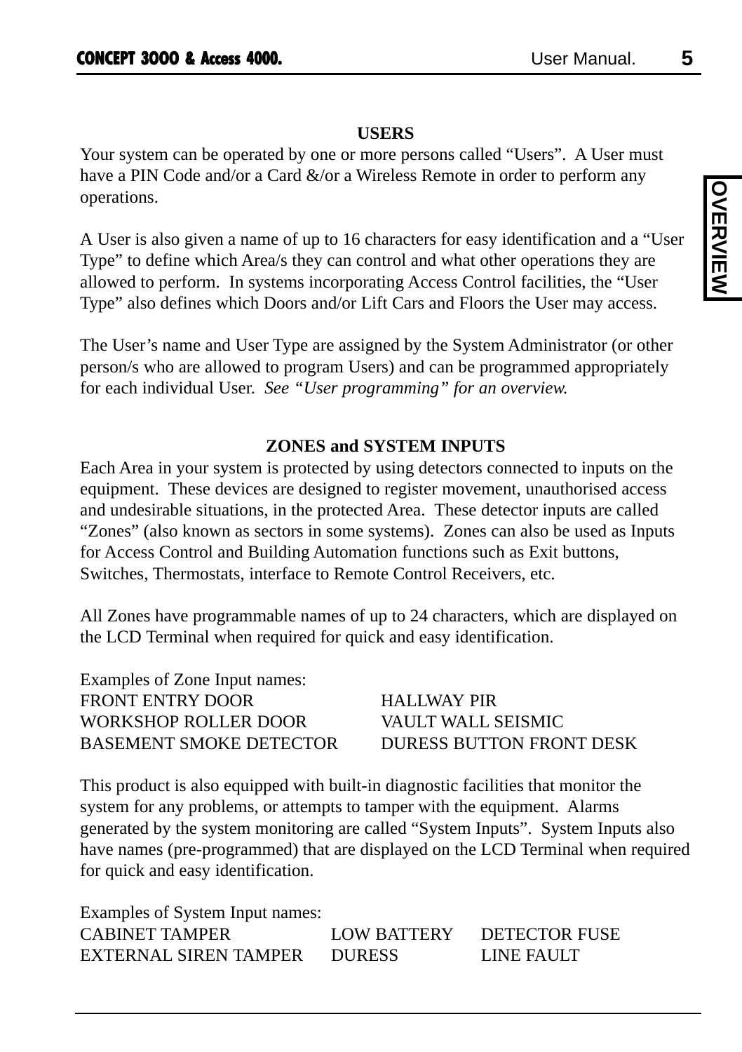## USERS

Your system can be operated by one or more persons called “Users”. A User must have a PIN Code and/or a Card &/or a Wireless Remote in order to perform any operations.

A User is also given a name of up to 16 characters for easy identification and a “User Type” to define which Area/s they can control and what other operations they are allowed to perform. In systems incorporating Access Control facilities, the “User Type” also defines which Doors and/or Lift Cars and Floors the User may access.

The User’s name and User Type are assigned by the System Administrator (or other person/s who are allowed to program Users) and can be programmed appropriately for each individual User. *See “User programming” for an overview.*

## ZONES and SYSTEM INPUTS

Each Area in your system is protected by using detectors connected to inputs on the equipment. These devices are designed to register movement, unauthorised access and undesirable situations, in the protected Area. These detector inputs are called “Zones” (also known as sectors in some systems). Zones can also be used as Inputs for Access Control and Building Automation functions such as Exit buttons, Switches, Thermostats, interface to Remote Control Receivers, etc.

All Zones have programmable names of up to 24 characters, which are displayed on the LCD Terminal when required for quick and easy identification.

Examples of Zone Input names:

| | |
|---|---|
| FRONT ENTRY DOOR | HALLWAY PIR |
| WORKSHOP ROLLER DOOR | VAULT WALL SEISMIC |
| BASEMENT SMOKE DETECTOR | DURESS BUTTON FRONT DESK |

This product is also equipped with built-in diagnostic facilities that monitor the system for any problems, or attempts to tamper with the equipment. Alarms generated by the system monitoring are called “System Inputs”. System Inputs also have names (pre-programmed) that are displayed on the LCD Terminal when required for quick and easy identification.

Examples of System Input names:

| | | |
|---|---|---|
| CABINET TAMPER | LOW BATTERY | DETECTOR FUSE |
| EXTERNAL SIREN TAMPER | DURESS | LINE FAULT |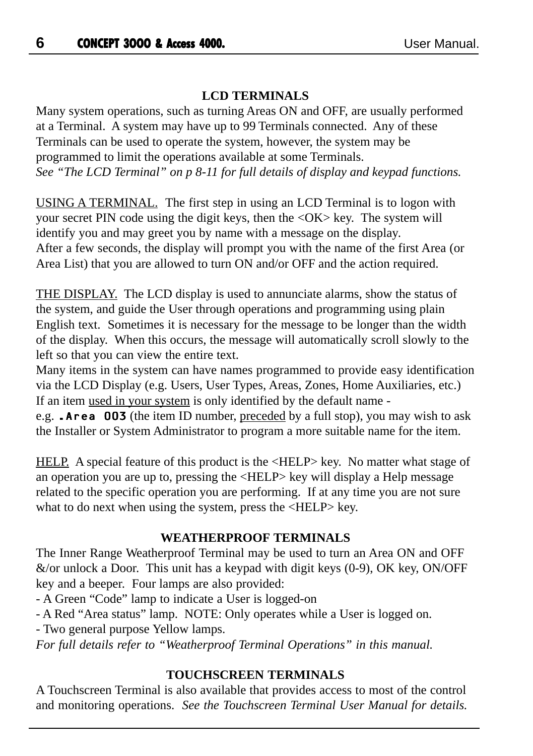## LCD TERMINALS

Many system operations, such as turning Areas ON and OFF, are usually performed at a Terminal. A system may have up to 99 Terminals connected. Any of these Terminals can be used to operate the system, however, the system may be programmed to limit the operations available at some Terminals.
*See "The LCD Terminal" on p 8-11 for full details of display and keypad functions.*

USING A TERMINAL. The first step in using an LCD Terminal is to logon with your secret PIN code using the digit keys, then the <OK> key. The system will identify you and may greet you by name with a message on the display.
After a few seconds, the display will prompt you with the name of the first Area (or Area List) that you are allowed to turn ON and/or OFF and the action required.

THE DISPLAY. The LCD display is used to annunciate alarms, show the status of the system, and guide the User through operations and programming using plain English text. Sometimes it is necessary for the message to be longer than the width of the display. When this occurs, the message will automatically scroll slowly to the left so that you can view the entire text.
Many items in the system can have names programmed to provide easy identification via the LCD Display (e.g. Users, User Types, Areas, Zones, Home Auxiliaries, etc.)
If an item used in your system is only identified by the default name -
e.g. **.Area 003** (the item ID number, preceded by a full stop), you may wish to ask the Installer or System Administrator to program a more suitable name for the item.

HELP. A special feature of this product is the <HELP> key. No matter what stage of an operation you are up to, pressing the <HELP> key will display a Help message related to the specific operation you are performing. If at any time you are not sure what to do next when using the system, press the <HELP> key.

## WEATHERPROOF TERMINALS

The Inner Range Weatherproof Terminal may be used to turn an Area ON and OFF &/or unlock a Door. This unit has a keypad with digit keys (0-9), OK key, ON/OFF key and a beeper. Four lamps are also provided:
- A Green "Code" lamp to indicate a User is logged-on
- A Red "Area status" lamp. NOTE: Only operates while a User is logged on.
- Two general purpose Yellow lamps.

*For full details refer to "Weatherproof Terminal Operations" in this manual.*

## TOUCHSCREEN TERMINALS

A Touchscreen Terminal is also available that provides access to most of the control and monitoring operations. *See the Touchscreen Terminal User Manual for details.*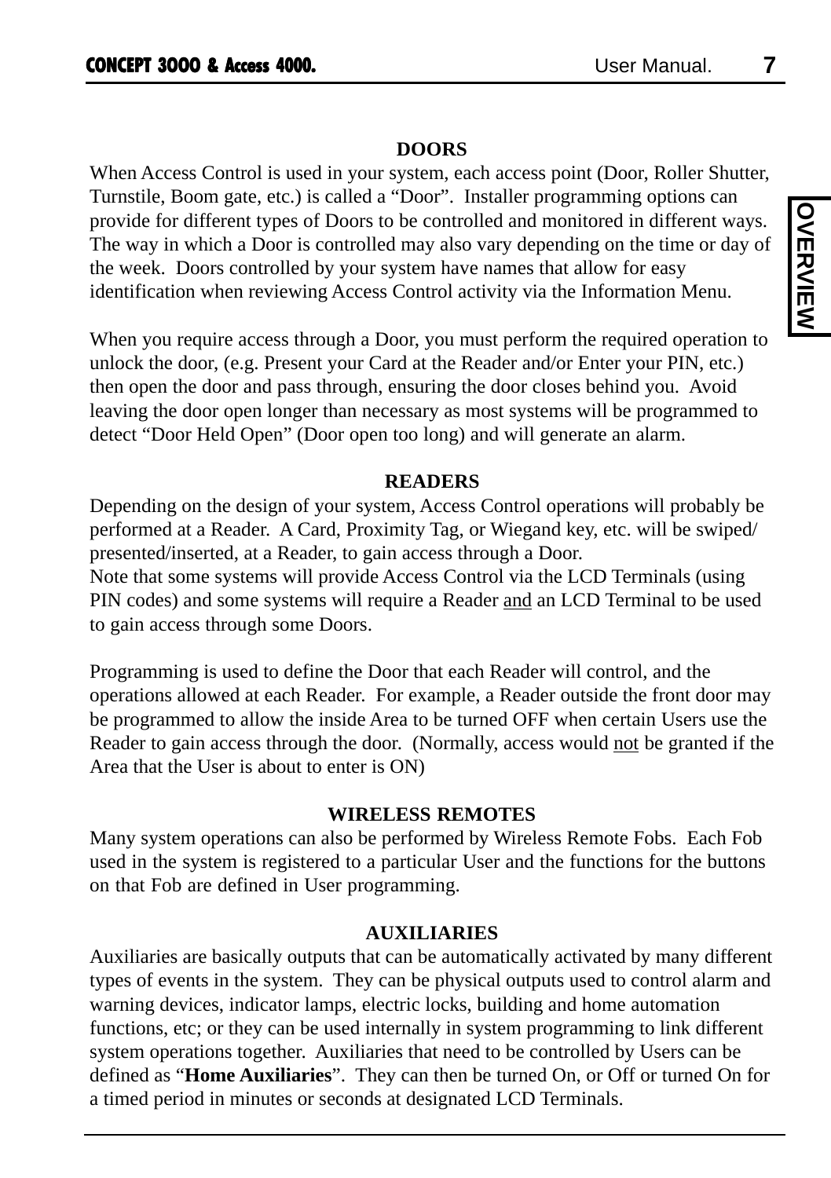## DOORS

When Access Control is used in your system, each access point (Door, Roller Shutter, Turnstile, Boom gate, etc.) is called a "Door". Installer programming options can provide for different types of Doors to be controlled and monitored in different ways. The way in which a Door is controlled may also vary depending on the time or day of the week. Doors controlled by your system have names that allow for easy identification when reviewing Access Control activity via the Information Menu.

When you require access through a Door, you must perform the required operation to unlock the door, (e.g. Present your Card at the Reader and/or Enter your PIN, etc.) then open the door and pass through, ensuring the door closes behind you. Avoid leaving the door open longer than necessary as most systems will be programmed to detect "Door Held Open" (Door open too long) and will generate an alarm.

## READERS

Depending on the design of your system, Access Control operations will probably be performed at a Reader. A Card, Proximity Tag, or Wiegand key, etc. will be swiped/ presented/inserted, at a Reader, to gain access through a Door.
Note that some systems will provide Access Control via the LCD Terminals (using PIN codes) and some systems will require a Reader <u>and</u> an LCD Terminal to be used to gain access through some Doors.

Programming is used to define the Door that each Reader will control, and the operations allowed at each Reader. For example, a Reader outside the front door may be programmed to allow the inside Area to be turned OFF when certain Users use the Reader to gain access through the door. (Normally, access would <u>not</u> be granted if the Area that the User is about to enter is ON)

## WIRELESS REMOTES

Many system operations can also be performed by Wireless Remote Fobs. Each Fob used in the system is registered to a particular User and the functions for the buttons on that Fob are defined in User programming.

## AUXILIARIES

Auxiliaries are basically outputs that can be automatically activated by many different types of events in the system. They can be physical outputs used to control alarm and warning devices, indicator lamps, electric locks, building and home automation functions, etc; or they can be used internally in system programming to link different system operations together. Auxiliaries that need to be controlled by Users can be defined as "**Home Auxiliaries**". They can then be turned On, or Off or turned On for a timed period in minutes or seconds at designated LCD Terminals.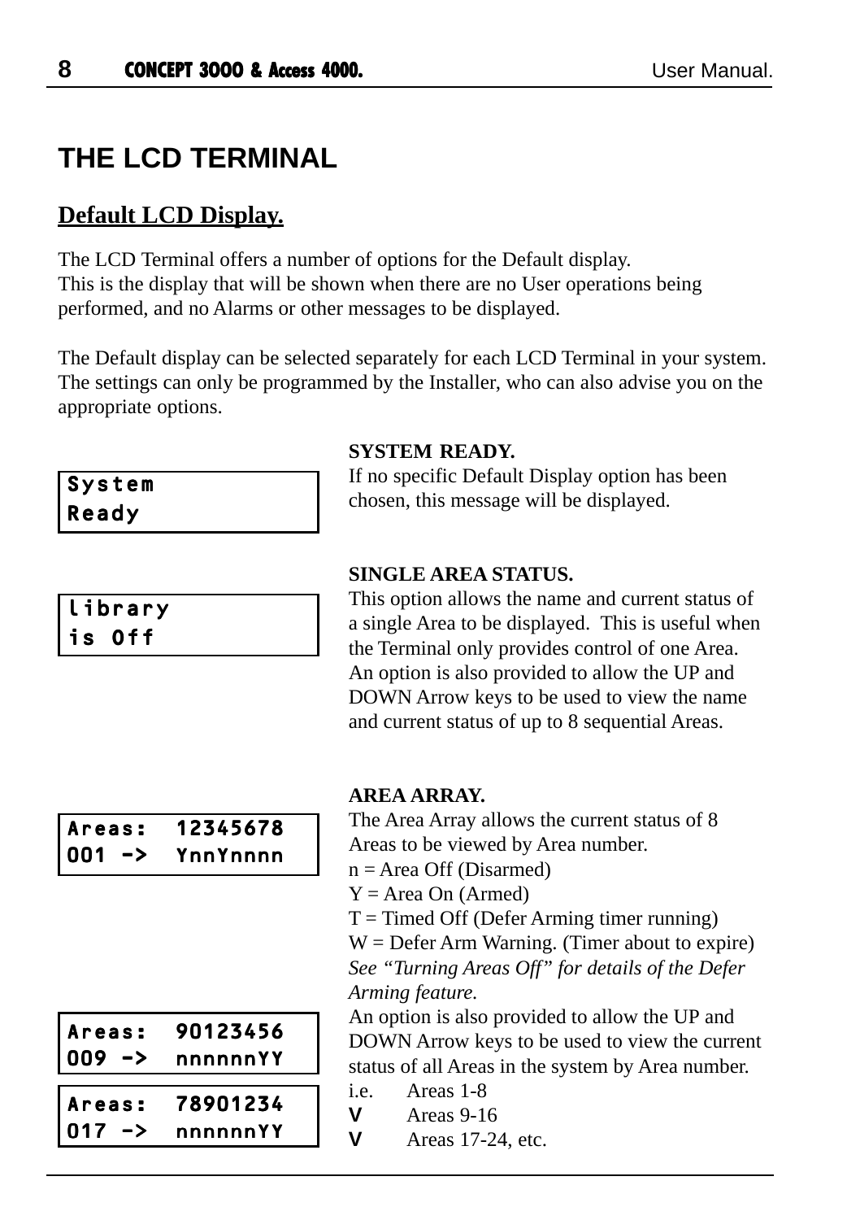# THE LCD TERMINAL

## Default LCD Display.

The LCD Terminal offers a number of options for the Default display.
This is the display that will be shown when there are no User operations being performed, and no Alarms or other messages to be displayed.

The Default display can be selected separately for each LCD Terminal in your system. The settings can only be programmed by the Installer, who can also advise you on the appropriate options.

```
System
Ready
```

**SYSTEM READY.**
If no specific Default Display option has been chosen, this message will be displayed.

```
library
is Off
```

**SINGLE AREA STATUS.**
This option allows the name and current status of a single Area to be displayed. This is useful when the Terminal only provides control of one Area.
An option is also provided to allow the UP and DOWN Arrow keys to be used to view the name and current status of up to 8 sequential Areas.

```
Areas:  12345678
001 ->  YnnYnnnn
```

**AREA ARRAY.**
The Area Array allows the current status of 8 Areas to be viewed by Area number.
n = Area Off (Disarmed)
Y = Area On (Armed)
T = Timed Off (Defer Arming timer running)
W = Defer Arm Warning. (Timer about to expire)
*See "Turning Areas Off" for details of the Defer Arming feature.*
An option is also provided to allow the UP and DOWN Arrow keys to be used to view the current status of all Areas in the system by Area number.

```
Areas:  90123456
009 ->  nnnnnnYY
```

```
Areas:  78901234
017 ->  nnnnnnYY
```

i.e. Areas 1-8
V Areas 9-16
V Areas 17-24, etc.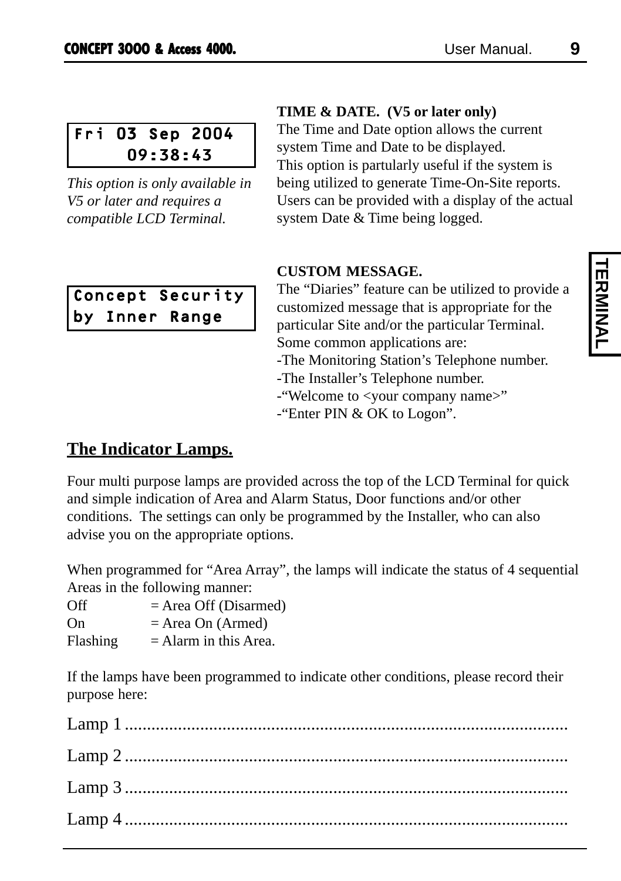```
Fri 03 Sep 2004
     09:38:43
```

*This option is only available in V5 or later and requires a compatible LCD Terminal.*

**TIME & DATE. (V5 or later only)**
The Time and Date option allows the current system Time and Date to be displayed.
This option is partularly useful if the system is being utilized to generate Time-On-Site reports. Users can be provided with a display of the actual system Date & Time being logged.

```
Concept Security
by Inner Range
```

**CUSTOM MESSAGE.**
The “Diaries” feature can be utilized to provide a customized message that is appropriate for the particular Site and/or the particular Terminal.
Some common applications are:
-The Monitoring Station’s Telephone number.
-The Installer’s Telephone number.
-“Welcome to <your company name>”
-“Enter PIN & OK to Logon”.

## The Indicator Lamps.

Four multi purpose lamps are provided across the top of the LCD Terminal for quick and simple indication of Area and Alarm Status, Door functions and/or other conditions. The settings can only be programmed by the Installer, who can also advise you on the appropriate options.

When programmed for “Area Array”, the lamps will indicate the status of 4 sequential Areas in the following manner:
Off = Area Off (Disarmed)
On = Area On (Armed)
Flashing = Alarm in this Area.

If the lamps have been programmed to indicate other conditions, please record their purpose here:

Lamp 1 ....................................................................................................

Lamp 2 ....................................................................................................

Lamp 3 ....................................................................................................

Lamp 4 ....................................................................................................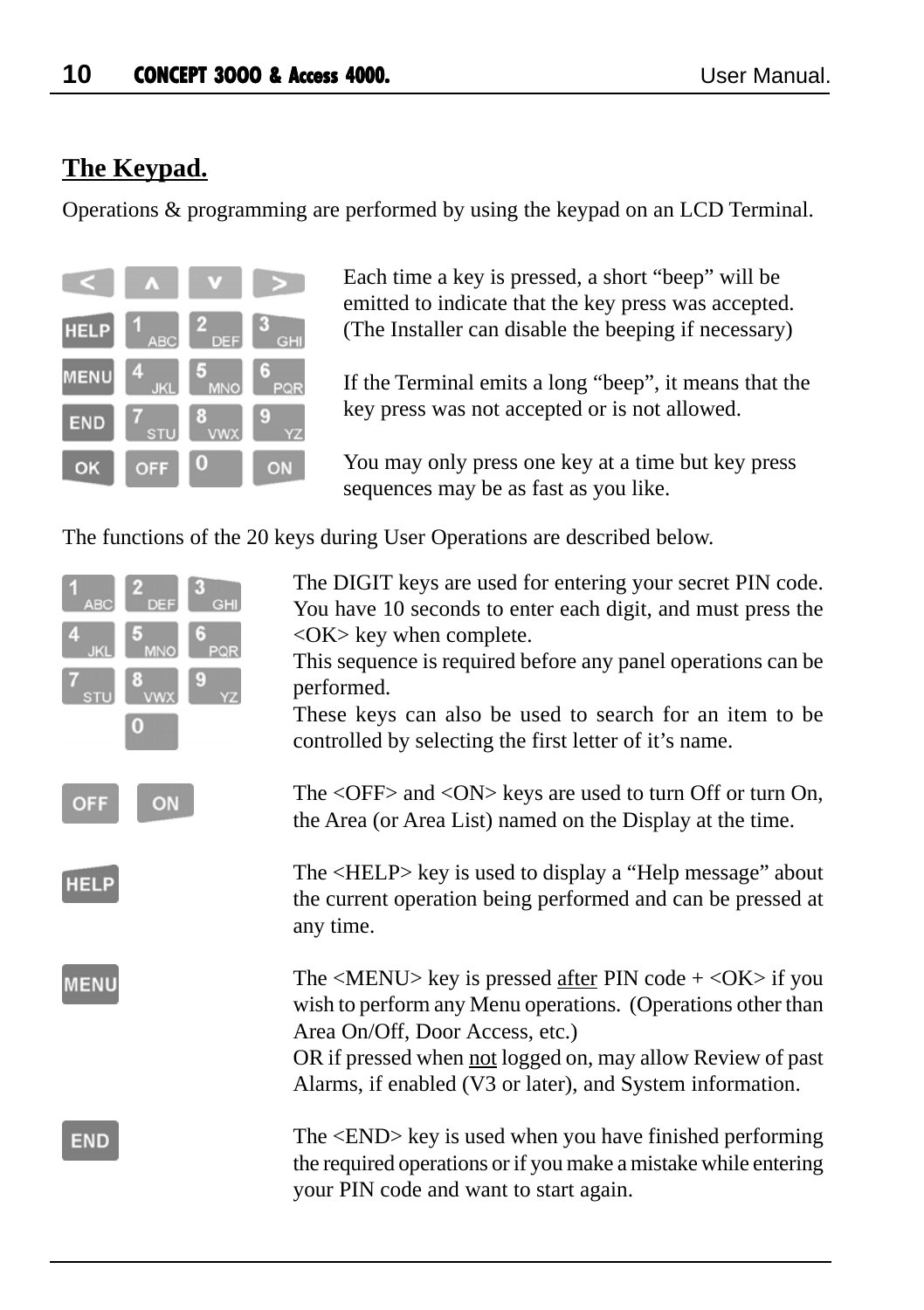## The Keypad.

Operations & programming are performed by using the keypad on an LCD Terminal.

Each time a key is pressed, a short “beep” will be emitted to indicate that the key press was accepted. (The Installer can disable the beeping if necessary)

If the Terminal emits a long “beep”, it means that the key press was not accepted or is not allowed.

You may only press one key at a time but key press sequences may be as fast as you like.

The functions of the 20 keys during User Operations are described below.

The DIGIT keys are used for entering your secret PIN code. You have 10 seconds to enter each digit, and must press the <OK> key when complete.
This sequence is required before any panel operations can be performed.
These keys can also be used to search for an item to be controlled by selecting the first letter of it’s name.

The <OFF> and <ON> keys are used to turn Off or turn On, the Area (or Area List) named on the Display at the time.

The <HELP> key is used to display a “Help message” about the current operation being performed and can be pressed at any time.

The <MENU> key is pressed after PIN code + <OK> if you wish to perform any Menu operations. (Operations other than Area On/Off, Door Access, etc.)
OR if pressed when not logged on, may allow Review of past Alarms, if enabled (V3 or later), and System information.

The <END> key is used when you have finished performing the required operations or if you make a mistake while entering your PIN code and want to start again.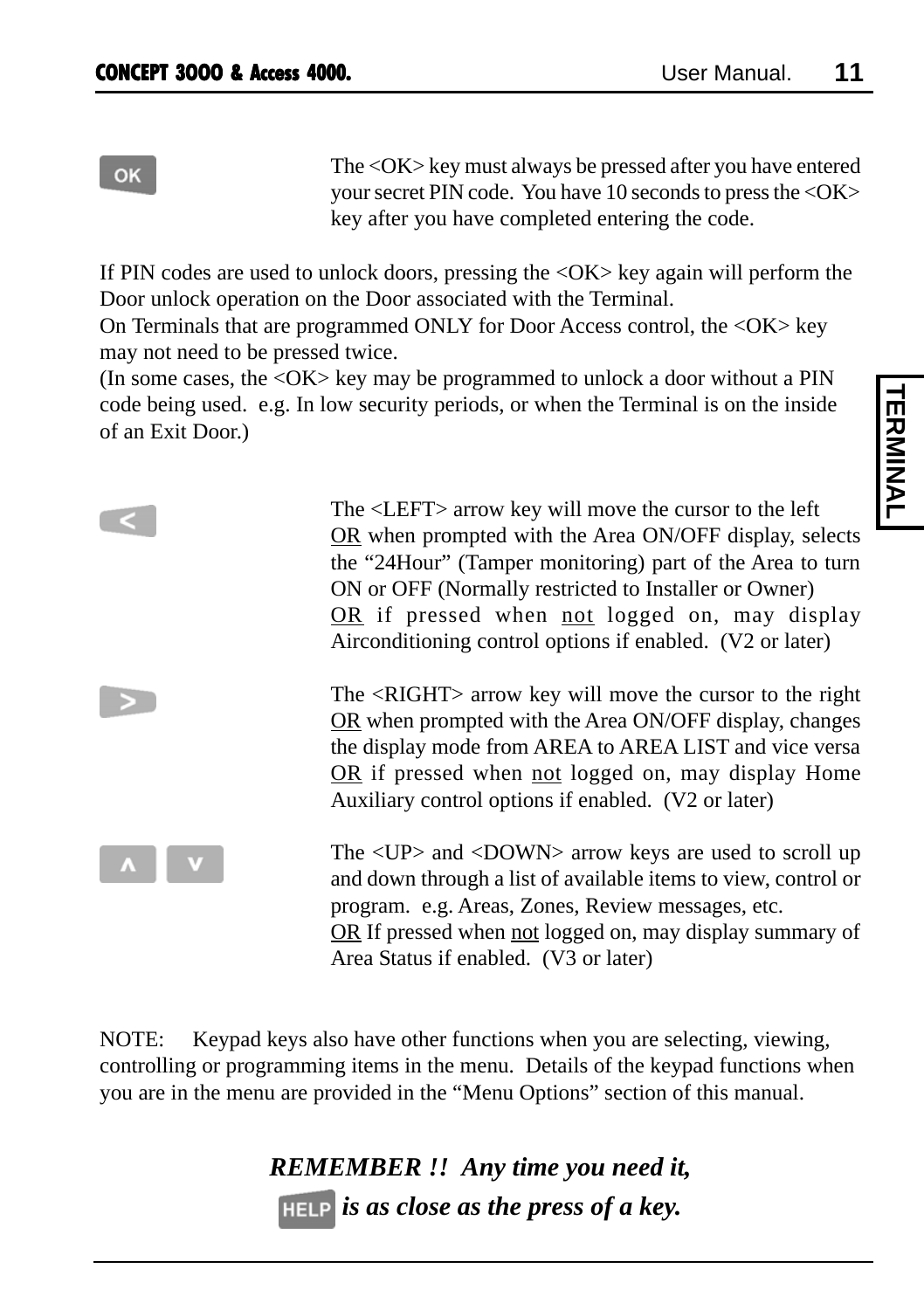**OK**

The <OK> key must always be pressed after you have entered your secret PIN code. You have 10 seconds to press the <OK> key after you have completed entering the code.

If PIN codes are used to unlock doors, pressing the <OK> key again will perform the Door unlock operation on the Door associated with the Terminal.
On Terminals that are programmed ONLY for Door Access control, the <OK> key may not need to be pressed twice.
(In some cases, the <OK> key may be programmed to unlock a door without a PIN code being used. e.g. In low security periods, or when the Terminal is on the inside of an Exit Door.)

**<**

The <LEFT> arrow key will move the cursor to the left
OR when prompted with the Area ON/OFF display, selects the "24Hour" (Tamper monitoring) part of the Area to turn ON or OFF (Normally restricted to Installer or Owner)
OR if pressed when not logged on, may display Airconditioning control options if enabled. (V2 or later)

**>**

The <RIGHT> arrow key will move the cursor to the right
OR when prompted with the Area ON/OFF display, changes the display mode from AREA to AREA LIST and vice versa
OR if pressed when not logged on, may display Home Auxiliary control options if enabled. (V2 or later)

**∧** **∨**

The <UP> and <DOWN> arrow keys are used to scroll up and down through a list of available items to view, control or program. e.g. Areas, Zones, Review messages, etc.
OR If pressed when not logged on, may display summary of Area Status if enabled. (V3 or later)

NOTE: Keypad keys also have other functions when you are selecting, viewing, controlling or programming items in the menu. Details of the keypad functions when you are in the menu are provided in the "Menu Options" section of this manual.

***REMEMBER !! Any time you need it,***
***HELP is as close as the press of a key.***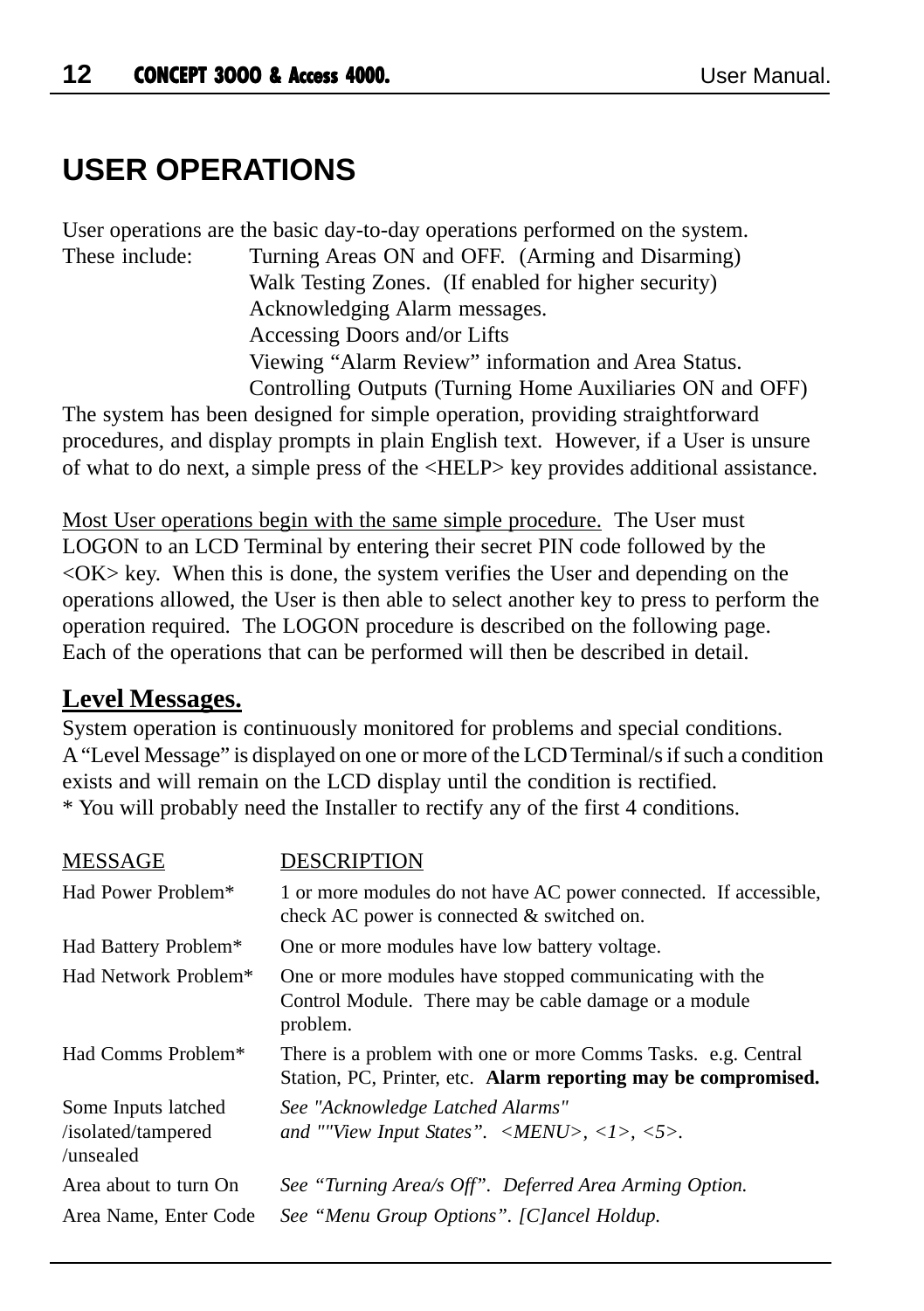# USER OPERATIONS

User operations are the basic day-to-day operations performed on the system.

These include:

- Turning Areas ON and OFF. (Arming and Disarming)
- Walk Testing Zones. (If enabled for higher security)
- Acknowledging Alarm messages.
- Accessing Doors and/or Lifts
- Viewing "Alarm Review" information and Area Status.
- Controlling Outputs (Turning Home Auxiliaries ON and OFF)

The system has been designed for simple operation, providing straightforward procedures, and display prompts in plain English text. However, if a User is unsure of what to do next, a simple press of the <HELP> key provides additional assistance.

<u>Most User operations begin with the same simple procedure.</u> The User must LOGON to an LCD Terminal by entering their secret PIN code followed by the <OK> key. When this is done, the system verifies the User and depending on the operations allowed, the User is then able to select another key to press to perform the operation required. The LOGON procedure is described on the following page. Each of the operations that can be performed will then be described in detail.

## Level Messages.

System operation is continuously monitored for problems and special conditions. A "Level Message" is displayed on one or more of the LCD Terminal/s if such a condition exists and will remain on the LCD display until the condition is rectified.
* You will probably need the Installer to rectify any of the first 4 conditions.

| MESSAGE | DESCRIPTION |
|---|---|
| Had Power Problem* | 1 or more modules do not have AC power connected. If accessible, check AC power is connected & switched on. |
| Had Battery Problem* | One or more modules have low battery voltage. |
| Had Network Problem* | One or more modules have stopped communicating with the Control Module. There may be cable damage or a module problem. |
| Had Comms Problem* | There is a problem with one or more Comms Tasks. e.g. Central Station, PC, Printer, etc. **Alarm reporting may be compromised.** |
| Some Inputs latched /isolated/tampered /unsealed | *See "Acknowledge Latched Alarms" and ""View Input States". <MENU>, <1>, <5>.* |
| Area about to turn On | *See "Turning Area/s Off". Deferred Area Arming Option.* |
| Area Name, Enter Code | *See "Menu Group Options". [C]ancel Holdup.* |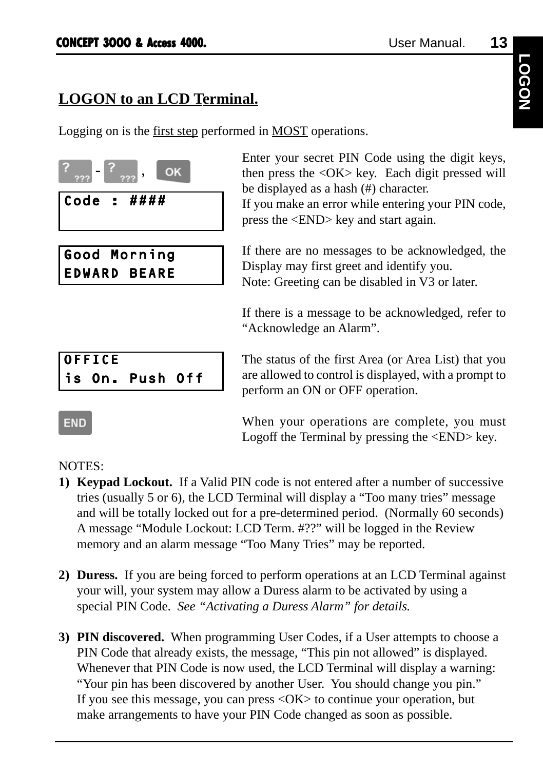## LOGON to an LCD Terminal.

Logging on is the first step performed in MOST operations.

? - ? , OK

```
Code : ####
```

Enter your secret PIN Code using the digit keys, then press the <OK> key. Each digit pressed will be displayed as a hash (#) character.
If you make an error while entering your PIN code, press the <END> key and start again.

```
Good Morning
EDWARD BEARE
```

If there are no messages to be acknowledged, the Display may first greet and identify you.
Note: Greeting can be disabled in V3 or later.

If there is a message to be acknowledged, refer to “Acknowledge an Alarm”.

```
OFFICE
is On. Push Off
```

The status of the first Area (or Area List) that you are allowed to control is displayed, with a prompt to perform an ON or OFF operation.

END

When your operations are complete, you must Logoff the Terminal by pressing the <END> key.

NOTES:

1) **Keypad Lockout.** If a Valid PIN code is not entered after a number of successive tries (usually 5 or 6), the LCD Terminal will display a “Too many tries” message and will be totally locked out for a pre-determined period. (Normally 60 seconds) A message “Module Lockout: LCD Term. #??” will be logged in the Review memory and an alarm message “Too Many Tries” may be reported.

2) **Duress.** If you are being forced to perform operations at an LCD Terminal against your will, your system may allow a Duress alarm to be activated by using a special PIN Code. *See “Activating a Duress Alarm” for details.*

3) **PIN discovered.** When programming User Codes, if a User attempts to choose a PIN Code that already exists, the message, “This pin not allowed” is displayed. Whenever that PIN Code is now used, the LCD Terminal will display a warning: “Your pin has been discovered by another User. You should change you pin.” If you see this message, you can press <OK> to continue your operation, but make arrangements to have your PIN Code changed as soon as possible.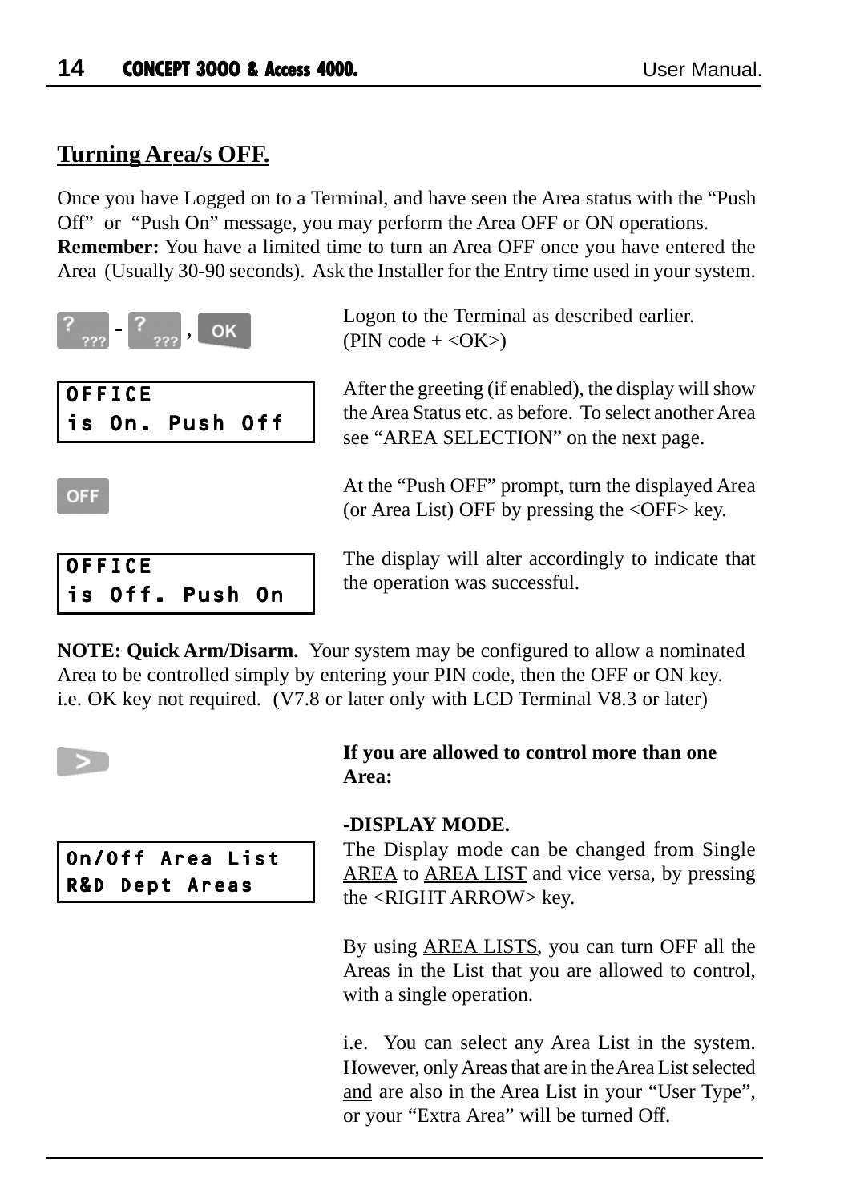## Turning Area/s OFF.

Once you have Logged on to a Terminal, and have seen the Area status with the “Push Off” or “Push On” message, you may perform the Area OFF or ON operations.
**Remember:** You have a limited time to turn an Area OFF once you have entered the Area (Usually 30-90 seconds). Ask the Installer for the Entry time used in your system.

? ??? - ? ??? , OK

Logon to the Terminal as described earlier.
(PIN code + <OK>)

```
OFFICE
is On. Push Off
```

After the greeting (if enabled), the display will show the Area Status etc. as before. To select another Area see “AREA SELECTION” on the next page.

OFF

At the “Push OFF” prompt, turn the displayed Area (or Area List) OFF by pressing the <OFF> key.

```
OFFICE
is Off. Push On
```

The display will alter accordingly to indicate that the operation was successful.

**NOTE: Quick Arm/Disarm.** Your system may be configured to allow a nominated Area to be controlled simply by entering your PIN code, then the OFF or ON key. i.e. OK key not required. (V7.8 or later only with LCD Terminal V8.3 or later)

>

**If you are allowed to control more than one Area:**

**-DISPLAY MODE.**
The Display mode can be changed from Single AREA to AREA LIST and vice versa, by pressing the <RIGHT ARROW> key.

```
On/Off Area List
R&D Dept Areas
```

By using AREA LISTS, you can turn OFF all the Areas in the List that you are allowed to control, with a single operation.

i.e. You can select any Area List in the system. However, only Areas that are in the Area List selected and are also in the Area List in your “User Type”, or your “Extra Area” will be turned Off.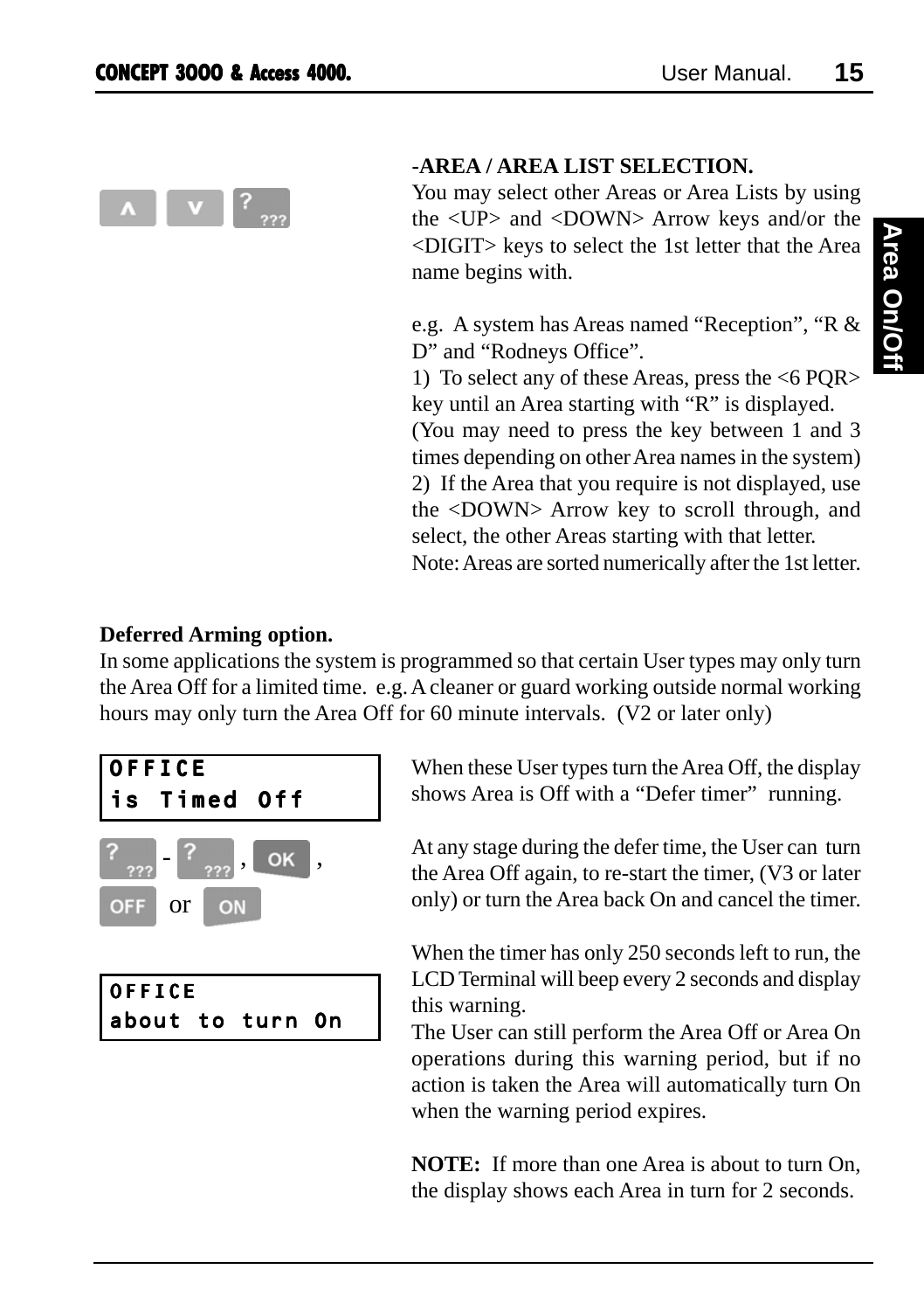**-AREA / AREA LIST SELECTION.**

You may select other Areas or Area Lists by using the <UP> and <DOWN> Arrow keys and/or the <DIGIT> keys to select the 1st letter that the Area name begins with.

e.g. A system has Areas named "Reception", "R & D" and "Rodneys Office".

1) To select any of these Areas, press the <6 PQR> key until an Area starting with "R" is displayed.

(You may need to press the key between 1 and 3 times depending on other Area names in the system)

2) If the Area that you require is not displayed, use the <DOWN> Arrow key to scroll through, and select, the other Areas starting with that letter.

Note: Areas are sorted numerically after the 1st letter.

**Deferred Arming option.**

In some applications the system is programmed so that certain User types may only turn the Area Off for a limited time. e.g. A cleaner or guard working outside normal working hours may only turn the Area Off for 60 minute intervals. (V2 or later only)

```
OFFICE
is Timed Off
```

When these User types turn the Area Off, the display shows Area is Off with a "Defer timer" running.

At any stage during the defer time, the User can turn the Area Off again, to re-start the timer, (V3 or later only) or turn the Area back On and cancel the timer.

```
OFFICE
about to turn On
```

When the timer has only 250 seconds left to run, the LCD Terminal will beep every 2 seconds and display this warning.

The User can still perform the Area Off or Area On operations during this warning period, but if no action is taken the Area will automatically turn On when the warning period expires.

**NOTE:** If more than one Area is about to turn On, the display shows each Area in turn for 2 seconds.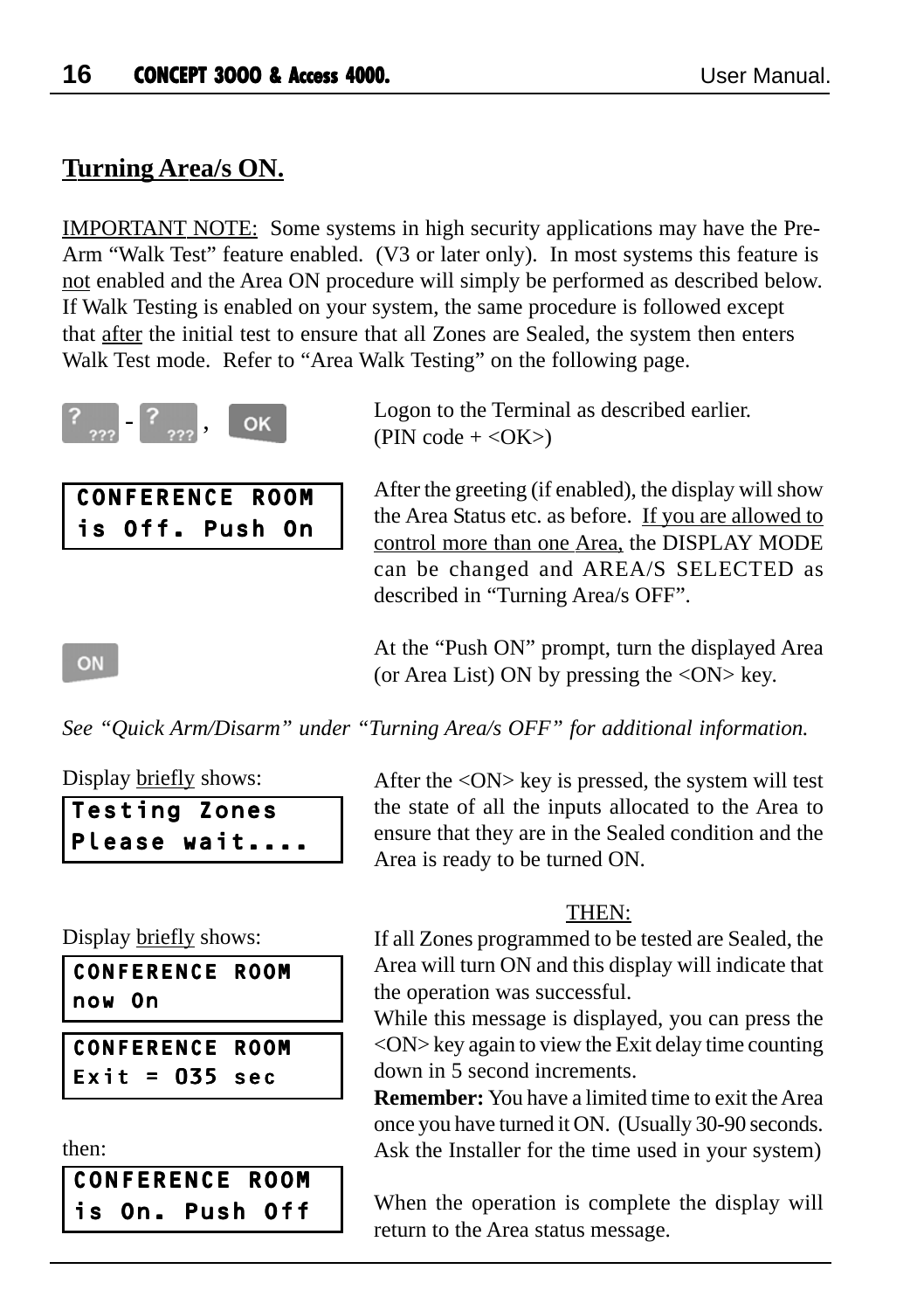## Turning Area/s ON.

IMPORTANT NOTE: Some systems in high security applications may have the Pre-Arm "Walk Test" feature enabled. (V3 or later only). In most systems this feature is not enabled and the Area ON procedure will simply be performed as described below. If Walk Testing is enabled on your system, the same procedure is followed except that after the initial test to ensure that all Zones are Sealed, the system then enters Walk Test mode. Refer to "Area Walk Testing" on the following page.

? ??? - ? ??? , OK

Logon to the Terminal as described earlier. (PIN code + <OK>)

```
CONFERENCE ROOM
is Off. Push On
```

After the greeting (if enabled), the display will show the Area Status etc. as before. If you are allowed to control more than one Area, the DISPLAY MODE can be changed and AREA/S SELECTED as described in "Turning Area/s OFF".

ON

At the "Push ON" prompt, turn the displayed Area (or Area List) ON by pressing the <ON> key.

*See "Quick Arm/Disarm" under "Turning Area/s OFF" for additional information.*

Display briefly shows:

```
Testing Zones
Please wait....
```

After the <ON> key is pressed, the system will test the state of all the inputs allocated to the Area to ensure that they are in the Sealed condition and the Area is ready to be turned ON.

THEN:

Display briefly shows:

```
CONFERENCE ROOM
now On
```

```
CONFERENCE ROOM
Exit = 035 sec
```

If all Zones programmed to be tested are Sealed, the Area will turn ON and this display will indicate that the operation was successful.

While this message is displayed, you can press the <ON> key again to view the Exit delay time counting down in 5 second increments.

**Remember:** You have a limited time to exit the Area once you have turned it ON. (Usually 30-90 seconds. Ask the Installer for the time used in your system)

then:

```
CONFERENCE ROOM
is On. Push Off
```

When the operation is complete the display will return to the Area status message.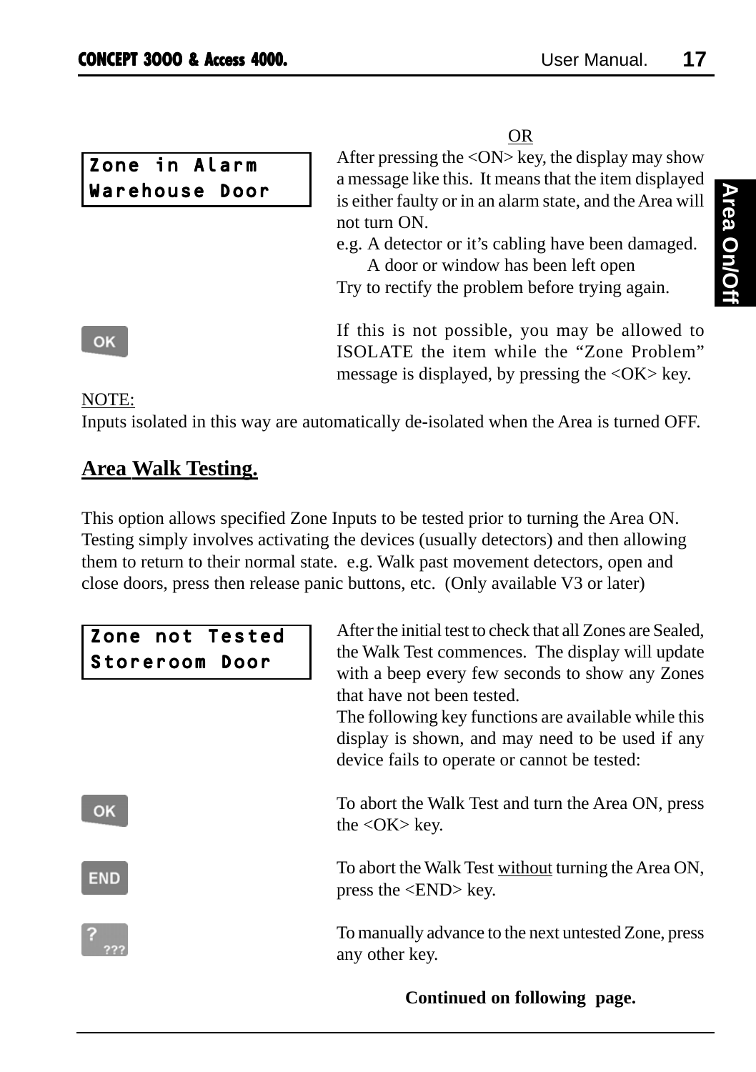OR

```
Zone in Alarm
Warehouse Door
```

After pressing the <ON> key, the display may show a message like this. It means that the item displayed is either faulty or in an alarm state, and the Area will not turn ON.

e.g. A detector or it's cabling have been damaged.
A door or window has been left open

Try to rectify the problem before trying again.

OK

If this is not possible, you may be allowed to ISOLATE the item while the "Zone Problem" message is displayed, by pressing the <OK> key.

NOTE:
Inputs isolated in this way are automatically de-isolated when the Area is turned OFF.

## Area Walk Testing.

This option allows specified Zone Inputs to be tested prior to turning the Area ON. Testing simply involves activating the devices (usually detectors) and then allowing them to return to their normal state. e.g. Walk past movement detectors, open and close doors, press then release panic buttons, etc. (Only available V3 or later)

```
Zone not Tested
Storeroom Door
```

After the initial test to check that all Zones are Sealed, the Walk Test commences. The display will update with a beep every few seconds to show any Zones that have not been tested.

The following key functions are available while this display is shown, and may need to be used if any device fails to operate or cannot be tested:

OK

To abort the Walk Test and turn the Area ON, press the <OK> key.

END

To abort the Walk Test without turning the Area ON, press the <END> key.

? ???

To manually advance to the next untested Zone, press any other key.

**Continued on following page.**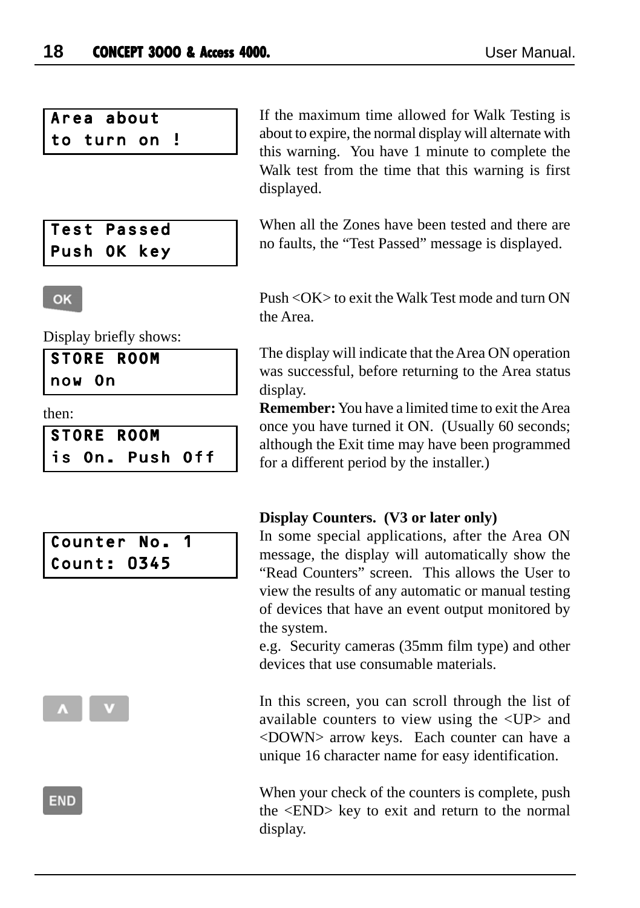```
Area about
to turn on !
```

If the maximum time allowed for Walk Testing is about to expire, the normal display will alternate with this warning. You have 1 minute to complete the Walk test from the time that this warning is first displayed.

```
Test Passed
Push OK key
```

When all the Zones have been tested and there are no faults, the "Test Passed" message is displayed.

OK

Push <OK> to exit the Walk Test mode and turn ON the Area.

Display briefly shows:

```
STORE ROOM
now On
```

The display will indicate that the Area ON operation was successful, before returning to the Area status display.

then:

```
STORE ROOM
is On. Push Off
```

**Remember:** You have a limited time to exit the Area once you have turned it ON. (Usually 60 seconds; although the Exit time may have been programmed for a different period by the installer.)

**Display Counters. (V3 or later only)**

```
Counter No. 1
Count: 0345
```

In some special applications, after the Area ON message, the display will automatically show the "Read Counters" screen. This allows the User to view the results of any automatic or manual testing of devices that have an event output monitored by the system.

e.g. Security cameras (35mm film type) and other devices that use consumable materials.

∧ ∨

In this screen, you can scroll through the list of available counters to view using the <UP> and <DOWN> arrow keys. Each counter can have a unique 16 character name for easy identification.

END

When your check of the counters is complete, push the <END> key to exit and return to the normal display.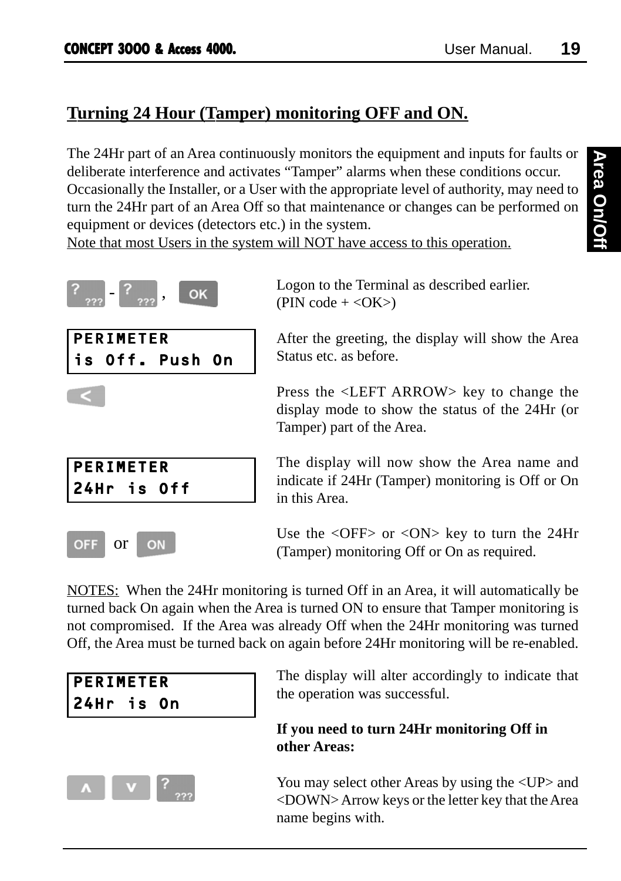## Turning 24 Hour (Tamper) monitoring OFF and ON.

The 24Hr part of an Area continuously monitors the equipment and inputs for faults or deliberate interference and activates "Tamper" alarms when these conditions occur. Occasionally the Installer, or a User with the appropriate level of authority, may need to turn the 24Hr part of an Area Off so that maintenance or changes can be performed on equipment or devices (detectors etc.) in the system.
Note that most Users in the system will NOT have access to this operation.

[?] - [?] , [OK]

Logon to the Terminal as described earlier.
(PIN code + <OK>)

```
PERIMETER
is Off. Push On
```

After the greeting, the display will show the Area Status etc. as before.

[<]

Press the <LEFT ARROW> key to change the display mode to show the status of the 24Hr (or Tamper) part of the Area.

```
PERIMETER
24Hr is Off
```

The display will now show the Area name and indicate if 24Hr (Tamper) monitoring is Off or On in this Area.

[OFF] or [ON]

Use the <OFF> or <ON> key to turn the 24Hr (Tamper) monitoring Off or On as required.

NOTES: When the 24Hr monitoring is turned Off in an Area, it will automatically be turned back On again when the Area is turned ON to ensure that Tamper monitoring is not compromised. If the Area was already Off when the 24Hr monitoring was turned Off, the Area must be turned back on again before 24Hr monitoring will be re-enabled.

```
PERIMETER
24Hr is On
```

The display will alter accordingly to indicate that the operation was successful.

**If you need to turn 24Hr monitoring Off in other Areas:**

[∧] [∨] [?]

You may select other Areas by using the <UP> and <DOWN> Arrow keys or the letter key that the Area name begins with.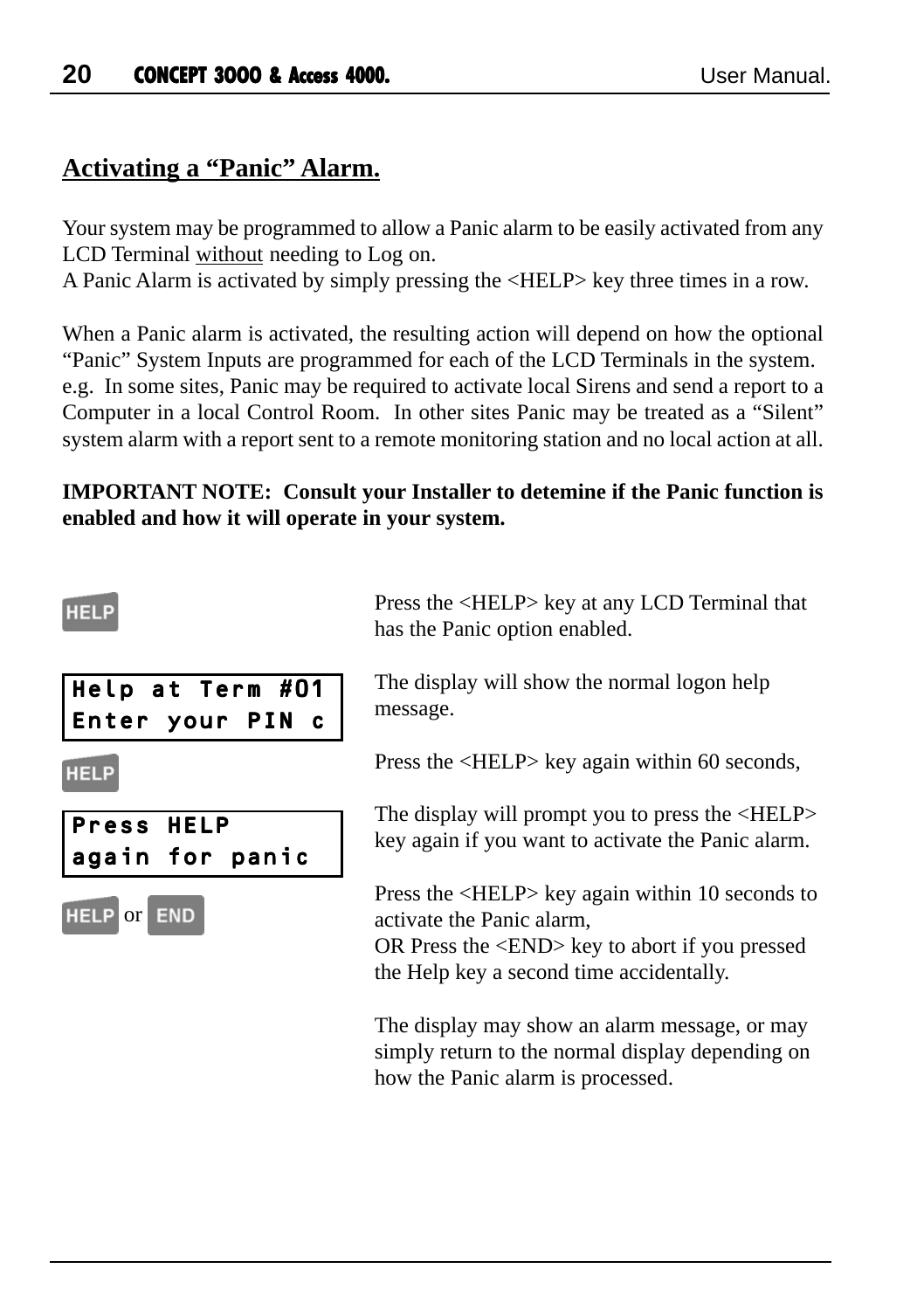## Activating a “Panic” Alarm.

Your system may be programmed to allow a Panic alarm to be easily activated from any LCD Terminal without needing to Log on.
A Panic Alarm is activated by simply pressing the <HELP> key three times in a row.

When a Panic alarm is activated, the resulting action will depend on how the optional “Panic” System Inputs are programmed for each of the LCD Terminals in the system.
e.g. In some sites, Panic may be required to activate local Sirens and send a report to a Computer in a local Control Room. In other sites Panic may be treated as a “Silent” system alarm with a report sent to a remote monitoring station and no local action at all.

**IMPORTANT NOTE: Consult your Installer to detemine if the Panic function is enabled and how it will operate in your system.**

| Key / Display | Description |
|---|---|
| HELP | Press the <HELP> key at any LCD Terminal that has the Panic option enabled. |
| `Help at Term #01` <br> `Enter your PIN c` | The display will show the normal logon help message. |
| HELP | Press the <HELP> key again within 60 seconds, |
| `Press HELP` <br> `again for panic` | The display will prompt you to press the <HELP> key again if you want to activate the Panic alarm. |
| HELP or END | Press the <HELP> key again within 10 seconds to activate the Panic alarm, <br> OR Press the <END> key to abort if you pressed the Help key a second time accidentally. |
| | The display may show an alarm message, or may simply return to the normal display depending on how the Panic alarm is processed. |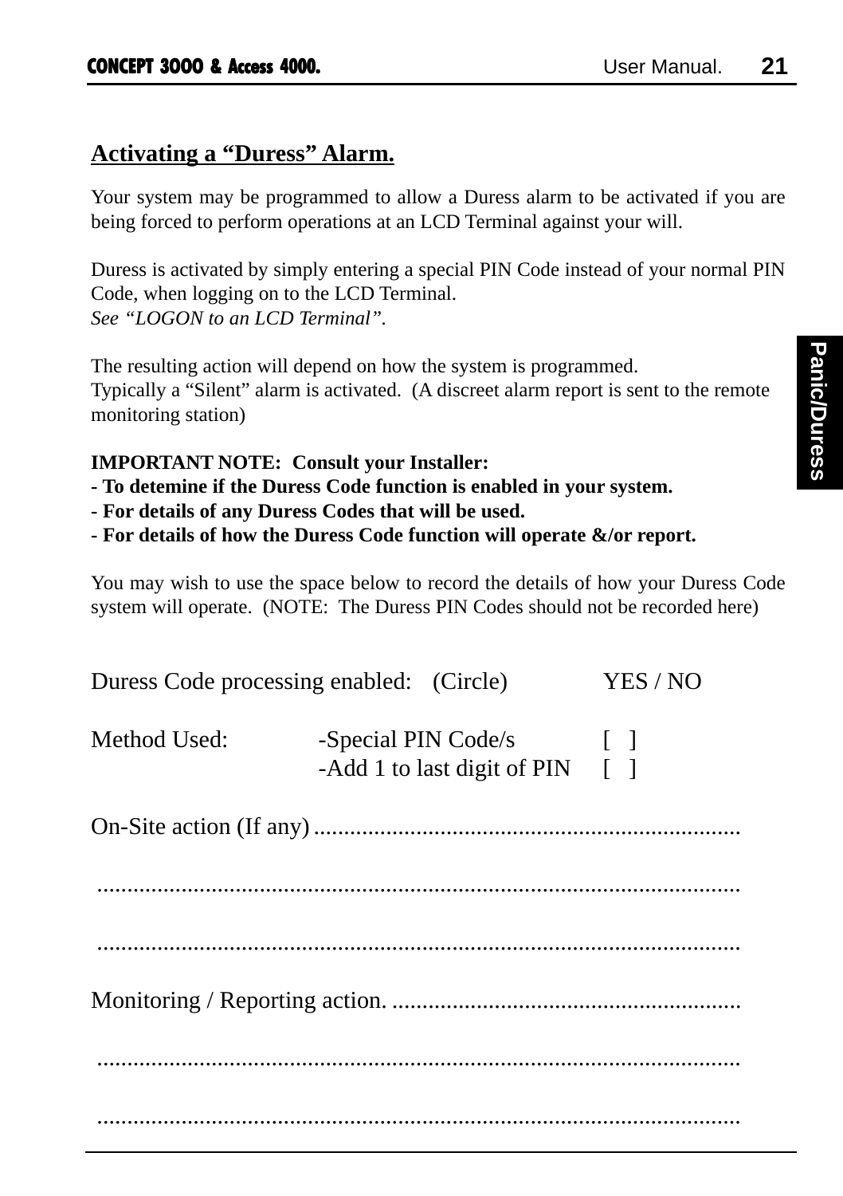## Activating a “Duress” Alarm.

Your system may be programmed to allow a Duress alarm to be activated if you are being forced to perform operations at an LCD Terminal against your will.

Duress is activated by simply entering a special PIN Code instead of your normal PIN Code, when logging on to the LCD Terminal.
*See “LOGON to an LCD Terminal”.*

The resulting action will depend on how the system is programmed.
Typically a “Silent” alarm is activated. (A discreet alarm report is sent to the remote monitoring station)

**IMPORTANT NOTE: Consult your Installer:**
**- To detemine if the Duress Code function is enabled in your system.**
**- For details of any Duress Codes that will be used.**
**- For details of how the Duress Code function will operate &/or report.**

You may wish to use the space below to record the details of how your Duress Code system will operate. (NOTE: The Duress PIN Codes should not be recorded here)

Duress Code processing enabled: (Circle) YES / NO

Method Used: -Special PIN Code/s [ ]
-Add 1 to last digit of PIN [ ]

On-Site action (If any) ......................................................................

..............................................................................................

..............................................................................................

Monitoring / Reporting action. ..........................................................

..............................................................................................

..............................................................................................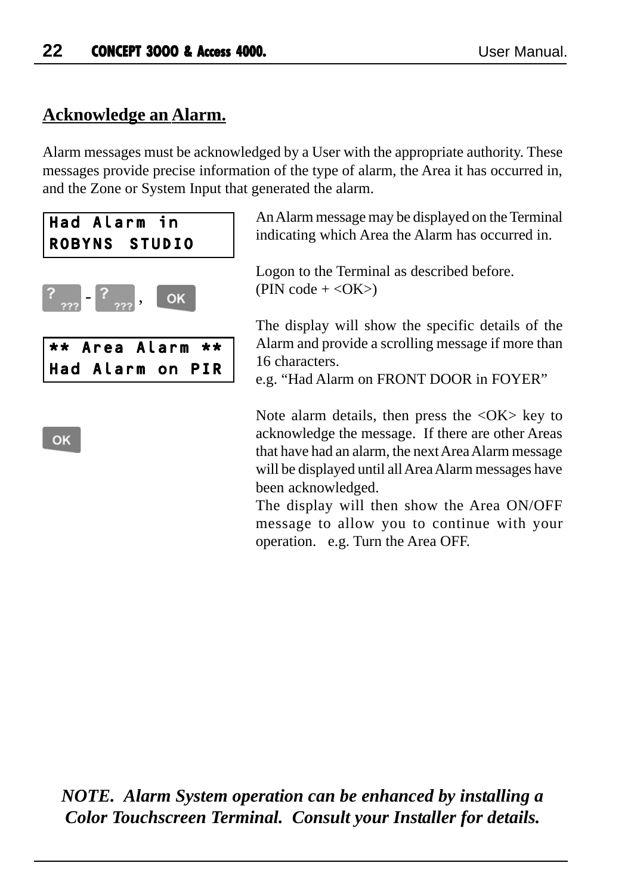## Acknowledge an Alarm.

Alarm messages must be acknowledged by a User with the appropriate authority. These messages provide precise information of the type of alarm, the Area it has occurred in, and the Zone or System Input that generated the alarm.

```
Had Alarm in
ROBYNS  STUDIO
```

An Alarm message may be displayed on the Terminal indicating which Area the Alarm has occurred in.

? - ? , OK

Logon to the Terminal as described before.
(PIN code + <OK>)

```
** Area Alarm **
Had Alarm on PIR
```

The display will show the specific details of the Alarm and provide a scrolling message if more than 16 characters.
e.g. “Had Alarm on FRONT DOOR in FOYER”

OK

Note alarm details, then press the <OK> key to acknowledge the message. If there are other Areas that have had an alarm, the next Area Alarm message will be displayed until all Area Alarm messages have been acknowledged.
The display will then show the Area ON/OFF message to allow you to continue with your operation. e.g. Turn the Area OFF.

***NOTE. Alarm System operation can be enhanced by installing a Color Touchscreen Terminal. Consult your Installer for details.***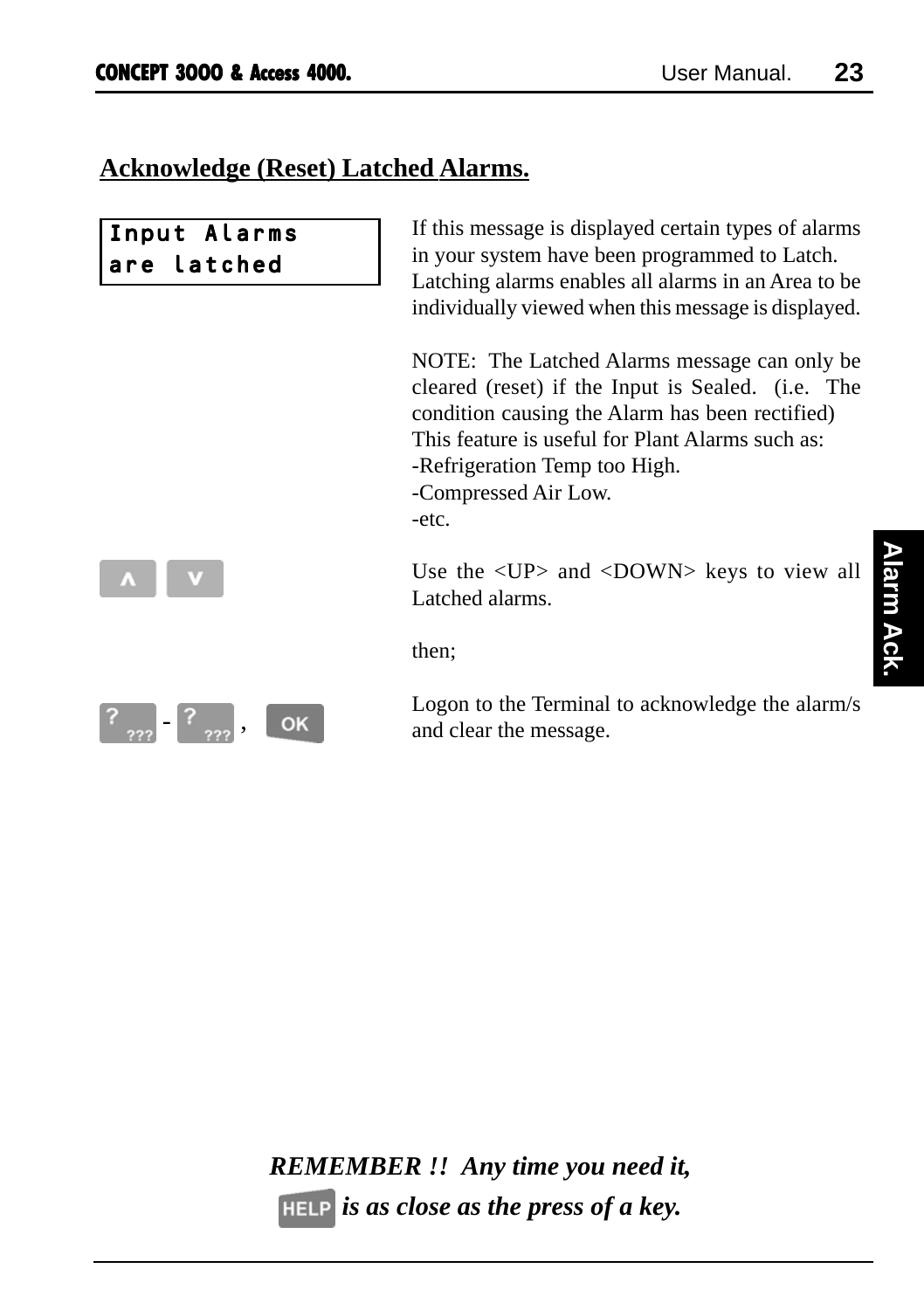## Acknowledge (Reset) Latched Alarms.

```
Input Alarms
are latched
```

If this message is displayed certain types of alarms in your system have been programmed to Latch. Latching alarms enables all alarms in an Area to be individually viewed when this message is displayed.

NOTE: The Latched Alarms message can only be cleared (reset) if the Input is Sealed. (i.e. The condition causing the Alarm has been rectified) This feature is useful for Plant Alarms such as:
-Refrigeration Temp too High.
-Compressed Air Low.
-etc.

∧ ∨

Use the <UP> and <DOWN> keys to view all Latched alarms.

then;

? - ? , OK

Logon to the Terminal to acknowledge the alarm/s and clear the message.

***REMEMBER !! Any time you need it,***
**HELP** ***is as close as the press of a key.***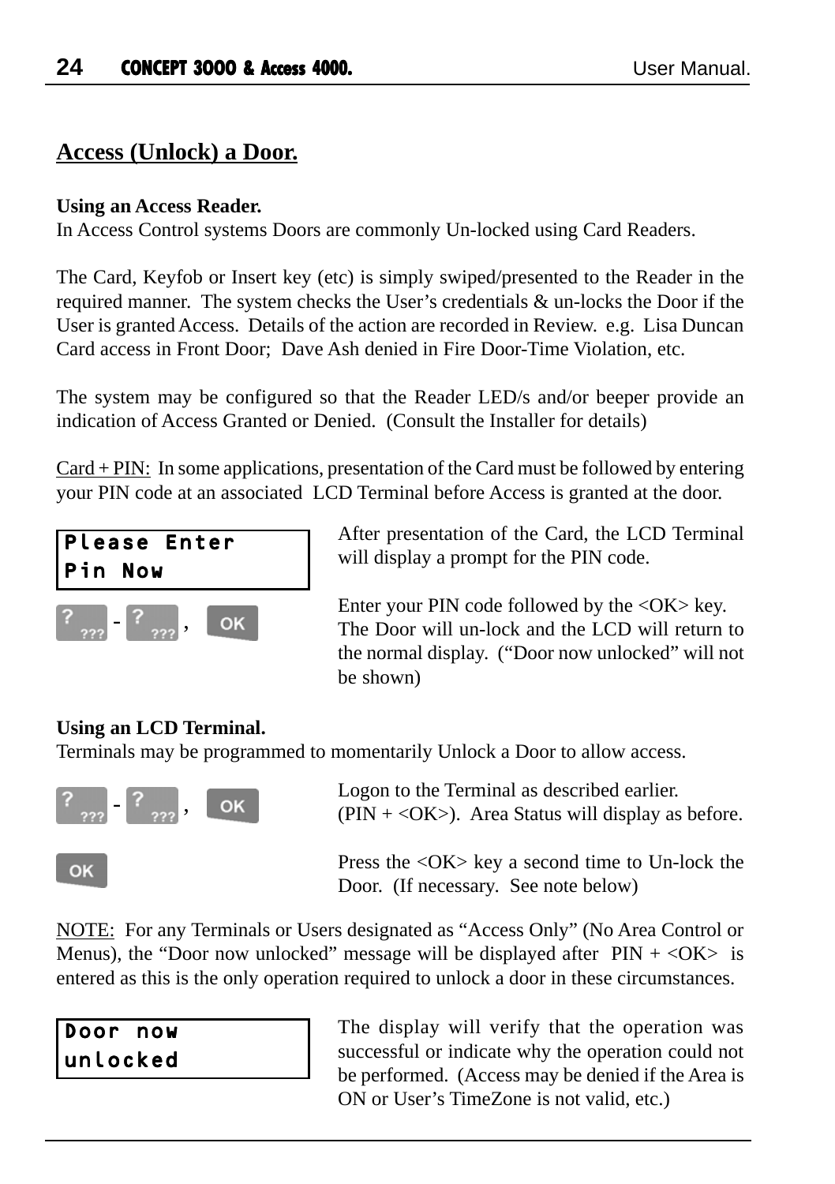## Access (Unlock) a Door.

**Using an Access Reader.**
In Access Control systems Doors are commonly Un-locked using Card Readers.

The Card, Keyfob or Insert key (etc) is simply swiped/presented to the Reader in the required manner. The system checks the User's credentials & un-locks the Door if the User is granted Access. Details of the action are recorded in Review. e.g. Lisa Duncan Card access in Front Door; Dave Ash denied in Fire Door-Time Violation, etc.

The system may be configured so that the Reader LED/s and/or beeper provide an indication of Access Granted or Denied. (Consult the Installer for details)

Card + PIN: In some applications, presentation of the Card must be followed by entering your PIN code at an associated LCD Terminal before Access is granted at the door.

```
Please Enter
Pin Now
```

After presentation of the Card, the LCD Terminal will display a prompt for the PIN code.

? - ? , OK

Enter your PIN code followed by the <OK> key. The Door will un-lock and the LCD will return to the normal display. ("Door now unlocked" will not be shown)

**Using an LCD Terminal.**
Terminals may be programmed to momentarily Unlock a Door to allow access.

? - ? , OK

Logon to the Terminal as described earlier. (PIN + <OK>). Area Status will display as before.

OK

Press the <OK> key a second time to Un-lock the Door. (If necessary. See note below)

NOTE: For any Terminals or Users designated as "Access Only" (No Area Control or Menus), the "Door now unlocked" message will be displayed after PIN + <OK> is entered as this is the only operation required to unlock a door in these circumstances.

```
Door now
unlocked
```

The display will verify that the operation was successful or indicate why the operation could not be performed. (Access may be denied if the Area is ON or User's TimeZone is not valid, etc.)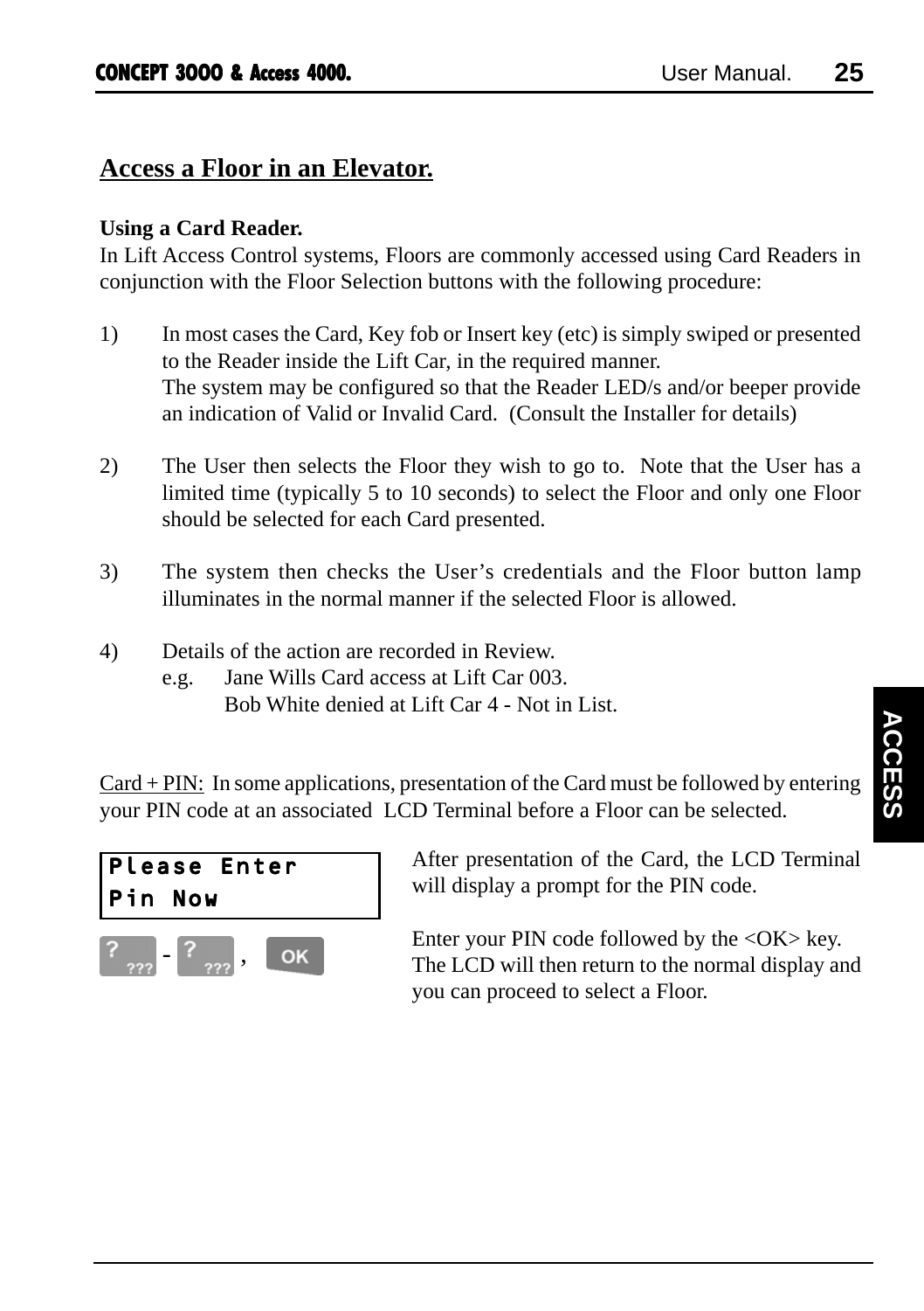## Access a Floor in an Elevator.

**Using a Card Reader.**

In Lift Access Control systems, Floors are commonly accessed using Card Readers in conjunction with the Floor Selection buttons with the following procedure:

1) In most cases the Card, Key fob or Insert key (etc) is simply swiped or presented to the Reader inside the Lift Car, in the required manner.
   The system may be configured so that the Reader LED/s and/or beeper provide an indication of Valid or Invalid Card. (Consult the Installer for details)

2) The User then selects the Floor they wish to go to. Note that the User has a limited time (typically 5 to 10 seconds) to select the Floor and only one Floor should be selected for each Card presented.

3) The system then checks the User's credentials and the Floor button lamp illuminates in the normal manner if the selected Floor is allowed.

4) Details of the action are recorded in Review.
   e.g. Jane Wills Card access at Lift Car 003.
   Bob White denied at Lift Car 4 - Not in List.

ACCESS

Card + PIN: In some applications, presentation of the Card must be followed by entering your PIN code at an associated LCD Terminal before a Floor can be selected.

```
Please Enter
Pin Now
```

After presentation of the Card, the LCD Terminal will display a prompt for the PIN code.

? ??? - ? ??? , OK

Enter your PIN code followed by the <OK> key. The LCD will then return to the normal display and you can proceed to select a Floor.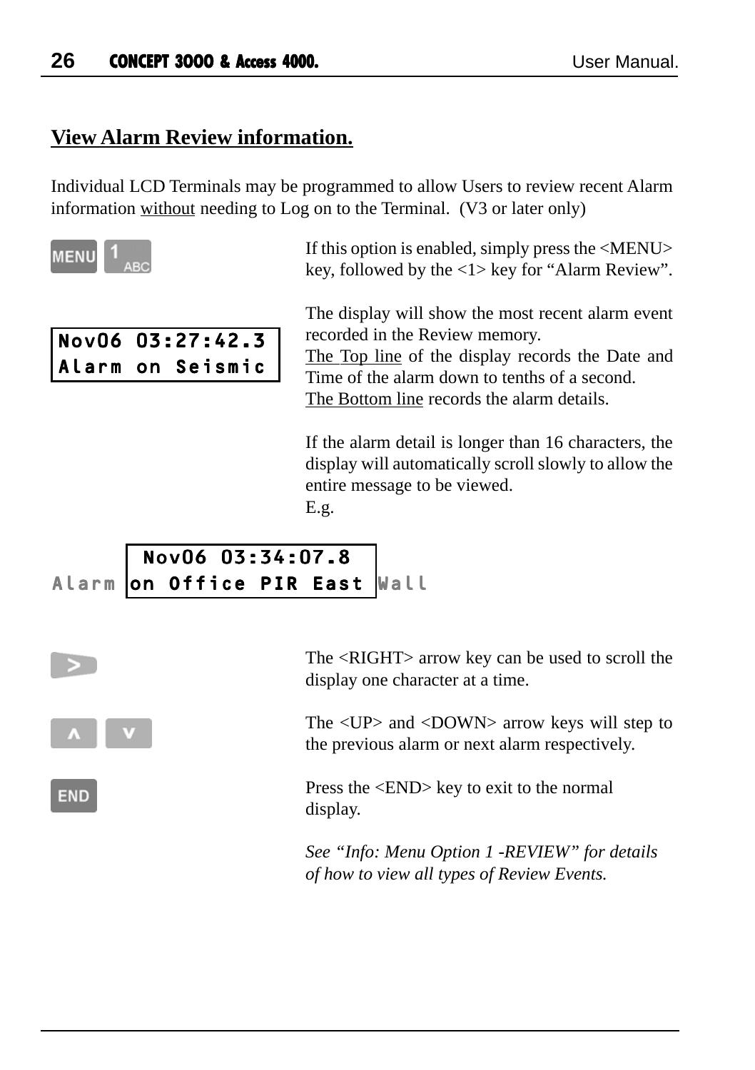## View Alarm Review information.

Individual LCD Terminals may be programmed to allow Users to review recent Alarm information without needing to Log on to the Terminal. (V3 or later only)

MENU 1

If this option is enabled, simply press the <MENU> key, followed by the <1> key for "Alarm Review".

```
Nov06 03:27:42.3
Alarm on Seismic
```

The display will show the most recent alarm event recorded in the Review memory.
The Top line of the display records the Date and Time of the alarm down to tenths of a second.
The Bottom line records the alarm details.

If the alarm detail is longer than 16 characters, the display will automatically scroll slowly to allow the entire message to be viewed.
E.g.

```
       Nov06 03:34:07.8
Alarm on Office PIR East Wall
```

>

The <RIGHT> arrow key can be used to scroll the display one character at a time.

∧ ∨

The <UP> and <DOWN> arrow keys will step to the previous alarm or next alarm respectively.

END

Press the <END> key to exit to the normal display.

*See "Info: Menu Option 1 -REVIEW" for details of how to view all types of Review Events.*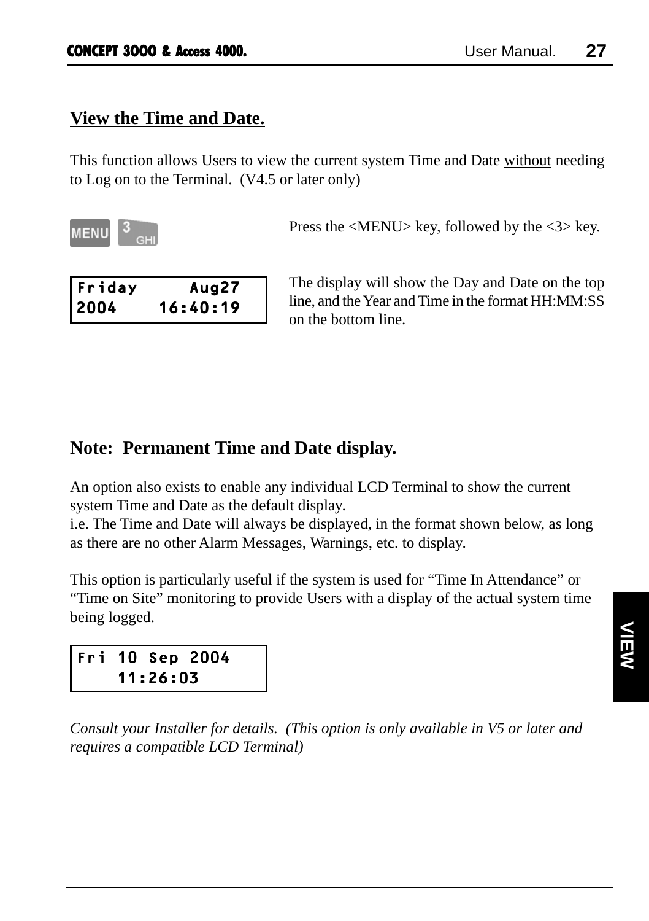## View the Time and Date.

This function allows Users to view the current system Time and Date without needing to Log on to the Terminal. (V4.5 or later only)

MENU 3 GHI

Press the <MENU> key, followed by the <3> key.

```
Friday      Aug27
2004     16:40:19
```

The display will show the Day and Date on the top line, and the Year and Time in the format HH:MM:SS on the bottom line.

## Note: Permanent Time and Date display.

An option also exists to enable any individual LCD Terminal to show the current system Time and Date as the default display.
i.e. The Time and Date will always be displayed, in the format shown below, as long as there are no other Alarm Messages, Warnings, etc. to display.

This option is particularly useful if the system is used for “Time In Attendance” or “Time on Site” monitoring to provide Users with a display of the actual system time being logged.

```
Fri 10 Sep 2004
    11:26:03
```

*Consult your Installer for details. (This option is only available in V5 or later and requires a compatible LCD Terminal)*

VIEW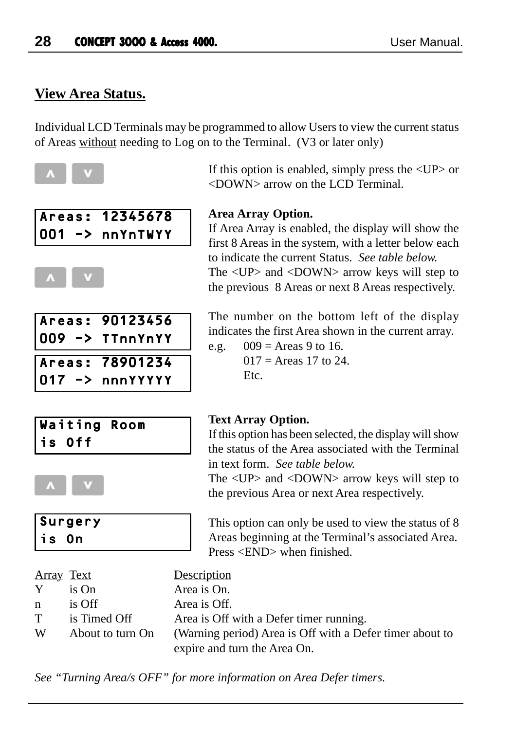## View Area Status.

Individual LCD Terminals may be programmed to allow Users to view the current status of Areas without needing to Log on to the Terminal. (V3 or later only)

[ ^ ] [ v ]

If this option is enabled, simply press the <UP> or <DOWN> arrow on the LCD Terminal.

```
Areas: 12345678
001 -> nnYnTWYY
```

**Area Array Option.**
If Area Array is enabled, the display will show the first 8 Areas in the system, with a letter below each to indicate the current Status. *See table below.*
The <UP> and <DOWN> arrow keys will step to the previous 8 Areas or next 8 Areas respectively.

[ ^ ] [ v ]

```
Areas: 90123456
009 -> TTnnYnYY
```

```
Areas: 78901234
017 -> nnnYYYYY
```

The number on the bottom left of the display indicates the first Area shown in the current array.

e.g. 009 = Areas 9 to 16.
017 = Areas 17 to 24.
Etc.

```
Waiting Room
is Off
```

**Text Array Option.**
If this option has been selected, the display will show the status of the Area associated with the Terminal in text form. *See table below.*
The <UP> and <DOWN> arrow keys will step to the previous Area or next Area respectively.

[ ^ ] [ v ]

```
Surgery
is On
```

This option can only be used to view the status of 8 Areas beginning at the Terminal's associated Area. Press <END> when finished.

| Array | Text | Description |
|---|---|---|
| Y | is On | Area is On. |
| n | is Off | Area is Off. |
| T | is Timed Off | Area is Off with a Defer timer running. |
| W | About to turn On | (Warning period) Area is Off with a Defer timer about to expire and turn the Area On. |

*See "Turning Area/s OFF" for more information on Area Defer timers.*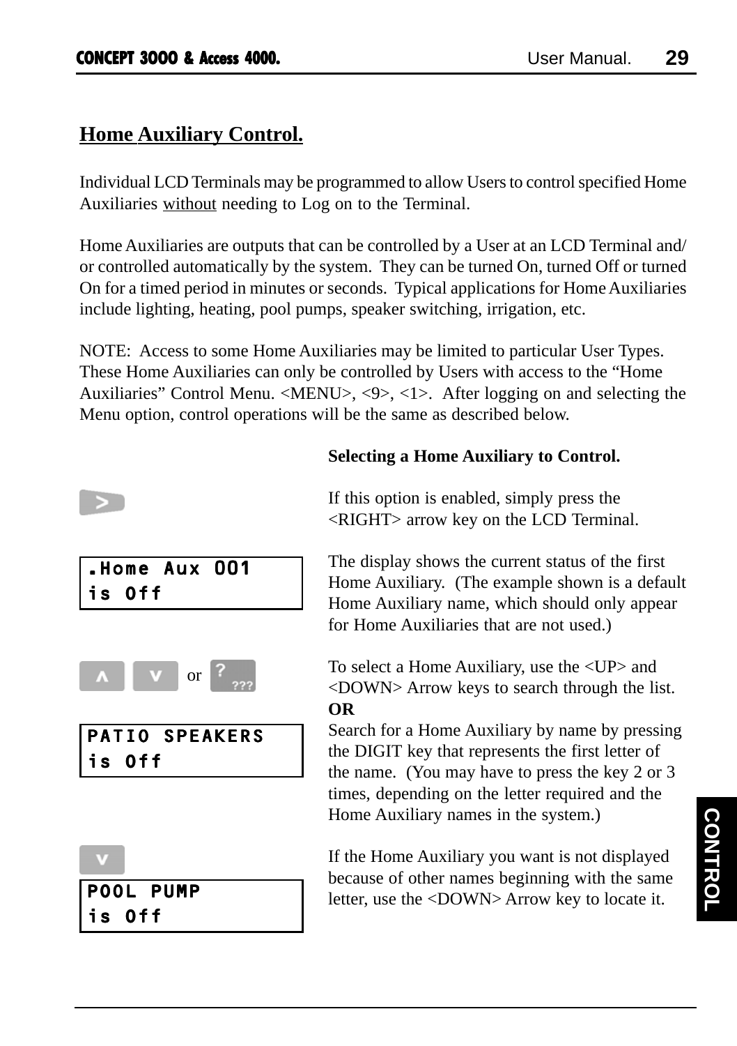## Home Auxiliary Control.

Individual LCD Terminals may be programmed to allow Users to control specified Home Auxiliaries without needing to Log on to the Terminal.

Home Auxiliaries are outputs that can be controlled by a User at an LCD Terminal and/or controlled automatically by the system. They can be turned On, turned Off or turned On for a timed period in minutes or seconds. Typical applications for Home Auxiliaries include lighting, heating, pool pumps, speaker switching, irrigation, etc.

NOTE: Access to some Home Auxiliaries may be limited to particular User Types. These Home Auxiliaries can only be controlled by Users with access to the "Home Auxiliaries" Control Menu. <MENU>, <9>, <1>. After logging on and selecting the Menu option, control operations will be the same as described below.

**Selecting a Home Auxiliary to Control.**

>

If this option is enabled, simply press the <RIGHT> arrow key on the LCD Terminal.

```
.Home Aux 001
is Off
```

The display shows the current status of the first Home Auxiliary. (The example shown is a default Home Auxiliary name, which should only appear for Home Auxiliaries that are not used.)

∧ ∨ or ? ???

To select a Home Auxiliary, use the <UP> and <DOWN> Arrow keys to search through the list.

**OR**

Search for a Home Auxiliary by name by pressing the DIGIT key that represents the first letter of the name. (You may have to press the key 2 or 3 times, depending on the letter required and the Home Auxiliary names in the system.)

```
PATIO SPEAKERS
is Off
```

∨

If the Home Auxiliary you want is not displayed because of other names beginning with the same letter, use the <DOWN> Arrow key to locate it.

```
POOL PUMP
is Off
```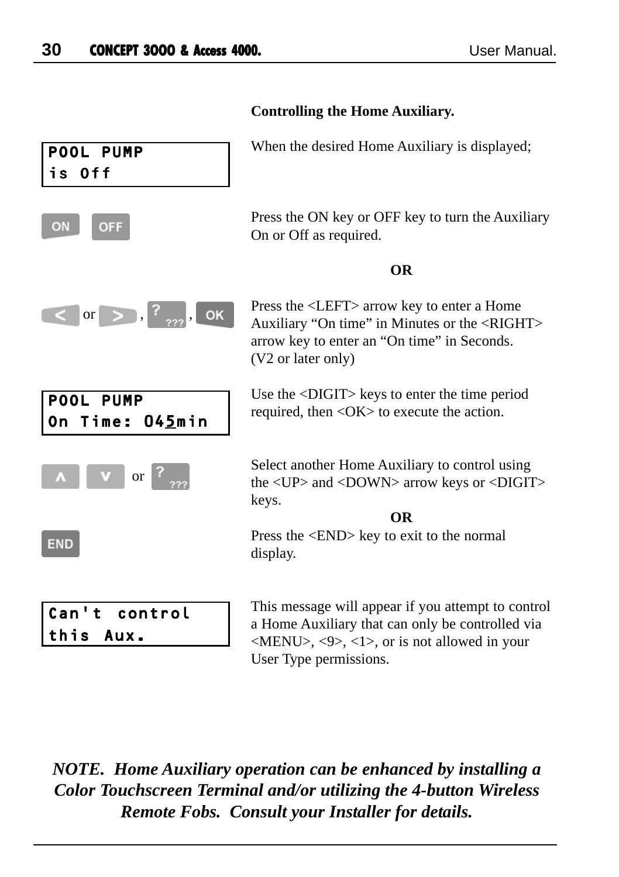### Controlling the Home Auxiliary.

```
POOL PUMP
is Off
```

When the desired Home Auxiliary is displayed;

ON OFF

Press the ON key or OFF key to turn the Auxiliary On or Off as required.

**OR**

< or > , ? ??? , OK

Press the <LEFT> arrow key to enter a Home Auxiliary “On time” in Minutes or the <RIGHT> arrow key to enter an “On time” in Seconds. (V2 or later only)

```
POOL PUMP
On Time: 045min
```

Use the <DIGIT> keys to enter the time period required, then <OK> to execute the action.

∧ ∨ or ? ???

Select another Home Auxiliary to control using the <UP> and <DOWN> arrow keys or <DIGIT> keys.

**OR**

END

Press the <END> key to exit to the normal display.

```
Can't control
this Aux.
```

This message will appear if you attempt to control a Home Auxiliary that can only be controlled via <MENU>, <9>, <1>, or is not allowed in your User Type permissions.

***NOTE. Home Auxiliary operation can be enhanced by installing a Color Touchscreen Terminal and/or utilizing the 4-button Wireless Remote Fobs. Consult your Installer for details.***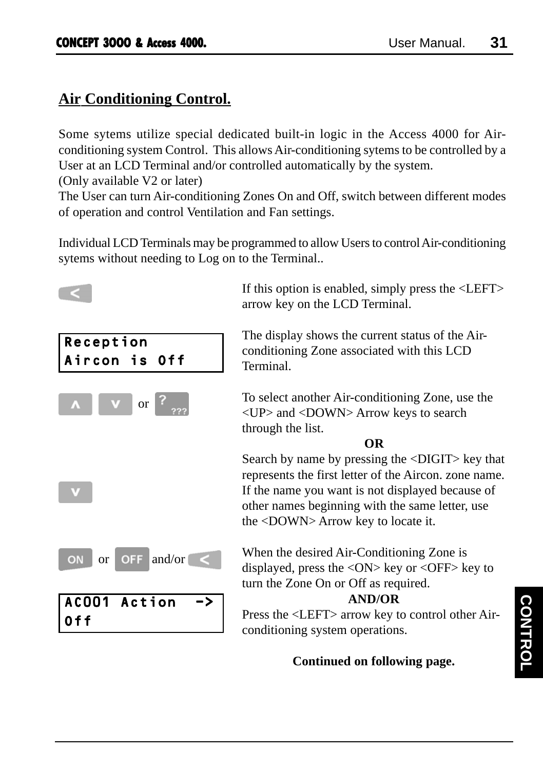## Air Conditioning Control.

Some sytems utilize special dedicated built-in logic in the Access 4000 for Air-conditioning system Control. This allows Air-conditioning sytems to be controlled by a User at an LCD Terminal and/or controlled automatically by the system.
(Only available V2 or later)
The User can turn Air-conditioning Zones On and Off, switch between different modes of operation and control Ventilation and Fan settings.

Individual LCD Terminals may be programmed to allow Users to control Air-conditioning sytems without needing to Log on to the Terminal..

<

If this option is enabled, simply press the <LEFT> arrow key on the LCD Terminal.

```
Reception
Aircon is Off
```

The display shows the current status of the Air-conditioning Zone associated with this LCD Terminal.

∧ ∨ or ? ???

To select another Air-conditioning Zone, use the <UP> and <DOWN> Arrow keys to search through the list.

**OR**

∨

Search by name by pressing the <DIGIT> key that represents the first letter of the Aircon. zone name. If the name you want is not displayed because of other names beginning with the same letter, use the <DOWN> Arrow key to locate it.

ON or OFF and/or <

When the desired Air-Conditioning Zone is displayed, press the <ON> key or <OFF> key to turn the Zone On or Off as required.

```
AC001 Action  ->
Off
```

**AND/OR**

Press the <LEFT> arrow key to control other Air-conditioning system operations.

**Continued on following page.**

CONTROL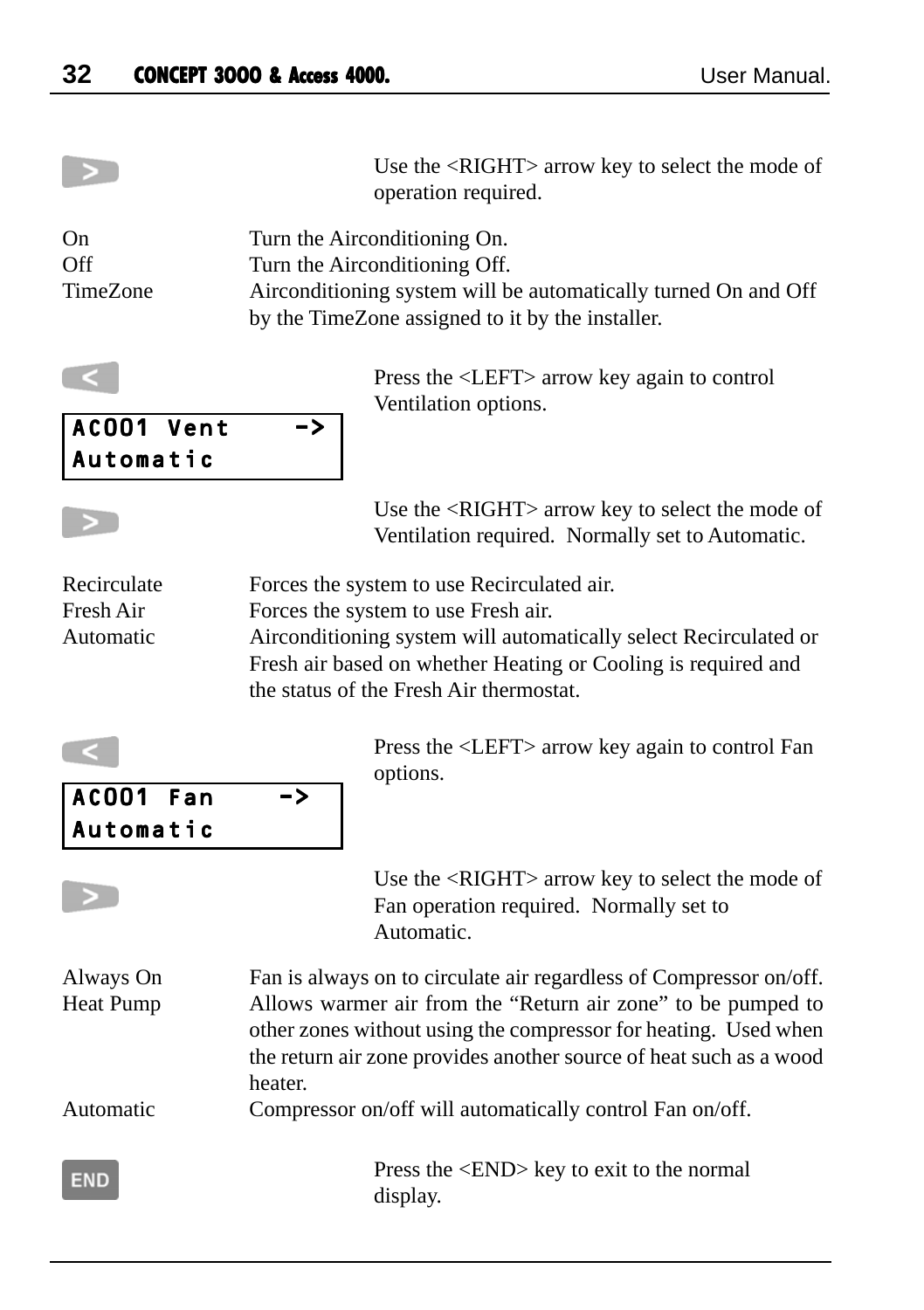**>** Use the <RIGHT> arrow key to select the mode of operation required.

| | |
|---|---|
| On | Turn the Airconditioning On. |
| Off | Turn the Airconditioning Off. |
| TimeZone | Airconditioning system will be automatically turned On and Off by the TimeZone assigned to it by the installer. |

**<** Press the <LEFT> arrow key again to control Ventilation options.

```
AC001 Vent    ->
Automatic
```

**>** Use the <RIGHT> arrow key to select the mode of Ventilation required. Normally set to Automatic.

| | |
|---|---|
| Recirculate | Forces the system to use Recirculated air. |
| Fresh Air | Forces the system to use Fresh air. |
| Automatic | Airconditioning system will automatically select Recirculated or Fresh air based on whether Heating or Cooling is required and the status of the Fresh Air thermostat. |

**<** Press the <LEFT> arrow key again to control Fan options.

```
AC001 Fan     ->
Automatic
```

**>** Use the <RIGHT> arrow key to select the mode of Fan operation required. Normally set to Automatic.

| | |
|---|---|
| Always On | Fan is always on to circulate air regardless of Compressor on/off. |
| Heat Pump | Allows warmer air from the "Return air zone" to be pumped to other zones without using the compressor for heating. Used when the return air zone provides another source of heat such as a wood heater. |
| Automatic | Compressor on/off will automatically control Fan on/off. |

**END** Press the <END> key to exit to the normal display.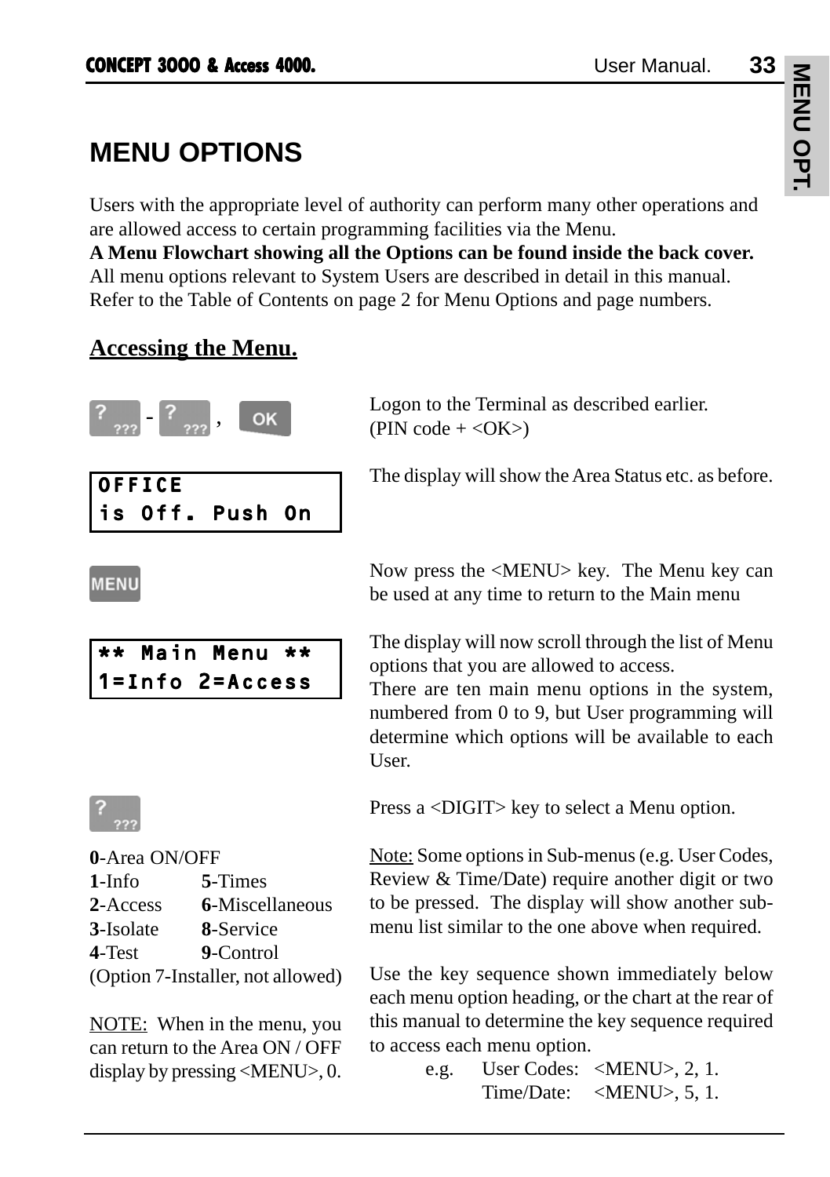# MENU OPTIONS

Users with the appropriate level of authority can perform many other operations and are allowed access to certain programming facilities via the Menu.
**A Menu Flowchart showing all the Options can be found inside the back cover.**
All menu options relevant to System Users are described in detail in this manual.
Refer to the Table of Contents on page 2 for Menu Options and page numbers.

## Accessing the Menu.

? ??? - ? ??? , OK

Logon to the Terminal as described earlier.
(PIN code + <OK>)

```
OFFICE
is Off. Push On
```

The display will show the Area Status etc. as before.

MENU

Now press the <MENU> key. The Menu key can be used at any time to return to the Main menu

```
** Main Menu **
1=Info 2=Access
```

The display will now scroll through the list of Menu options that you are allowed to access.
There are ten main menu options in the system, numbered from 0 to 9, but User programming will determine which options will be available to each User.

? ???

Press a <DIGIT> key to select a Menu option.

**0**-Area ON/OFF
**1**-Info **5**-Times
**2**-Access **6**-Miscellaneous
**3**-Isolate **8**-Service
**4**-Test **9**-Control
(Option 7-Installer, not allowed)

Note: Some options in Sub-menus (e.g. User Codes, Review & Time/Date) require another digit or two to be pressed. The display will show another sub-menu list similar to the one above when required.

NOTE: When in the menu, you can return to the Area ON / OFF display by pressing <MENU>, 0.

Use the key sequence shown immediately below each menu option heading, or the chart at the rear of this manual to determine the key sequence required to access each menu option.

e.g. User Codes: <MENU>, 2, 1.
Time/Date: <MENU>, 5, 1.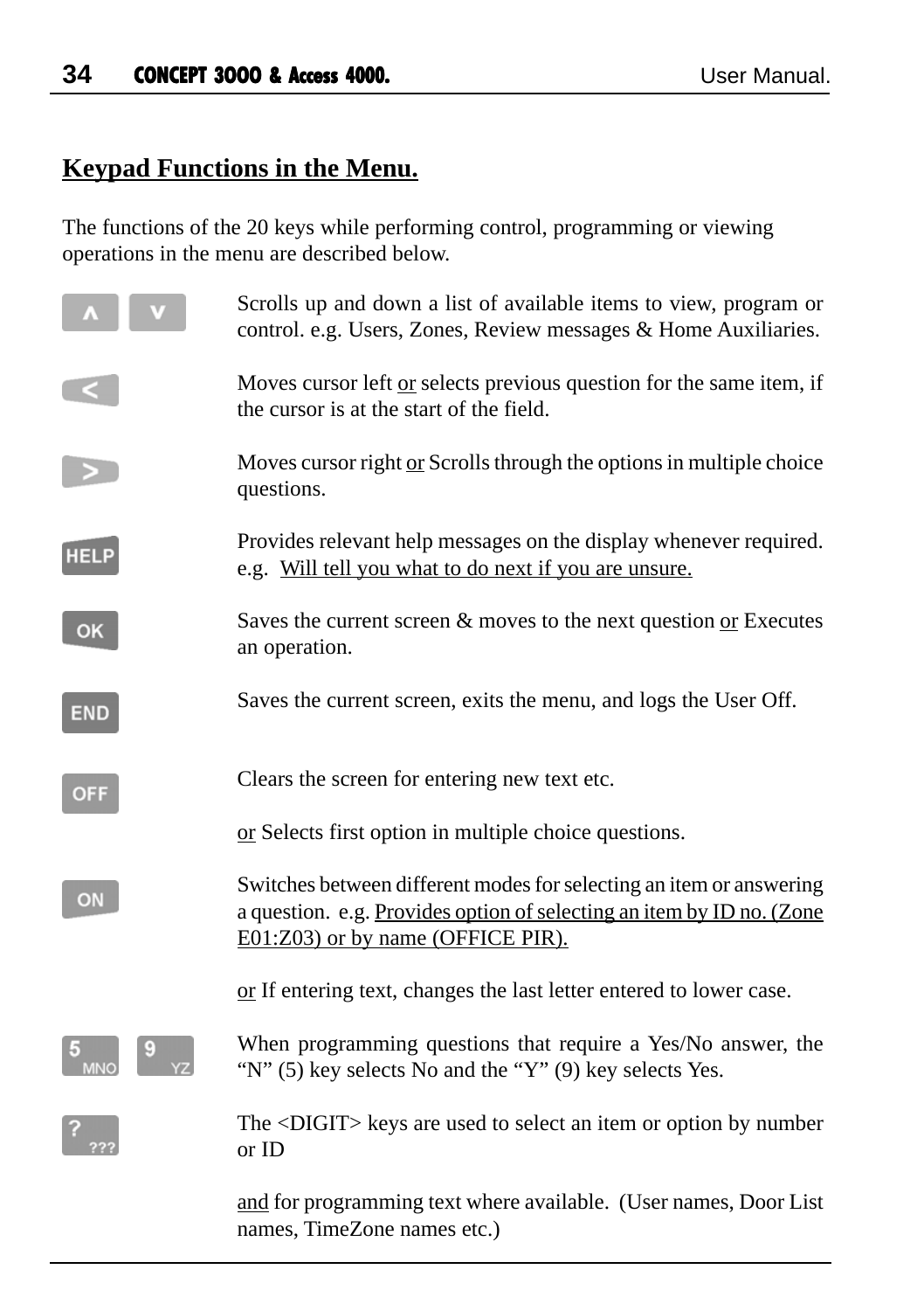## Keypad Functions in the Menu.

The functions of the 20 keys while performing control, programming or viewing operations in the menu are described below.

| Key | Function |
|---|---|
| ∧ ∨ | Scrolls up and down a list of available items to view, program or control. e.g. Users, Zones, Review messages & Home Auxiliaries. |
| < | Moves cursor left or selects previous question for the same item, if the cursor is at the start of the field. |
| > | Moves cursor right or Scrolls through the options in multiple choice questions. |
| HELP | Provides relevant help messages on the display whenever required. e.g. Will tell you what to do next if you are unsure. |
| OK | Saves the current screen & moves to the next question or Executes an operation. |
| END | Saves the current screen, exits the menu, and logs the User Off. |
| OFF | Clears the screen for entering new text etc. <br><br> or Selects first option in multiple choice questions. |
| ON | Switches between different modes for selecting an item or answering a question. e.g. Provides option of selecting an item by ID no. (Zone E01:Z03) or by name (OFFICE PIR). <br><br> or If entering text, changes the last letter entered to lower case. |
| 5 MNO  9 YZ | When programming questions that require a Yes/No answer, the "N" (5) key selects No and the "Y" (9) key selects Yes. |
| ? ??? | The <DIGIT> keys are used to select an item or option by number or ID <br><br> and for programming text where available. (User names, Door List names, TimeZone names etc.) |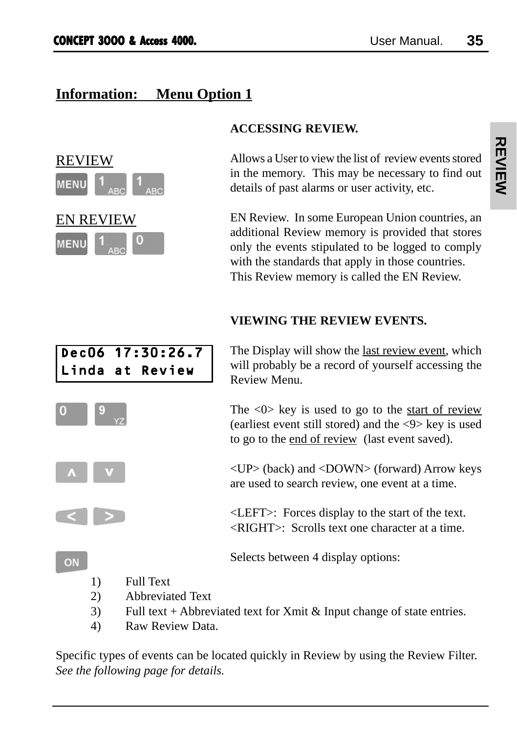## Information: Menu Option 1

### ACCESSING REVIEW.

REVIEW

MENU 1 1

Allows a User to view the list of review events stored in the memory. This may be necessary to find out details of past alarms or user activity, etc.

EN REVIEW

MENU 1 0

EN Review. In some European Union countries, an additional Review memory is provided that stores only the events stipulated to be logged to comply with the standards that apply in those countries. This Review memory is called the EN Review.

### VIEWING THE REVIEW EVENTS.

```
Dec06 17:30:26.7
Linda at Review
```

The Display will show the last review event, which will probably be a record of yourself accessing the Review Menu.

0 9

The <0> key is used to go to the start of review (earliest event still stored) and the <9> key is used to go to the end of review (last event saved).

∧ ∨

<UP> (back) and <DOWN> (forward) Arrow keys are used to search review, one event at a time.

< >

<LEFT>: Forces display to the start of the text.
<RIGHT>: Scrolls text one character at a time.

ON

Selects between 4 display options:

1) Full Text
2) Abbreviated Text
3) Full text + Abbreviated text for Xmit & Input change of state entries.
4) Raw Review Data.

Specific types of events can be located quickly in Review by using the Review Filter. *See the following page for details.*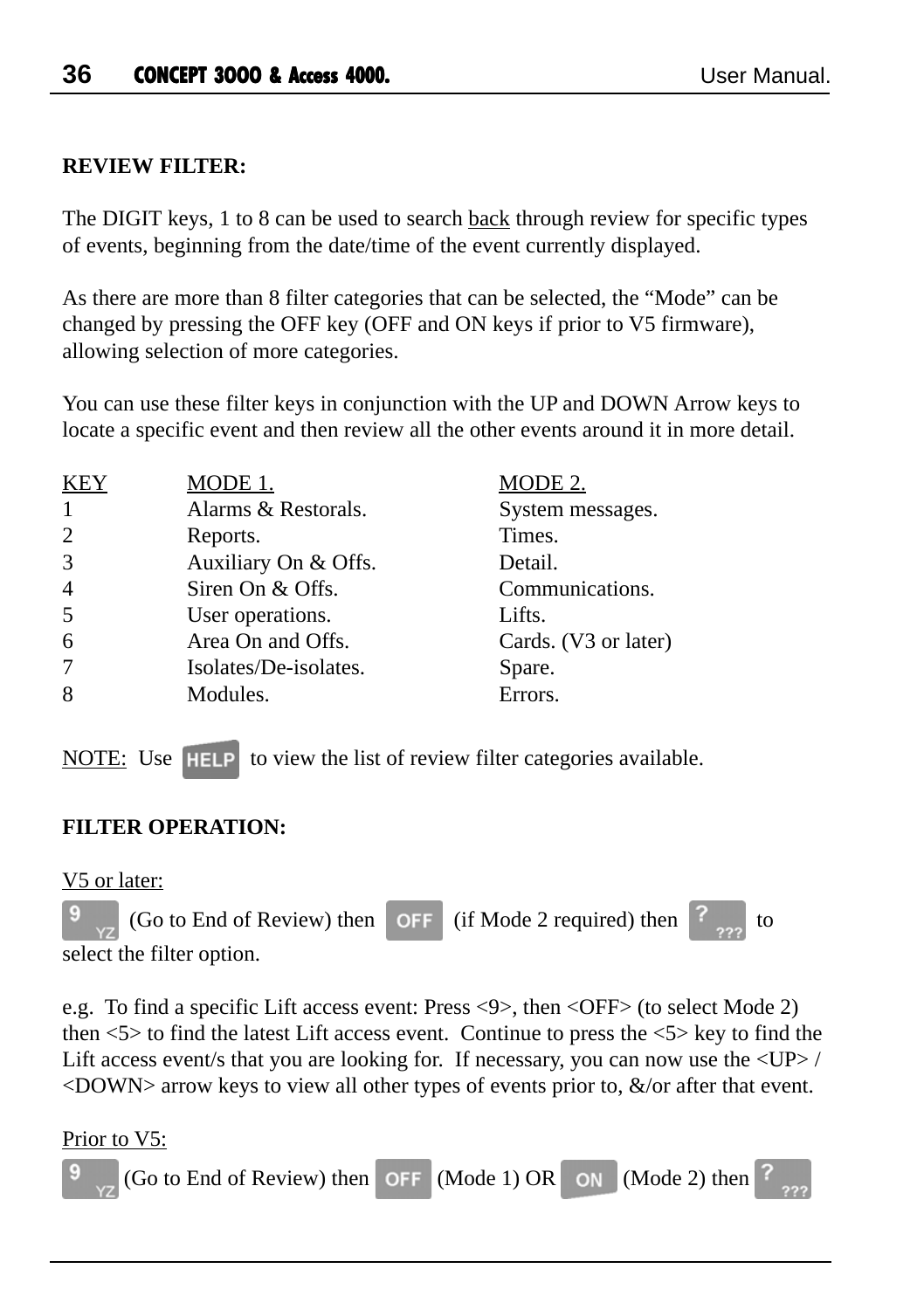**REVIEW FILTER:**

The DIGIT keys, 1 to 8 can be used to search back through review for specific types of events, beginning from the date/time of the event currently displayed.

As there are more than 8 filter categories that can be selected, the "Mode" can be changed by pressing the OFF key (OFF and ON keys if prior to V5 firmware), allowing selection of more categories.

You can use these filter keys in conjunction with the UP and DOWN Arrow keys to locate a specific event and then review all the other events around it in more detail.

| KEY | MODE 1. | MODE 2. |
|---|---|---|
| 1 | Alarms & Restorals. | System messages. |
| 2 | Reports. | Times. |
| 3 | Auxiliary On & Offs. | Detail. |
| 4 | Siren On & Offs. | Communications. |
| 5 | User operations. | Lifts. |
| 6 | Area On and Offs. | Cards. (V3 or later) |
| 7 | Isolates/De-isolates. | Spare. |
| 8 | Modules. | Errors. |

NOTE: Use HELP to view the list of review filter categories available.

**FILTER OPERATION:**

V5 or later:

9 YZ (Go to End of Review) then OFF (if Mode 2 required) then ? ??? to select the filter option.

e.g. To find a specific Lift access event: Press <9>, then <OFF> (to select Mode 2) then <5> to find the latest Lift access event. Continue to press the <5> key to find the Lift access event/s that you are looking for. If necessary, you can now use the <UP> / <DOWN> arrow keys to view all other types of events prior to, &/or after that event.

Prior to V5:

9 YZ (Go to End of Review) then OFF (Mode 1) OR ON (Mode 2) then ? ???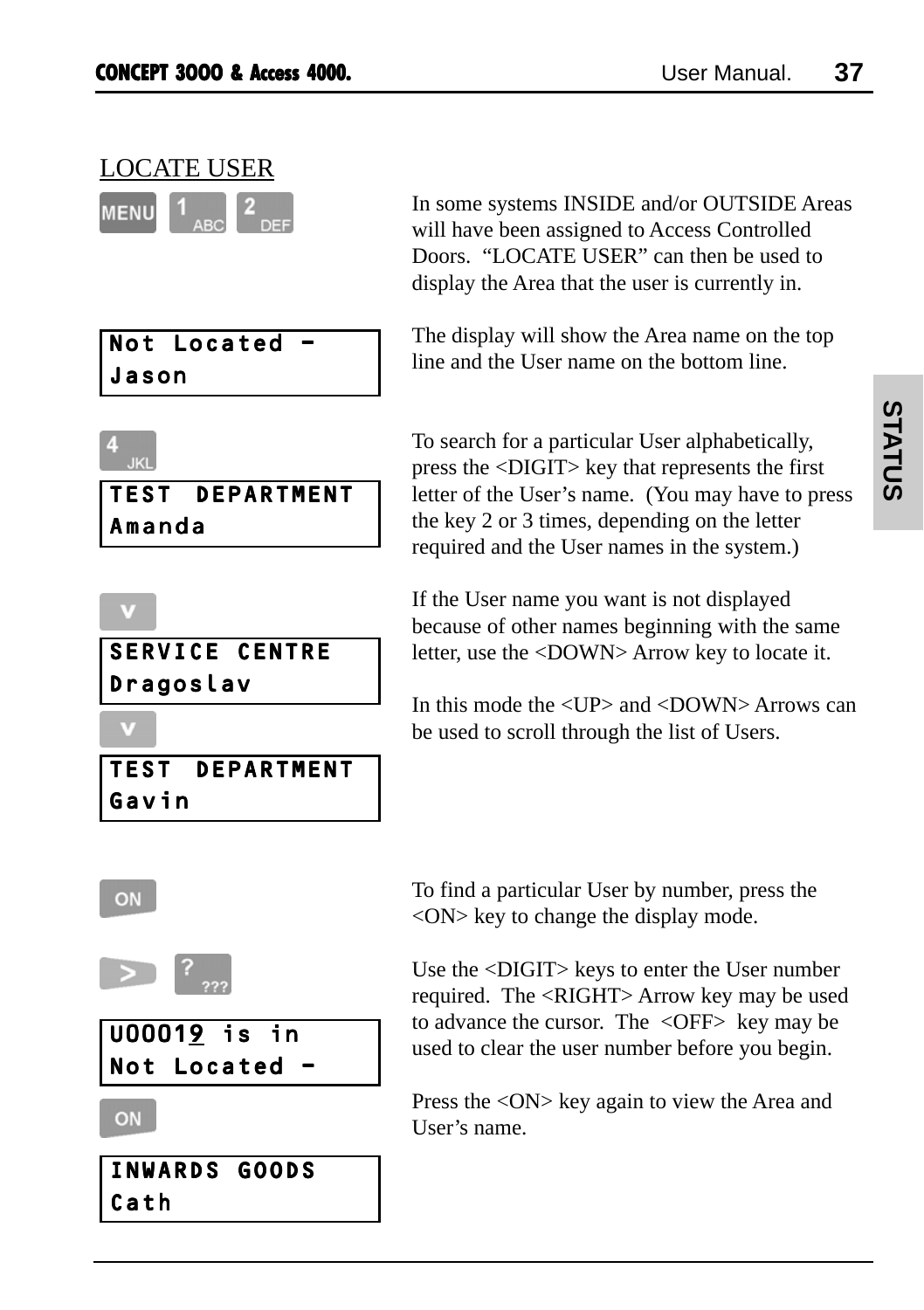## LOCATE USER

MENU 1 ABC 2 DEF

In some systems INSIDE and/or OUTSIDE Areas will have been assigned to Access Controlled Doors. "LOCATE USER" can then be used to display the Area that the user is currently in.

```
Not Located -
Jason
```

The display will show the Area name on the top line and the User name on the bottom line.

4 JKL

```
TEST  DEPARTMENT
Amanda
```

To search for a particular User alphabetically, press the <DIGIT> key that represents the first letter of the User's name. (You may have to press the key 2 or 3 times, depending on the letter required and the User names in the system.)

v

```
SERVICE CENTRE
Dragoslav
```

v

```
TEST  DEPARTMENT
Gavin
```

If the User name you want is not displayed because of other names beginning with the same letter, use the <DOWN> Arrow key to locate it.

In this mode the <UP> and <DOWN> Arrows can be used to scroll through the list of Users.

ON

To find a particular User by number, press the <ON> key to change the display mode.

> ? ???

```
U00019 is in
Not Located -
```

Use the <DIGIT> keys to enter the User number required. The <RIGHT> Arrow key may be used to advance the cursor. The <OFF> key may be used to clear the user number before you begin.

ON

```
INWARDS GOODS
Cath
```

Press the <ON> key again to view the Area and User's name.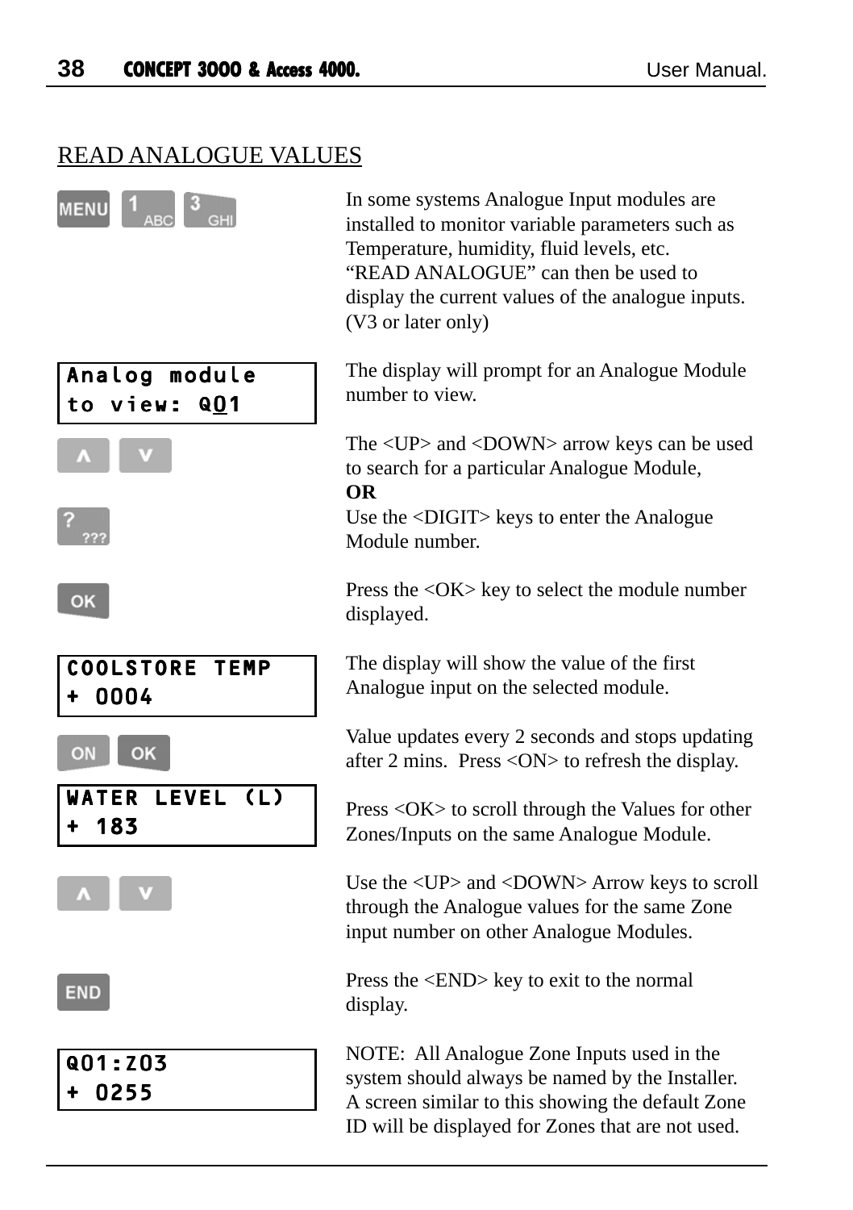## READ ANALOGUE VALUES

MENU 1 ABC 3 GHI

In some systems Analogue Input modules are installed to monitor variable parameters such as Temperature, humidity, fluid levels, etc. "READ ANALOGUE" can then be used to display the current values of the analogue inputs. (V3 or later only)

```
Analog module
to view: Q01
```

The display will prompt for an Analogue Module number to view.

∧ ∨

The <UP> and <DOWN> arrow keys can be used to search for a particular Analogue Module,

**OR**

? ???

Use the <DIGIT> keys to enter the Analogue Module number.

OK

Press the <OK> key to select the module number displayed.

```
COOLSTORE TEMP
+ 0004
```

The display will show the value of the first Analogue input on the selected module.

ON OK

Value updates every 2 seconds and stops updating after 2 mins. Press <ON> to refresh the display.

```
WATER LEVEL (L)
+ 183
```

Press <OK> to scroll through the Values for other Zones/Inputs on the same Analogue Module.

∧ ∨

Use the <UP> and <DOWN> Arrow keys to scroll through the Analogue values for the same Zone input number on other Analogue Modules.

END

Press the <END> key to exit to the normal display.

```
Q01:Z03
+ 0255
```

NOTE: All Analogue Zone Inputs used in the system should always be named by the Installer. A screen similar to this showing the default Zone ID will be displayed for Zones that are not used.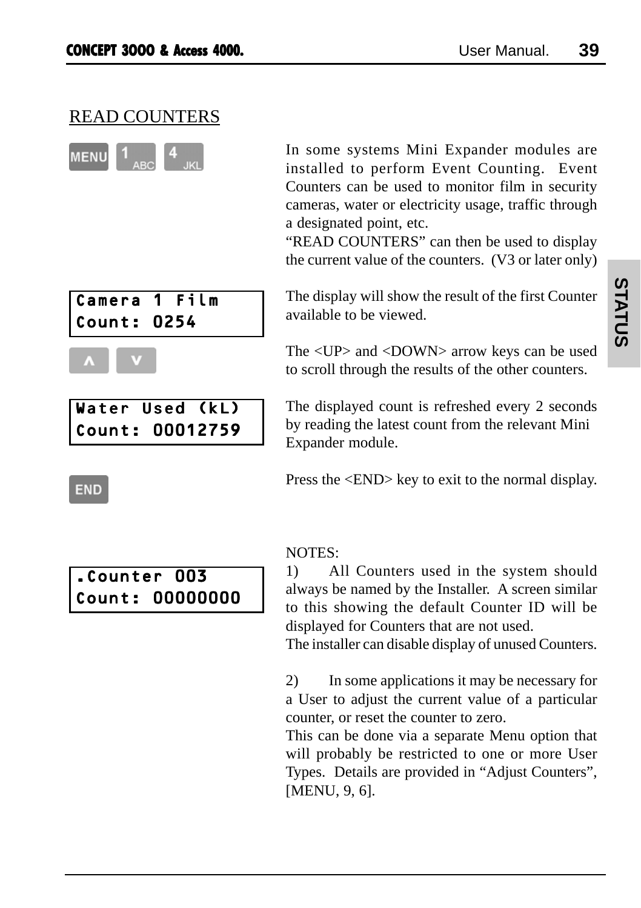## READ COUNTERS

MENU 1 4

In some systems Mini Expander modules are installed to perform Event Counting. Event Counters can be used to monitor film in security cameras, water or electricity usage, traffic through a designated point, etc.
"READ COUNTERS" can then be used to display the current value of the counters. (V3 or later only)

```
Camera 1 Film
Count: 0254
```

The display will show the result of the first Counter available to be viewed.

∧ ∨

The <UP> and <DOWN> arrow keys can be used to scroll through the results of the other counters.

```
Water Used (kL)
Count: 00012759
```

The displayed count is refreshed every 2 seconds by reading the latest count from the relevant Mini Expander module.

END

Press the <END> key to exit to the normal display.

NOTES:

```
.Counter 003
Count: 00000000
```

1) All Counters used in the system should always be named by the Installer. A screen similar to this showing the default Counter ID will be displayed for Counters that are not used.
The installer can disable display of unused Counters.

2) In some applications it may be necessary for a User to adjust the current value of a particular counter, or reset the counter to zero.
This can be done via a separate Menu option that will probably be restricted to one or more User Types. Details are provided in "Adjust Counters", [MENU, 9, 6].

STATUS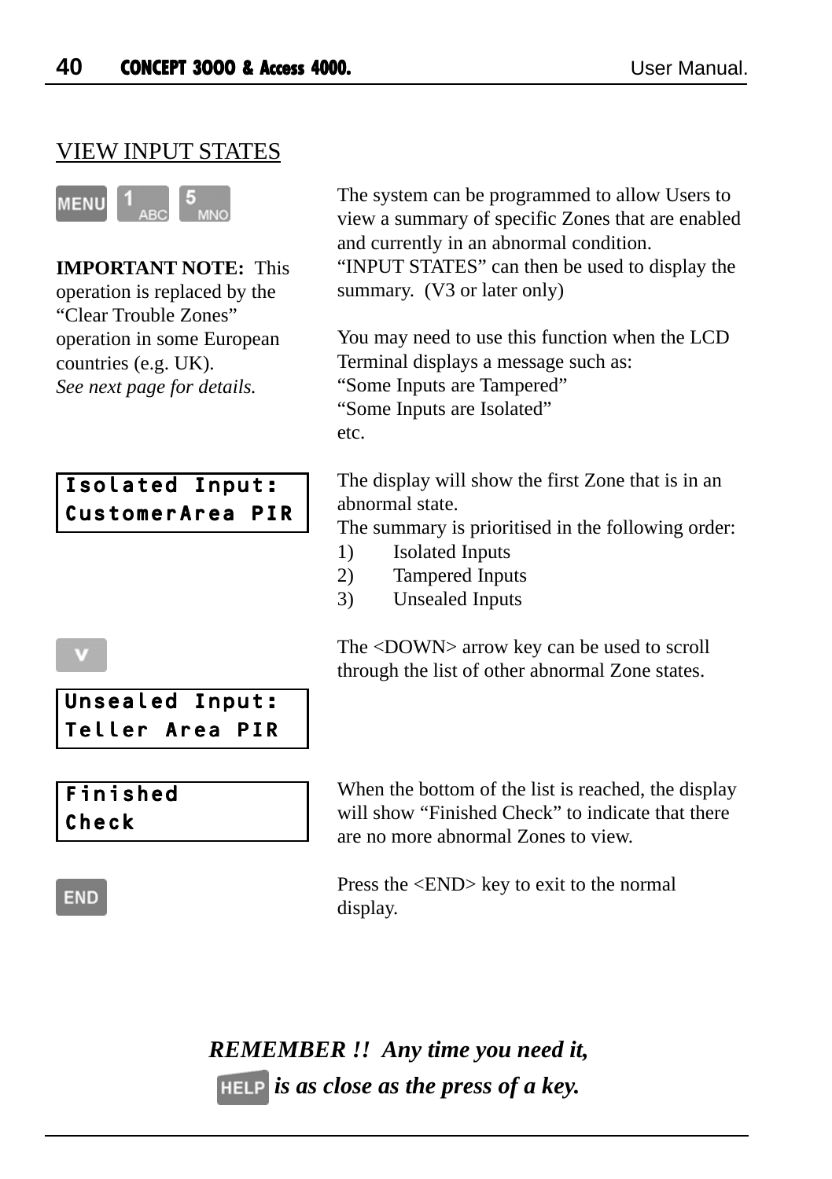## VIEW INPUT STATES

MENU 1 5

**IMPORTANT NOTE:** This operation is replaced by the "Clear Trouble Zones" operation in some European countries (e.g. UK).
*See next page for details.*

The system can be programmed to allow Users to view a summary of specific Zones that are enabled and currently in an abnormal condition.
"INPUT STATES" can then be used to display the summary. (V3 or later only)

You may need to use this function when the LCD Terminal displays a message such as:
"Some Inputs are Tampered"
"Some Inputs are Isolated"
etc.

```
Isolated Input:
CustomerArea PIR
```

The display will show the first Zone that is in an abnormal state.
The summary is prioritised in the following order:

1) Isolated Inputs
2) Tampered Inputs
3) Unsealed Inputs

v

The <DOWN> arrow key can be used to scroll through the list of other abnormal Zone states.

```
Unsealed Input:
Teller Area PIR
```

```
Finished
Check
```

When the bottom of the list is reached, the display will show "Finished Check" to indicate that there are no more abnormal Zones to view.

END

Press the <END> key to exit to the normal display.

***REMEMBER !! Any time you need it, HELP is as close as the press of a key.***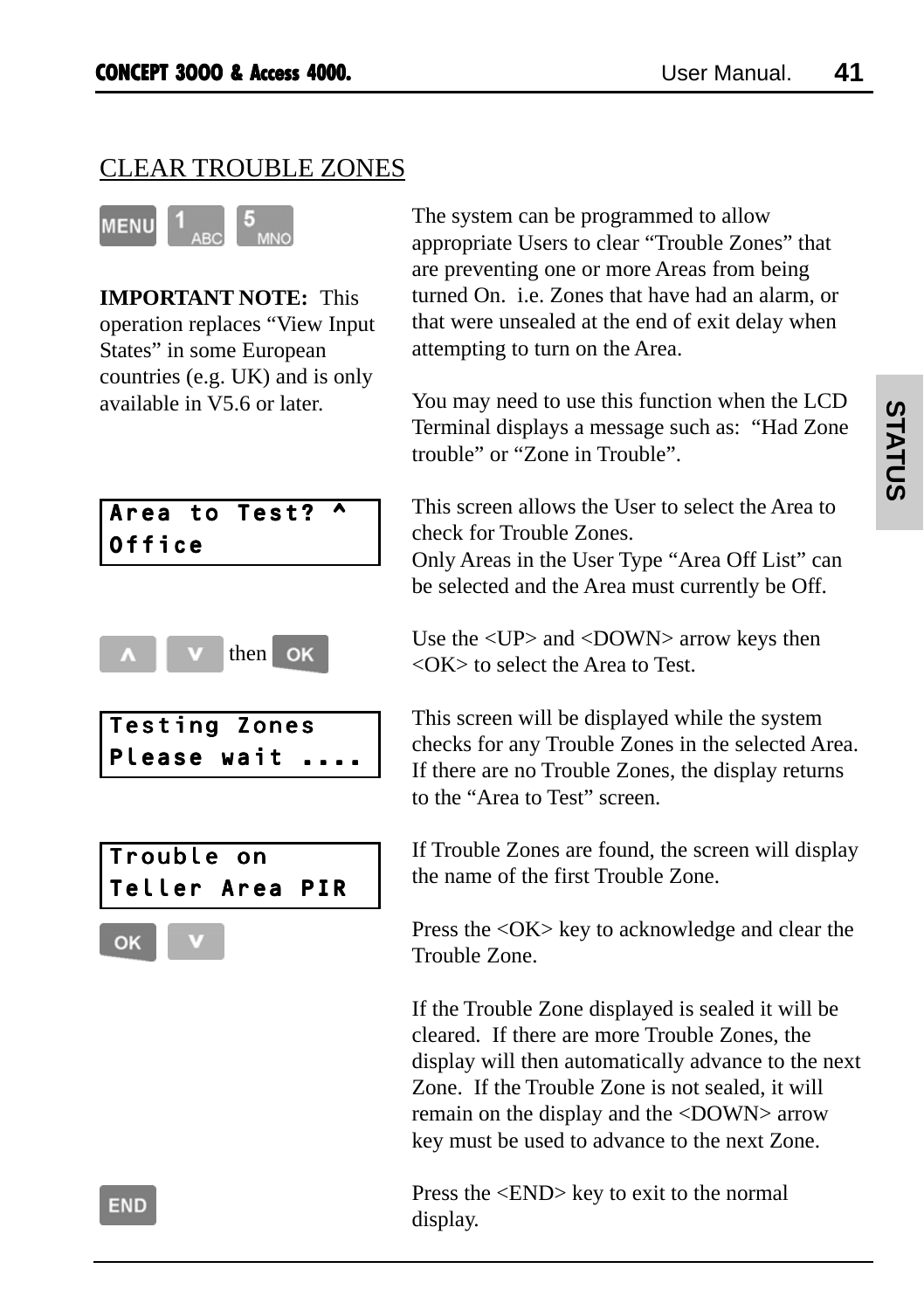## CLEAR TROUBLE ZONES

MENU 1 ABC 5 MNO

The system can be programmed to allow appropriate Users to clear "Trouble Zones" that are preventing one or more Areas from being turned On. i.e. Zones that have had an alarm, or that were unsealed at the end of exit delay when attempting to turn on the Area.

**IMPORTANT NOTE:** This operation replaces "View Input States" in some European countries (e.g. UK) and is only available in V5.6 or later.

You may need to use this function when the LCD Terminal displays a message such as: "Had Zone trouble" or "Zone in Trouble".

```
Area to Test? ^
Office
```

This screen allows the User to select the Area to check for Trouble Zones.
Only Areas in the User Type "Area Off List" can be selected and the Area must currently be Off.

∧ ∨ then OK

Use the <UP> and <DOWN> arrow keys then <OK> to select the Area to Test.

```
Testing Zones
Please wait ....
```

This screen will be displayed while the system checks for any Trouble Zones in the selected Area. If there are no Trouble Zones, the display returns to the "Area to Test" screen.

```
Trouble on
Teller Area PIR
```

If Trouble Zones are found, the screen will display the name of the first Trouble Zone.

OK ∨

Press the <OK> key to acknowledge and clear the Trouble Zone.

If the Trouble Zone displayed is sealed it will be cleared. If there are more Trouble Zones, the display will then automatically advance to the next Zone. If the Trouble Zone is not sealed, it will remain on the display and the <DOWN> arrow key must be used to advance to the next Zone.

END

Press the <END> key to exit to the normal display.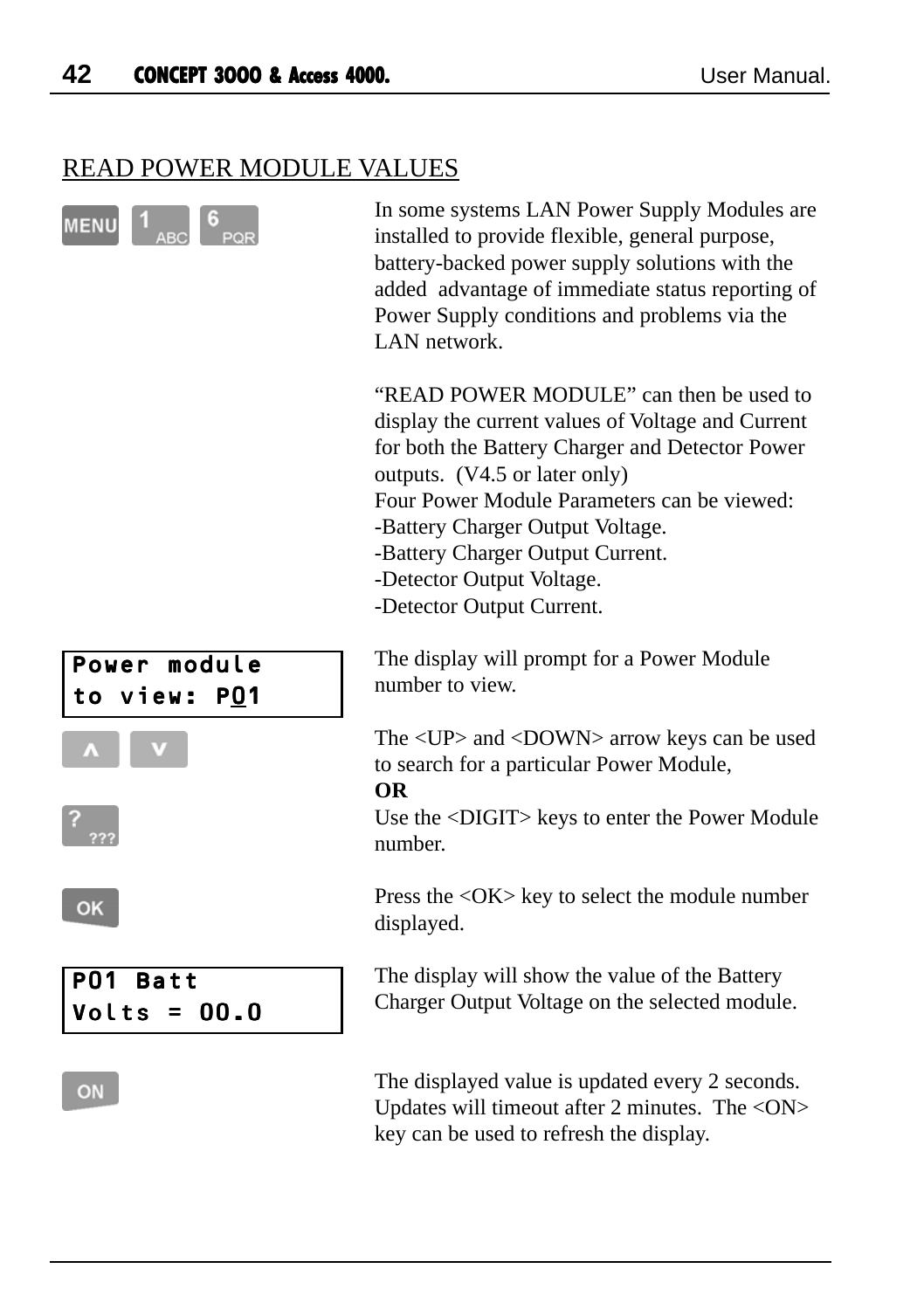## READ POWER MODULE VALUES

MENU 1 6

In some systems LAN Power Supply Modules are installed to provide flexible, general purpose, battery-backed power supply solutions with the added advantage of immediate status reporting of Power Supply conditions and problems via the LAN network.

"READ POWER MODULE" can then be used to display the current values of Voltage and Current for both the Battery Charger and Detector Power outputs. (V4.5 or later only)
Four Power Module Parameters can be viewed:
-Battery Charger Output Voltage.
-Battery Charger Output Current.
-Detector Output Voltage.
-Detector Output Current.

```
Power module
to view: P01
```

The display will prompt for a Power Module number to view.

The <UP> and <DOWN> arrow keys can be used to search for a particular Power Module,
**OR**
Use the <DIGIT> keys to enter the Power Module number.

Press the <OK> key to select the module number displayed.

```
P01 Batt
Volts = 00.0
```

The display will show the value of the Battery Charger Output Voltage on the selected module.

The displayed value is updated every 2 seconds. Updates will timeout after 2 minutes. The <ON> key can be used to refresh the display.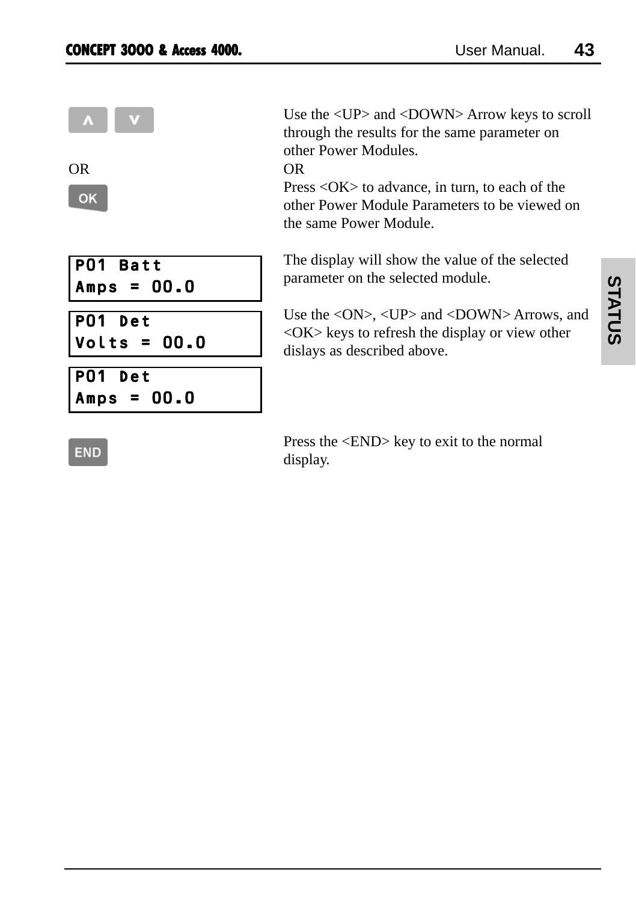| | |
|---|---|
| ∧ ∨ | Use the <UP> and <DOWN> Arrow keys to scroll through the results for the same parameter on other Power Modules. |
| OR | OR |
| OK | Press <OK> to advance, in turn, to each of the other Power Module Parameters to be viewed on the same Power Module. |

```
P01 Batt
Amps = 00.0
```

```
P01 Det
Volts = 00.0
```

```
P01 Det
Amps = 00.0
```

The display will show the value of the selected parameter on the selected module.

Use the <ON>, <UP> and <DOWN> Arrows, and <OK> keys to refresh the display or view other dislays as described above.

| | |
|---|---|
| END | Press the <END> key to exit to the normal display. |

STATUS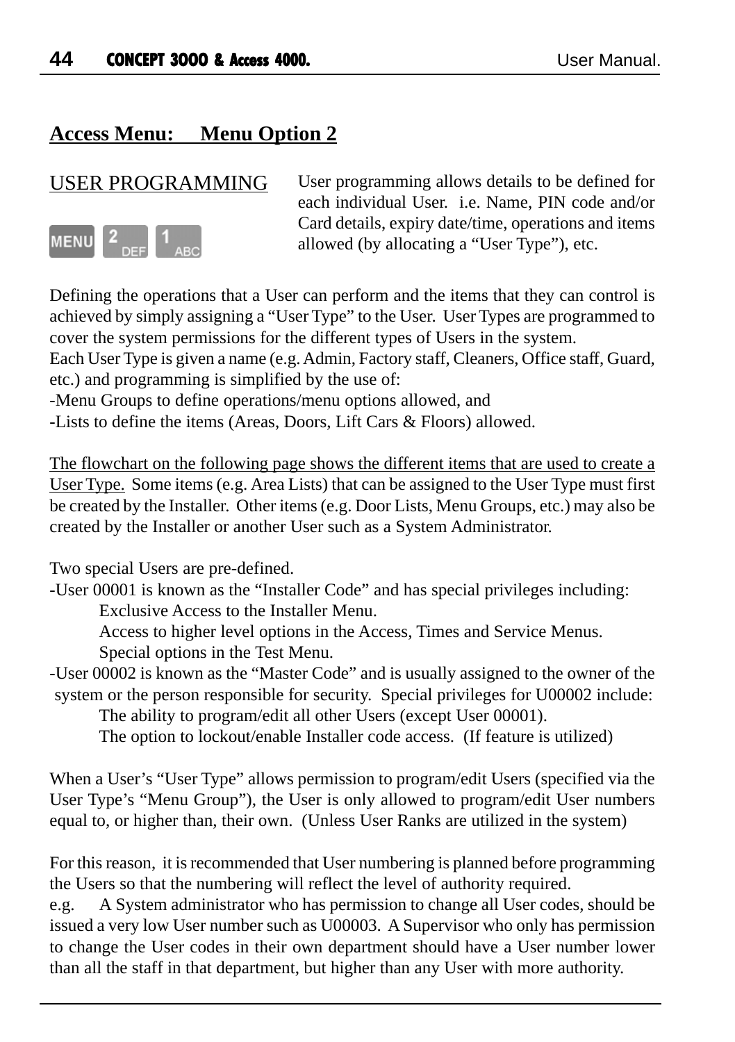## Access Menu:     Menu Option 2

### USER PROGRAMMING

MENU 2 DEF 1 ABC

User programming allows details to be defined for each individual User.  i.e. Name, PIN code and/or Card details, expiry date/time, operations and items allowed (by allocating a "User Type"), etc.

Defining the operations that a User can perform and the items that they can control is achieved by simply assigning a "User Type" to the User.  User Types are programmed to cover the system permissions for the different types of Users in the system.
Each User Type is given a name (e.g. Admin, Factory staff, Cleaners, Office staff, Guard, etc.) and programming is simplified by the use of:
-Menu Groups to define operations/menu options allowed, and
-Lists to define the items (Areas, Doors, Lift Cars & Floors) allowed.

<u>The flowchart on the following page shows the different items that are used to create a User Type.</u>  Some items (e.g. Area Lists) that can be assigned to the User Type must first be created by the Installer.  Other items (e.g. Door Lists, Menu Groups, etc.) may also be created by the Installer or another User such as a System Administrator.

Two special Users are pre-defined.
-User 00001 is known as the "Installer Code" and has special privileges including:
  Exclusive Access to the Installer Menu.
  Access to higher level options in the Access, Times and Service Menus.
  Special options in the Test Menu.
-User 00002 is known as the "Master Code" and is usually assigned to the owner of the system or the person responsible for security.  Special privileges for U00002 include:
  The ability to program/edit all other Users (except User 00001).
  The option to lockout/enable Installer code access.  (If feature is utilized)

When a User's "User Type" allows permission to program/edit Users (specified via the User Type's "Menu Group"), the User is only allowed to program/edit User numbers equal to, or higher than, their own.  (Unless User Ranks are utilized in the system)

For this reason,  it is recommended that User numbering is planned before programming the Users so that the numbering will reflect the level of authority required.
e.g.  A System administrator who has permission to change all User codes, should be issued a very low User number such as U00003.  A Supervisor who only has permission to change the User codes in their own department should have a User number lower than all the staff in that department, but higher than any User with more authority.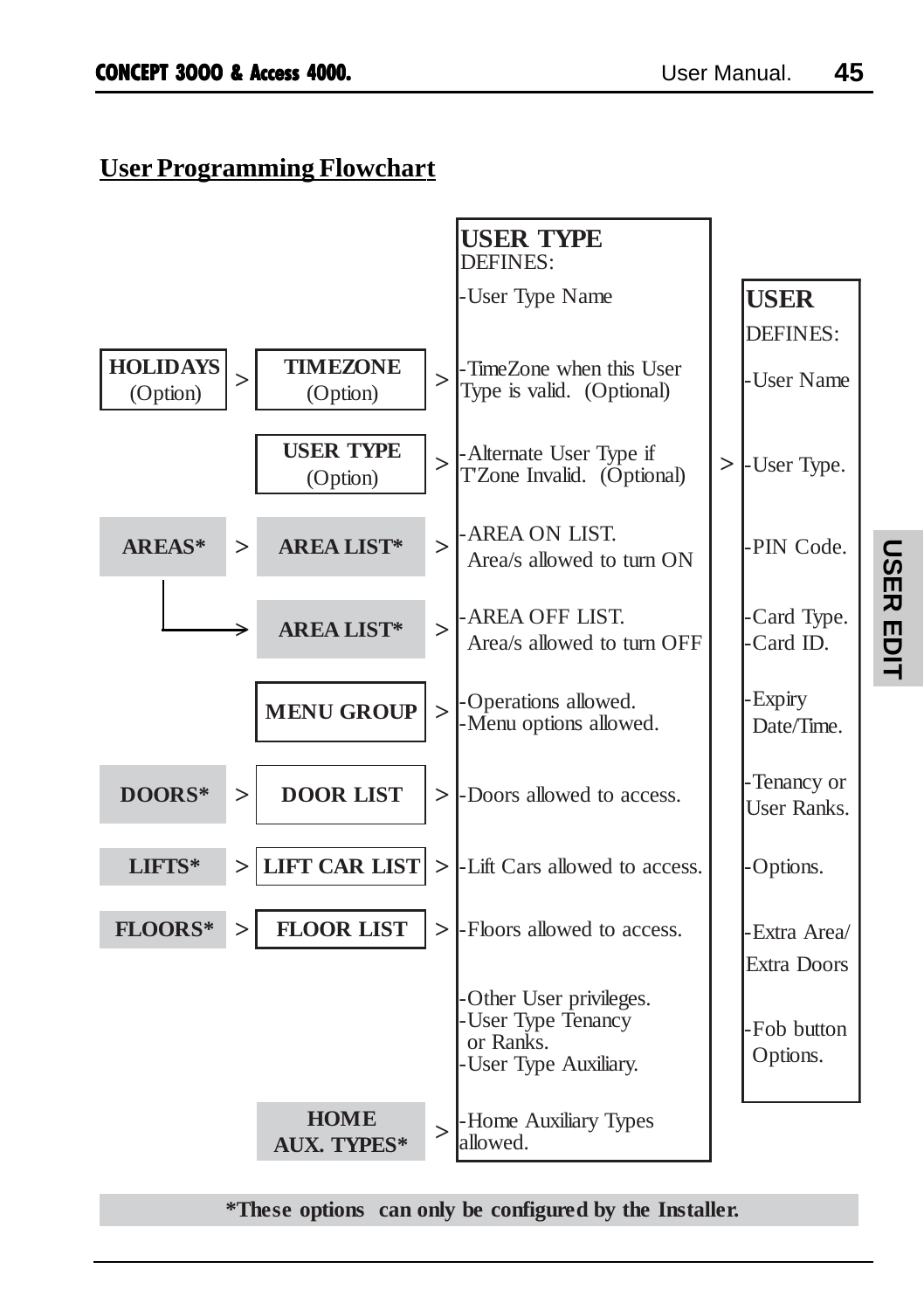## User Programming Flowchart

| Source | | Option | | USER TYPE DEFINES: | | USER DEFINES: |
|---|---|---|---|---|---|---|
| | | | | -User Type Name | | -User Name |
| HOLIDAYS (Option) | > | TIMEZONE (Option) | > | -TimeZone when this User Type is valid. (Optional) | | |
| | | USER TYPE (Option) | > | -Alternate User Type if T'Zone Invalid. (Optional) | > | -User Type. |
| AREAS* | > | AREA LIST* | > | -AREA ON LIST. Area/s allowed to turn ON | | -PIN Code. |
| (AREAS*) | → | AREA LIST* | > | -AREA OFF LIST. Area/s allowed to turn OFF | | -Card Type. -Card ID. |
| | | MENU GROUP | > | -Operations allowed. -Menu options allowed. | | -Expiry Date/Time. |
| DOORS* | > | DOOR LIST | > | -Doors allowed to access. | | -Tenancy or User Ranks. |
| LIFTS* | > | LIFT CAR LIST | > | -Lift Cars allowed to access. | | -Options. |
| FLOORS* | > | FLOOR LIST | > | -Floors allowed to access. | | -Extra Area/ Extra Doors |
| | | | | -Other User privileges. -User Type Tenancy or Ranks. -User Type Auxiliary. | | -Fob button Options. |
| | | HOME AUX. TYPES* | > | -Home Auxiliary Types allowed. | | |

**\*These options can only be configured by the Installer.**

USER EDIT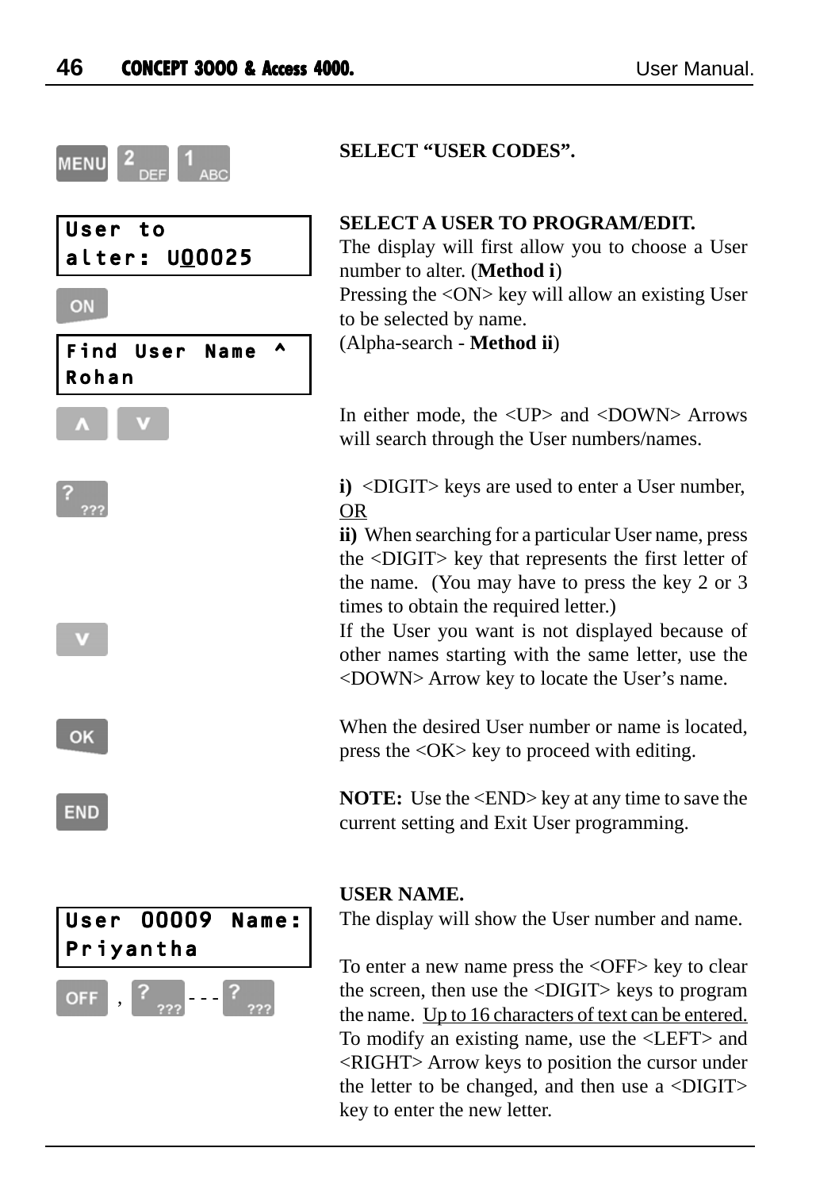MENU 2 DEF 1 ABC

**SELECT "USER CODES".**

```
User to
alter: U00025
```

ON

```
Find User Name ^
Rohan
```

**SELECT A USER TO PROGRAM/EDIT.**

The display will first allow you to choose a User number to alter. (**Method i**)

Pressing the <ON> key will allow an existing User to be selected by name.

(Alpha-search - **Method ii**)

∧ ∨

In either mode, the <UP> and <DOWN> Arrows will search through the User numbers/names.

? ???

**i)** <DIGIT> keys are used to enter a User number,

OR

**ii)** When searching for a particular User name, press the <DIGIT> key that represents the first letter of the name. (You may have to press the key 2 or 3 times to obtain the required letter.)

∨

If the User you want is not displayed because of other names starting with the same letter, use the <DOWN> Arrow key to locate the User's name.

OK

When the desired User number or name is located, press the <OK> key to proceed with editing.

END

**NOTE:** Use the <END> key at any time to save the current setting and Exit User programming.

```
User 00009 Name:
Priyantha
```

OFF , ? ??? - - - ? ???

**USER NAME.**

The display will show the User number and name.

To enter a new name press the <OFF> key to clear the screen, then use the <DIGIT> keys to program the name. Up to 16 characters of text can be entered. To modify an existing name, use the <LEFT> and <RIGHT> Arrow keys to position the cursor under the letter to be changed, and then use a <DIGIT> key to enter the new letter.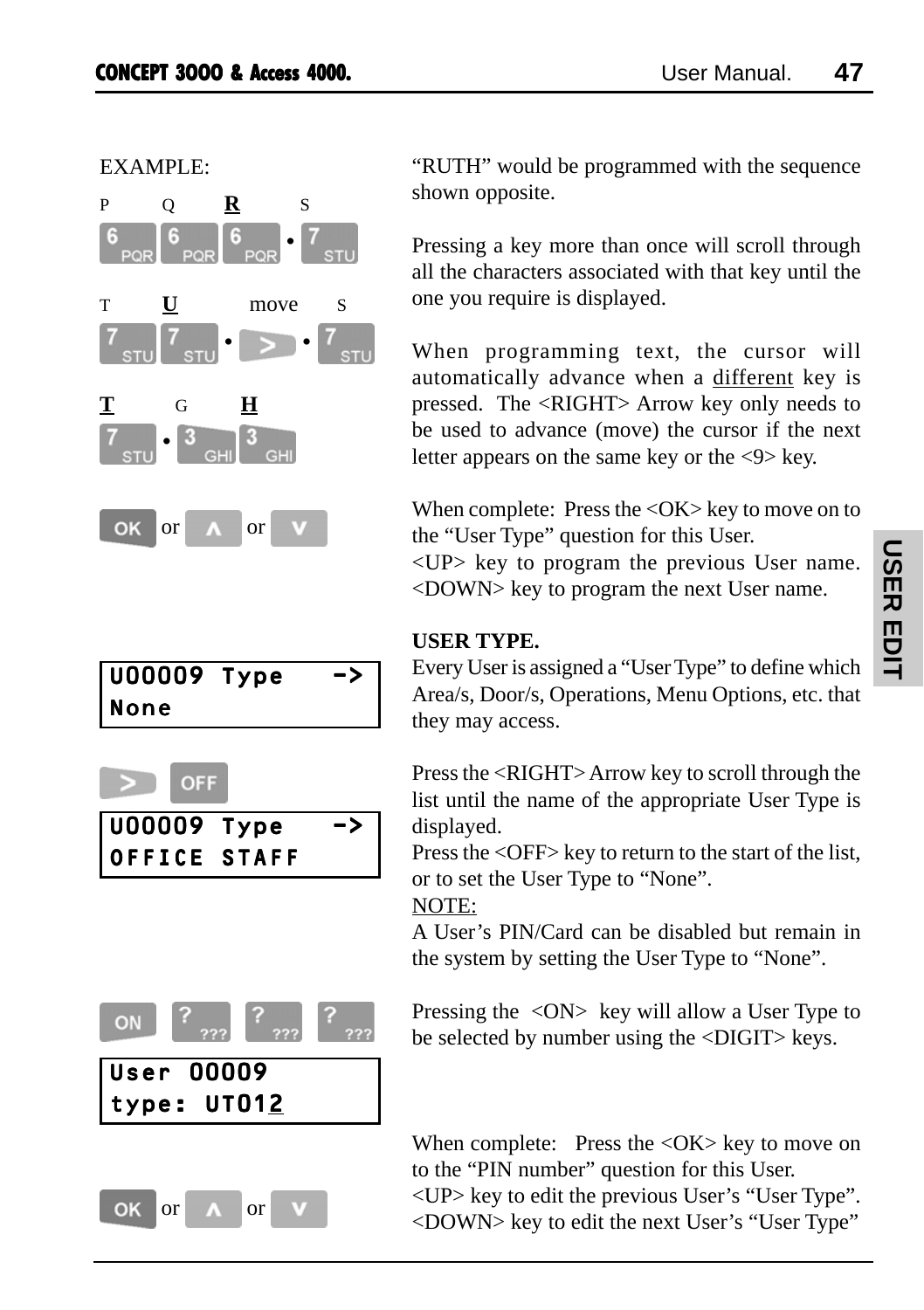EXAMPLE:

P Q **R** S

6 PQR · 6 PQR · 6 PQR • 7 STU

T **U** move S

7 STU · 7 STU • > • 7 STU

**T** G **H**

7 STU • 3 GHI · 3 GHI

OK or ∧ or ∨

"RUTH" would be programmed with the sequence shown opposite.

Pressing a key more than once will scroll through all the characters associated with that key until the one you require is displayed.

When programming text, the cursor will automatically advance when a different key is pressed. The <RIGHT> Arrow key only needs to be used to advance (move) the cursor if the next letter appears on the same key or the <9> key.

When complete: Press the <OK> key to move on to the "User Type" question for this User.
<UP> key to program the previous User name.
<DOWN> key to program the next User name.

## USER TYPE.

```
U00009 Type    ->
None
```

Every User is assigned a "User Type" to define which Area/s, Door/s, Operations, Menu Options, etc. that they may access.

> OFF

```
U00009 Type    ->
OFFICE STAFF
```

Press the <RIGHT> Arrow key to scroll through the list until the name of the appropriate User Type is displayed.
Press the <OFF> key to return to the start of the list, or to set the User Type to "None".

NOTE:
A User's PIN/Card can be disabled but remain in the system by setting the User Type to "None".

ON ? ??? ? ??? ? ???

```
User 00009
type: UT012
```

Pressing the <ON> key will allow a User Type to be selected by number using the <DIGIT> keys.

OK or ∧ or ∨

When complete: Press the <OK> key to move on to the "PIN number" question for this User.
<UP> key to edit the previous User's "User Type".
<DOWN> key to edit the next User's "User Type"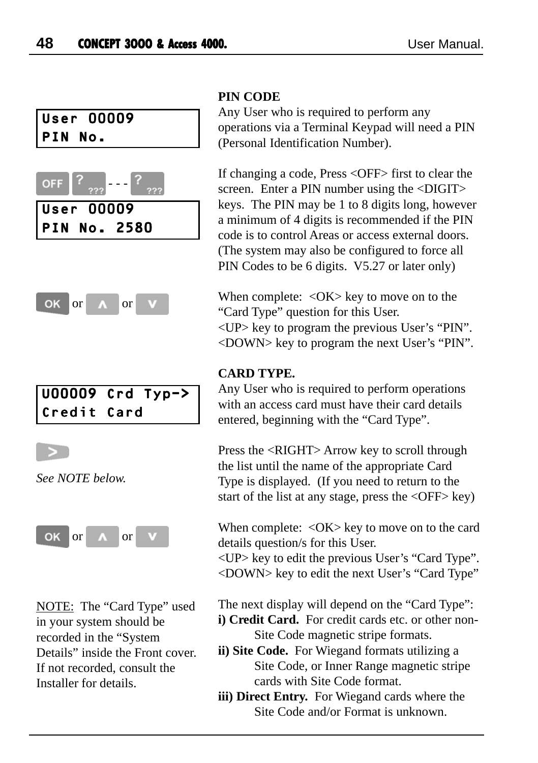```
User 00009
PIN No.
```

<OFF> <?> - - - <?>

```
User 00009
PIN No. 2580
```

### PIN CODE

Any User who is required to perform any operations via a Terminal Keypad will need a PIN (Personal Identification Number).

If changing a code, Press <OFF> first to clear the screen. Enter a PIN number using the <DIGIT> keys. The PIN may be 1 to 8 digits long, however a minimum of 4 digits is recommended if the PIN code is to control Areas or access external doors. (The system may also be configured to force all PIN Codes to be 6 digits. V5.27 or later only)

<OK> or <UP> or <DOWN>

When complete: <OK> key to move on to the "Card Type" question for this User.
<UP> key to program the previous User's "PIN".
<DOWN> key to program the next User's "PIN".

### CARD TYPE.

```
U00009 Crd Typ->
Credit Card
```

Any User who is required to perform operations with an access card must have their card details entered, beginning with the "Card Type".

<RIGHT>

*See NOTE below.*

Press the <RIGHT> Arrow key to scroll through the list until the name of the appropriate Card Type is displayed. (If you need to return to the start of the list at any stage, press the <OFF> key)

<OK> or <UP> or <DOWN>

When complete: <OK> key to move on to the card details question/s for this User.
<UP> key to edit the previous User's "Card Type".
<DOWN> key to edit the next User's "Card Type"

NOTE: The "Card Type" used in your system should be recorded in the "System Details" inside the Front cover. If not recorded, consult the Installer for details.

The next display will depend on the "Card Type":

**i) Credit Card.** For credit cards etc. or other non-Site Code magnetic stripe formats.

**ii) Site Code.** For Wiegand formats utilizing a Site Code, or Inner Range magnetic stripe cards with Site Code format.

**iii) Direct Entry.** For Wiegand cards where the Site Code and/or Format is unknown.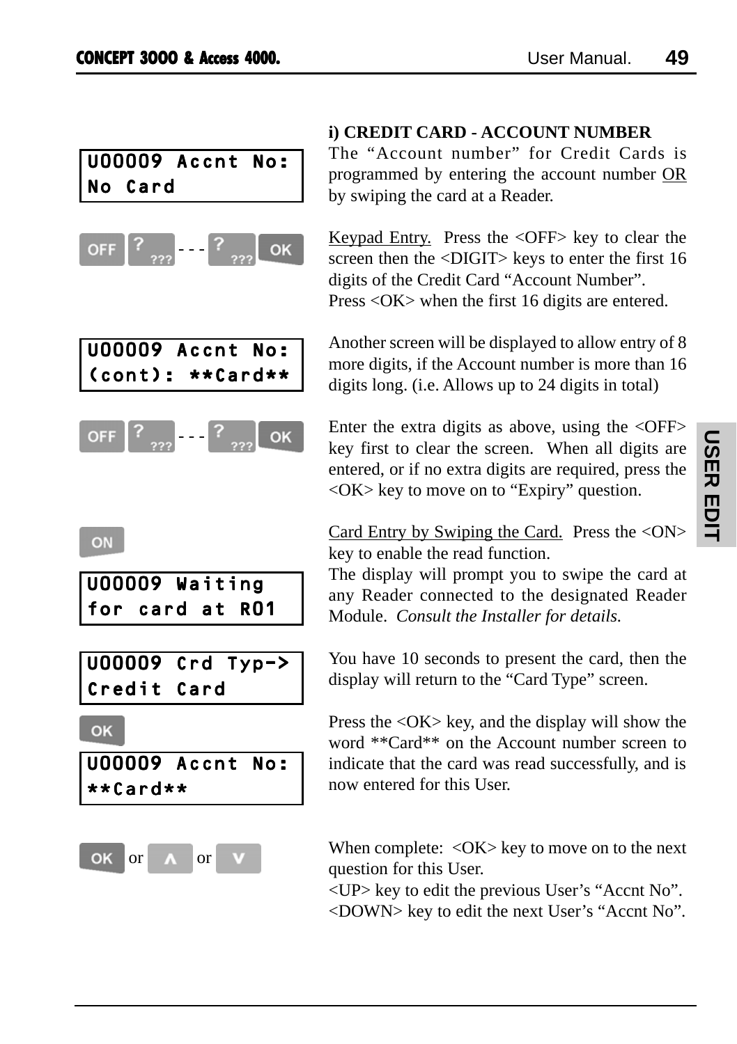### i) CREDIT CARD - ACCOUNT NUMBER

```
U00009 Accnt No:
No Card
```

The “Account number” for Credit Cards is programmed by entering the account number OR by swiping the card at a Reader.

OFF ? ??? - - - ? ??? OK

Keypad Entry. Press the <OFF> key to clear the screen then the <DIGIT> keys to enter the first 16 digits of the Credit Card “Account Number”.
Press <OK> when the first 16 digits are entered.

```
U00009 Accnt No:
(cont): **Card**
```

Another screen will be displayed to allow entry of 8 more digits, if the Account number is more than 16 digits long. (i.e. Allows up to 24 digits in total)

OFF ? ??? - - - ? ??? OK

Enter the extra digits as above, using the <OFF> key first to clear the screen. When all digits are entered, or if no extra digits are required, press the <OK> key to move on to “Expiry” question.

ON

Card Entry by Swiping the Card. Press the <ON> key to enable the read function.
The display will prompt you to swipe the card at any Reader connected to the designated Reader Module. *Consult the Installer for details.*

```
U00009 Waiting
for card at R01
```

```
U00009 Crd Typ->
Credit Card
```

You have 10 seconds to present the card, then the display will return to the “Card Type” screen.

OK

```
U00009 Accnt No:
**Card**
```

Press the <OK> key, and the display will show the word **Card** on the Account number screen to indicate that the card was read successfully, and is now entered for this User.

OK or ∧ or ∨

When complete: <OK> key to move on to the next question for this User.
<UP> key to edit the previous User’s “Accnt No”.
<DOWN> key to edit the next User’s “Accnt No”.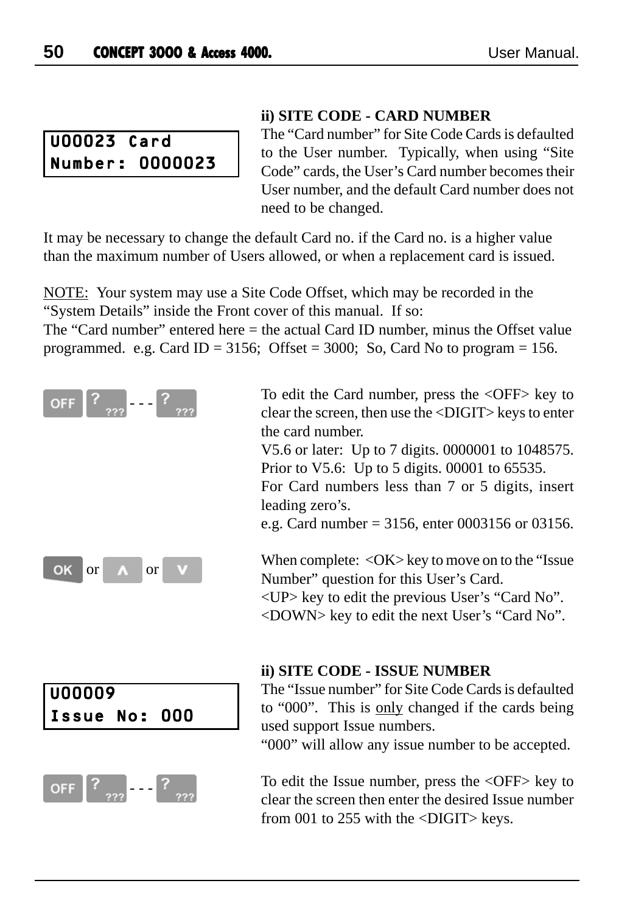```
U00023 Card
Number: 0000023
```

**ii) SITE CODE - CARD NUMBER**

The "Card number" for Site Code Cards is defaulted to the User number. Typically, when using "Site Code" cards, the User's Card number becomes their User number, and the default Card number does not need to be changed.

It may be necessary to change the default Card no. if the Card no. is a higher value than the maximum number of Users allowed, or when a replacement card is issued.

NOTE: Your system may use a Site Code Offset, which may be recorded in the "System Details" inside the Front cover of this manual. If so:
The "Card number" entered here = the actual Card ID number, minus the Offset value programmed. e.g. Card ID = 3156; Offset = 3000; So, Card No to program = 156.

OFF ? ??? - - - ? ???

To edit the Card number, press the <OFF> key to clear the screen, then use the <DIGIT> keys to enter the card number.
V5.6 or later: Up to 7 digits. 0000001 to 1048575.
Prior to V5.6: Up to 5 digits. 00001 to 65535.
For Card numbers less than 7 or 5 digits, insert leading zero's.
e.g. Card number = 3156, enter 0003156 or 03156.

OK or ∧ or ∨

When complete: <OK> key to move on to the "Issue Number" question for this User's Card.
<UP> key to edit the previous User's "Card No".
<DOWN> key to edit the next User's "Card No".

```
U00009
Issue No: 000
```

**ii) SITE CODE - ISSUE NUMBER**

The "Issue number" for Site Code Cards is defaulted to "000". This is only changed if the cards being used support Issue numbers.
"000" will allow any issue number to be accepted.

OFF ? ??? - - - ? ???

To edit the Issue number, press the <OFF> key to clear the screen then enter the desired Issue number from 001 to 255 with the <DIGIT> keys.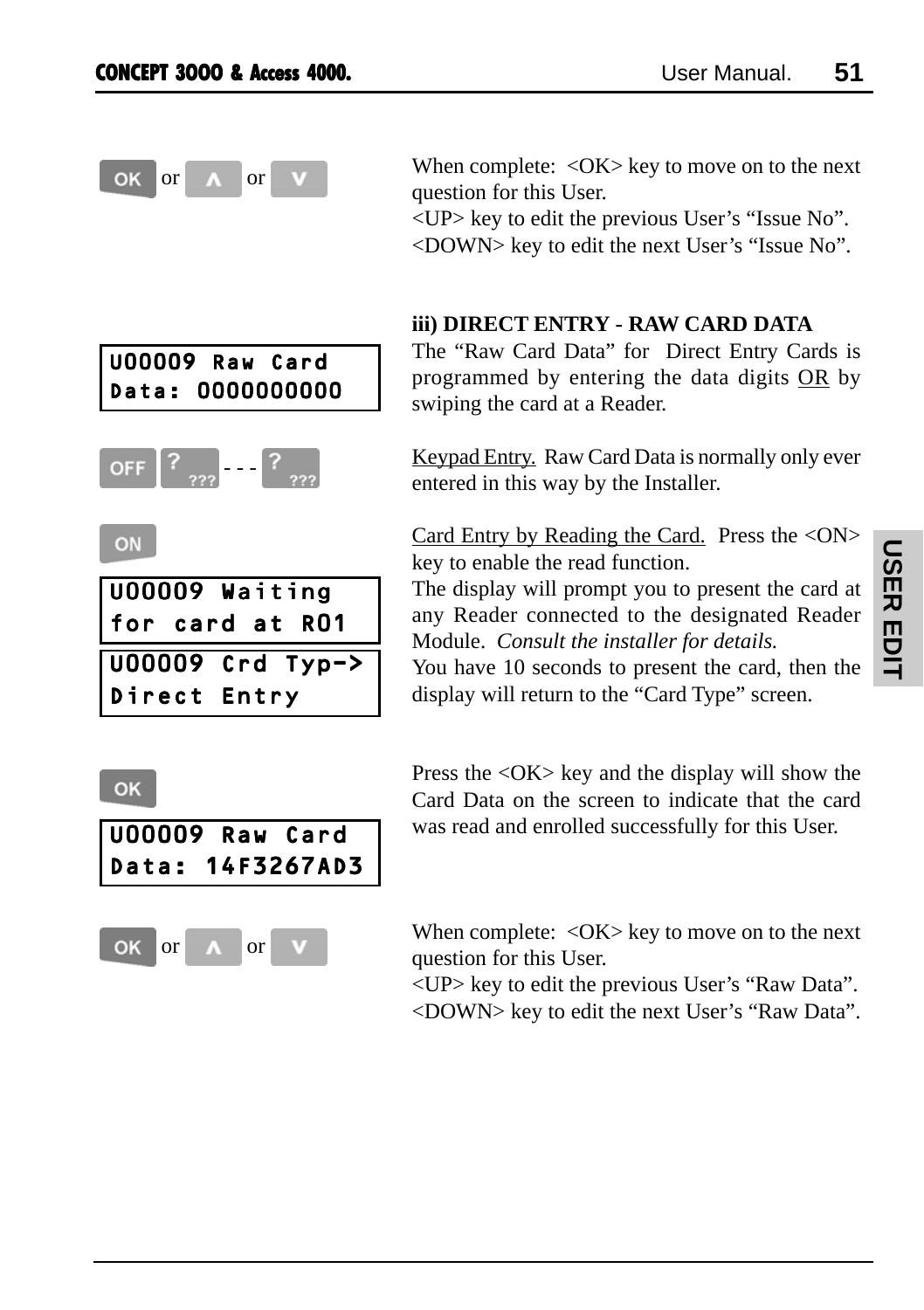OK or ∧ or ∨

When complete: <OK> key to move on to the next question for this User.
<UP> key to edit the previous User's "Issue No".
<DOWN> key to edit the next User's "Issue No".

### iii) DIRECT ENTRY - RAW CARD DATA

```
U00009 Raw Card
Data: 0000000000
```

The "Raw Card Data" for Direct Entry Cards is programmed by entering the data digits OR by swiping the card at a Reader.

OFF ? ??? - - - ? ???

Keypad Entry. Raw Card Data is normally only ever entered in this way by the Installer.

ON

```
U00009 Waiting
for card at R01
```

```
U00009 Crd Typ->
Direct Entry
```

Card Entry by Reading the Card. Press the <ON> key to enable the read function.
The display will prompt you to present the card at any Reader connected to the designated Reader Module. *Consult the installer for details.*
You have 10 seconds to present the card, then the display will return to the "Card Type" screen.

OK

```
U00009 Raw Card
Data: 14F3267AD3
```

Press the <OK> key and the display will show the Card Data on the screen to indicate that the card was read and enrolled successfully for this User.

OK or ∧ or ∨

When complete: <OK> key to move on to the next question for this User.
<UP> key to edit the previous User's "Raw Data".
<DOWN> key to edit the next User's "Raw Data".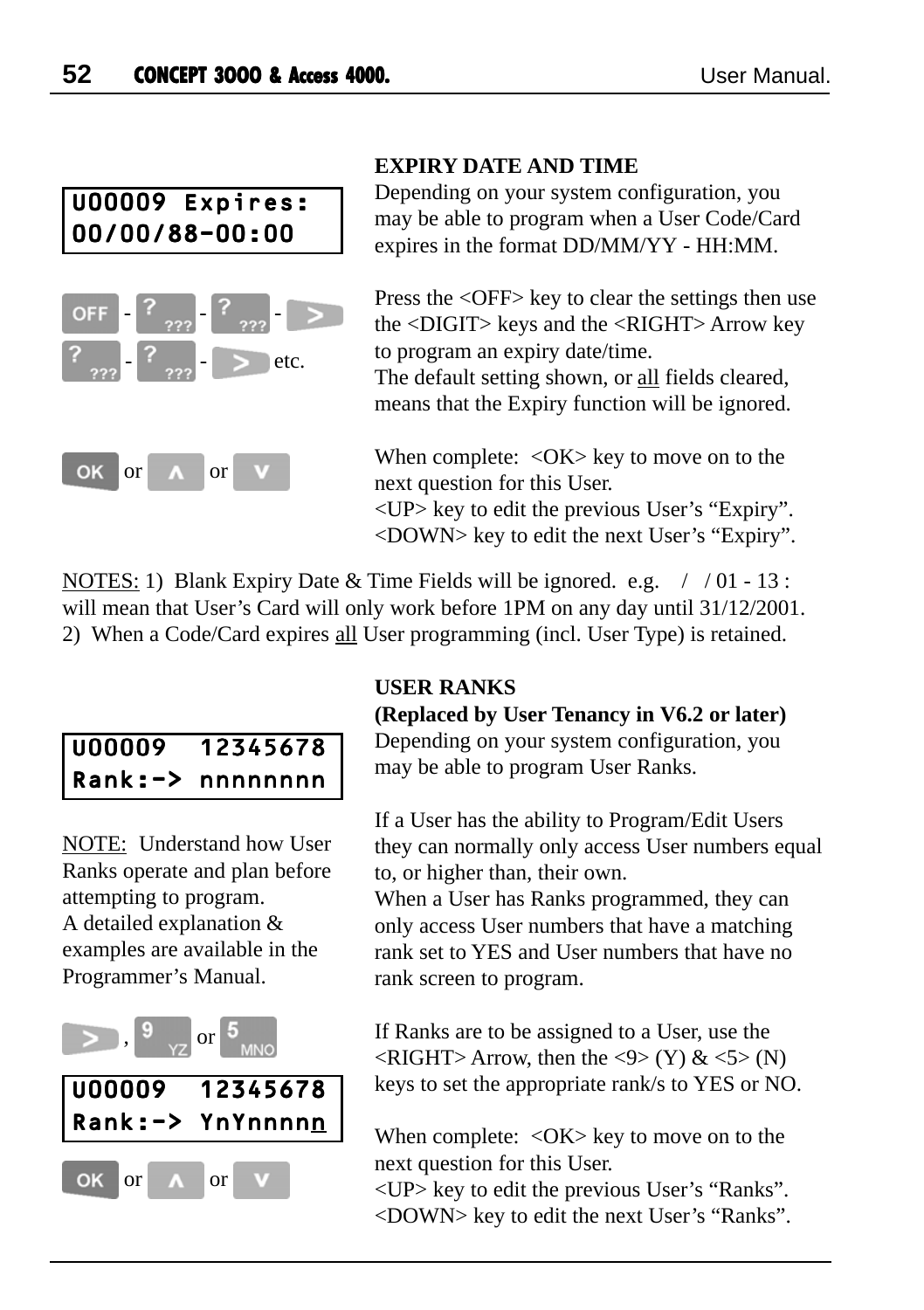## EXPIRY DATE AND TIME

```
U00009 Expires:
00/00/88-00:00
```

Depending on your system configuration, you may be able to program when a User Code/Card expires in the format DD/MM/YY - HH:MM.

OFF - ? - ? - > 
? - ? - > etc.

Press the <OFF> key to clear the settings then use the <DIGIT> keys and the <RIGHT> Arrow key to program an expiry date/time.
The default setting shown, or all fields cleared, means that the Expiry function will be ignored.

OK or ∧ or ∨

When complete: <OK> key to move on to the next question for this User.
<UP> key to edit the previous User's "Expiry".
<DOWN> key to edit the next User's "Expiry".

NOTES: 1) Blank Expiry Date & Time Fields will be ignored. e.g. / / 01 - 13 : will mean that User's Card will only work before 1PM on any day until 31/12/2001.
2) When a Code/Card expires all User programming (incl. User Type) is retained.

## USER RANKS

**(Replaced by User Tenancy in V6.2 or later)**

```
U00009  12345678
Rank:-> nnnnnnnn
```

Depending on your system configuration, you may be able to program User Ranks.

NOTE: Understand how User Ranks operate and plan before attempting to program.
A detailed explanation & examples are available in the Programmer's Manual.

If a User has the ability to Program/Edit Users they can normally only access User numbers equal to, or higher than, their own.
When a User has Ranks programmed, they can only access User numbers that have a matching rank set to YES and User numbers that have no rank screen to program.

> , 9 or 5

```
U00009  12345678
Rank:-> YnYnnnnn
```

If Ranks are to be assigned to a User, use the <RIGHT> Arrow, then the <9> (Y) & <5> (N) keys to set the appropriate rank/s to YES or NO.

OK or ∧ or ∨

When complete: <OK> key to move on to the next question for this User.
<UP> key to edit the previous User's "Ranks".
<DOWN> key to edit the next User's "Ranks".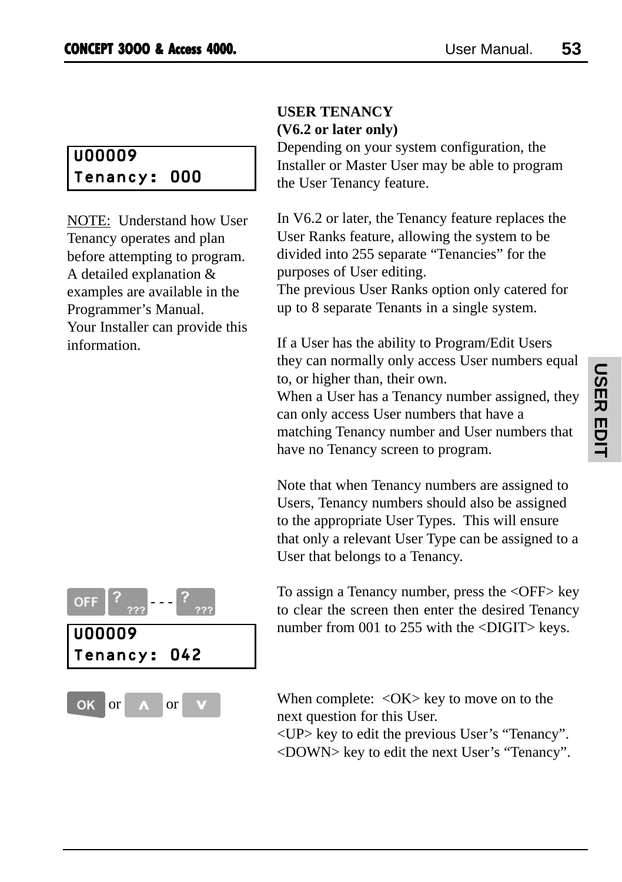## USER TENANCY
**(V6.2 or later only)**

```
U00009
Tenancy: 000
```

Depending on your system configuration, the Installer or Master User may be able to program the User Tenancy feature.

NOTE: Understand how User Tenancy operates and plan before attempting to program. A detailed explanation & examples are available in the Programmer's Manual. Your Installer can provide this information.

In V6.2 or later, the Tenancy feature replaces the User Ranks feature, allowing the system to be divided into 255 separate "Tenancies" for the purposes of User editing.
The previous User Ranks option only catered for up to 8 separate Tenants in a single system.

If a User has the ability to Program/Edit Users they can normally only access User numbers equal to, or higher than, their own.
When a User has a Tenancy number assigned, they can only access User numbers that have a matching Tenancy number and User numbers that have no Tenancy screen to program.

Note that when Tenancy numbers are assigned to Users, Tenancy numbers should also be assigned to the appropriate User Types. This will ensure that only a relevant User Type can be assigned to a User that belongs to a Tenancy.

OFF ? - - - ?

```
U00009
Tenancy: 042
```

To assign a Tenancy number, press the <OFF> key to clear the screen then enter the desired Tenancy number from 001 to 255 with the <DIGIT> keys.

OK or ∧ or ∨

When complete: <OK> key to move on to the next question for this User.
<UP> key to edit the previous User's "Tenancy".
<DOWN> key to edit the next User's "Tenancy".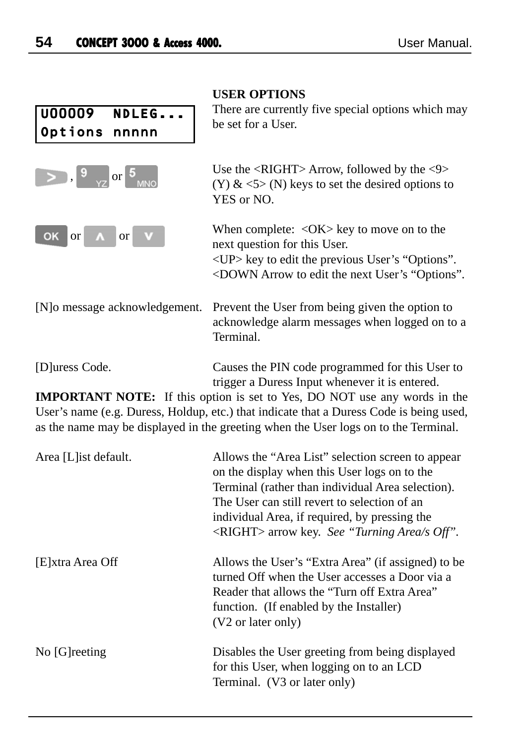## USER OPTIONS

```
U00009  NDLEG...
Options nnnnn
```

There are currently five special options which may be set for a User.

<RIGHT>, 9 or 5 — Use the <RIGHT> Arrow, followed by the <9> (Y) & <5> (N) keys to set the desired options to YES or NO.

OK or ∧ or ∨ — When complete: <OK> key to move on to the next question for this User.
<UP> key to edit the previous User's "Options".
<DOWN Arrow to edit the next User's "Options".

| | |
|---|---|
| [N]o message acknowledgement. | Prevent the User from being given the option to acknowledge alarm messages when logged on to a Terminal. |
| [D]uress Code. | Causes the PIN code programmed for this User to trigger a Duress Input whenever it is entered. |

**IMPORTANT NOTE:** If this option is set to Yes, DO NOT use any words in the User's name (e.g. Duress, Holdup, etc.) that indicate that a Duress Code is being used, as the name may be displayed in the greeting when the User logs on to the Terminal.

| | |
|---|---|
| Area [L]ist default. | Allows the "Area List" selection screen to appear on the display when this User logs on to the Terminal (rather than individual Area selection). The User can still revert to selection of an individual Area, if required, by pressing the <RIGHT> arrow key. *See "Turning Area/s Off"*. |
| [E]xtra Area Off | Allows the User's "Extra Area" (if assigned) to be turned Off when the User accesses a Door via a Reader that allows the "Turn off Extra Area" function. (If enabled by the Installer) (V2 or later only) |
| No [G]reeting | Disables the User greeting from being displayed for this User, when logging on to an LCD Terminal. (V3 or later only) |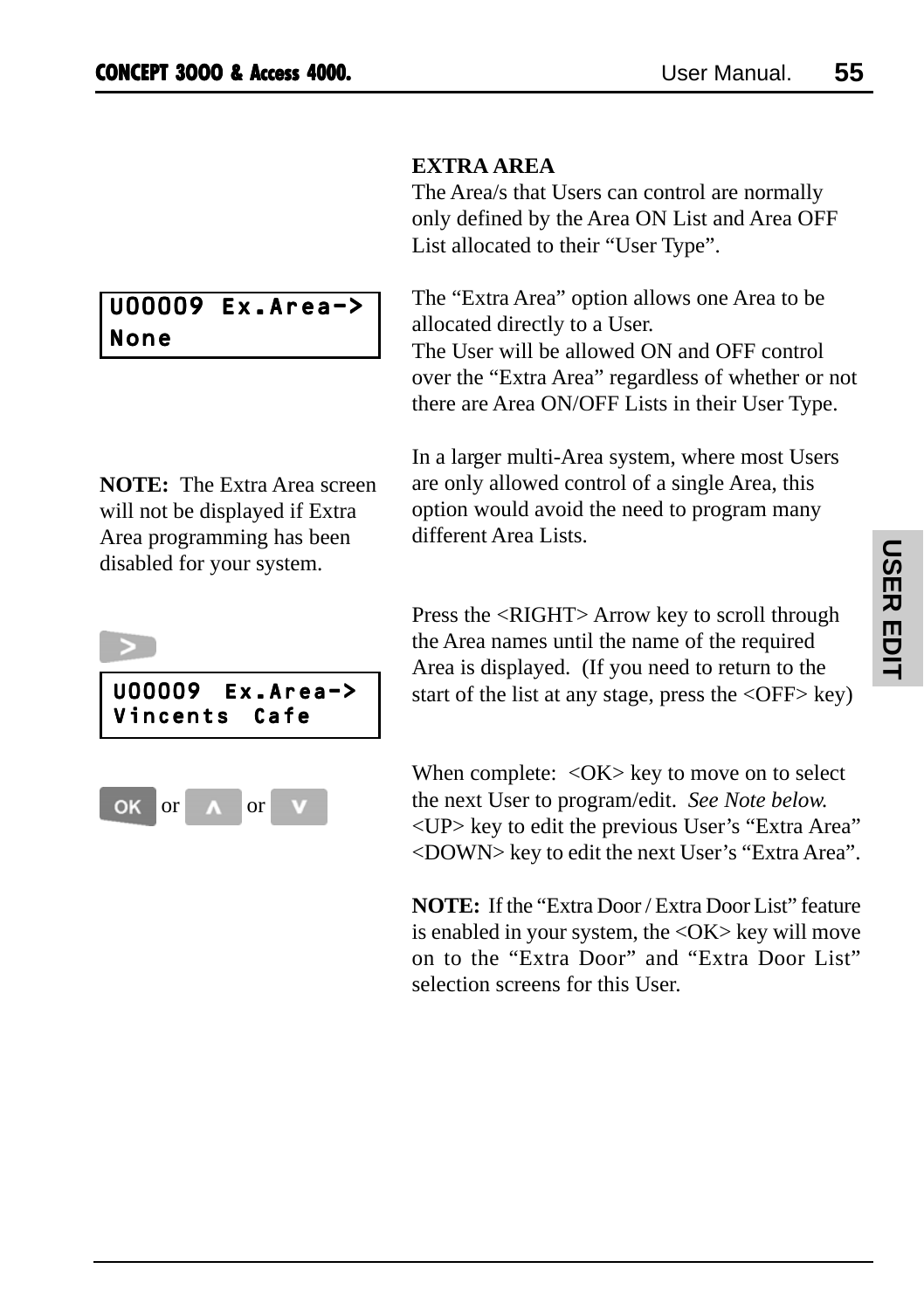## EXTRA AREA

The Area/s that Users can control are normally only defined by the Area ON List and Area OFF List allocated to their “User Type”.

```
U00009 Ex.Area->
None
```

The “Extra Area” option allows one Area to be allocated directly to a User.
The User will be allowed ON and OFF control over the “Extra Area” regardless of whether or not there are Area ON/OFF Lists in their User Type.

In a larger multi-Area system, where most Users are only allowed control of a single Area, this option would avoid the need to program many different Area Lists.

**NOTE:** The Extra Area screen will not be displayed if Extra Area programming has been disabled for your system.

[>]

```
U00009 Ex.Area->
Vincents Cafe
```

Press the <RIGHT> Arrow key to scroll through the Area names until the name of the required Area is displayed. (If you need to return to the start of the list at any stage, press the <OFF> key)

[OK] or [∧] or [∨]

When complete: <OK> key to move on to select the next User to program/edit. *See Note below.*
<UP> key to edit the previous User’s “Extra Area”
<DOWN> key to edit the next User’s “Extra Area”.

**NOTE:** If the “Extra Door / Extra Door List” feature is enabled in your system, the <OK> key will move on to the “Extra Door” and “Extra Door List” selection screens for this User.

USER EDIT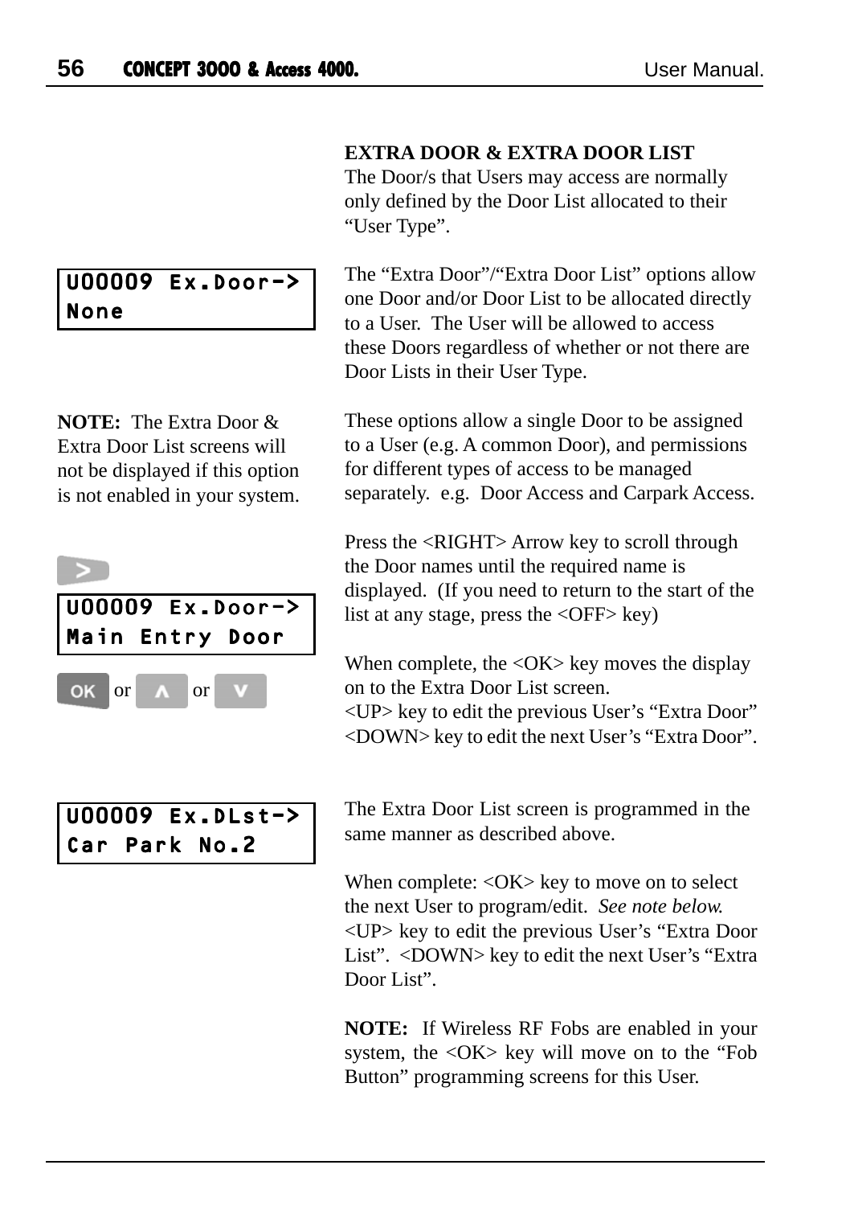## EXTRA DOOR & EXTRA DOOR LIST

The Door/s that Users may access are normally only defined by the Door List allocated to their "User Type".

```
U00009 Ex.Door->
None
```

The "Extra Door"/"Extra Door List" options allow one Door and/or Door List to be allocated directly to a User. The User will be allowed to access these Doors regardless of whether or not there are Door Lists in their User Type.

**NOTE:** The Extra Door & Extra Door List screens will not be displayed if this option is not enabled in your system.

These options allow a single Door to be assigned to a User (e.g. A common Door), and permissions for different types of access to be managed separately. e.g. Door Access and Carpark Access.

>

```
U00009 Ex.Door->
Main Entry Door
```

Press the <RIGHT> Arrow key to scroll through the Door names until the required name is displayed. (If you need to return to the start of the list at any stage, press the <OFF> key)

OK or ∧ or ∨

When complete, the <OK> key moves the display on to the Extra Door List screen.
<UP> key to edit the previous User's "Extra Door"
<DOWN> key to edit the next User's "Extra Door".

```
U00009 Ex.DLst->
Car Park No.2
```

The Extra Door List screen is programmed in the same manner as described above.

When complete: <OK> key to move on to select the next User to program/edit. *See note below.*
<UP> key to edit the previous User's "Extra Door List". <DOWN> key to edit the next User's "Extra Door List".

**NOTE:** If Wireless RF Fobs are enabled in your system, the <OK> key will move on to the "Fob Button" programming screens for this User.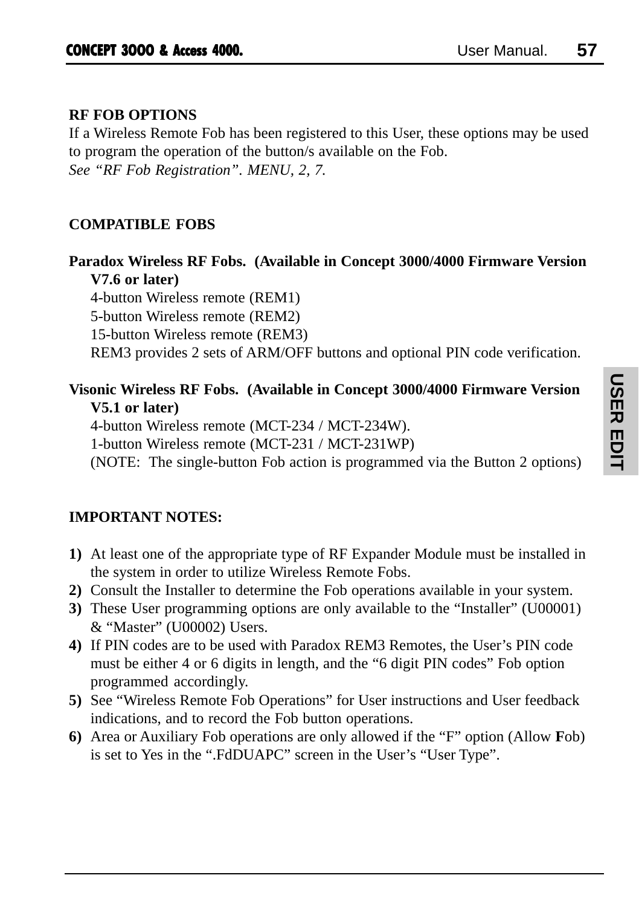## RF FOB OPTIONS

If a Wireless Remote Fob has been registered to this User, these options may be used to program the operation of the button/s available on the Fob.
*See "RF Fob Registration". MENU, 2, 7.*

## COMPATIBLE FOBS

**Paradox Wireless RF Fobs. (Available in Concept 3000/4000 Firmware Version V7.6 or later)**
4-button Wireless remote (REM1)
5-button Wireless remote (REM2)
15-button Wireless remote (REM3)
REM3 provides 2 sets of ARM/OFF buttons and optional PIN code verification.

**Visonic Wireless RF Fobs. (Available in Concept 3000/4000 Firmware Version V5.1 or later)**
4-button Wireless remote (MCT-234 / MCT-234W).
1-button Wireless remote (MCT-231 / MCT-231WP)
(NOTE: The single-button Fob action is programmed via the Button 2 options)

## IMPORTANT NOTES:

**1)** At least one of the appropriate type of RF Expander Module must be installed in the system in order to utilize Wireless Remote Fobs.
**2)** Consult the Installer to determine the Fob operations available in your system.
**3)** These User programming options are only available to the "Installer" (U00001) & "Master" (U00002) Users.
**4)** If PIN codes are to be used with Paradox REM3 Remotes, the User's PIN code must be either 4 or 6 digits in length, and the "6 digit PIN codes" Fob option programmed accordingly.
**5)** See "Wireless Remote Fob Operations" for User instructions and User feedback indications, and to record the Fob button operations.
**6)** Area or Auxiliary Fob operations are only allowed if the "F" option (Allow **F**ob) is set to Yes in the ".FdDUAPC" screen in the User's "User Type".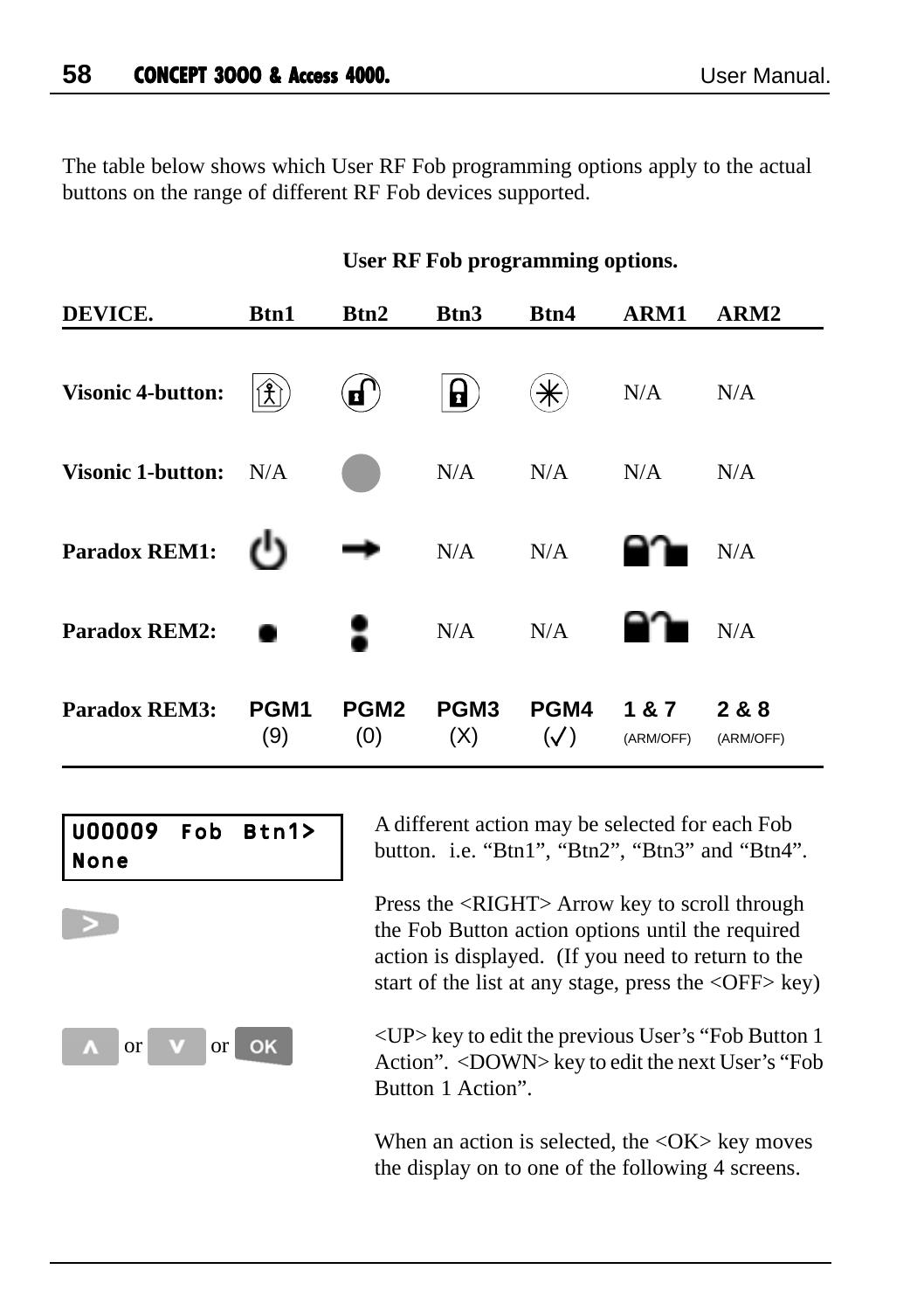The table below shows which User RF Fob programming options apply to the actual buttons on the range of different RF Fob devices supported.

**User RF Fob programming options.**

| DEVICE. | Btn1 | Btn2 | Btn3 | Btn4 | ARM1 | ARM2 |
|---|---|---|---|---|---|---|
| **Visonic 4-button:** | (home/person icon) | (unlock icon) | (lock icon) | (✳ icon) | N/A | N/A |
| **Visonic 1-button:** | N/A | (● button) | N/A | N/A | N/A | N/A |
| **Paradox REM1:** | (power icon) | (→ icon) | N/A | N/A | (lock/unlock icon) | N/A |
| **Paradox REM2:** | (● icon) | (●● icon) | N/A | N/A | (lock/unlock icon) | N/A |
| **Paradox REM3:** | PGM1 (9) | PGM2 (0) | PGM3 (X) | PGM4 (✓) | 1 & 7 (ARM/OFF) | 2 & 8 (ARM/OFF) |

```
U00009  Fob  Btn1>
None
```

A different action may be selected for each Fob button. i.e. “Btn1”, “Btn2”, “Btn3” and “Btn4”.

**[>]** Press the <RIGHT> Arrow key to scroll through the Fob Button action options until the required action is displayed. (If you need to return to the start of the list at any stage, press the <OFF> key)

**[∧] or [∨] or [OK]** <UP> key to edit the previous User’s “Fob Button 1 Action”. <DOWN> key to edit the next User’s “Fob Button 1 Action”.

When an action is selected, the <OK> key moves the display on to one of the following 4 screens.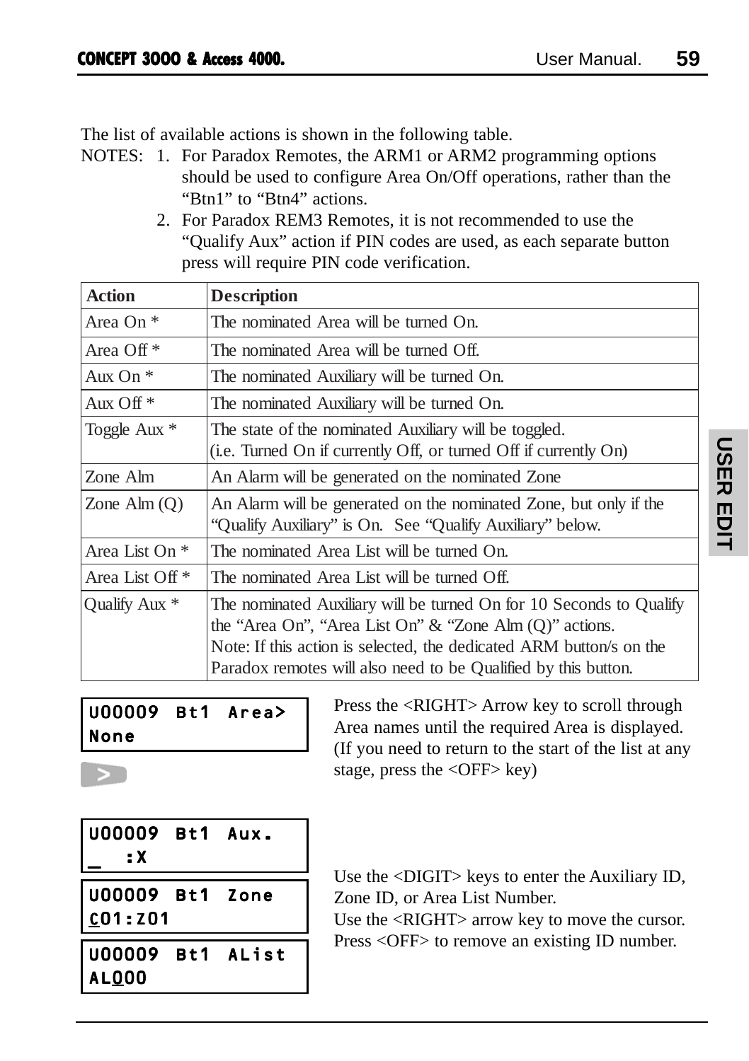The list of available actions is shown in the following table.

NOTES: 1. For Paradox Remotes, the ARM1 or ARM2 programming options should be used to configure Area On/Off operations, rather than the "Btn1" to "Btn4" actions.

2. For Paradox REM3 Remotes, it is not recommended to use the "Qualify Aux" action if PIN codes are used, as each separate button press will require PIN code verification.

| Action | Description |
|---|---|
| Area On * | The nominated Area will be turned On. |
| Area Off * | The nominated Area will be turned Off. |
| Aux On * | The nominated Auxiliary will be turned On. |
| Aux Off * | The nominated Auxiliary will be turned On. |
| Toggle Aux * | The state of the nominated Auxiliary will be toggled. (i.e. Turned On if currently Off, or turned Off if currently On) |
| Zone Alm | An Alarm will be generated on the nominated Zone |
| Zone Alm (Q) | An Alarm will be generated on the nominated Zone, but only if the "Qualify Auxiliary" is On. See "Qualify Auxiliary" below. |
| Area List On * | The nominated Area List will be turned On. |
| Area List Off * | The nominated Area List will be turned Off. |
| Qualify Aux * | The nominated Auxiliary will be turned On for 10 Seconds to Qualify the "Area On", "Area List On" & "Zone Alm (Q)" actions. Note: If this action is selected, the dedicated ARM button/s on the Paradox remotes will also need to be Qualified by this button. |

```
U00009 Bt1 Area>
None
```

>

Press the <RIGHT> Arrow key to scroll through Area names until the required Area is displayed. (If you need to return to the start of the list at any stage, press the <OFF> key)

```
U00009 Bt1 Aux.
_  :X
```

```
U00009 Bt1 Zone
C01:Z01
```

```
U00009 Bt1 AList
AL000
```

Use the <DIGIT> keys to enter the Auxiliary ID, Zone ID, or Area List Number.
Use the <RIGHT> arrow key to move the cursor.
Press <OFF> to remove an existing ID number.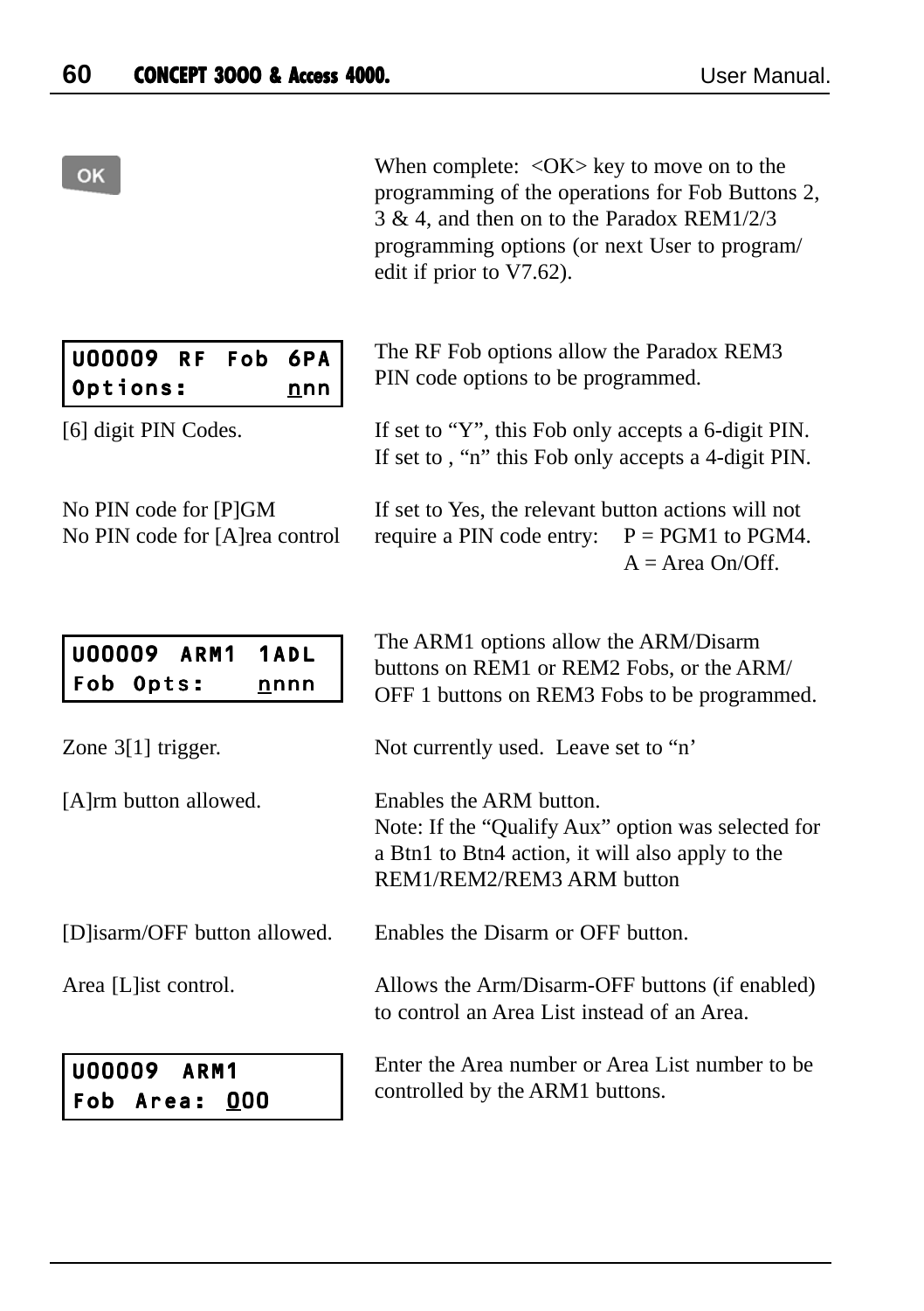**OK**

When complete: <OK> key to move on to the programming of the operations for Fob Buttons 2, 3 & 4, and then on to the Paradox REM1/2/3 programming options (or next User to program/edit if prior to V7.62).

```
U00009 RF Fob 6PA
Options:      nnn
```

The RF Fob options allow the Paradox REM3 PIN code options to be programmed.

[6] digit PIN Codes.

If set to “Y”, this Fob only accepts a 6-digit PIN. If set to , “n” this Fob only accepts a 4-digit PIN.

No PIN code for [P]GM
No PIN code for [A]rea control

If set to Yes, the relevant button actions will not require a PIN code entry: P = PGM1 to PGM4. A = Area On/Off.

```
U00009 ARM1 1ADL
Fob Opts:    nnnn
```

The ARM1 options allow the ARM/Disarm buttons on REM1 or REM2 Fobs, or the ARM/OFF 1 buttons on REM3 Fobs to be programmed.

Zone 3[1] trigger.

Not currently used. Leave set to “n’

[A]rm button allowed.

Enables the ARM button.
Note: If the “Qualify Aux” option was selected for a Btn1 to Btn4 action, it will also apply to the REM1/REM2/REM3 ARM button

[D]isarm/OFF button allowed.

Enables the Disarm or OFF button.

Area [L]ist control.

Allows the Arm/Disarm-OFF buttons (if enabled) to control an Area List instead of an Area.

```
U00009 ARM1
Fob Area: 000
```

Enter the Area number or Area List number to be controlled by the ARM1 buttons.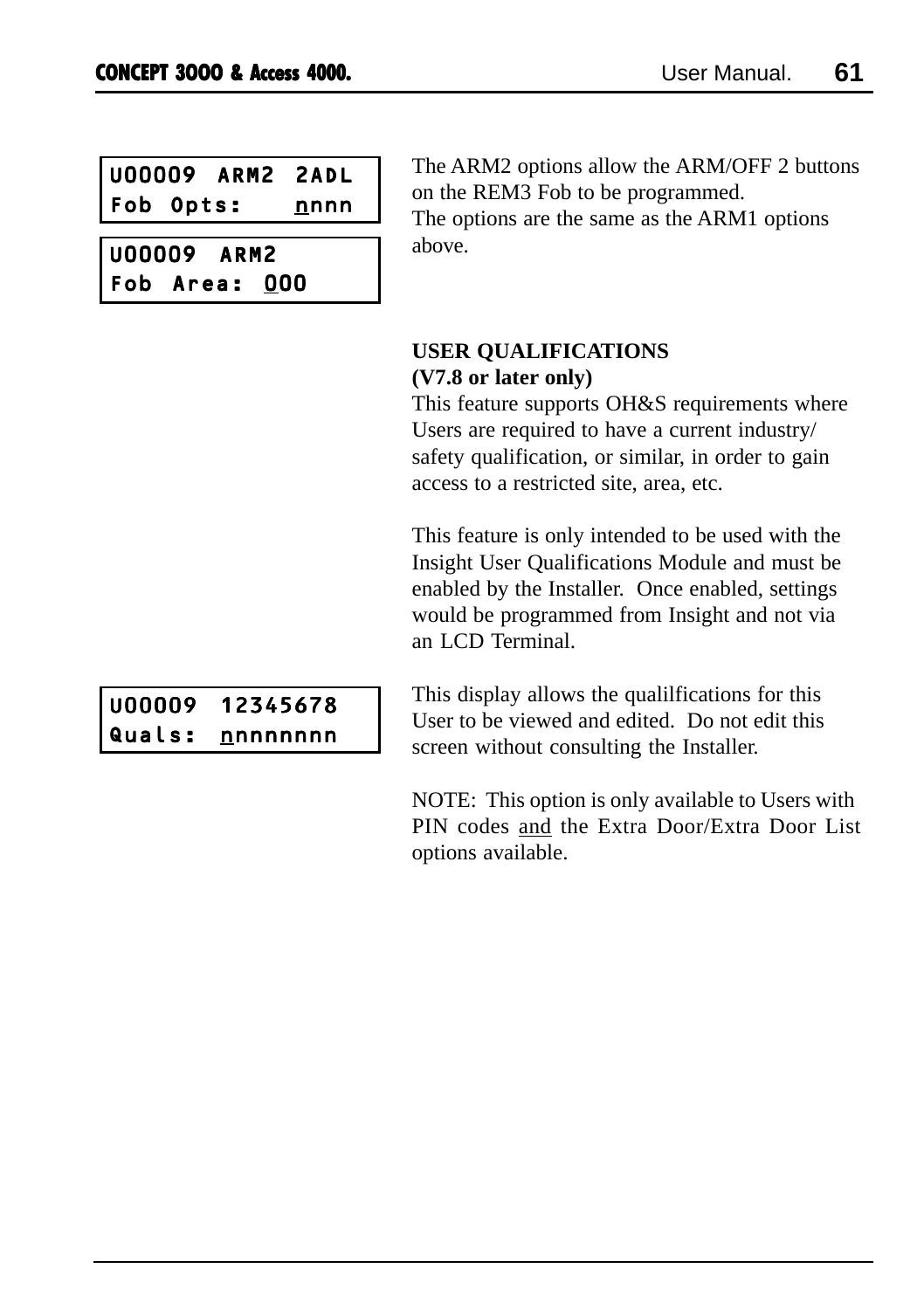```
U00009  ARM2  2ADL
Fob  Opts:    nnnn
```

```
U00009  ARM2
Fob  Area:  000
```

The ARM2 options allow the ARM/OFF 2 buttons on the REM3 Fob to be programmed.
The options are the same as the ARM1 options above.

**USER QUALIFICATIONS**
**(V7.8 or later only)**
This feature supports OH&S requirements where Users are required to have a current industry/ safety qualification, or similar, in order to gain access to a restricted site, area, etc.

This feature is only intended to be used with the Insight User Qualifications Module and must be enabled by the Installer. Once enabled, settings would be programmed from Insight and not via an LCD Terminal.

```
U00009  12345678
Quals:  nnnnnnnn
```

This display allows the qualilfications for this User to be viewed and edited. Do not edit this screen without consulting the Installer.

NOTE: This option is only available to Users with PIN codes <u>and</u> the Extra Door/Extra Door List options available.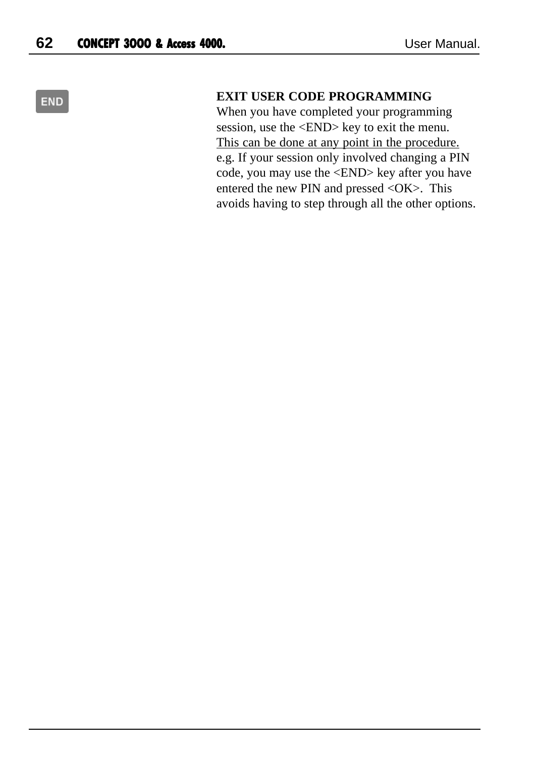END

## EXIT USER CODE PROGRAMMING

When you have completed your programming session, use the <END> key to exit the menu. <u>This can be done at any point in the procedure.</u> e.g. If your session only involved changing a PIN code, you may use the <END> key after you have entered the new PIN and pressed <OK>. This avoids having to step through all the other options.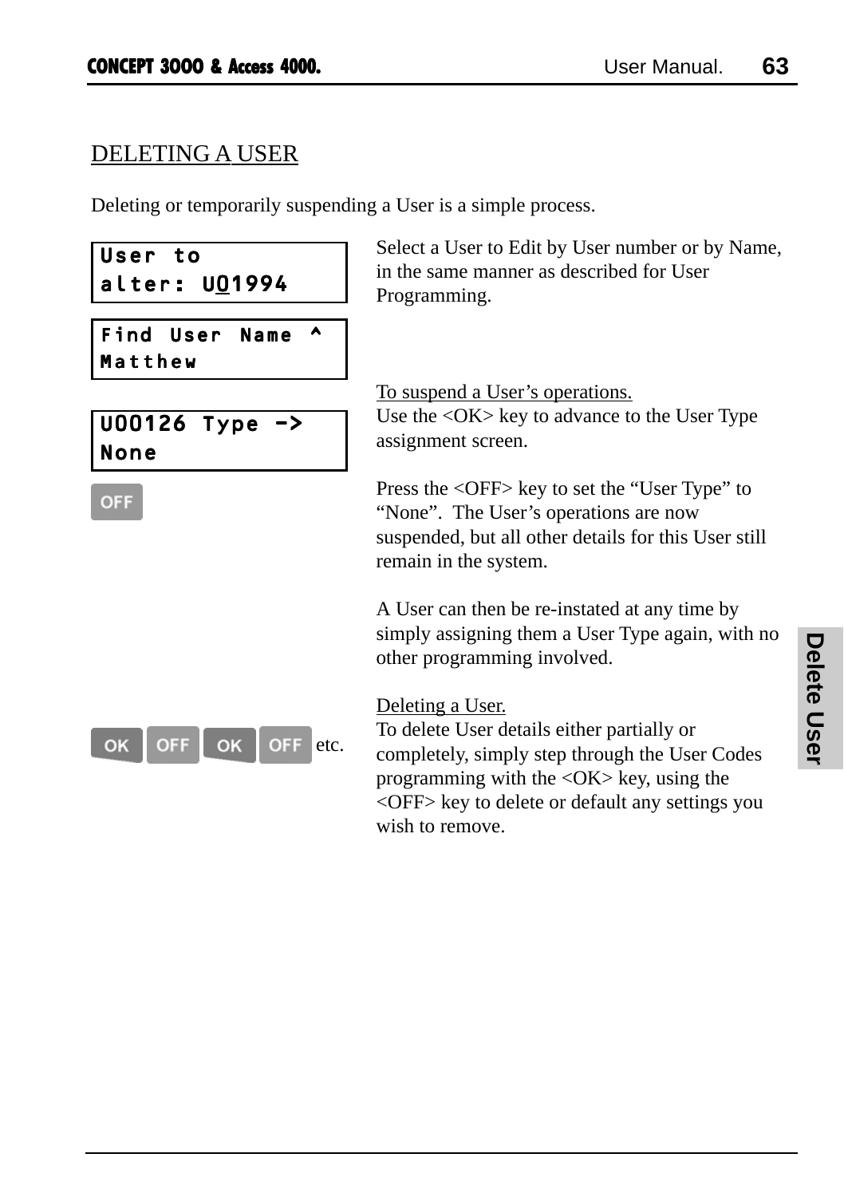## DELETING A USER

Deleting or temporarily suspending a User is a simple process.

```
User to
alter: U01994
```

```
Find User Name ^
Matthew
```

Select a User to Edit by User number or by Name, in the same manner as described for User Programming.

```
U00126 Type ->
None
```

OFF

To suspend a User's operations.
Use the <OK> key to advance to the User Type assignment screen.

Press the <OFF> key to set the "User Type" to "None". The User's operations are now suspended, but all other details for this User still remain in the system.

A User can then be re-instated at any time by simply assigning them a User Type again, with no other programming involved.

OK OFF OK OFF etc.

Deleting a User.
To delete User details either partially or completely, simply step through the User Codes programming with the <OK> key, using the <OFF> key to delete or default any settings you wish to remove.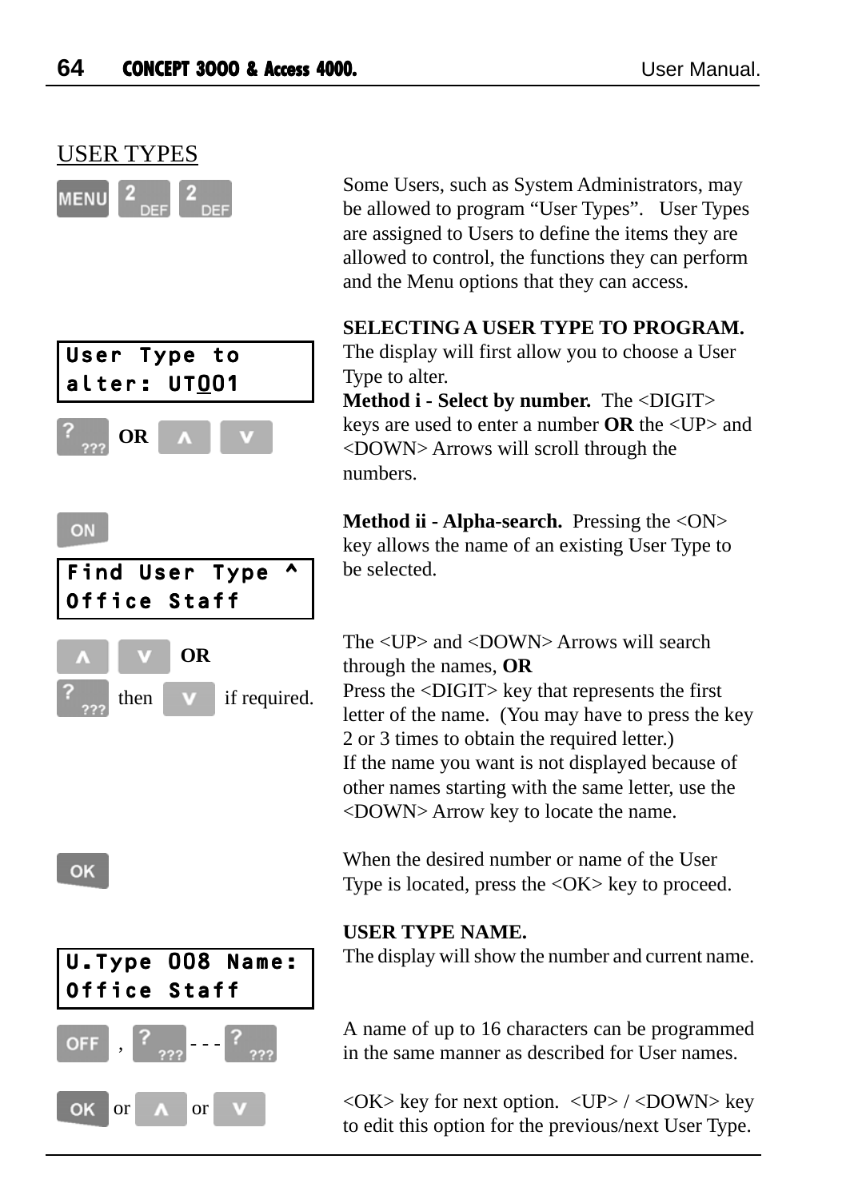## USER TYPES

MENU 2 DEF 2 DEF

Some Users, such as System Administrators, may be allowed to program "User Types". User Types are assigned to Users to define the items they are allowed to control, the functions they can perform and the Menu options that they can access.

**SELECTING A USER TYPE TO PROGRAM.**
The display will first allow you to choose a User Type to alter.

```
User Type to
alter: UT001
```

? ??? **OR** ∧ ∨

**Method i - Select by number.** The <DIGIT> keys are used to enter a number **OR** the <UP> and <DOWN> Arrows will scroll through the numbers.

ON

**Method ii - Alpha-search.** Pressing the <ON> key allows the name of an existing User Type to be selected.

```
Find User Type ^
Office Staff
```

∧ ∨ **OR**
? ??? then ∨ if required.

The <UP> and <DOWN> Arrows will search through the names, **OR**
Press the <DIGIT> key that represents the first letter of the name. (You may have to press the key 2 or 3 times to obtain the required letter.)
If the name you want is not displayed because of other names starting with the same letter, use the <DOWN> Arrow key to locate the name.

OK

When the desired number or name of the User Type is located, press the <OK> key to proceed.

**USER TYPE NAME.**
The display will show the number and current name.

```
U.Type 008 Name:
Office Staff
```

OFF , ? ??? - - - ? ???

A name of up to 16 characters can be programmed in the same manner as described for User names.

OK or ∧ or ∨

<OK> key for next option. <UP> / <DOWN> key to edit this option for the previous/next User Type.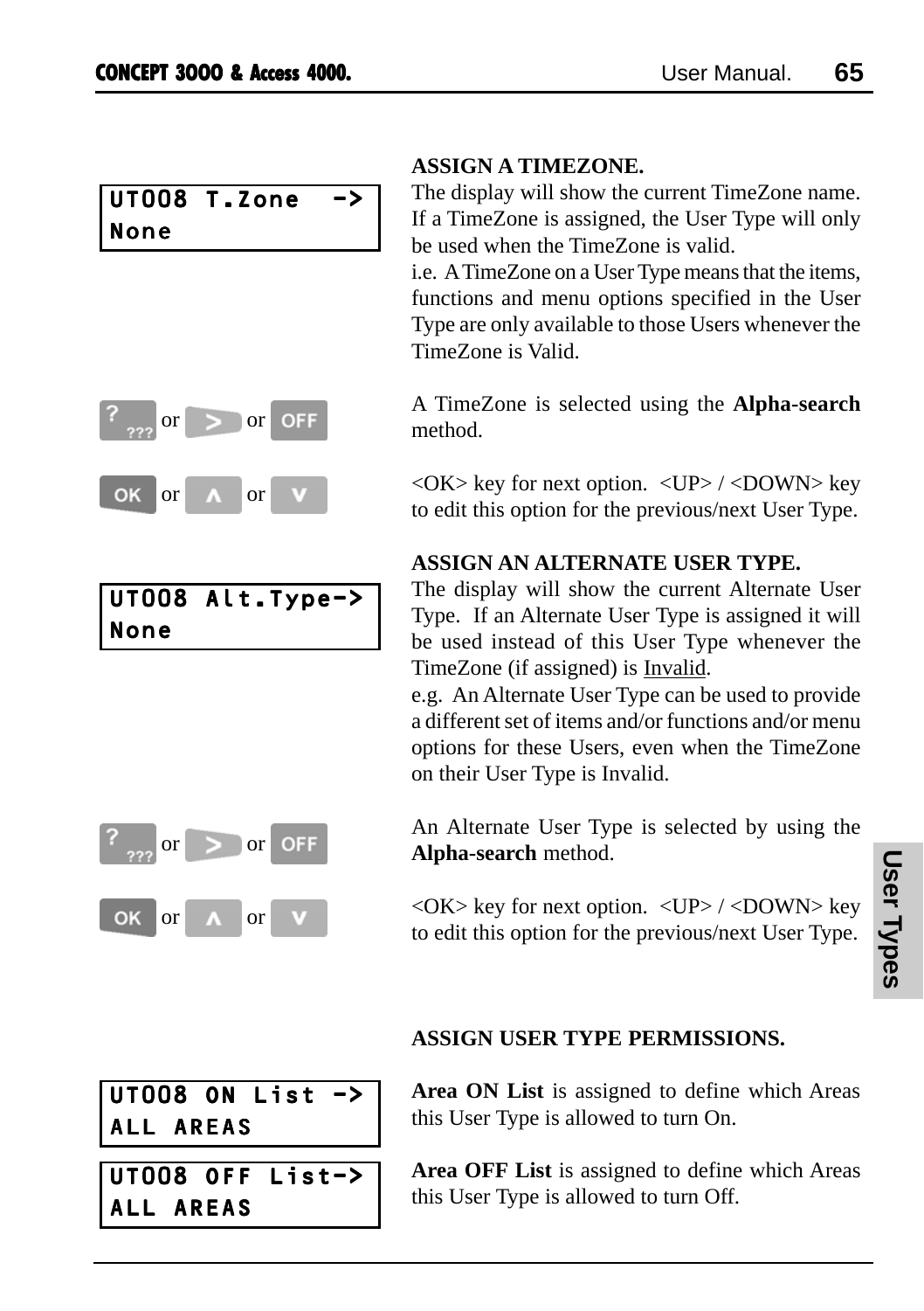### ASSIGN A TIMEZONE.

```
UT008 T.Zone  ->
None
```

The display will show the current TimeZone name. If a TimeZone is assigned, the User Type will only be used when the TimeZone is valid.
i.e. A TimeZone on a User Type means that the items, functions and menu options specified in the User Type are only available to those Users whenever the TimeZone is Valid.

?/??? or > or OFF

A TimeZone is selected using the **Alpha-search** method.

OK or ∧ or ∨

<OK> key for next option. <UP> / <DOWN> key to edit this option for the previous/next User Type.

### ASSIGN AN ALTERNATE USER TYPE.

```
UT008 Alt.Type->
None
```

The display will show the current Alternate User Type. If an Alternate User Type is assigned it will be used instead of this User Type whenever the TimeZone (if assigned) is Invalid.
e.g. An Alternate User Type can be used to provide a different set of items and/or functions and/or menu options for these Users, even when the TimeZone on their User Type is Invalid.

?/??? or > or OFF

An Alternate User Type is selected by using the **Alpha-search** method.

OK or ∧ or ∨

<OK> key for next option. <UP> / <DOWN> key to edit this option for the previous/next User Type.

### ASSIGN USER TYPE PERMISSIONS.

```
UT008 ON List ->
ALL AREAS
```

**Area ON List** is assigned to define which Areas this User Type is allowed to turn On.

```
UT008 OFF List->
ALL AREAS
```

**Area OFF List** is assigned to define which Areas this User Type is allowed to turn Off.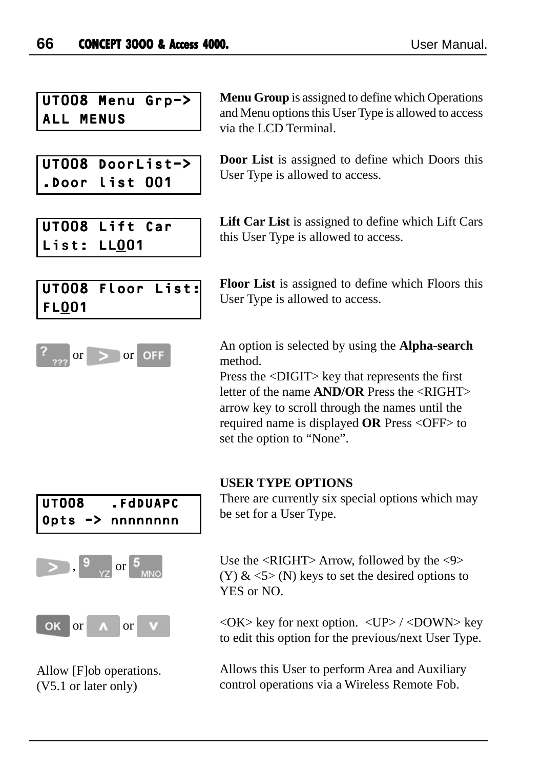```
UT008 Menu Grp->
ALL MENUS
```

**Menu Group** is assigned to define which Operations and Menu options this User Type is allowed to access via the LCD Terminal.

```
UT008 DoorList->
.Door list 001
```

**Door List** is assigned to define which Doors this User Type is allowed to access.

```
UT008 Lift Car
List: LL001
```

**Lift Car List** is assigned to define which Lift Cars this User Type is allowed to access.

```
UT008 Floor List:
FL001
```

**Floor List** is assigned to define which Floors this User Type is allowed to access.

? or > or OFF

An option is selected by using the **Alpha-search** method.
Press the <DIGIT> key that represents the first letter of the name **AND/OR** Press the <RIGHT> arrow key to scroll through the names until the required name is displayed **OR** Press <OFF> to set the option to "None".

**USER TYPE OPTIONS**

There are currently six special options which may be set for a User Type.

```
UT008   .FdDUAPC
Opts -> nnnnnnnn
```

>, 9 or 5

Use the <RIGHT> Arrow, followed by the <9> (Y) & <5> (N) keys to set the desired options to YES or NO.

OK or ∧ or ∨

<OK> key for next option. <UP> / <DOWN> key to edit this option for the previous/next User Type.

Allow [F]ob operations. (V5.1 or later only)

Allows this User to perform Area and Auxiliary control operations via a Wireless Remote Fob.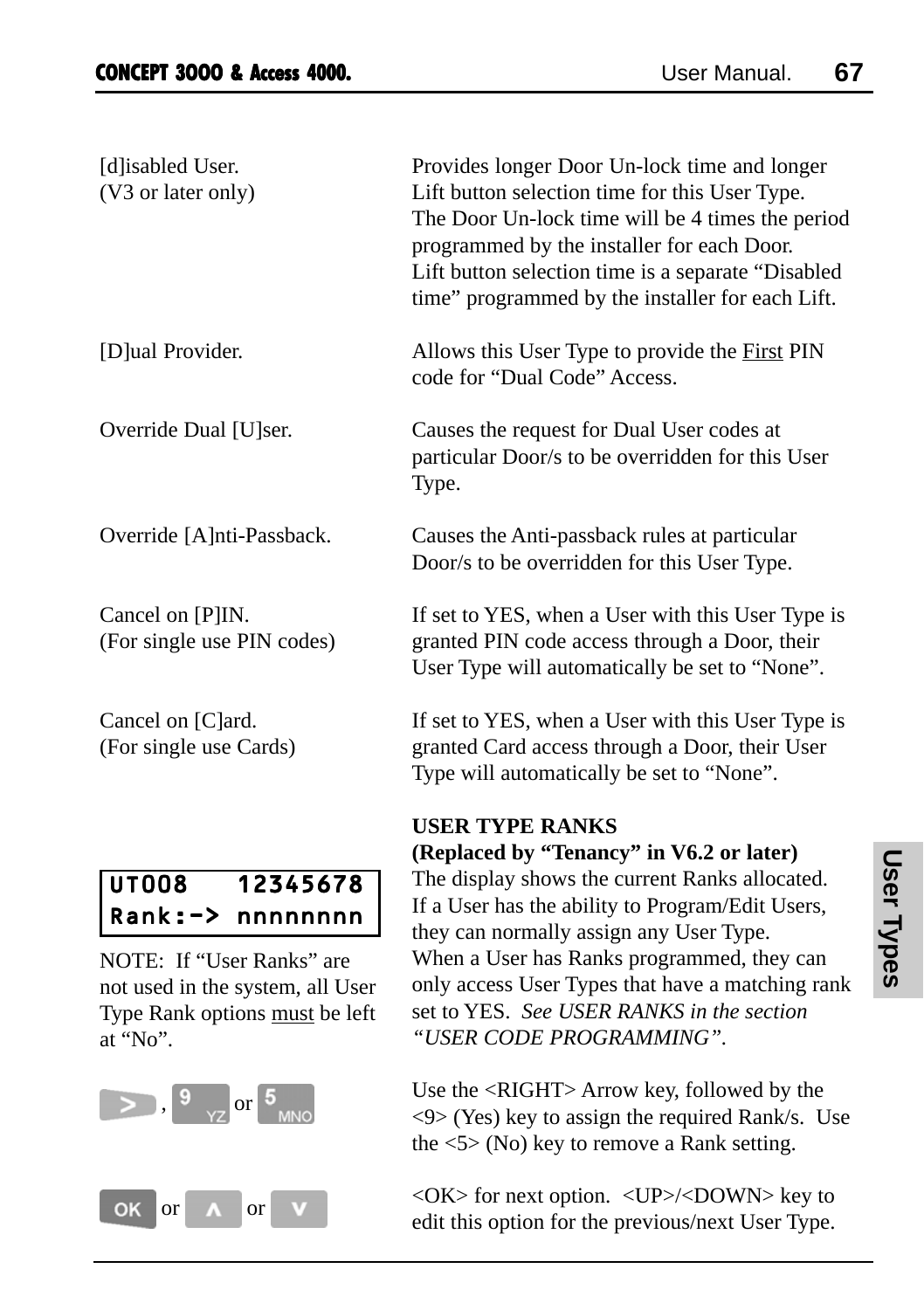| | |
|---|---|
| [d]isabled User. (V3 or later only) | Provides longer Door Un-lock time and longer Lift button selection time for this User Type. The Door Un-lock time will be 4 times the period programmed by the installer for each Door. Lift button selection time is a separate “Disabled time” programmed by the installer for each Lift. |
| [D]ual Provider. | Allows this User Type to provide the First PIN code for “Dual Code” Access. |
| Override Dual [U]ser. | Causes the request for Dual User codes at particular Door/s to be overridden for this User Type. |
| Override [A]nti-Passback. | Causes the Anti-passback rules at particular Door/s to be overridden for this User Type. |
| Cancel on [P]IN. (For single use PIN codes) | If set to YES, when a User with this User Type is granted PIN code access through a Door, their User Type will automatically be set to “None”. |
| Cancel on [C]ard. (For single use Cards) | If set to YES, when a User with this User Type is granted Card access through a Door, their User Type will automatically be set to “None”. |

**USER TYPE RANKS**
**(Replaced by “Tenancy” in V6.2 or later)**

```
UT008   12345678
Rank:-> nnnnnnnn
```

The display shows the current Ranks allocated. If a User has the ability to Program/Edit Users, they can normally assign any User Type. When a User has Ranks programmed, they can only access User Types that have a matching rank set to YES. *See USER RANKS in the section “USER CODE PROGRAMMING”.*

NOTE: If “User Ranks” are not used in the system, all User Type Rank options must be left at “No”.

| | |
|---|---|
| >, 9 or 5 | Use the <RIGHT> Arrow key, followed by the <9> (Yes) key to assign the required Rank/s. Use the <5> (No) key to remove a Rank setting. |
| OK or ∧ or ∨ | <OK> for next option. <UP>/<DOWN> key to edit this option for the previous/next User Type. |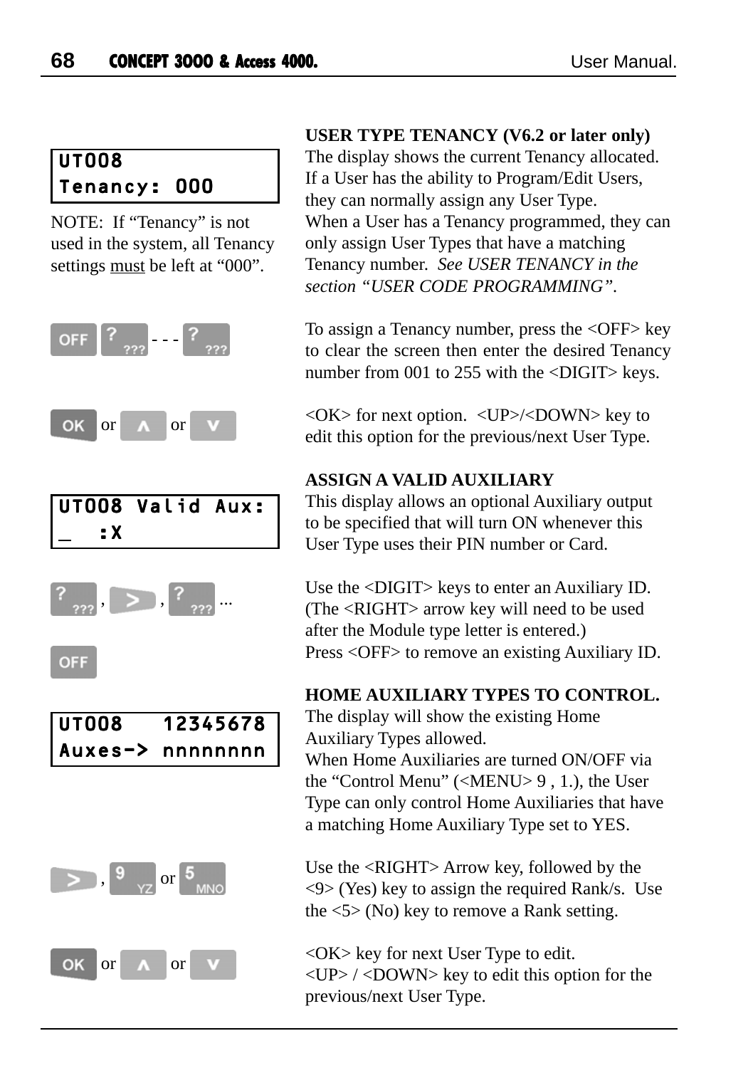```
UT008
Tenancy: 000
```

NOTE: If "Tenancy" is not used in the system, all Tenancy settings must be left at "000".

**USER TYPE TENANCY (V6.2 or later only)**
The display shows the current Tenancy allocated. If a User has the ability to Program/Edit Users, they can normally assign any User Type.
When a User has a Tenancy programmed, they can only assign User Types that have a matching Tenancy number. *See USER TENANCY in the section "USER CODE PROGRAMMING".*

OFF ? - - - ?

To assign a Tenancy number, press the <OFF> key to clear the screen then enter the desired Tenancy number from 001 to 255 with the <DIGIT> keys.

OK or ∧ or ∨

<OK> for next option. <UP>/<DOWN> key to edit this option for the previous/next User Type.

**ASSIGN A VALID AUXILIARY**
This display allows an optional Auxiliary output to be specified that will turn ON whenever this User Type uses their PIN number or Card.

```
UT008 Valid Aux:
_   :X
```

? , > , ? ...

Use the <DIGIT> keys to enter an Auxiliary ID. (The <RIGHT> arrow key will need to be used after the Module type letter is entered.)

OFF

Press <OFF> to remove an existing Auxiliary ID.

**HOME AUXILIARY TYPES TO CONTROL.**
The display will show the existing Home Auxiliary Types allowed.
When Home Auxiliaries are turned ON/OFF via the "Control Menu" (<MENU> 9 , 1.), the User Type can only control Home Auxiliaries that have a matching Home Auxiliary Type set to YES.

```
UT008   12345678
Auxes-> nnnnnnnn
```

> , 9 or 5

Use the <RIGHT> Arrow key, followed by the <9> (Yes) key to assign the required Rank/s. Use the <5> (No) key to remove a Rank setting.

OK or ∧ or ∨

<OK> key for next User Type to edit.
<UP> / <DOWN> key to edit this option for the previous/next User Type.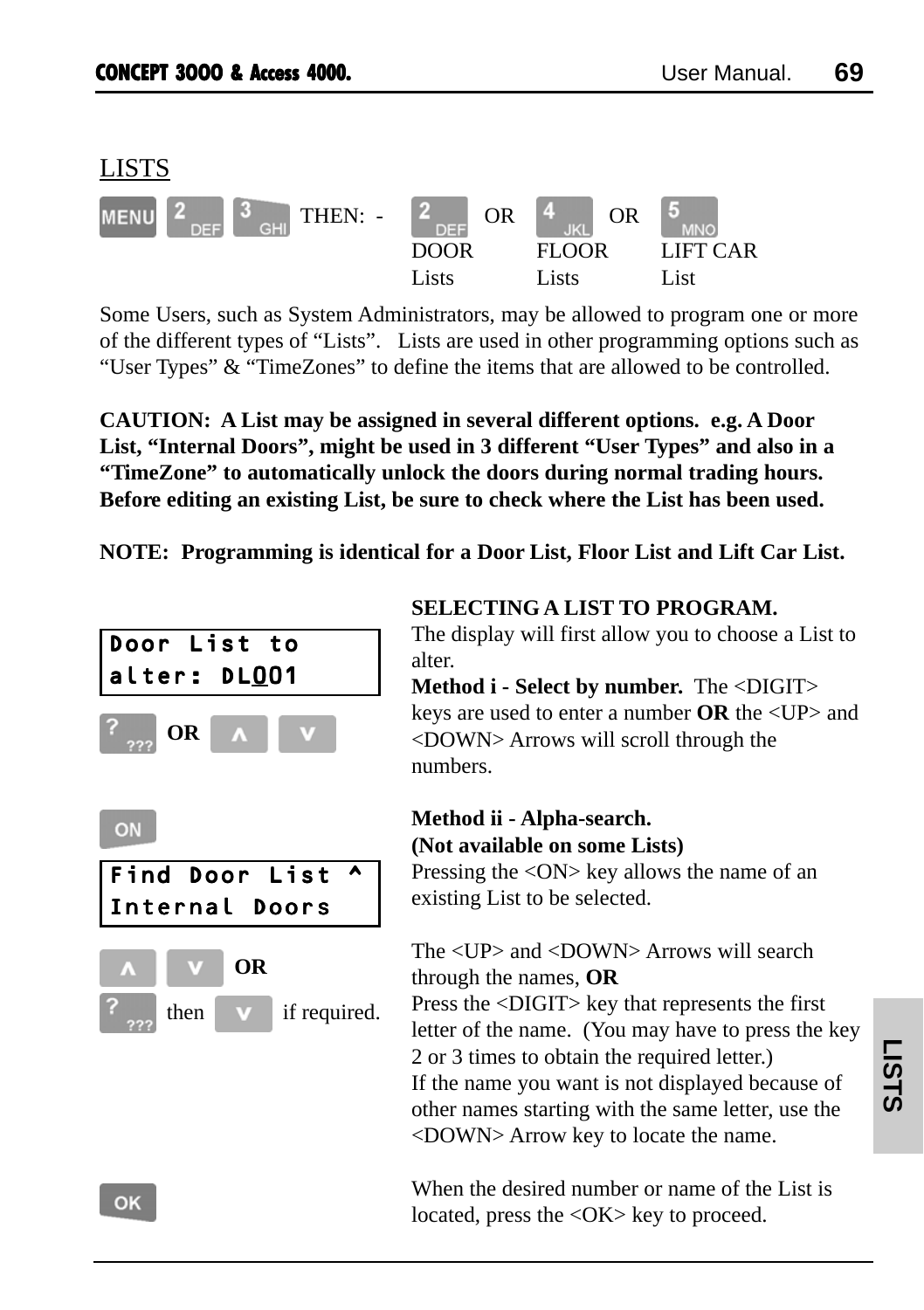## LISTS

MENU 2 3 THEN: - 2 OR 4 OR 5

| | | |
|---|---|---|
| 2 | 4 | 5 |
| DOOR Lists | FLOOR Lists | LIFT CAR List |

Some Users, such as System Administrators, may be allowed to program one or more of the different types of "Lists". Lists are used in other programming options such as "User Types" & "TimeZones" to define the items that are allowed to be controlled.

**CAUTION: A List may be assigned in several different options. e.g. A Door List, "Internal Doors", might be used in 3 different "User Types" and also in a "TimeZone" to automatically unlock the doors during normal trading hours. Before editing an existing List, be sure to check where the List has been used.**

**NOTE: Programming is identical for a Door List, Floor List and Lift Car List.**

**SELECTING A LIST TO PROGRAM.**

```
Door List to
alter: DL001
```

? OR ∧ ∨

The display will first allow you to choose a List to alter.

**Method i - Select by number.** The <DIGIT> keys are used to enter a number **OR** the <UP> and <DOWN> Arrows will scroll through the numbers.

ON

```
Find Door List ^
Internal Doors
```

∧ ∨ OR

? then ∨ if required.

**Method ii - Alpha-search.**
**(Not available on some Lists)**

Pressing the <ON> key allows the name of an existing List to be selected.

The <UP> and <DOWN> Arrows will search through the names, **OR**

Press the <DIGIT> key that represents the first letter of the name. (You may have to press the key 2 or 3 times to obtain the required letter.)

If the name you want is not displayed because of other names starting with the same letter, use the <DOWN> Arrow key to locate the name.

OK

When the desired number or name of the List is located, press the <OK> key to proceed.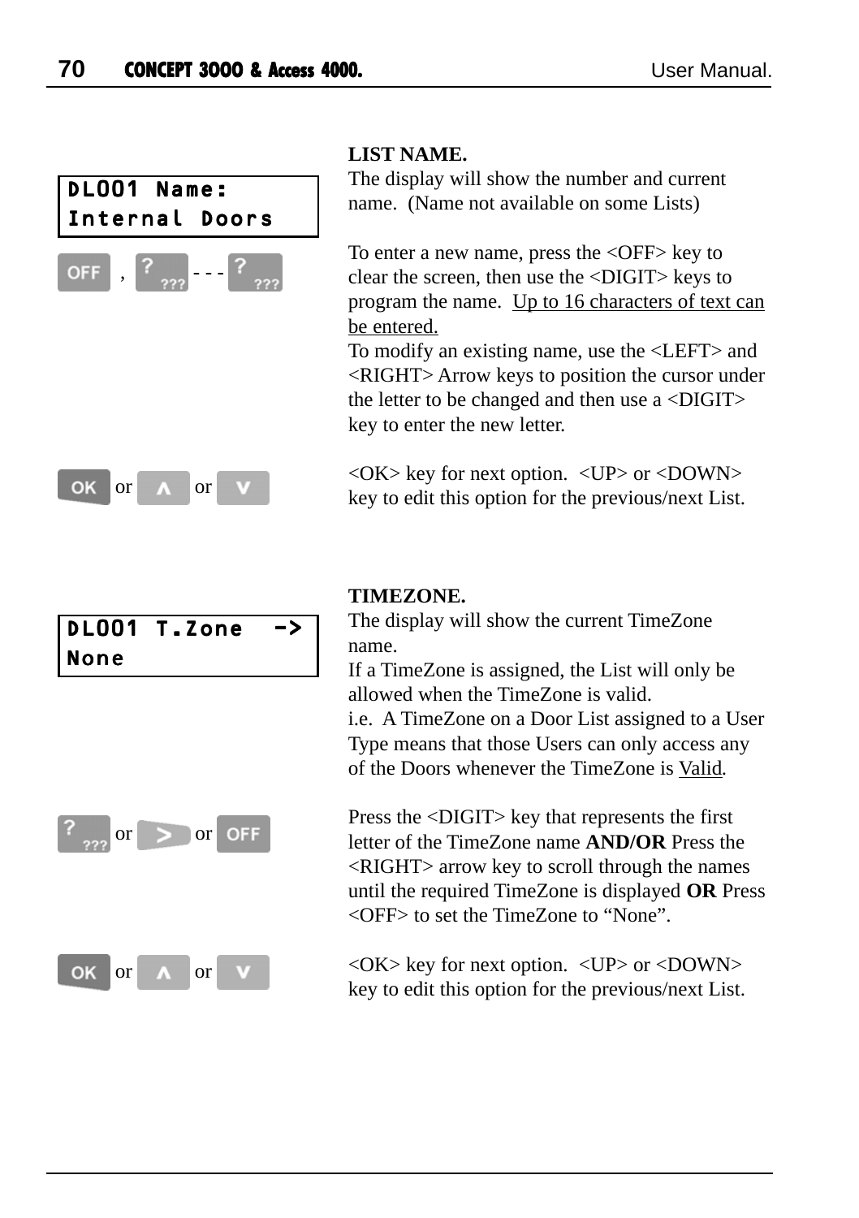**LIST NAME.**

```
DL001 Name:
Internal Doors
```

The display will show the number and current name. (Name not available on some Lists)

OFF , ??? - - - ???

To enter a new name, press the <OFF> key to clear the screen, then use the <DIGIT> keys to program the name. Up to 16 characters of text can be entered.

To modify an existing name, use the <LEFT> and <RIGHT> Arrow keys to position the cursor under the letter to be changed and then use a <DIGIT> key to enter the new letter.

OK or ∧ or ∨

<OK> key for next option. <UP> or <DOWN> key to edit this option for the previous/next List.

**TIMEZONE.**

```
DL001 T.Zone  ->
None
```

The display will show the current TimeZone name.

If a TimeZone is assigned, the List will only be allowed when the TimeZone is valid.

i.e. A TimeZone on a Door List assigned to a User Type means that those Users can only access any of the Doors whenever the TimeZone is Valid.

??? or > or OFF

Press the <DIGIT> key that represents the first letter of the TimeZone name **AND/OR** Press the <RIGHT> arrow key to scroll through the names until the required TimeZone is displayed **OR** Press <OFF> to set the TimeZone to "None".

OK or ∧ or ∨

<OK> key for next option. <UP> or <DOWN> key to edit this option for the previous/next List.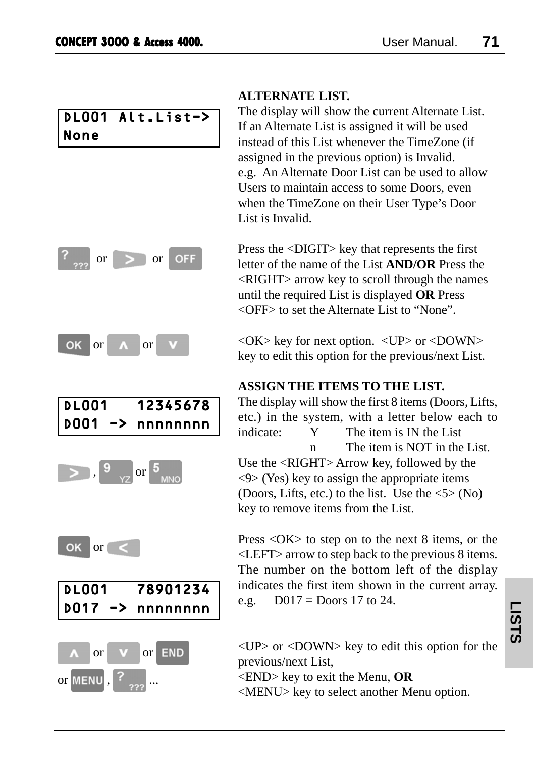## ALTERNATE LIST.

```
DL001 Alt.List->
None
```

The display will show the current Alternate List. If an Alternate List is assigned it will be used instead of this List whenever the TimeZone (if assigned in the previous option) is Invalid.
e.g. An Alternate Door List can be used to allow Users to maintain access to some Doors, even when the TimeZone on their User Type's Door List is Invalid.

[?] or [>] or [OFF]

Press the <DIGIT> key that represents the first letter of the name of the List **AND/OR** Press the <RIGHT> arrow key to scroll through the names until the required List is displayed **OR** Press <OFF> to set the Alternate List to "None".

[OK] or [∧] or [∨]

<OK> key for next option. <UP> or <DOWN> key to edit this option for the previous/next List.

## ASSIGN THE ITEMS TO THE LIST.

```
DL001   12345678
D001 -> nnnnnnnn
```

The display will show the first 8 items (Doors, Lifts, etc.) in the system, with a letter below each to indicate:

| | | |
|---|---|---|
| | Y | The item is IN the List |
| | n | The item is NOT in the List. |

[>], [9] or [5]

Use the <RIGHT> Arrow key, followed by the <9> (Yes) key to assign the appropriate items (Doors, Lifts, etc.) to the list. Use the <5> (No) key to remove items from the List.

[OK] or [<]

Press <OK> to step on to the next 8 items, or the <LEFT> arrow to step back to the previous 8 items. The number on the bottom left of the display indicates the first item shown in the current array.
e.g. D017 = Doors 17 to 24.

```
DL001   78901234
D017 -> nnnnnnnn
```

[∧] or [∨] or [END] or [MENU], [?] ...

<UP> or <DOWN> key to edit this option for the previous/next List,
<END> key to exit the Menu, **OR**
<MENU> key to select another Menu option.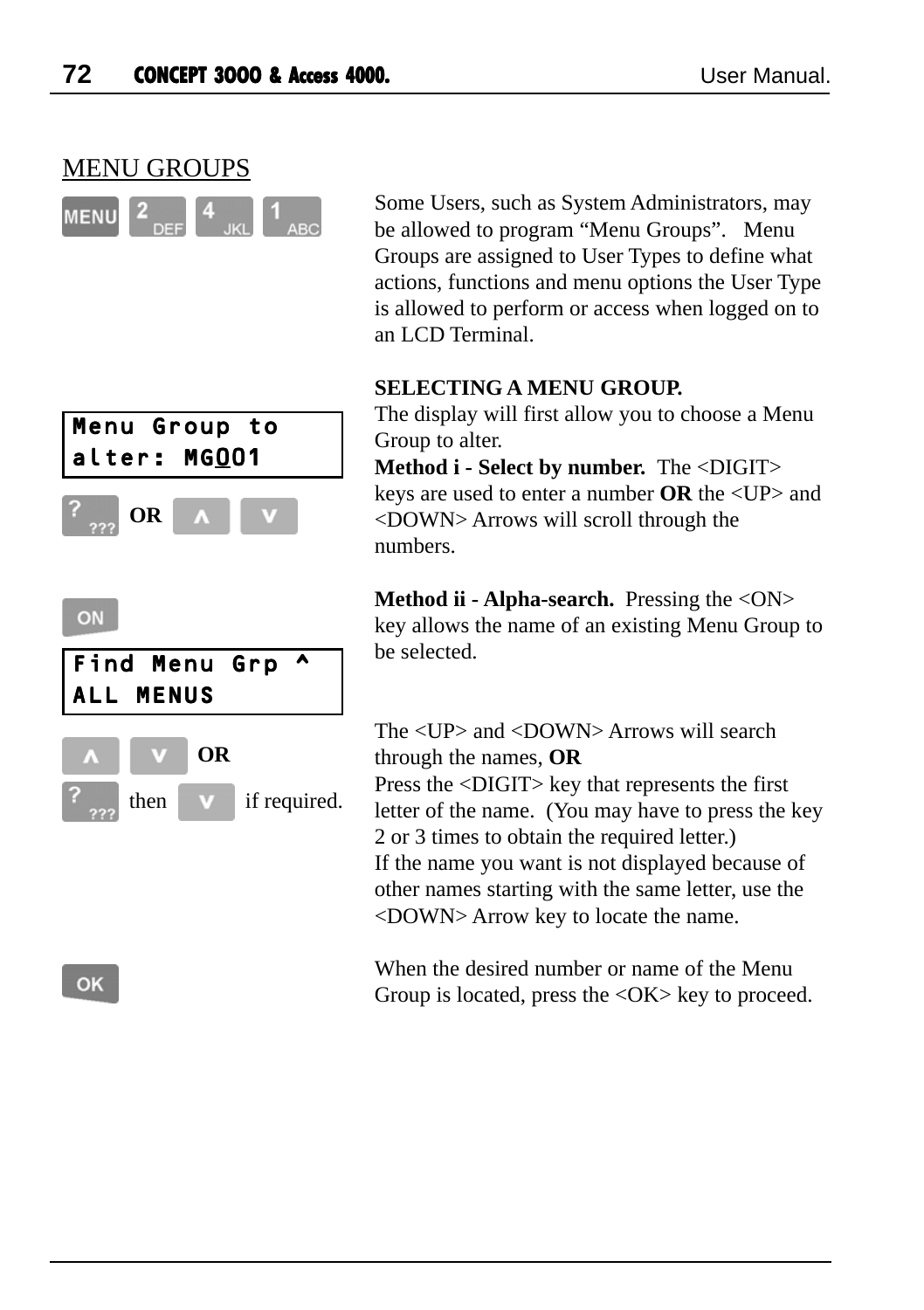## MENU GROUPS

MENU 2 DEF 4 JKL 1 ABC

Some Users, such as System Administrators, may be allowed to program "Menu Groups". Menu Groups are assigned to User Types to define what actions, functions and menu options the User Type is allowed to perform or access when logged on to an LCD Terminal.

**SELECTING A MENU GROUP.**

```
Menu Group to
alter: MG001
```

The display will first allow you to choose a Menu Group to alter.

? ??? OR ∧ ∨

**Method i - Select by number.** The <DIGIT> keys are used to enter a number **OR** the <UP> and <DOWN> Arrows will scroll through the numbers.

ON

```
Find Menu Grp ^
ALL MENUS
```

**Method ii - Alpha-search.** Pressing the <ON> key allows the name of an existing Menu Group to be selected.

∧ ∨ OR

? ??? then ∨ if required.

The <UP> and <DOWN> Arrows will search through the names, **OR**
Press the <DIGIT> key that represents the first letter of the name. (You may have to press the key 2 or 3 times to obtain the required letter.)
If the name you want is not displayed because of other names starting with the same letter, use the <DOWN> Arrow key to locate the name.

OK

When the desired number or name of the Menu Group is located, press the <OK> key to proceed.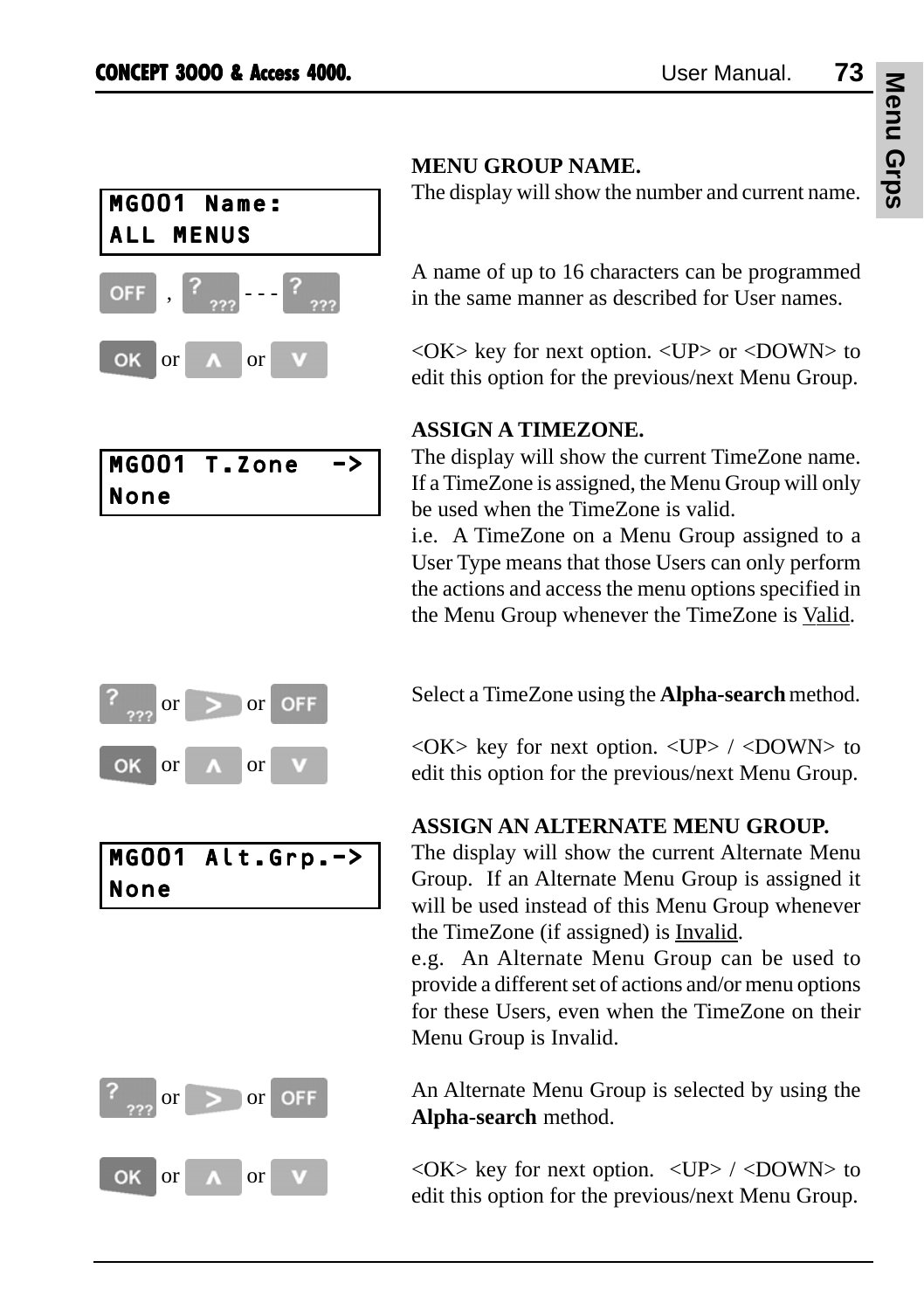```
MG001 Name:
ALL MENUS
```

**MENU GROUP NAME.**
The display will show the number and current name.

OFF , ??? - - - ???

A name of up to 16 characters can be programmed in the same manner as described for User names.

OK or ∧ or ∨

<OK> key for next option. <UP> or <DOWN> to edit this option for the previous/next Menu Group.

```
MG001 T.Zone  ->
None
```

**ASSIGN A TIMEZONE.**
The display will show the current TimeZone name. If a TimeZone is assigned, the Menu Group will only be used when the TimeZone is valid.
i.e. A TimeZone on a Menu Group assigned to a User Type means that those Users can only perform the actions and access the menu options specified in the Menu Group whenever the TimeZone is Valid.

??? or > or OFF

Select a TimeZone using the **Alpha-search** method.

OK or ∧ or ∨

<OK> key for next option. <UP> / <DOWN> to edit this option for the previous/next Menu Group.

```
MG001 Alt.Grp.->
None
```

**ASSIGN AN ALTERNATE MENU GROUP.**
The display will show the current Alternate Menu Group. If an Alternate Menu Group is assigned it will be used instead of this Menu Group whenever the TimeZone (if assigned) is Invalid.
e.g. An Alternate Menu Group can be used to provide a different set of actions and/or menu options for these Users, even when the TimeZone on their Menu Group is Invalid.

??? or > or OFF

An Alternate Menu Group is selected by using the **Alpha-search** method.

OK or ∧ or ∨

<OK> key for next option. <UP> / <DOWN> to edit this option for the previous/next Menu Group.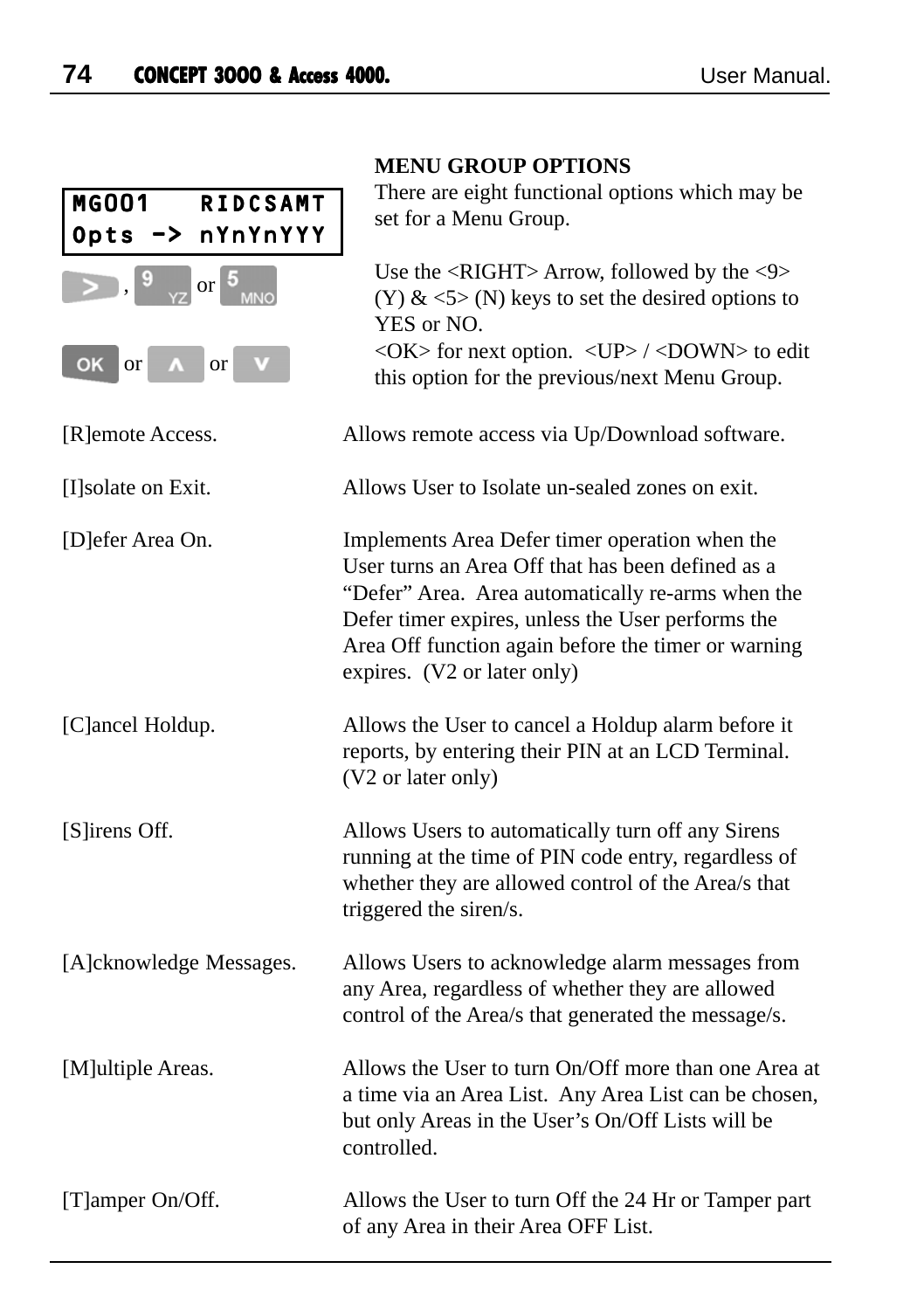```
MG001   RIDCSAMT
Opts -> nYnYnYYY
```

>, 9 or 5

OK or ∧ or ∨

**MENU GROUP OPTIONS**

There are eight functional options which may be set for a Menu Group.

Use the <RIGHT> Arrow, followed by the <9> (Y) & <5> (N) keys to set the desired options to YES or NO.
<OK> for next option. <UP> / <DOWN> to edit this option for the previous/next Menu Group.

[R]emote Access. — Allows remote access via Up/Download software.

[I]solate on Exit. — Allows User to Isolate un-sealed zones on exit.

[D]efer Area On. — Implements Area Defer timer operation when the User turns an Area Off that has been defined as a "Defer" Area. Area automatically re-arms when the Defer timer expires, unless the User performs the Area Off function again before the timer or warning expires. (V2 or later only)

[C]ancel Holdup. — Allows the User to cancel a Holdup alarm before it reports, by entering their PIN at an LCD Terminal. (V2 or later only)

[S]irens Off. — Allows Users to automatically turn off any Sirens running at the time of PIN code entry, regardless of whether they are allowed control of the Area/s that triggered the siren/s.

[A]cknowledge Messages. — Allows Users to acknowledge alarm messages from any Area, regardless of whether they are allowed control of the Area/s that generated the message/s.

[M]ultiple Areas. — Allows the User to turn On/Off more than one Area at a time via an Area List. Any Area List can be chosen, but only Areas in the User's On/Off Lists will be controlled.

[T]amper On/Off. — Allows the User to turn Off the 24 Hr or Tamper part of any Area in their Area OFF List.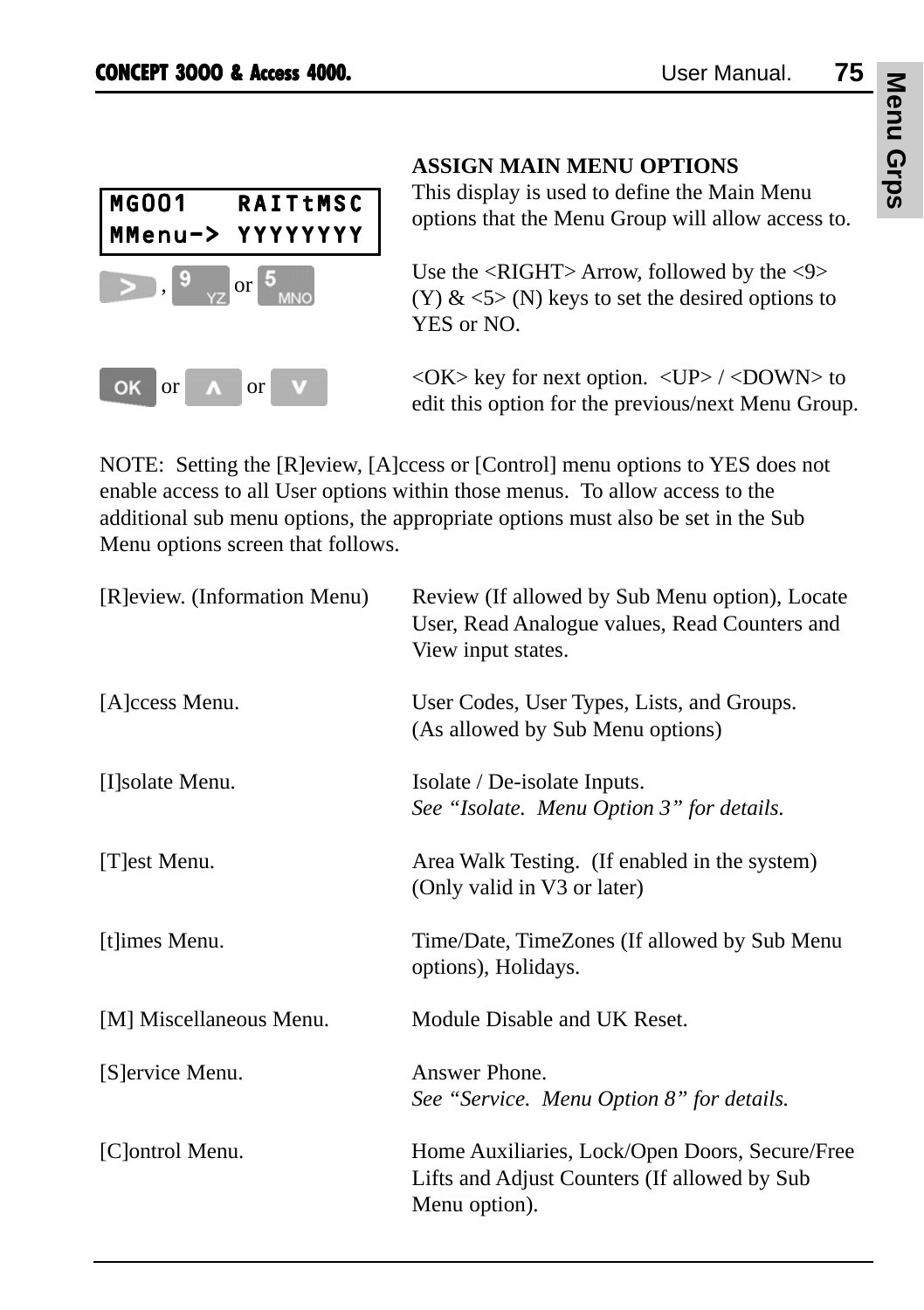## ASSIGN MAIN MENU OPTIONS

```
MG001   RAITtMSC
MMenu-> YYYYYYYY
```

This display is used to define the Main Menu options that the Menu Group will allow access to.

>, 9 YZ or 5 MNO

Use the <RIGHT> Arrow, followed by the <9> (Y) & <5> (N) keys to set the desired options to YES or NO.

OK or ∧ or ∨

<OK> key for next option. <UP> / <DOWN> to edit this option for the previous/next Menu Group.

NOTE: Setting the [R]eview, [A]ccess or [Control] menu options to YES does not enable access to all User options within those menus. To allow access to the additional sub menu options, the appropriate options must also be set in the Sub Menu options screen that follows.

[R]eview. (Information Menu) — Review (If allowed by Sub Menu option), Locate User, Read Analogue values, Read Counters and View input states.

[A]ccess Menu. — User Codes, User Types, Lists, and Groups. (As allowed by Sub Menu options)

[I]solate Menu. — Isolate / De-isolate Inputs. *See "Isolate. Menu Option 3" for details.*

[T]est Menu. — Area Walk Testing. (If enabled in the system) (Only valid in V3 or later)

[t]imes Menu. — Time/Date, TimeZones (If allowed by Sub Menu options), Holidays.

[M] Miscellaneous Menu. — Module Disable and UK Reset.

[S]ervice Menu. — Answer Phone. *See "Service. Menu Option 8" for details.*

[C]ontrol Menu. — Home Auxiliaries, Lock/Open Doors, Secure/Free Lifts and Adjust Counters (If allowed by Sub Menu option).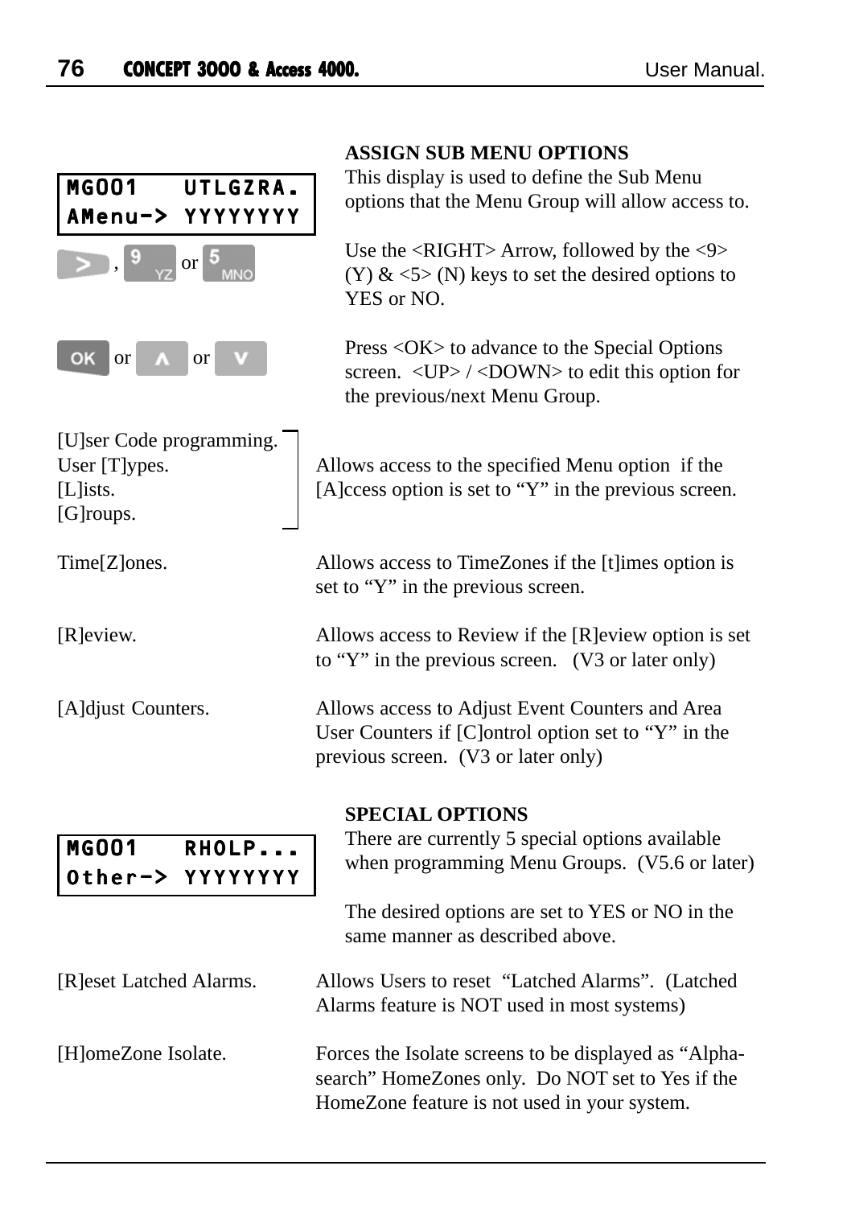## ASSIGN SUB MENU OPTIONS

```
MG001   UTLGZRA.
AMenu-> YYYYYYYY
```

This display is used to define the Sub Menu options that the Menu Group will allow access to.

>, 9 YZ or 5 MNO

Use the <RIGHT> Arrow, followed by the <9> (Y) & <5> (N) keys to set the desired options to YES or NO.

OK or ∧ or ∨

Press <OK> to advance to the Special Options screen. <UP> / <DOWN> to edit this option for the previous/next Menu Group.

| | |
|---|---|
| [U]ser Code programming.<br>User [T]ypes.<br>[L]ists.<br>[G]roups. | Allows access to the specified Menu option if the [A]ccess option is set to "Y" in the previous screen. |
| Time[Z]ones. | Allows access to TimeZones if the [t]imes option is set to "Y" in the previous screen. |
| [R]eview. | Allows access to Review if the [R]eview option is set to "Y" in the previous screen. (V3 or later only) |
| [A]djust Counters. | Allows access to Adjust Event Counters and Area User Counters if [C]ontrol option set to "Y" in the previous screen. (V3 or later only) |

## SPECIAL OPTIONS

```
MG001   RHOLP...
Other-> YYYYYYYY
```

There are currently 5 special options available when programming Menu Groups. (V5.6 or later)

The desired options are set to YES or NO in the same manner as described above.

| | |
|---|---|
| [R]eset Latched Alarms. | Allows Users to reset "Latched Alarms". (Latched Alarms feature is NOT used in most systems) |
| [H]omeZone Isolate. | Forces the Isolate screens to be displayed as "Alpha-search" HomeZones only. Do NOT set to Yes if the HomeZone feature is not used in your system. |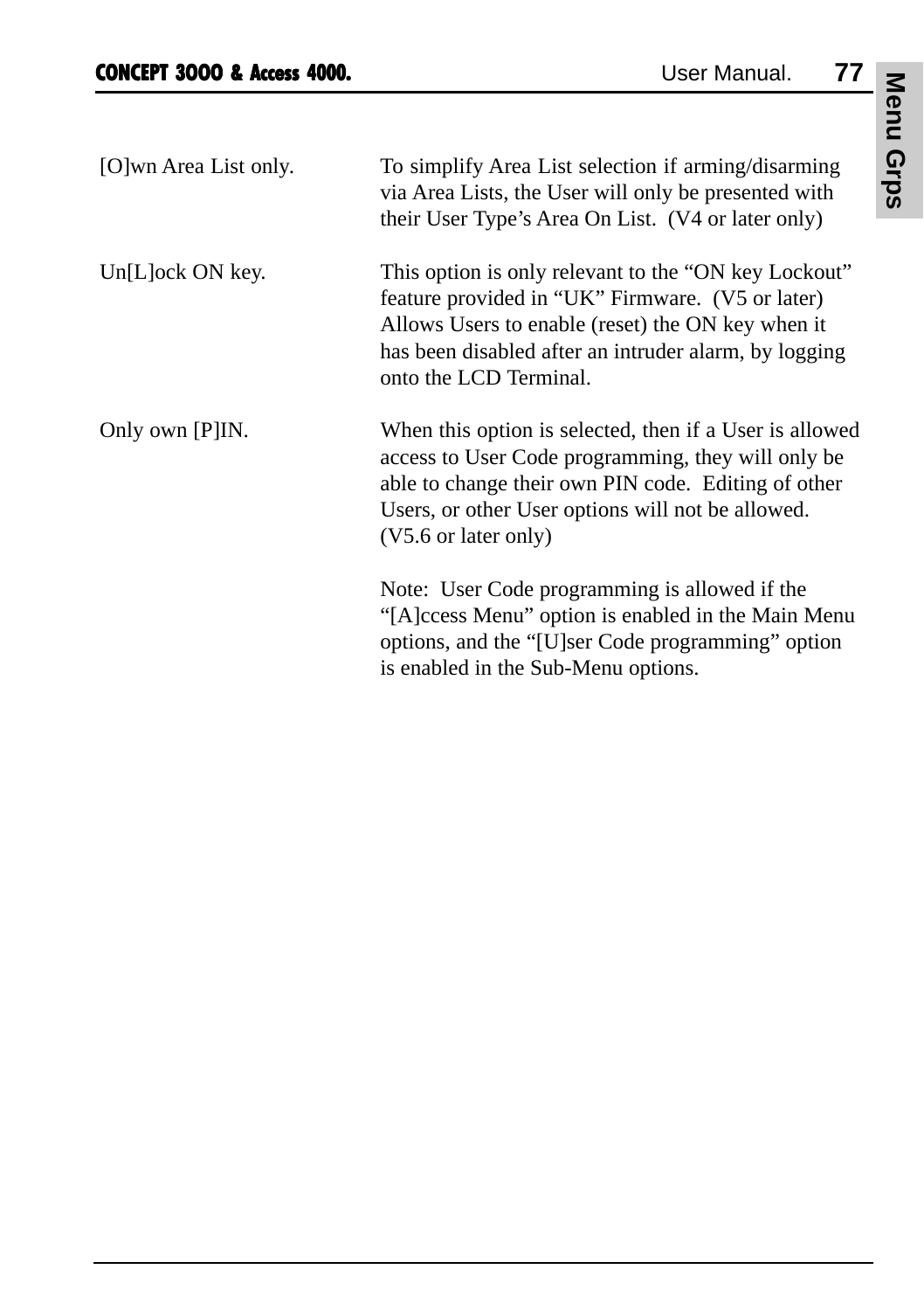| | |
|---|---|
| [O]wn Area List only. | To simplify Area List selection if arming/disarming via Area Lists, the User will only be presented with their User Type's Area On List.  (V4 or later only) |
| Un[L]ock ON key. | This option is only relevant to the "ON key Lockout" feature provided in "UK" Firmware.  (V5 or later) Allows Users to enable (reset) the ON key when it has been disabled after an intruder alarm, by logging onto the LCD Terminal. |
| Only own [P]IN. | When this option is selected, then if a User is allowed access to User Code programming, they will only be able to change their own PIN code.  Editing of other Users, or other User options will not be allowed. (V5.6 or later only)<br><br>Note:  User Code programming is allowed if the "[A]ccess Menu" option is enabled in the Main Menu options, and the "[U]ser Code programming" option is enabled in the Sub-Menu options. |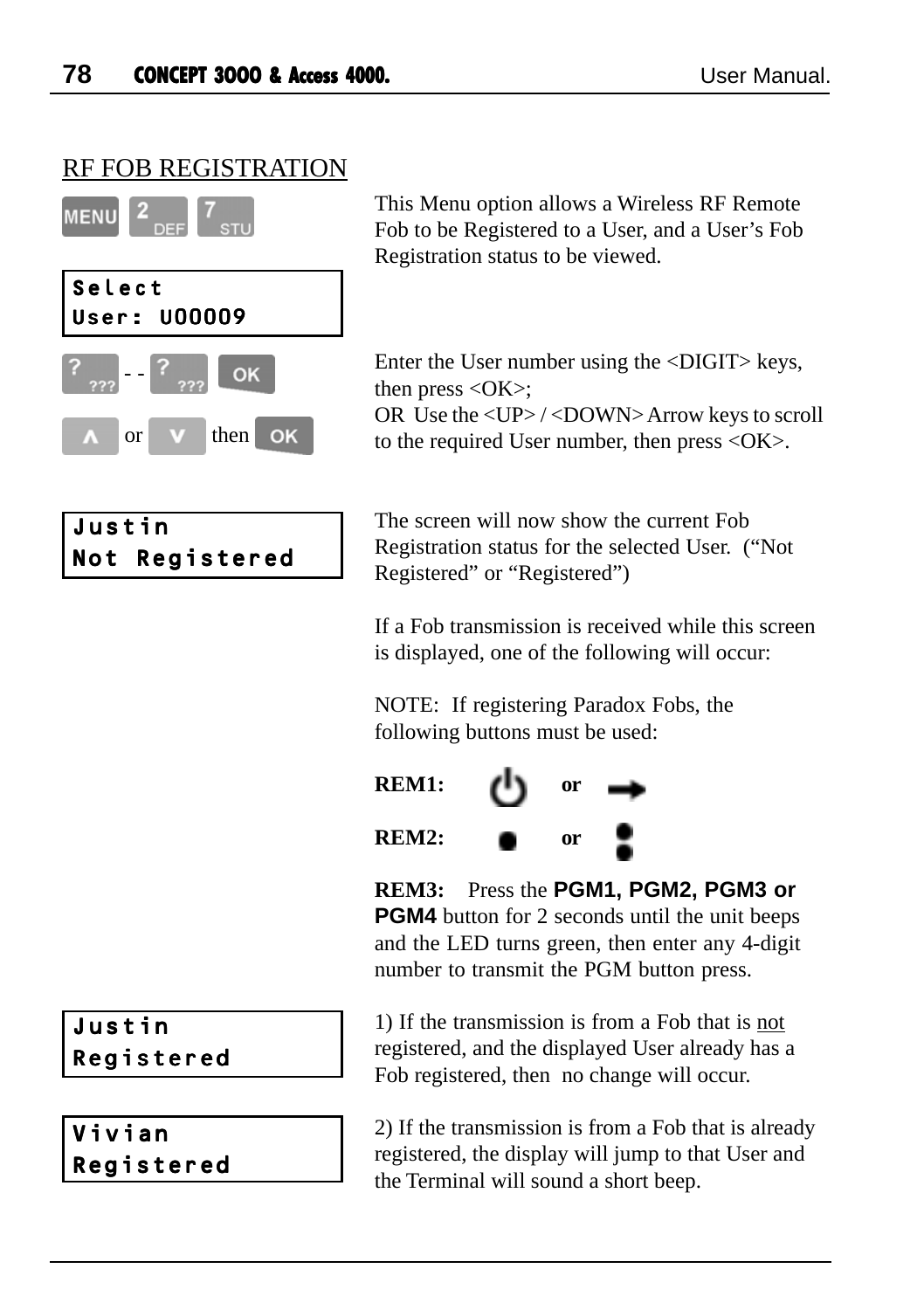## RF FOB REGISTRATION

MENU 2 DEF 7 STU

This Menu option allows a Wireless RF Remote Fob to be Registered to a User, and a User's Fob Registration status to be viewed.

```
Select
User: U00009
```

? ??? - - ? ??? OK

∧ or ∨ then OK

Enter the User number using the <DIGIT> keys, then press <OK>;
OR Use the <UP> / <DOWN> Arrow keys to scroll to the required User number, then press <OK>.

```
Justin
Not Registered
```

The screen will now show the current Fob Registration status for the selected User. ("Not Registered" or "Registered")

If a Fob transmission is received while this screen is displayed, one of the following will occur:

NOTE: If registering Paradox Fobs, the following buttons must be used:

**REM1:** ⏻ **or** ➡

**REM2:** ● **or** ⁚

**REM3:** Press the **PGM1, PGM2, PGM3 or PGM4** button for 2 seconds until the unit beeps and the LED turns green, then enter any 4-digit number to transmit the PGM button press.

```
Justin
Registered
```

1) If the transmission is from a Fob that is not registered, and the displayed User already has a Fob registered, then no change will occur.

```
Vivian
Registered
```

2) If the transmission is from a Fob that is already registered, the display will jump to that User and the Terminal will sound a short beep.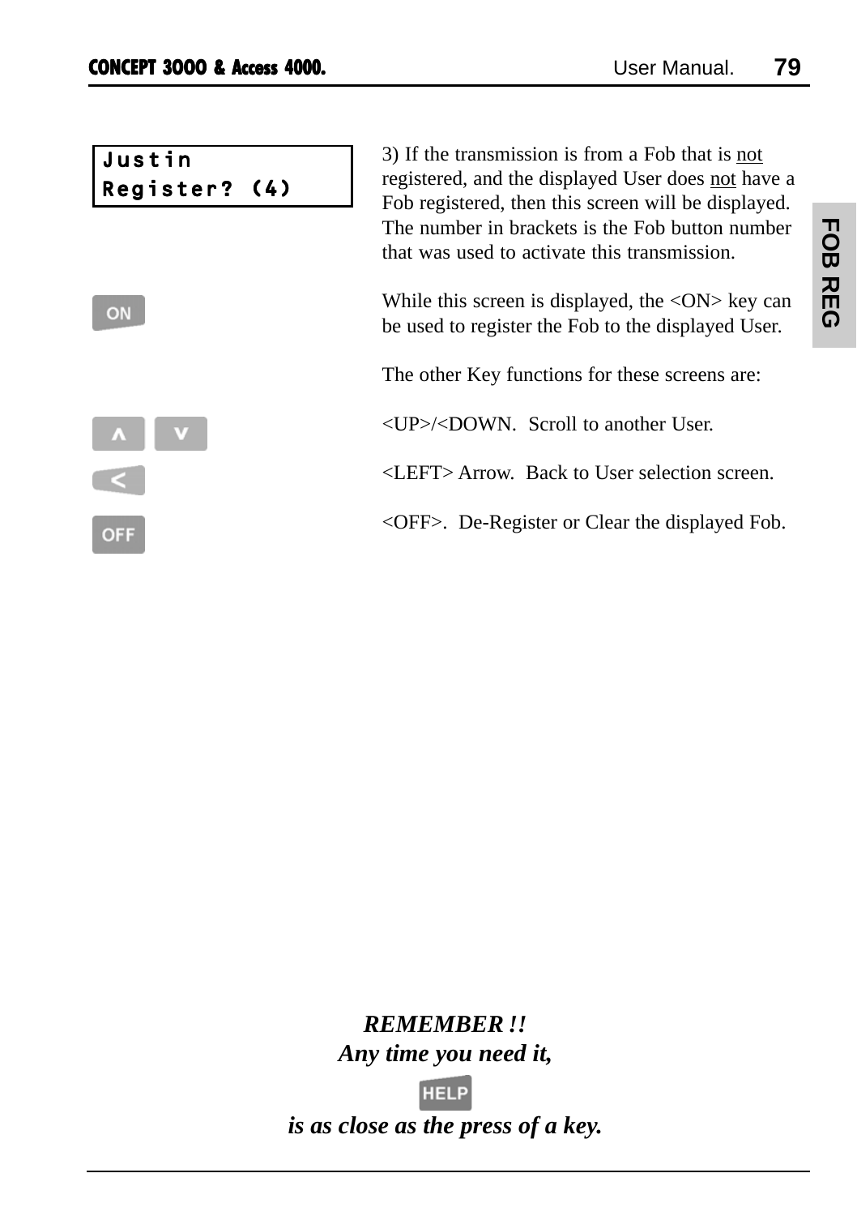```
Justin
Register? (4)
```

3) If the transmission is from a Fob that is not registered, and the displayed User does not have a Fob registered, then this screen will be displayed. The number in brackets is the Fob button number that was used to activate this transmission.

ON

While this screen is displayed, the <ON> key can be used to register the Fob to the displayed User.

The other Key functions for these screens are:

^ v

<UP>/<DOWN. Scroll to another User.

<

<LEFT> Arrow. Back to User selection screen.

OFF

<OFF>. De-Register or Clear the displayed Fob.

FOB REG

***REMEMBER !!***
***Any time you need it,***

HELP

***is as close as the press of a key.***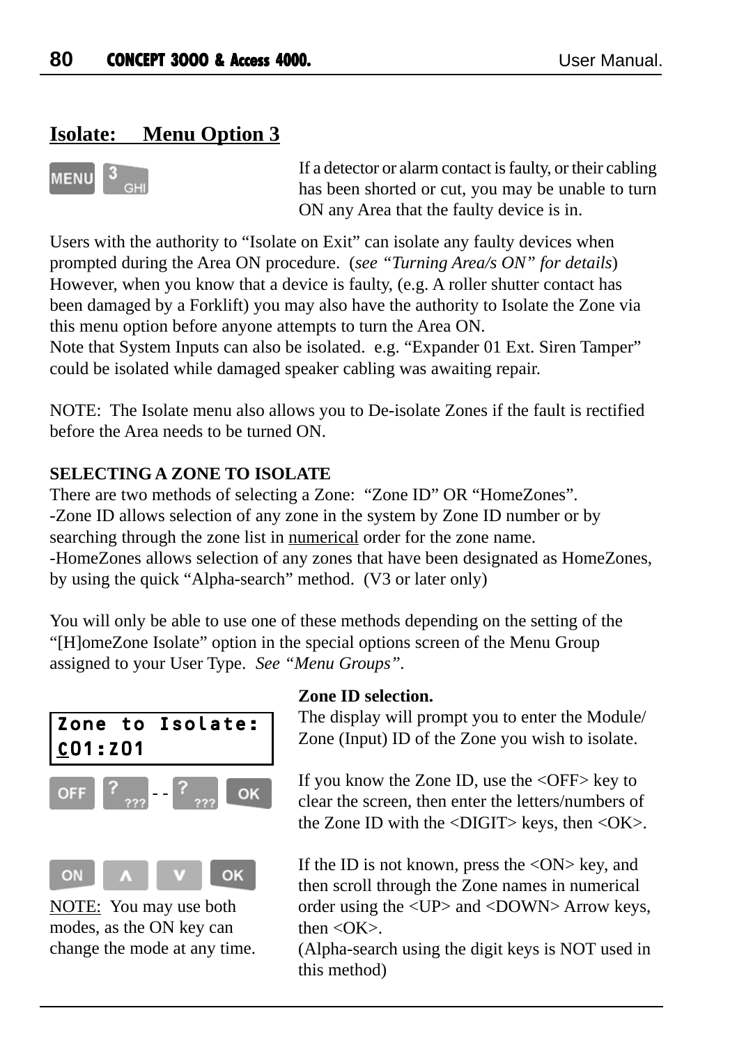## Isolate:    Menu Option 3

MENU 3 GHI

If a detector or alarm contact is faulty, or their cabling has been shorted or cut, you may be unable to turn ON any Area that the faulty device is in.

Users with the authority to “Isolate on Exit” can isolate any faulty devices when prompted during the Area ON procedure. (*see “Turning Area/s ON” for details*) However, when you know that a device is faulty, (e.g. A roller shutter contact has been damaged by a Forklift) you may also have the authority to Isolate the Zone via this menu option before anyone attempts to turn the Area ON.
Note that System Inputs can also be isolated. e.g. “Expander 01 Ext. Siren Tamper” could be isolated while damaged speaker cabling was awaiting repair.

NOTE: The Isolate menu also allows you to De-isolate Zones if the fault is rectified before the Area needs to be turned ON.

**SELECTING A ZONE TO ISOLATE**
There are two methods of selecting a Zone: “Zone ID” OR “HomeZones”.
-Zone ID allows selection of any zone in the system by Zone ID number or by searching through the zone list in numerical order for the zone name.
-HomeZones allows selection of any zones that have been designated as HomeZones, by using the quick “Alpha-search” method. (V3 or later only)

You will only be able to use one of these methods depending on the setting of the “[H]omeZone Isolate” option in the special options screen of the Menu Group assigned to your User Type. *See “Menu Groups”.*

**Zone ID selection.**
The display will prompt you to enter the Module/ Zone (Input) ID of the Zone you wish to isolate.

```
Zone to Isolate:
C01:Z01
```

OFF ? ??? - - ? ??? OK

If you know the Zone ID, use the <OFF> key to clear the screen, then enter the letters/numbers of the Zone ID with the <DIGIT> keys, then <OK>.

ON ∧ ∨ OK

If the ID is not known, press the <ON> key, and then scroll through the Zone names in numerical order using the <UP> and <DOWN> Arrow keys, then <OK>.
(Alpha-search using the digit keys is NOT used in this method)

NOTE: You may use both modes, as the ON key can change the mode at any time.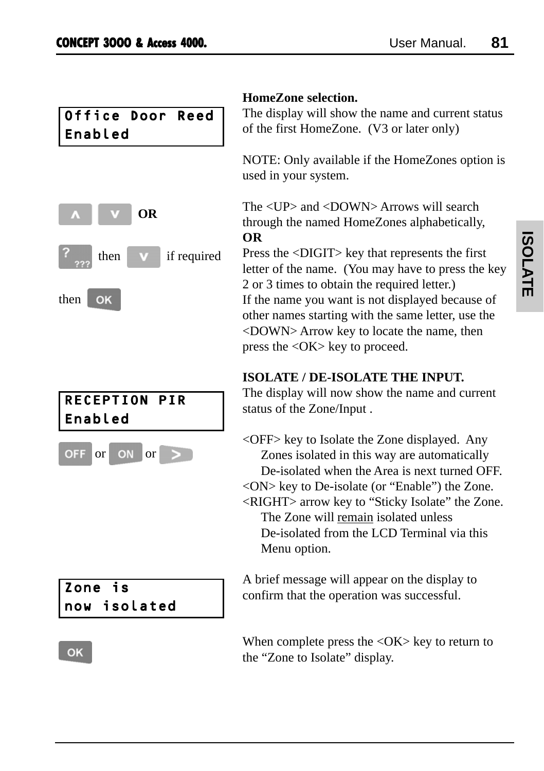```
Office Door Reed
Enabled
```

**HomeZone selection.**
The display will show the name and current status of the first HomeZone. (V3 or later only)

NOTE: Only available if the HomeZones option is used in your system.

∧ ∨ **OR**

?/??? then ∨ if required

then OK

The <UP> and <DOWN> Arrows will search through the named HomeZones alphabetically,
**OR**
Press the <DIGIT> key that represents the first letter of the name. (You may have to press the key 2 or 3 times to obtain the required letter.)
If the name you want is not displayed because of other names starting with the same letter, use the <DOWN> Arrow key to locate the name, then press the <OK> key to proceed.

```
RECEPTION PIR
Enabled
```

**ISOLATE / DE-ISOLATE THE INPUT.**
The display will now show the name and current status of the Zone/Input .

OFF or ON or >

<OFF> key to Isolate the Zone displayed. Any Zones isolated in this way are automatically De-isolated when the Area is next turned OFF.
<ON> key to De-isolate (or “Enable”) the Zone.
<RIGHT> arrow key to “Sticky Isolate” the Zone. The Zone will remain isolated unless De-isolated from the LCD Terminal via this Menu option.

```
Zone is
now isolated
```

A brief message will appear on the display to confirm that the operation was successful.

OK

When complete press the <OK> key to return to the “Zone to Isolate” display.

ISOLATE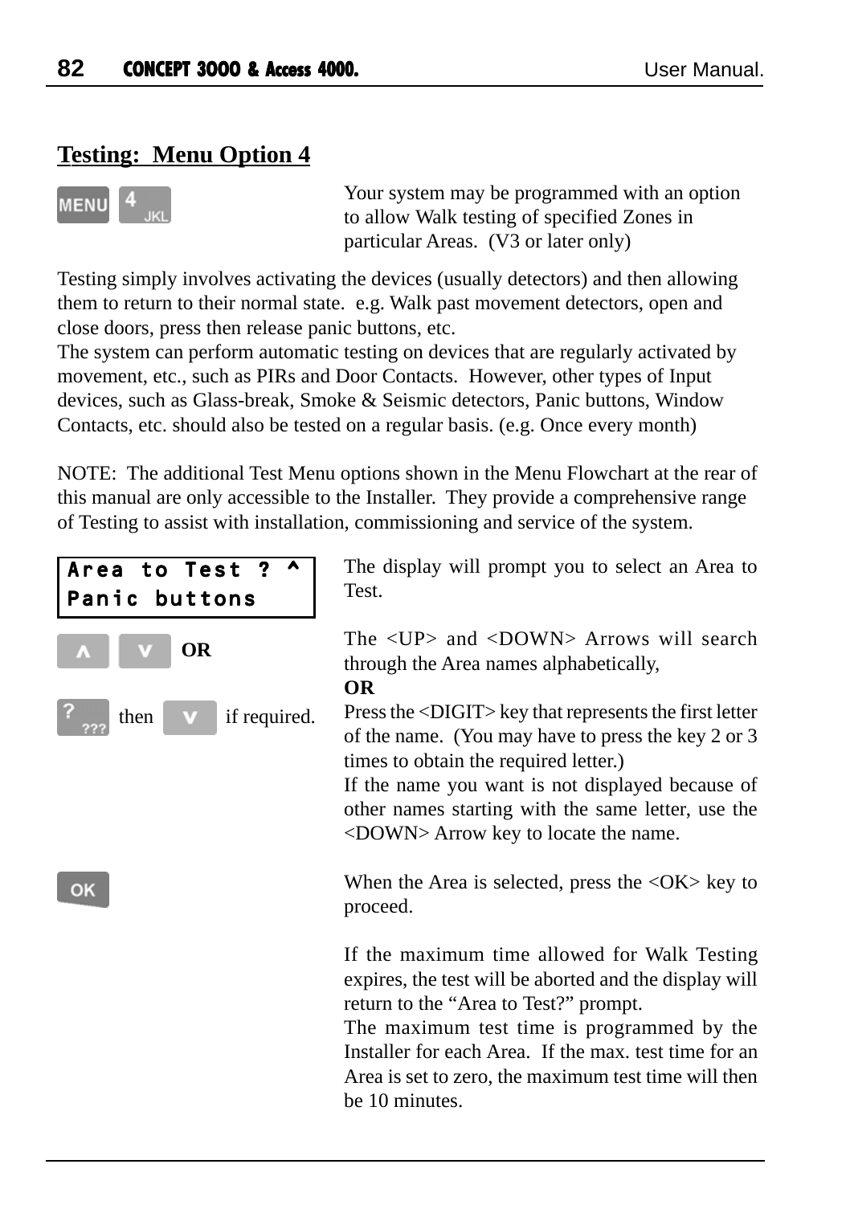## Testing: Menu Option 4

MENU 4 JKL

Your system may be programmed with an option to allow Walk testing of specified Zones in particular Areas. (V3 or later only)

Testing simply involves activating the devices (usually detectors) and then allowing them to return to their normal state. e.g. Walk past movement detectors, open and close doors, press then release panic buttons, etc.
The system can perform automatic testing on devices that are regularly activated by movement, etc., such as PIRs and Door Contacts. However, other types of Input devices, such as Glass-break, Smoke & Seismic detectors, Panic buttons, Window Contacts, etc. should also be tested on a regular basis. (e.g. Once every month)

NOTE: The additional Test Menu options shown in the Menu Flowchart at the rear of this manual are only accessible to the Installer. They provide a comprehensive range of Testing to assist with installation, commissioning and service of the system.

```
Area to Test ? ^
Panic buttons
```

The display will prompt you to select an Area to Test.

∧ ∨ **OR**

The <UP> and <DOWN> Arrows will search through the Area names alphabetically,
**OR**

? ??? then ∨ if required.

Press the <DIGIT> key that represents the first letter of the name. (You may have to press the key 2 or 3 times to obtain the required letter.)
If the name you want is not displayed because of other names starting with the same letter, use the <DOWN> Arrow key to locate the name.

OK

When the Area is selected, press the <OK> key to proceed.

If the maximum time allowed for Walk Testing expires, the test will be aborted and the display will return to the "Area to Test?" prompt.
The maximum test time is programmed by the Installer for each Area. If the max. test time for an Area is set to zero, the maximum test time will then be 10 minutes.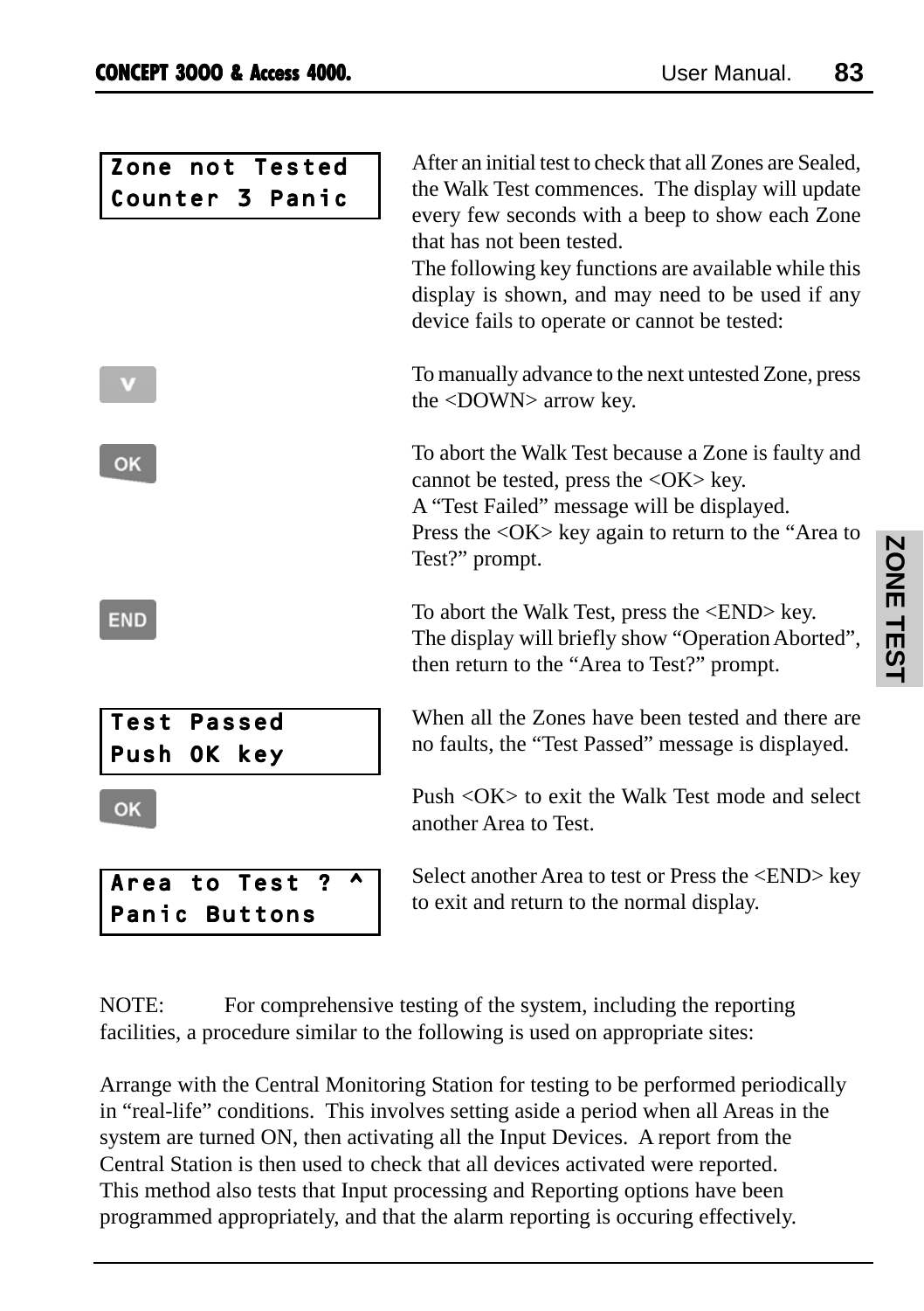```
Zone not Tested
Counter 3 Panic
```

After an initial test to check that all Zones are Sealed, the Walk Test commences. The display will update every few seconds with a beep to show each Zone that has not been tested.
The following key functions are available while this display is shown, and may need to be used if any device fails to operate or cannot be tested:

**v**

To manually advance to the next untested Zone, press the <DOWN> arrow key.

**OK**

To abort the Walk Test because a Zone is faulty and cannot be tested, press the <OK> key.
A "Test Failed" message will be displayed.
Press the <OK> key again to return to the "Area to Test?" prompt.

**END**

To abort the Walk Test, press the <END> key.
The display will briefly show "Operation Aborted", then return to the "Area to Test?" prompt.

```
Test Passed
Push OK key
```

When all the Zones have been tested and there are no faults, the "Test Passed" message is displayed.

**OK**

Push <OK> to exit the Walk Test mode and select another Area to Test.

```
Area to Test ? ^
Panic Buttons
```

Select another Area to test or Press the <END> key to exit and return to the normal display.

NOTE: For comprehensive testing of the system, including the reporting facilities, a procedure similar to the following is used on appropriate sites:

Arrange with the Central Monitoring Station for testing to be performed periodically in "real-life" conditions. This involves setting aside a period when all Areas in the system are turned ON, then activating all the Input Devices. A report from the Central Station is then used to check that all devices activated were reported.
This method also tests that Input processing and Reporting options have been programmed appropriately, and that the alarm reporting is occuring effectively.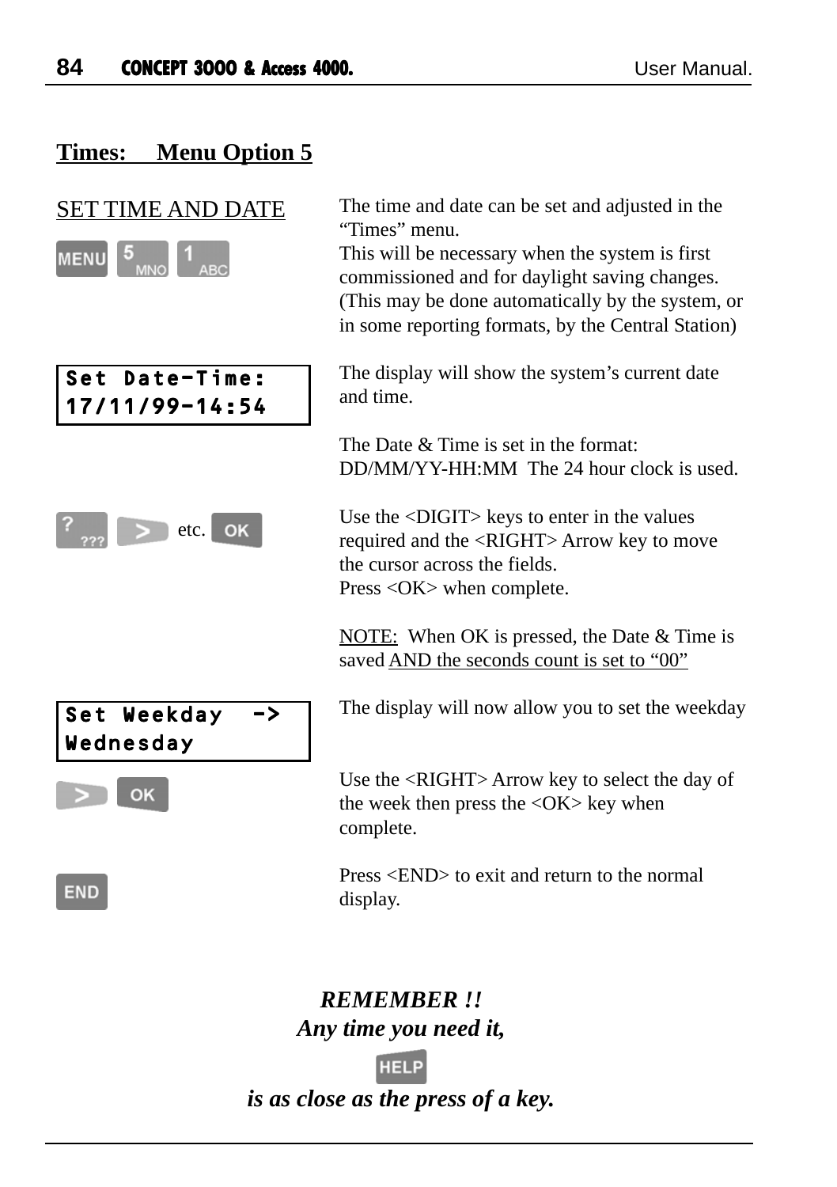## Times: Menu Option 5

SET TIME AND DATE

MENU 5 MNO 1 ABC

The time and date can be set and adjusted in the "Times" menu.
This will be necessary when the system is first commissioned and for daylight saving changes. (This may be done automatically by the system, or in some reporting formats, by the Central Station)

```
Set Date-Time:
17/11/99-14:54
```

The display will show the system's current date and time.

The Date & Time is set in the format: DD/MM/YY-HH:MM The 24 hour clock is used.

? ??? > etc. OK

Use the <DIGIT> keys to enter in the values required and the <RIGHT> Arrow key to move the cursor across the fields.
Press <OK> when complete.

NOTE: When OK is pressed, the Date & Time is saved AND the seconds count is set to "00"

```
Set Weekday  ->
Wednesday
```

The display will now allow you to set the weekday

> OK

Use the <RIGHT> Arrow key to select the day of the week then press the <OK> key when complete.

END

Press <END> to exit and return to the normal display.

***REMEMBER !!***
***Any time you need it,***
HELP
***is as close as the press of a key.***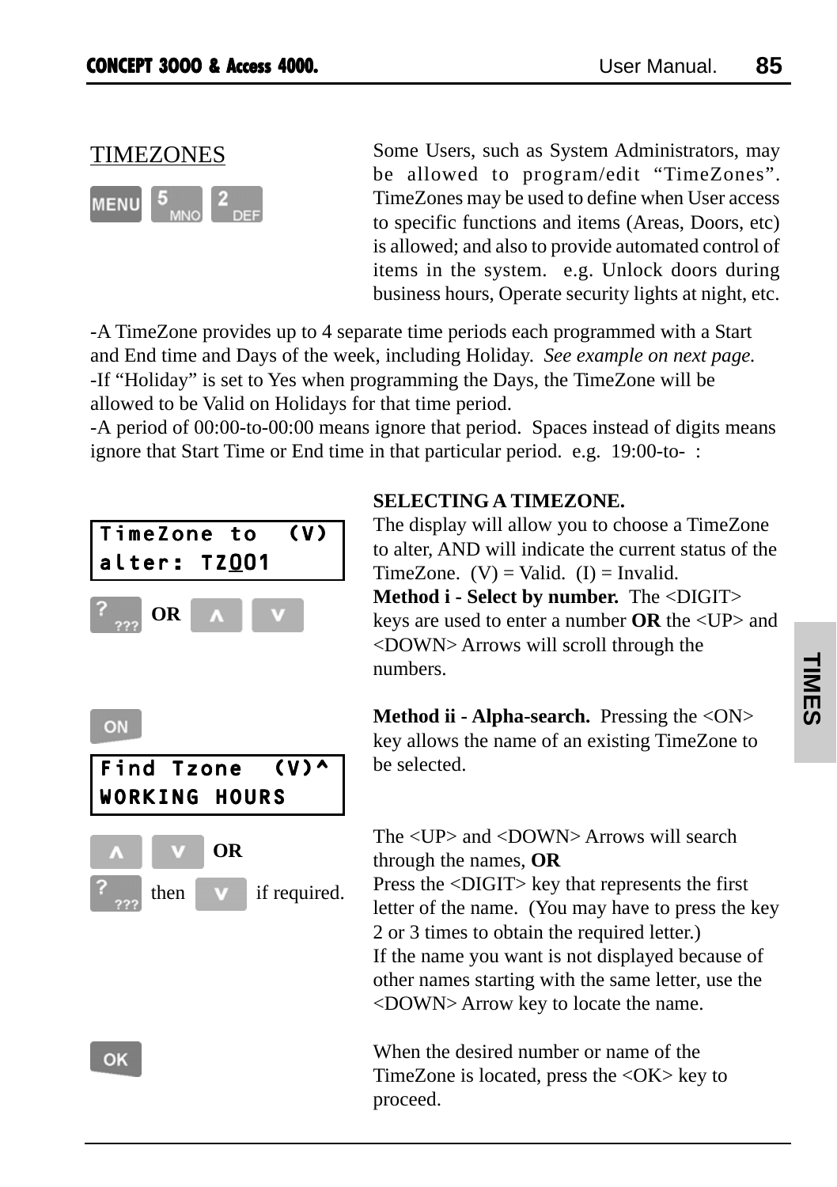## TIMEZONES

MENU 5 MNO 2 DEF

Some Users, such as System Administrators, may be allowed to program/edit "TimeZones". TimeZones may be used to define when User access to specific functions and items (Areas, Doors, etc) is allowed; and also to provide automated control of items in the system. e.g. Unlock doors during business hours, Operate security lights at night, etc.

-A TimeZone provides up to 4 separate time periods each programmed with a Start and End time and Days of the week, including Holiday. *See example on next page.*
-If "Holiday" is set to Yes when programming the Days, the TimeZone will be allowed to be Valid on Holidays for that time period.
-A period of 00:00-to-00:00 means ignore that period. Spaces instead of digits means ignore that Start Time or End time in that particular period. e.g. 19:00-to- :

**SELECTING A TIMEZONE.**

```
TimeZone to  (V)
alter: TZ001
```

? ??? **OR** ∧ ∨

The display will allow you to choose a TimeZone to alter, AND will indicate the current status of the TimeZone. (V) = Valid. (I) = Invalid.

**Method i - Select by number.** The <DIGIT> keys are used to enter a number **OR** the <UP> and <DOWN> Arrows will scroll through the numbers.

ON

```
Find Tzone  (V)^
WORKING HOURS
```

**Method ii - Alpha-search.** Pressing the <ON> key allows the name of an existing TimeZone to be selected.

∧ ∨ **OR**
? ??? then ∨ if required.

The <UP> and <DOWN> Arrows will search through the names, **OR**
Press the <DIGIT> key that represents the first letter of the name. (You may have to press the key 2 or 3 times to obtain the required letter.)
If the name you want is not displayed because of other names starting with the same letter, use the <DOWN> Arrow key to locate the name.

OK

When the desired number or name of the TimeZone is located, press the <OK> key to proceed.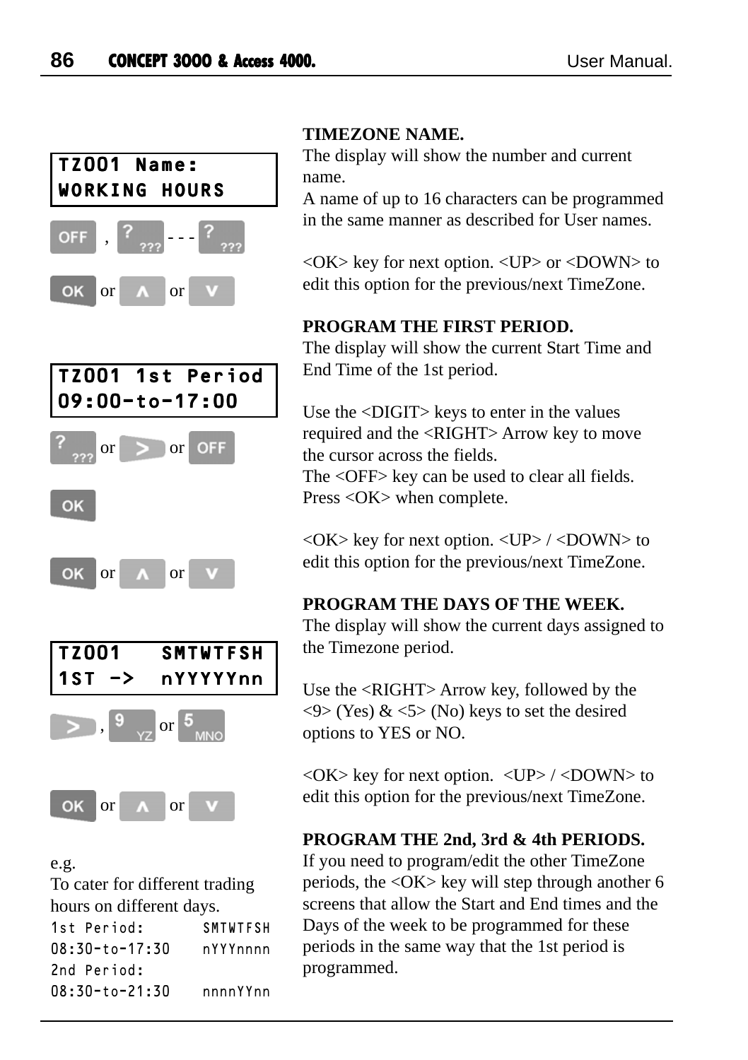```
TZ001 Name:
WORKING HOURS
```

OFF , ??? - - - ???

OK or ∧ or ∨

### TIMEZONE NAME.

The display will show the number and current name.

A name of up to 16 characters can be programmed in the same manner as described for User names.

<OK> key for next option. <UP> or <DOWN> to edit this option for the previous/next TimeZone.

```
TZ001 1st Period
09:00-to-17:00
```

??? or > or OFF

OK

OK or ∧ or ∨

### PROGRAM THE FIRST PERIOD.

The display will show the current Start Time and End Time of the 1st period.

Use the <DIGIT> keys to enter in the values required and the <RIGHT> Arrow key to move the cursor across the fields.

The <OFF> key can be used to clear all fields. Press <OK> when complete.

<OK> key for next option. <UP> / <DOWN> to edit this option for the previous/next TimeZone.

```
TZ001   SMTWTFSH
1ST ->  nYYYYYnn
```

> , 9 YZ or 5 MNO

OK or ∧ or ∨

### PROGRAM THE DAYS OF THE WEEK.

The display will show the current days assigned to the Timezone period.

Use the <RIGHT> Arrow key, followed by the <9> (Yes) & <5> (No) keys to set the desired options to YES or NO.

<OK> key for next option. <UP> / <DOWN> to edit this option for the previous/next TimeZone.

e.g.

To cater for different trading hours on different days.

```
1st Period:        SMTWTFSH
08:30-to-17:30     nYYYnnnn
2nd Period:
08:30-to-21:30     nnnnYYnn
```

### PROGRAM THE 2nd, 3rd & 4th PERIODS.

If you need to program/edit the other TimeZone periods, the <OK> key will step through another 6 screens that allow the Start and End times and the Days of the week to be programmed for these periods in the same way that the 1st period is programmed.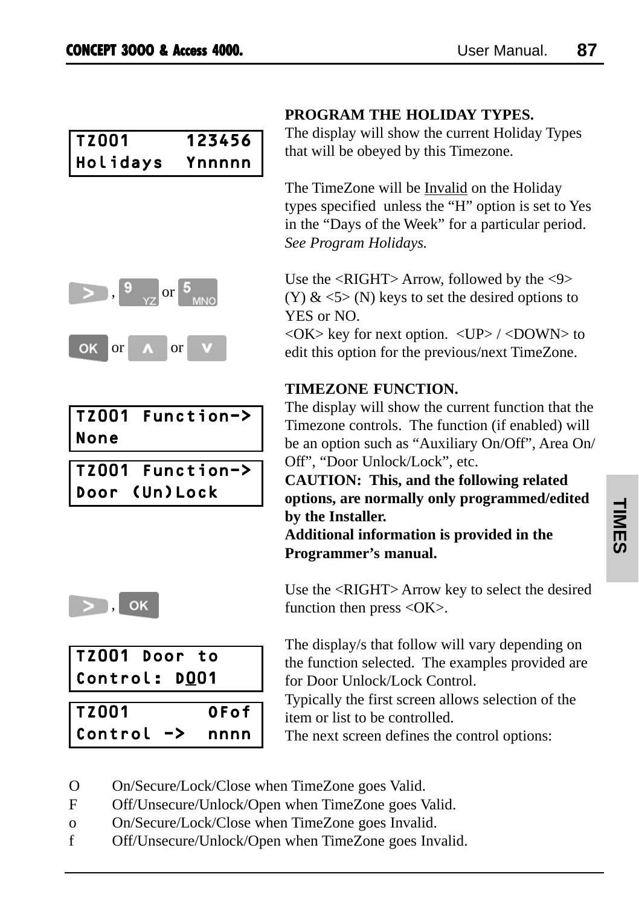```
TZ001     123456
Holidays  Ynnnnn
```

**PROGRAM THE HOLIDAY TYPES.**
The display will show the current Holiday Types that will be obeyed by this Timezone.

The TimeZone will be Invalid on the Holiday types specified unless the "H" option is set to Yes in the "Days of the Week" for a particular period. *See Program Holidays.*

>, 9 or 5

Use the <RIGHT> Arrow, followed by the <9> (Y) & <5> (N) keys to set the desired options to YES or NO.

OK or ∧ or ∨

<OK> key for next option. <UP> / <DOWN> to edit this option for the previous/next TimeZone.

```
TZ001 Function->
None
```

```
TZ001 Function->
Door (Un)Lock
```

**TIMEZONE FUNCTION.**
The display will show the current function that the Timezone controls. The function (if enabled) will be an option such as "Auxiliary On/Off", Area On/Off", "Door Unlock/Lock", etc.
**CAUTION: This, and the following related options, are normally only programmed/edited by the Installer.**
**Additional information is provided in the Programmer's manual.**

>, OK

Use the <RIGHT> Arrow key to select the desired function then press <OK>.

```
TZ001 Door to
Control: D001
```

```
TZ001       OFof
Control ->  nnnn
```

The display/s that follow will vary depending on the function selected. The examples provided are for Door Unlock/Lock Control.
Typically the first screen allows selection of the item or list to be controlled.
The next screen defines the control options:

- O  On/Secure/Lock/Close when TimeZone goes Valid.
- F  Off/Unsecure/Unlock/Open when TimeZone goes Valid.
- o  On/Secure/Lock/Close when TimeZone goes Invalid.
- f  Off/Unsecure/Unlock/Open when TimeZone goes Invalid.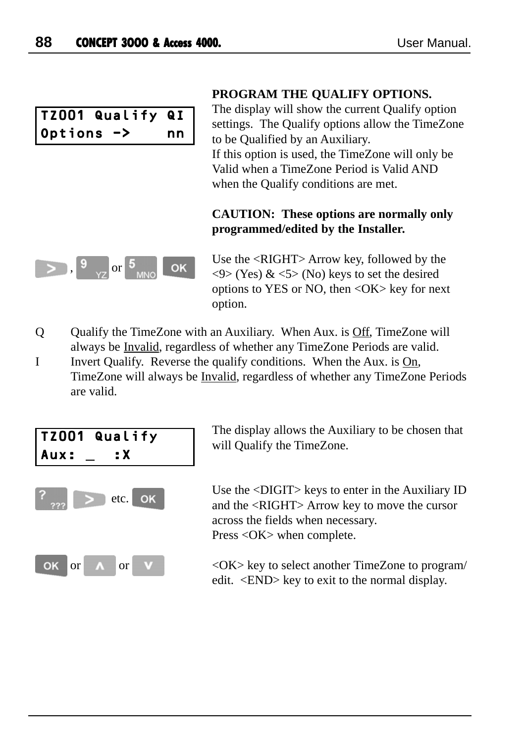**PROGRAM THE QUALIFY OPTIONS.**

```
TZ001 Qualify QI
Options ->    nn
```

The display will show the current Qualify option settings. The Qualify options allow the TimeZone to be Qualified by an Auxiliary.
If this option is used, the TimeZone will only be Valid when a TimeZone Period is Valid AND when the Qualify conditions are met.

**CAUTION: These options are normally only programmed/edited by the Installer.**

[>] , [9 YZ] or [5 MNO] [OK]

Use the <RIGHT> Arrow key, followed by the <9> (Yes) & <5> (No) keys to set the desired options to YES or NO, then <OK> key for next option.

Q Qualify the TimeZone with an Auxiliary. When Aux. is Off, TimeZone will always be Invalid, regardless of whether any TimeZone Periods are valid.

I Invert Qualify. Reverse the qualify conditions. When the Aux. is On, TimeZone will always be Invalid, regardless of whether any TimeZone Periods are valid.

```
TZ001 Qualify
Aux: _   :X
```

The display allows the Auxiliary to be chosen that will Qualify the TimeZone.

[? ???] [>] etc. [OK]

Use the <DIGIT> keys to enter in the Auxiliary ID and the <RIGHT> Arrow key to move the cursor across the fields when necessary.
Press <OK> when complete.

[OK] or [∧] or [∨]

<OK> key to select another TimeZone to program/ edit. <END> key to exit to the normal display.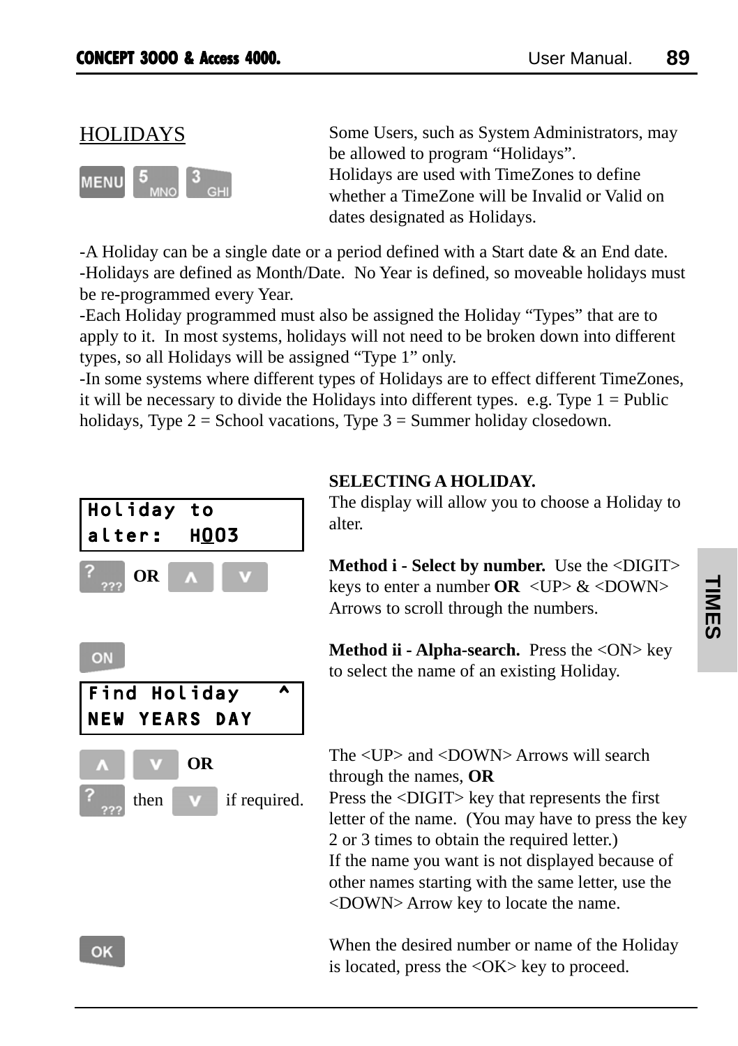## HOLIDAYS

MENU 5 3

Some Users, such as System Administrators, may be allowed to program “Holidays”.
Holidays are used with TimeZones to define whether a TimeZone will be Invalid or Valid on dates designated as Holidays.

-A Holiday can be a single date or a period defined with a Start date & an End date.
-Holidays are defined as Month/Date. No Year is defined, so moveable holidays must be re-programmed every Year.
-Each Holiday programmed must also be assigned the Holiday “Types” that are to apply to it. In most systems, holidays will not need to be broken down into different types, so all Holidays will be assigned “Type 1” only.
-In some systems where different types of Holidays are to effect different TimeZones, it will be necessary to divide the Holidays into different types. e.g. Type 1 = Public holidays, Type 2 = School vacations, Type 3 = Summer holiday closedown.

**SELECTING A HOLIDAY.**
The display will allow you to choose a Holiday to alter.

```
Holiday to
alter:  H003
```

? OR ∧ ∨

**Method i - Select by number.** Use the <DIGIT> keys to enter a number **OR** <UP> & <DOWN> Arrows to scroll through the numbers.

ON

**Method ii - Alpha-search.** Press the <ON> key to select the name of an existing Holiday.

```
Find Holiday   ^
NEW YEARS DAY
```

∧ ∨ OR
? then ∨ if required.

The <UP> and <DOWN> Arrows will search through the names, **OR**
Press the <DIGIT> key that represents the first letter of the name. (You may have to press the key 2 or 3 times to obtain the required letter.)
If the name you want is not displayed because of other names starting with the same letter, use the <DOWN> Arrow key to locate the name.

OK

When the desired number or name of the Holiday is located, press the <OK> key to proceed.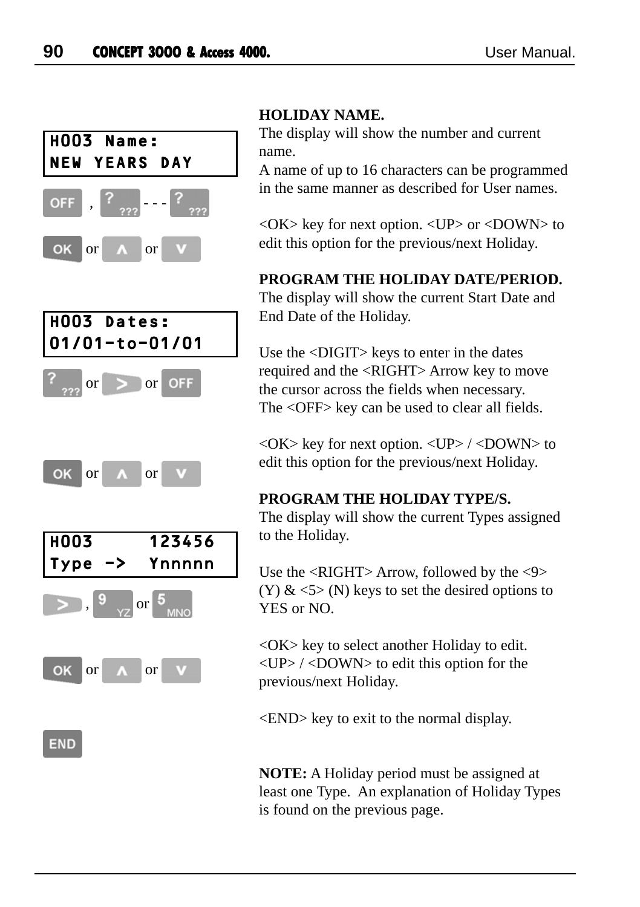```
H003 Name:
NEW YEARS DAY
```

OFF , ??? - - - ???

OK or ∧ or ∨

### HOLIDAY NAME.

The display will show the number and current name.
A name of up to 16 characters can be programmed in the same manner as described for User names.

<OK> key for next option. <UP> or <DOWN> to edit this option for the previous/next Holiday.

```
H003 Dates:
01/01-to-01/01
```

??? or > or OFF

OK or ∧ or ∨

### PROGRAM THE HOLIDAY DATE/PERIOD.

The display will show the current Start Date and End Date of the Holiday.

Use the <DIGIT> keys to enter in the dates required and the <RIGHT> Arrow key to move the cursor across the fields when necessary.
The <OFF> key can be used to clear all fields.

<OK> key for next option. <UP> / <DOWN> to edit this option for the previous/next Holiday.

```
H003      123456
Type ->   Ynnnnn
```

> , 9 YZ or 5 MNO

OK or ∧ or ∨

END

### PROGRAM THE HOLIDAY TYPE/S.

The display will show the current Types assigned to the Holiday.

Use the <RIGHT> Arrow, followed by the <9> (Y) & <5> (N) keys to set the desired options to YES or NO.

<OK> key to select another Holiday to edit.
<UP> / <DOWN> to edit this option for the previous/next Holiday.

<END> key to exit to the normal display.

**NOTE:** A Holiday period must be assigned at least one Type. An explanation of Holiday Types is found on the previous page.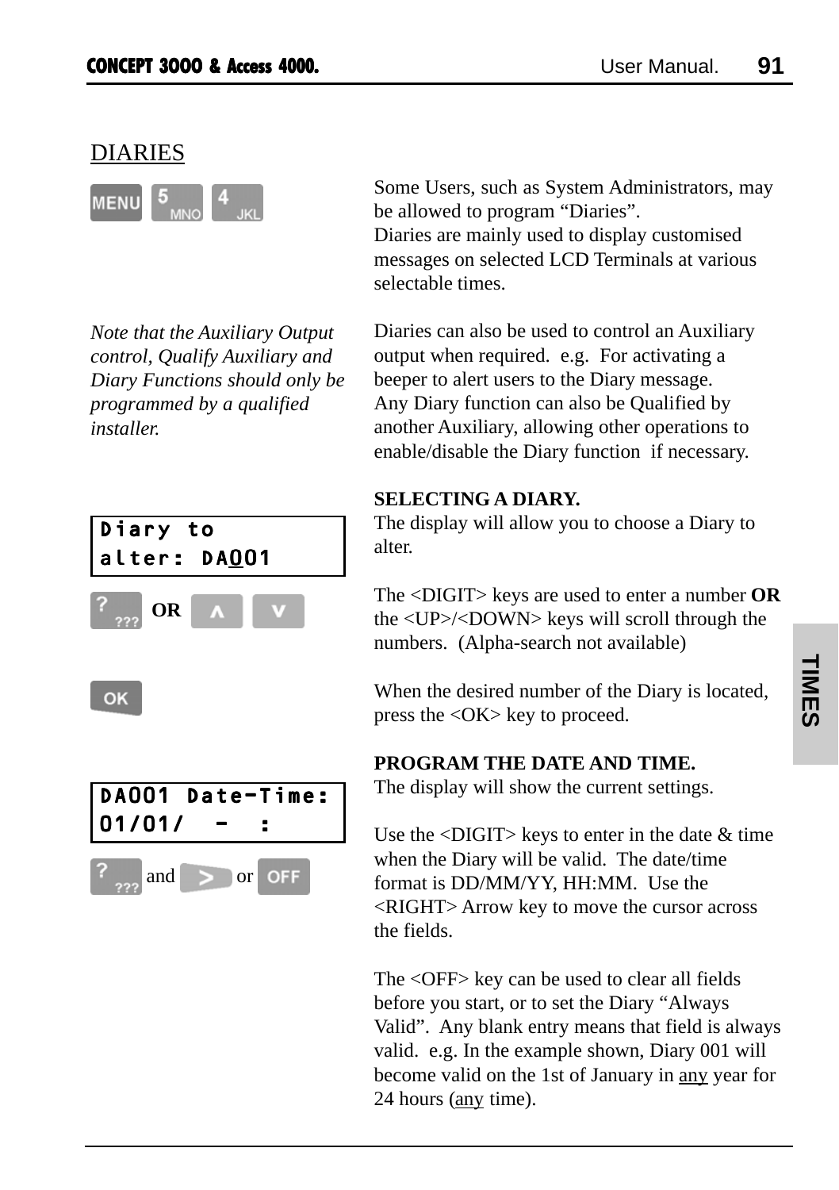## DIARIES

MENU 5 MNO 4 JKL

Some Users, such as System Administrators, may be allowed to program “Diaries”.
Diaries are mainly used to display customised messages on selected LCD Terminals at various selectable times.

*Note that the Auxiliary Output control, Qualify Auxiliary and Diary Functions should only be programmed by a qualified installer.*

Diaries can also be used to control an Auxiliary output when required. e.g. For activating a beeper to alert users to the Diary message.
Any Diary function can also be Qualified by another Auxiliary, allowing other operations to enable/disable the Diary function if necessary.

**SELECTING A DIARY.**

```
Diary to
alter: DA001
```

The display will allow you to choose a Diary to alter.

??? **OR** ∧ ∨

The <DIGIT> keys are used to enter a number **OR** the <UP>/<DOWN> keys will scroll through the numbers. (Alpha-search not available)

OK

When the desired number of the Diary is located, press the <OK> key to proceed.

**PROGRAM THE DATE AND TIME.**

```
DA001 Date-Time:
01/01/  -  :
```

The display will show the current settings.

??? and > or OFF

Use the <DIGIT> keys to enter in the date & time when the Diary will be valid. The date/time format is DD/MM/YY, HH:MM. Use the <RIGHT> Arrow key to move the cursor across the fields.

The <OFF> key can be used to clear all fields before you start, or to set the Diary “Always Valid”. Any blank entry means that field is always valid. e.g. In the example shown, Diary 001 will become valid on the 1st of January in any year for 24 hours (any time).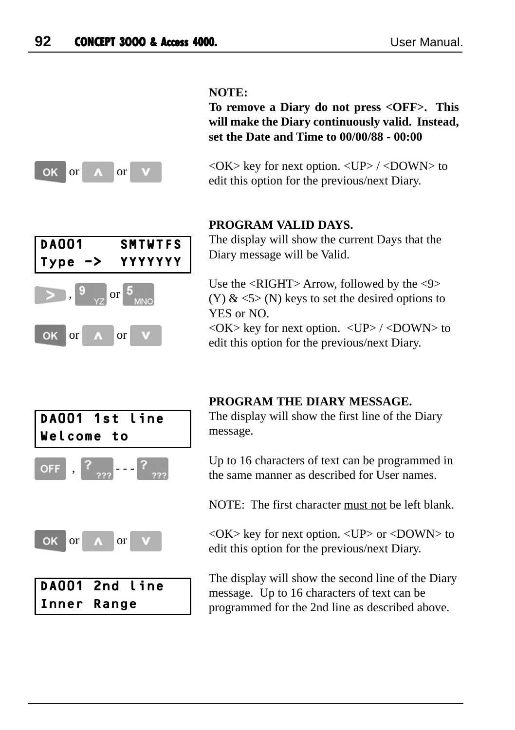**NOTE:**
**To remove a Diary do not press <OFF>. This will make the Diary continuously valid. Instead, set the Date and Time to 00/00/88 - 00:00**

OK or ∧ or V

<OK> key for next option. <UP> / <DOWN> to edit this option for the previous/next Diary.

**PROGRAM VALID DAYS.**

```
DA001     SMTWTFS
Type ->   YYYYYYY
```

The display will show the current Days that the Diary message will be Valid.

> , 9 YZ or 5 MNO

Use the <RIGHT> Arrow, followed by the <9> (Y) & <5> (N) keys to set the desired options to YES or NO.

OK or ∧ or V

<OK> key for next option. <UP> / <DOWN> to edit this option for the previous/next Diary.

**PROGRAM THE DIARY MESSAGE.**

```
DA001 1st line
Welcome to
```

The display will show the first line of the Diary message.

OFF , ? ??? - - - ? ???

Up to 16 characters of text can be programmed in the same manner as described for User names.

NOTE: The first character must not be left blank.

OK or ∧ or V

<OK> key for next option. <UP> or <DOWN> to edit this option for the previous/next Diary.

```
DA001 2nd line
Inner Range
```

The display will show the second line of the Diary message. Up to 16 characters of text can be programmed for the 2nd line as described above.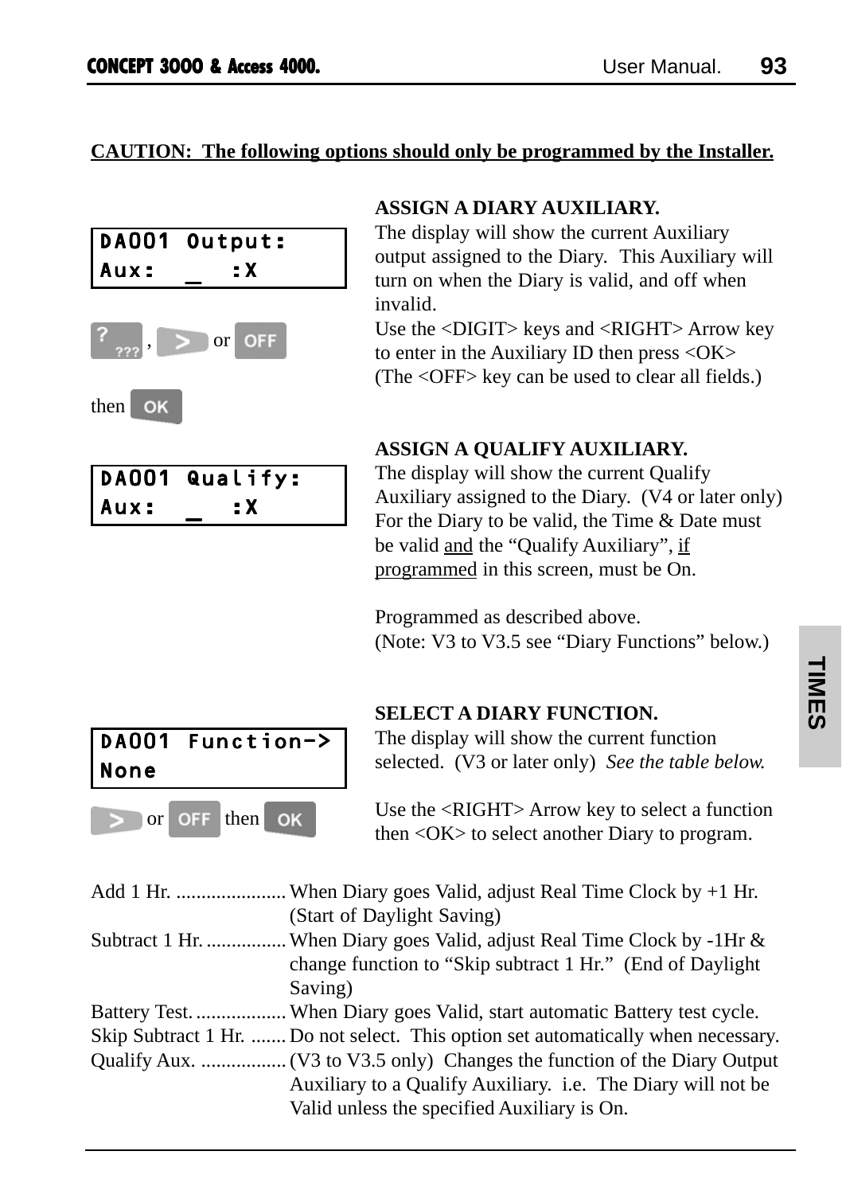**CAUTION: The following options should only be programmed by the Installer.**

```
DA001 Output:
Aux:  _   :X
```

<DIGIT>, <RIGHT> or <OFF>

then <OK>

**ASSIGN A DIARY AUXILIARY.**
The display will show the current Auxiliary output assigned to the Diary. This Auxiliary will turn on when the Diary is valid, and off when invalid.
Use the <DIGIT> keys and <RIGHT> Arrow key to enter in the Auxiliary ID then press <OK>
(The <OFF> key can be used to clear all fields.)

```
DA001 Qualify:
Aux:  _   :X
```

**ASSIGN A QUALIFY AUXILIARY.**
The display will show the current Qualify Auxiliary assigned to the Diary. (V4 or later only)
For the Diary to be valid, the Time & Date must be valid and the "Qualify Auxiliary", if programmed in this screen, must be On.

Programmed as described above.
(Note: V3 to V3.5 see "Diary Functions" below.)

```
DA001 Function->
None
```

<RIGHT> or <OFF> then <OK>

**SELECT A DIARY FUNCTION.**
The display will show the current function selected. (V3 or later only) *See the table below.*

Use the <RIGHT> Arrow key to select a function then <OK> to select another Diary to program.

| | |
|---|---|
| Add 1 Hr. | When Diary goes Valid, adjust Real Time Clock by +1 Hr. (Start of Daylight Saving) |
| Subtract 1 Hr. | When Diary goes Valid, adjust Real Time Clock by -1Hr & change function to "Skip subtract 1 Hr." (End of Daylight Saving) |
| Battery Test. | When Diary goes Valid, start automatic Battery test cycle. |
| Skip Subtract 1 Hr. | Do not select. This option set automatically when necessary. |
| Qualify Aux. | (V3 to V3.5 only) Changes the function of the Diary Output Auxiliary to a Qualify Auxiliary. i.e. The Diary will not be Valid unless the specified Auxiliary is On. |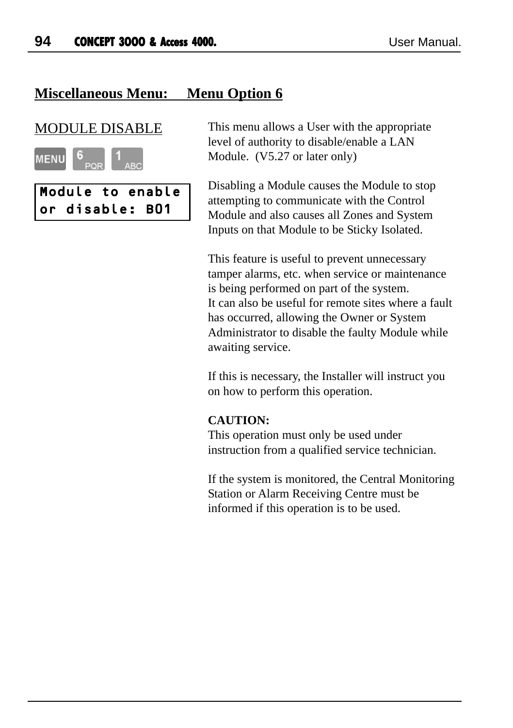## Miscellaneous Menu: Menu Option 6

### MODULE DISABLE

MENU 6 PQR 1 ABC

```
Module to enable
or disable: B01
```

This menu allows a User with the appropriate level of authority to disable/enable a LAN Module. (V5.27 or later only)

Disabling a Module causes the Module to stop attempting to communicate with the Control Module and also causes all Zones and System Inputs on that Module to be Sticky Isolated.

This feature is useful to prevent unnecessary tamper alarms, etc. when service or maintenance is being performed on part of the system.
It can also be useful for remote sites where a fault has occurred, allowing the Owner or System Administrator to disable the faulty Module while awaiting service.

If this is necessary, the Installer will instruct you on how to perform this operation.

**CAUTION:**
This operation must only be used under instruction from a qualified service technician.

If the system is monitored, the Central Monitoring Station or Alarm Receiving Centre must be informed if this operation is to be used.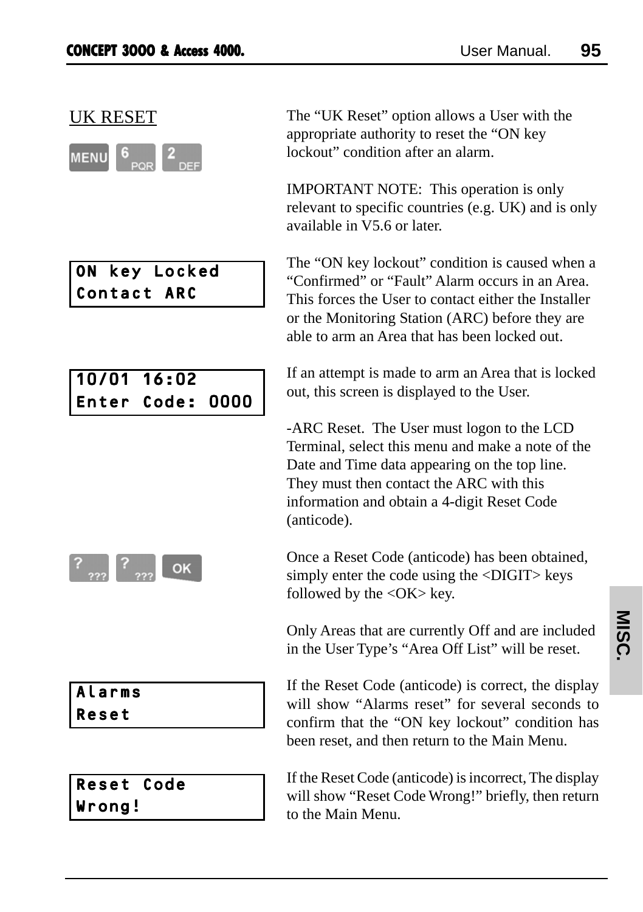## UK RESET

MENU 6 2

The “UK Reset” option allows a User with the appropriate authority to reset the “ON key lockout” condition after an alarm.

IMPORTANT NOTE: This operation is only relevant to specific countries (e.g. UK) and is only available in V5.6 or later.

```
ON key Locked
Contact ARC
```

The “ON key lockout” condition is caused when a “Confirmed” or “Fault” Alarm occurs in an Area. This forces the User to contact either the Installer or the Monitoring Station (ARC) before they are able to arm an Area that has been locked out.

```
10/01 16:02
Enter Code: 0000
```

If an attempt is made to arm an Area that is locked out, this screen is displayed to the User.

-ARC Reset. The User must logon to the LCD Terminal, select this menu and make a note of the Date and Time data appearing on the top line. They must then contact the ARC with this information and obtain a 4-digit Reset Code (anticode).

? ? OK

Once a Reset Code (anticode) has been obtained, simply enter the code using the <DIGIT> keys followed by the <OK> key.

Only Areas that are currently Off and are included in the User Type’s “Area Off List” will be reset.

```
Alarms
Reset
```

If the Reset Code (anticode) is correct, the display will show “Alarms reset” for several seconds to confirm that the “ON key lockout” condition has been reset, and then return to the Main Menu.

```
Reset Code
Wrong!
```

If the Reset Code (anticode) is incorrect, The display will show “Reset Code Wrong!” briefly, then return to the Main Menu.

MISC.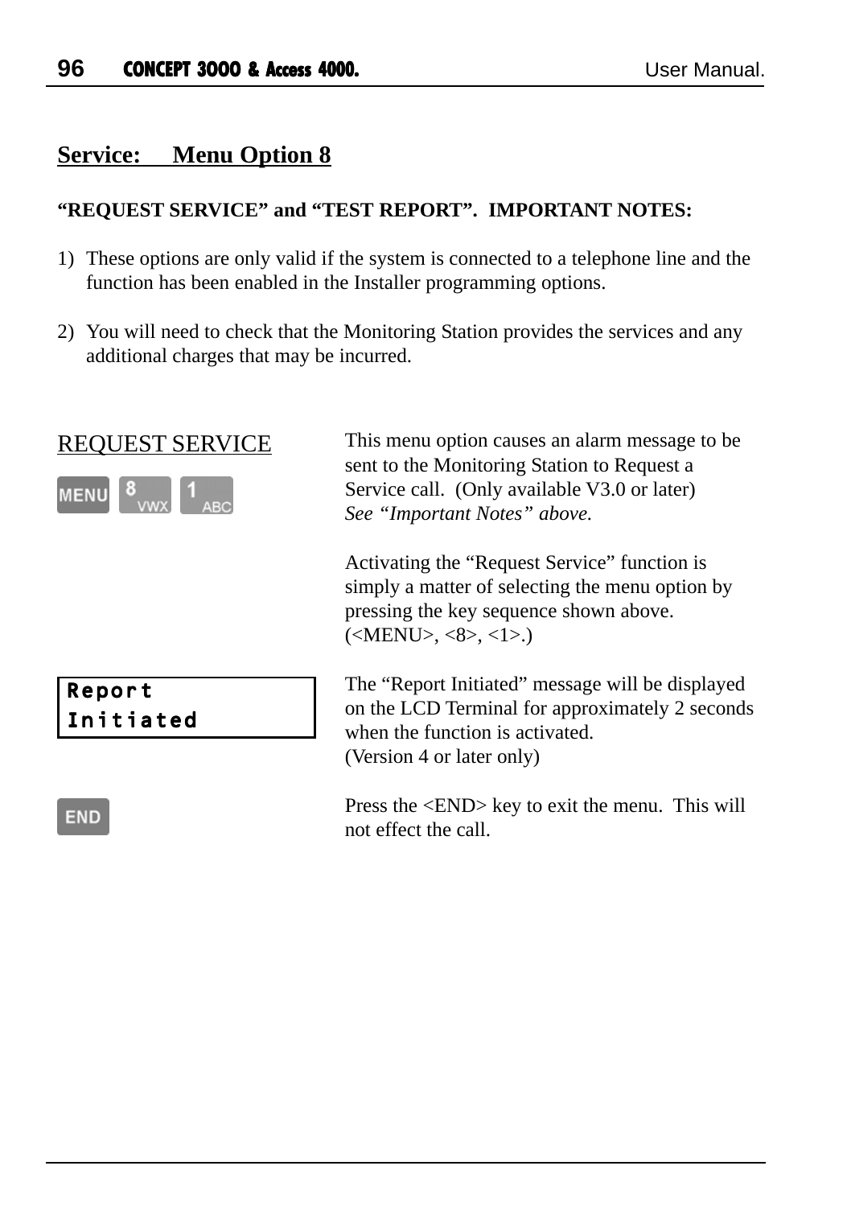## Service:     Menu Option 8

**"REQUEST SERVICE" and "TEST REPORT".  IMPORTANT NOTES:**

1) These options are only valid if the system is connected to a telephone line and the function has been enabled in the Installer programming options.

2) You will need to check that the Monitoring Station provides the services and any additional charges that may be incurred.

REQUEST SERVICE

MENU  8 VWX  1 ABC

This menu option causes an alarm message to be sent to the Monitoring Station to Request a Service call.  (Only available V3.0 or later)
*See "Important Notes" above.*

Activating the "Request Service" function is simply a matter of selecting the menu option by pressing the key sequence shown above. (<MENU>, <8>, <1>.)

```
Report
Initiated
```

The "Report Initiated" message will be displayed on the LCD Terminal for approximately 2 seconds when the function is activated.
(Version 4 or later only)

END

Press the <END> key to exit the menu.  This will not effect the call.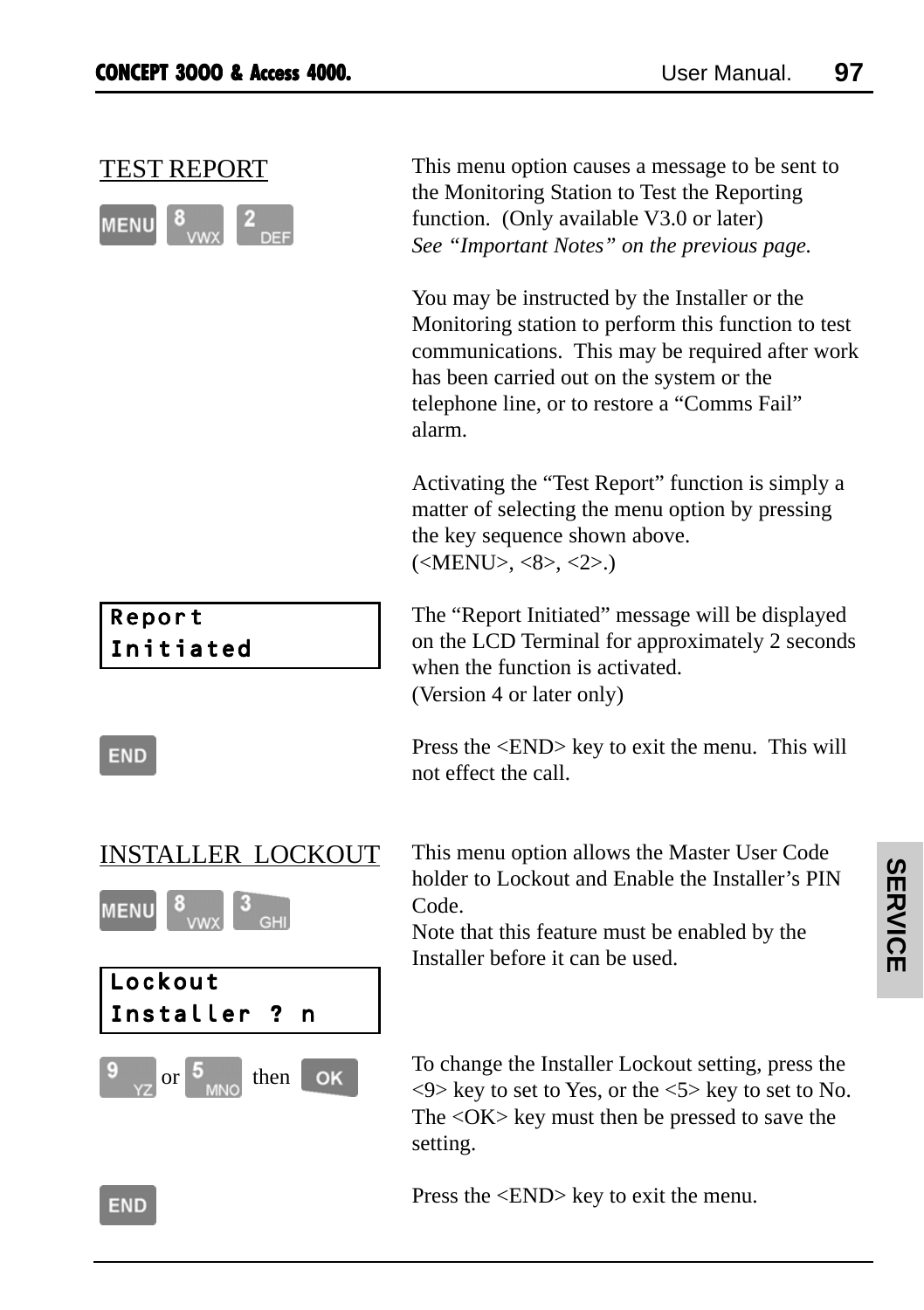## TEST REPORT

MENU 8 VWX 2 DEF

This menu option causes a message to be sent to the Monitoring Station to Test the Reporting function. (Only available V3.0 or later)
*See "Important Notes" on the previous page.*

You may be instructed by the Installer or the Monitoring station to perform this function to test communications. This may be required after work has been carried out on the system or the telephone line, or to restore a "Comms Fail" alarm.

Activating the "Test Report" function is simply a matter of selecting the menu option by pressing the key sequence shown above.
(<MENU>, <8>, <2>.)

```
Report
Initiated
```

The "Report Initiated" message will be displayed on the LCD Terminal for approximately 2 seconds when the function is activated.
(Version 4 or later only)

END

Press the <END> key to exit the menu. This will not effect the call.

## INSTALLER LOCKOUT

MENU 8 VWX 3 GHI

This menu option allows the Master User Code holder to Lockout and Enable the Installer's PIN Code.
Note that this feature must be enabled by the Installer before it can be used.

```
Lockout
Installer ? n
```

9 YZ or 5 MNO then OK

To change the Installer Lockout setting, press the <9> key to set to Yes, or the <5> key to set to No. The <OK> key must then be pressed to save the setting.

END

Press the <END> key to exit the menu.

SERVICE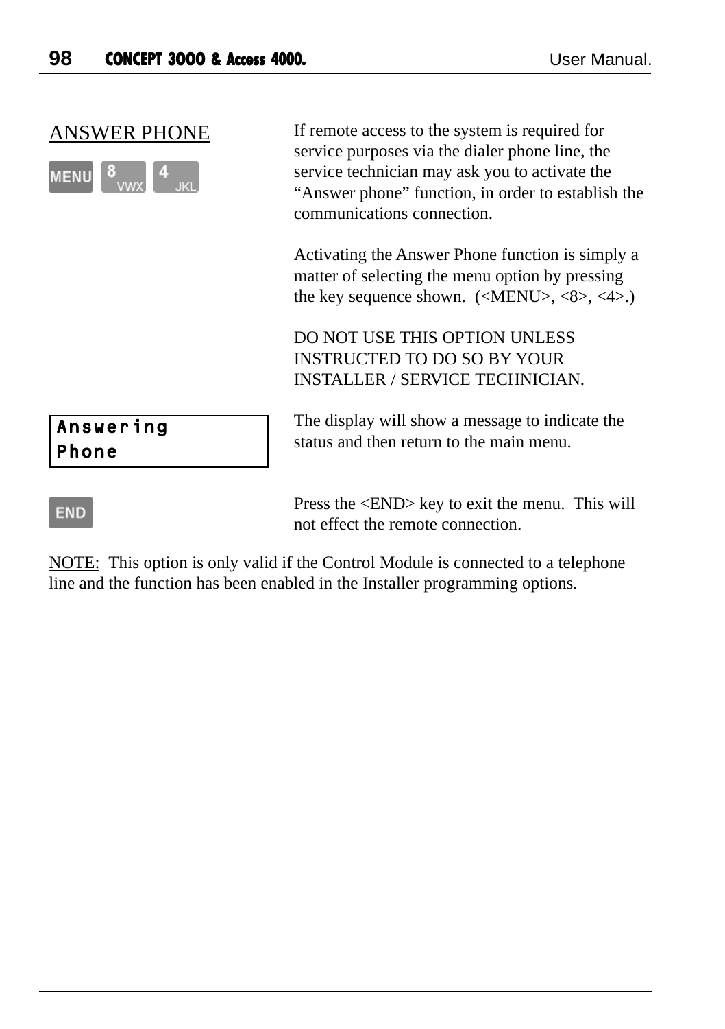## ANSWER PHONE

MENU 8 VWX 4 JKL

If remote access to the system is required for service purposes via the dialer phone line, the service technician may ask you to activate the "Answer phone" function, in order to establish the communications connection.

Activating the Answer Phone function is simply a matter of selecting the menu option by pressing the key sequence shown. (<MENU>, <8>, <4>.)

DO NOT USE THIS OPTION UNLESS INSTRUCTED TO DO SO BY YOUR INSTALLER / SERVICE TECHNICIAN.

```
Answering
Phone
```

The display will show a message to indicate the status and then return to the main menu.

END

Press the <END> key to exit the menu. This will not effect the remote connection.

NOTE: This option is only valid if the Control Module is connected to a telephone line and the function has been enabled in the Installer programming options.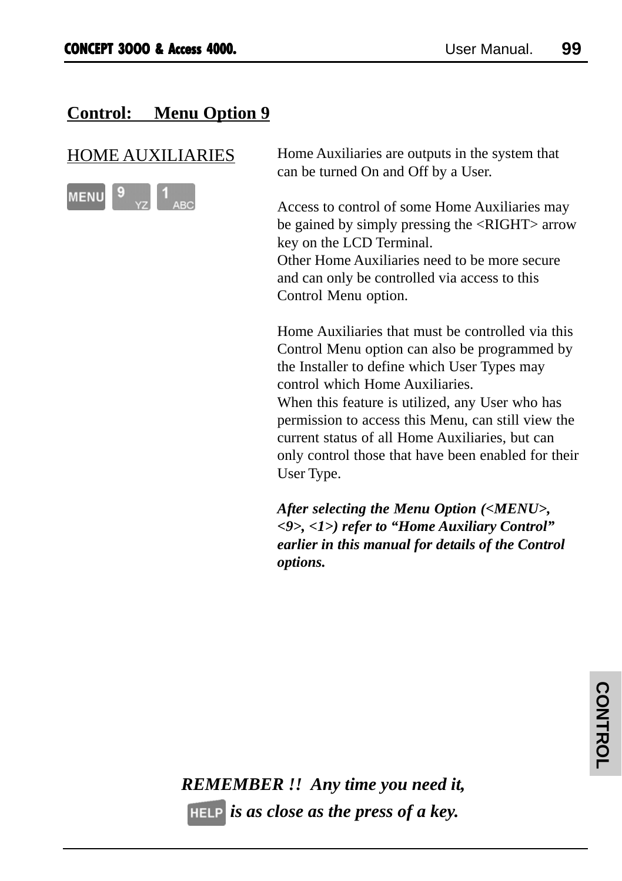## Control: Menu Option 9

HOME AUXILIARIES

MENU 9 1

Home Auxiliaries are outputs in the system that can be turned On and Off by a User.

Access to control of some Home Auxiliaries may be gained by simply pressing the <RIGHT> arrow key on the LCD Terminal.
Other Home Auxiliaries need to be more secure and can only be controlled via access to this Control Menu option.

Home Auxiliaries that must be controlled via this Control Menu option can also be programmed by the Installer to define which User Types may control which Home Auxiliaries.
When this feature is utilized, any User who has permission to access this Menu, can still view the current status of all Home Auxiliaries, but can only control those that have been enabled for their User Type.

***After selecting the Menu Option (<MENU>, <9>, <1>) refer to "Home Auxiliary Control" earlier in this manual for details of the Control options.***

***REMEMBER !! Any time you need it, HELP is as close as the press of a key.***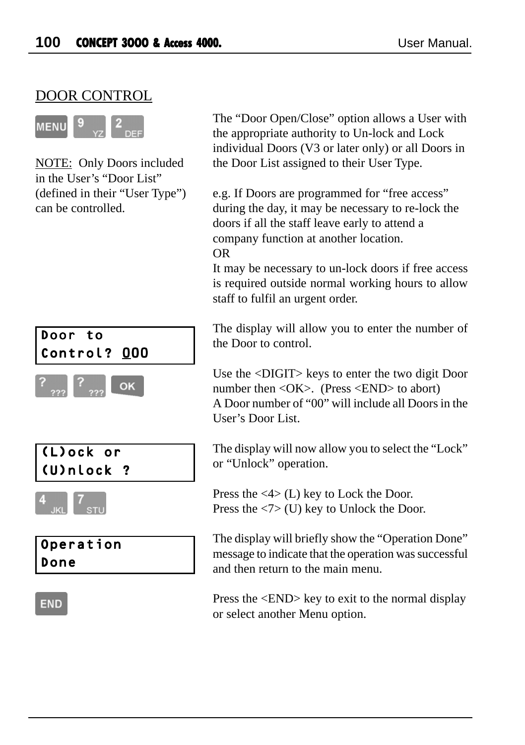## DOOR CONTROL

MENU 9 YZ 2 DEF

NOTE: Only Doors included in the User's "Door List" (defined in their "User Type") can be controlled.

The "Door Open/Close" option allows a User with the appropriate authority to Un-lock and Lock individual Doors (V3 or later only) or all Doors in the Door List assigned to their User Type.

e.g. If Doors are programmed for "free access" during the day, it may be necessary to re-lock the doors if all the staff leave early to attend a company function at another location.
OR
It may be necessary to un-lock doors if free access is required outside normal working hours to allow staff to fulfil an urgent order.

```
Door to
Control? 000
```

The display will allow you to enter the number of the Door to control.

? ??? ? ??? OK

Use the <DIGIT> keys to enter the two digit Door number then <OK>. (Press <END> to abort)
A Door number of "00" will include all Doors in the User's Door List.

```
(L)ock or
(U)nlock ?
```

The display will now allow you to select the "Lock" or "Unlock" operation.

4 JKL 7 STU

Press the <4> (L) key to Lock the Door.
Press the <7> (U) key to Unlock the Door.

```
Operation
Done
```

The display will briefly show the "Operation Done" message to indicate that the operation was successful and then return to the main menu.

END

Press the <END> key to exit to the normal display or select another Menu option.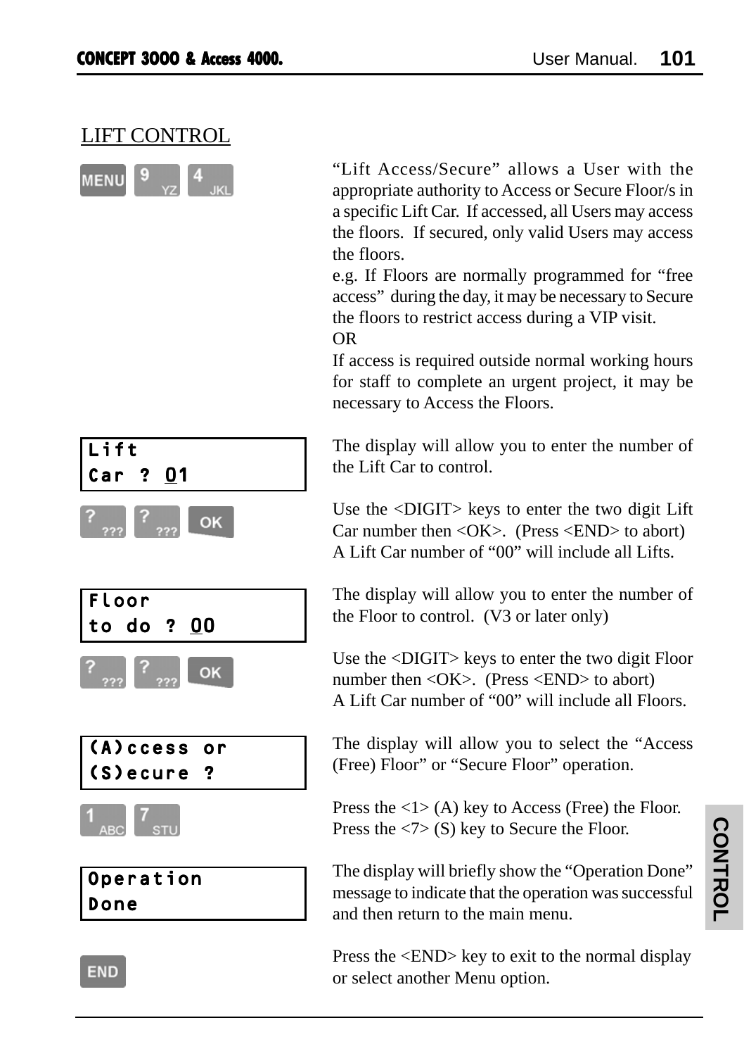## LIFT CONTROL

MENU 9 4

"Lift Access/Secure" allows a User with the appropriate authority to Access or Secure Floor/s in a specific Lift Car. If accessed, all Users may access the floors. If secured, only valid Users may access the floors.

e.g. If Floors are normally programmed for "free access" during the day, it may be necessary to Secure the floors to restrict access during a VIP visit.

OR

If access is required outside normal working hours for staff to complete an urgent project, it may be necessary to Access the Floors.

```
Lift
Car ? 01
```

The display will allow you to enter the number of the Lift Car to control.

? ? OK

Use the <DIGIT> keys to enter the two digit Lift Car number then <OK>. (Press <END> to abort)
A Lift Car number of "00" will include all Lifts.

```
Floor
to do ? 00
```

The display will allow you to enter the number of the Floor to control. (V3 or later only)

? ? OK

Use the <DIGIT> keys to enter the two digit Floor number then <OK>. (Press <END> to abort)
A Lift Car number of "00" will include all Floors.

```
(A)ccess or
(S)ecure ?
```

The display will allow you to select the "Access (Free) Floor" or "Secure Floor" operation.

1 7

Press the <1> (A) key to Access (Free) the Floor.
Press the <7> (S) key to Secure the Floor.

```
Operation
Done
```

The display will briefly show the "Operation Done" message to indicate that the operation was successful and then return to the main menu.

END

Press the <END> key to exit to the normal display or select another Menu option.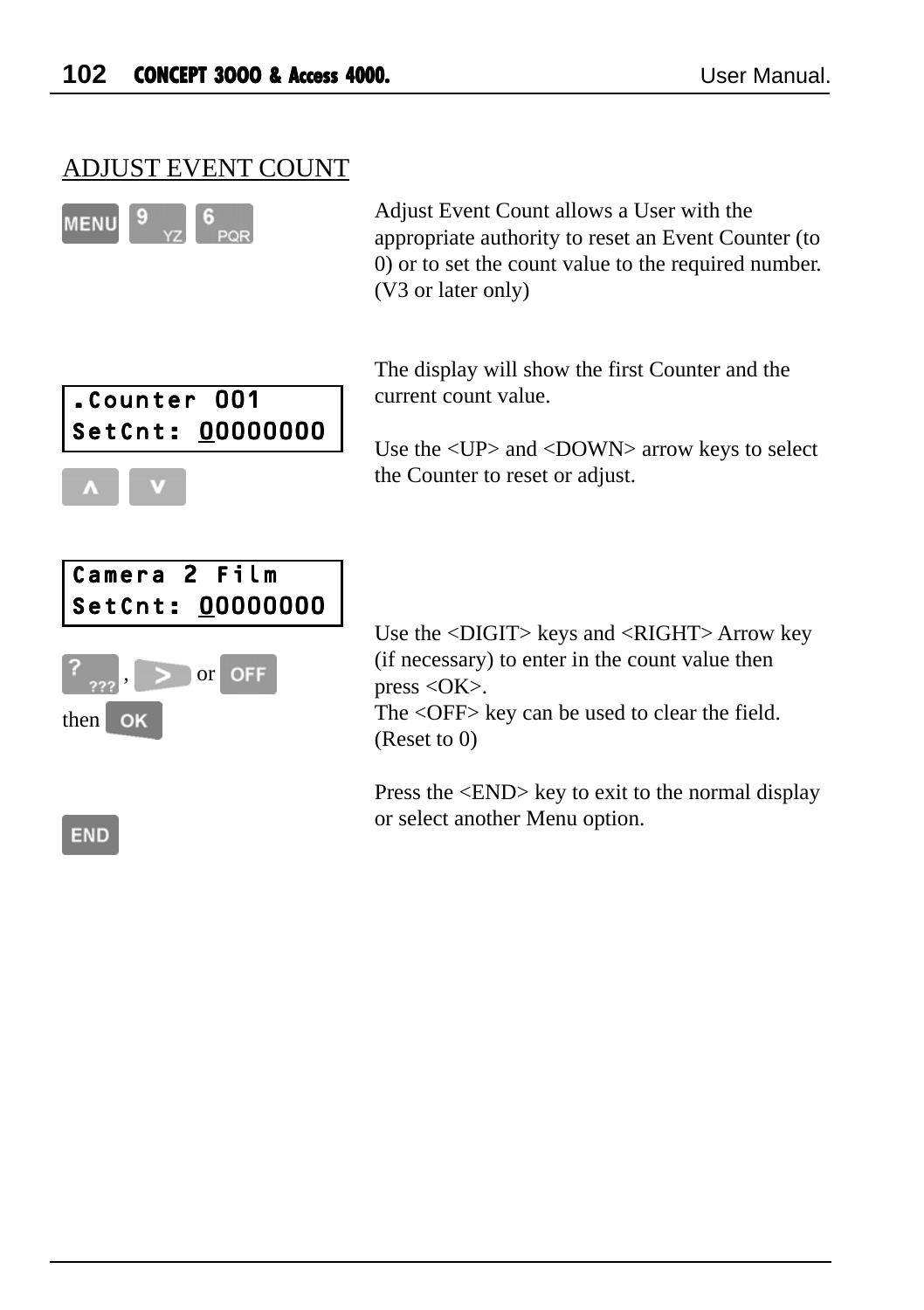## ADJUST EVENT COUNT

MENU 9 6

Adjust Event Count allows a User with the appropriate authority to reset an Event Counter (to 0) or to set the count value to the required number. (V3 or later only)

```
.Counter 001
SetCnt: 00000000
```

The display will show the first Counter and the current count value.

Use the <UP> and <DOWN> arrow keys to select the Counter to reset or adjust.

```
Camera 2 Film
SetCnt: 00000000
```

?, > or OFF then OK

Use the <DIGIT> keys and <RIGHT> Arrow key (if necessary) to enter in the count value then press <OK>.
The <OFF> key can be used to clear the field. (Reset to 0)

END

Press the <END> key to exit to the normal display or select another Menu option.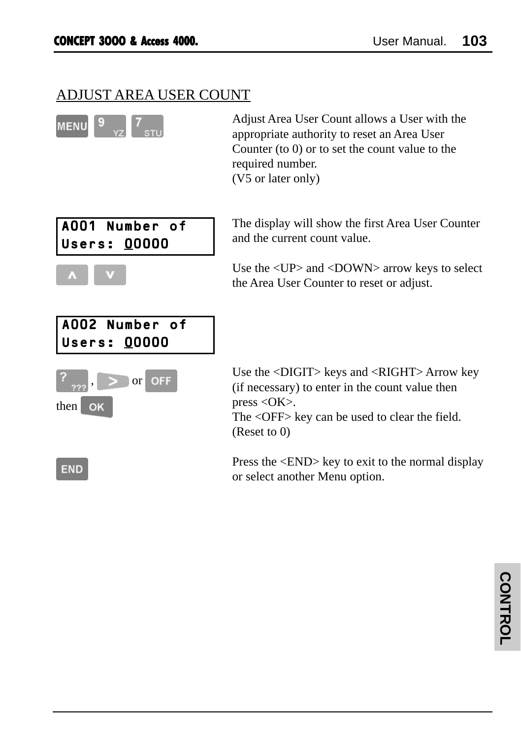## ADJUST AREA USER COUNT

MENU 9 YZ 7 STU

Adjust Area User Count allows a User with the appropriate authority to reset an Area User Counter (to 0) or to set the count value to the required number.
(V5 or later only)

```
A001 Number of
Users: 00000
```

The display will show the first Area User Counter and the current count value.

∧ ∨

Use the <UP> and <DOWN> arrow keys to select the Area User Counter to reset or adjust.

```
A002 Number of
Users: 00000
```

? ??? , > or OFF
then OK

Use the <DIGIT> keys and <RIGHT> Arrow key (if necessary) to enter in the count value then press <OK>.
The <OFF> key can be used to clear the field. (Reset to 0)

END

Press the <END> key to exit to the normal display or select another Menu option.

CONTROL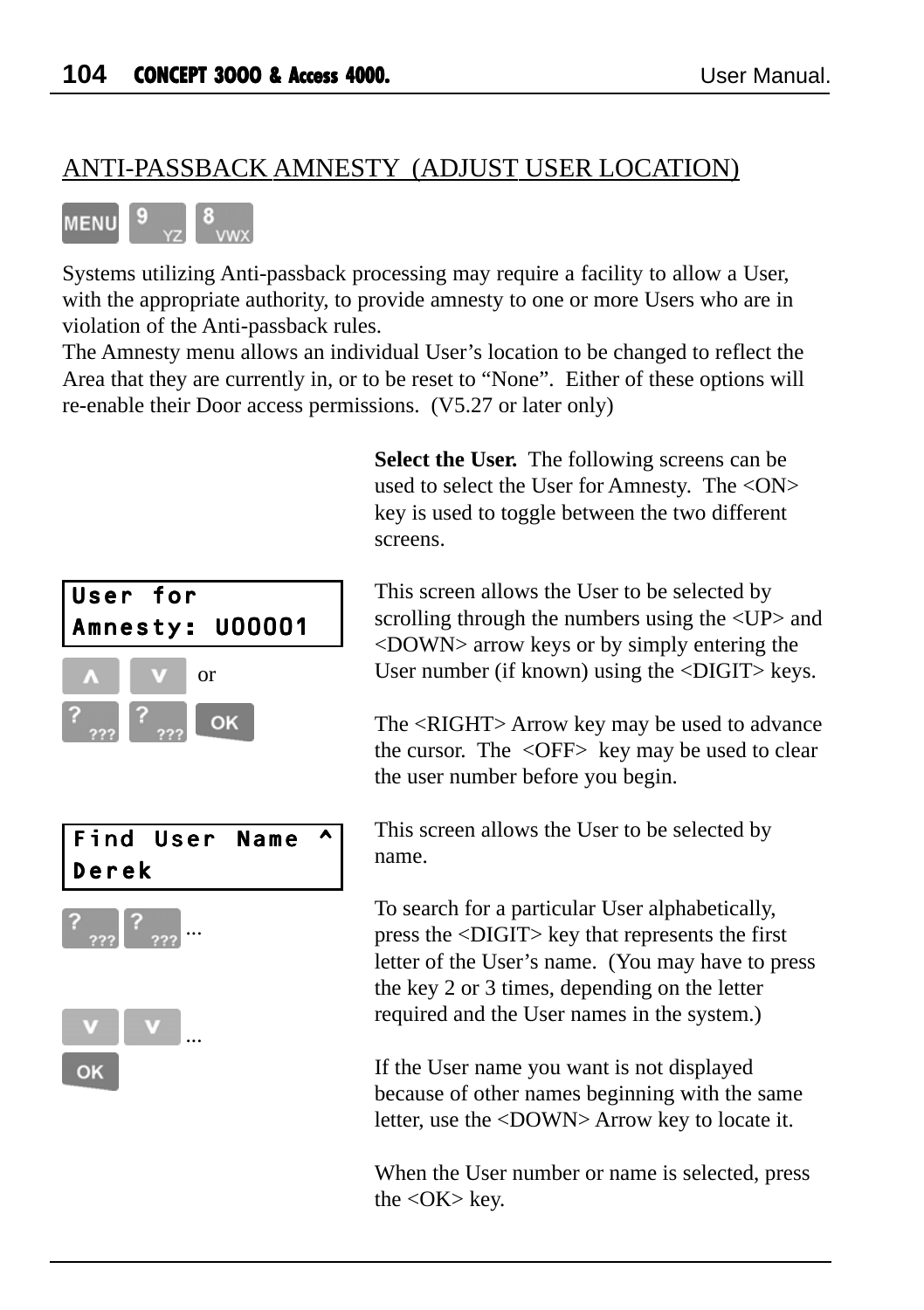## ANTI-PASSBACK AMNESTY (ADJUST USER LOCATION)

MENU 9 8

Systems utilizing Anti-passback processing may require a facility to allow a User, with the appropriate authority, to provide amnesty to one or more Users who are in violation of the Anti-passback rules.
The Amnesty menu allows an individual User's location to be changed to reflect the Area that they are currently in, or to be reset to "None". Either of these options will re-enable their Door access permissions. (V5.27 or later only)

**Select the User.** The following screens can be used to select the User for Amnesty. The <ON> key is used to toggle between the two different screens.

```
User for
Amnesty: U00001
```

∧ ∨ or
? ? OK

This screen allows the User to be selected by scrolling through the numbers using the <UP> and <DOWN> arrow keys or by simply entering the User number (if known) using the <DIGIT> keys.

The <RIGHT> Arrow key may be used to advance the cursor. The <OFF> key may be used to clear the user number before you begin.

```
Find User Name ^
Derek
```

? ? ...

∨ ∨ ...
OK

This screen allows the User to be selected by name.

To search for a particular User alphabetically, press the <DIGIT> key that represents the first letter of the User's name. (You may have to press the key 2 or 3 times, depending on the letter required and the User names in the system.)

If the User name you want is not displayed because of other names beginning with the same letter, use the <DOWN> Arrow key to locate it.

When the User number or name is selected, press the <OK> key.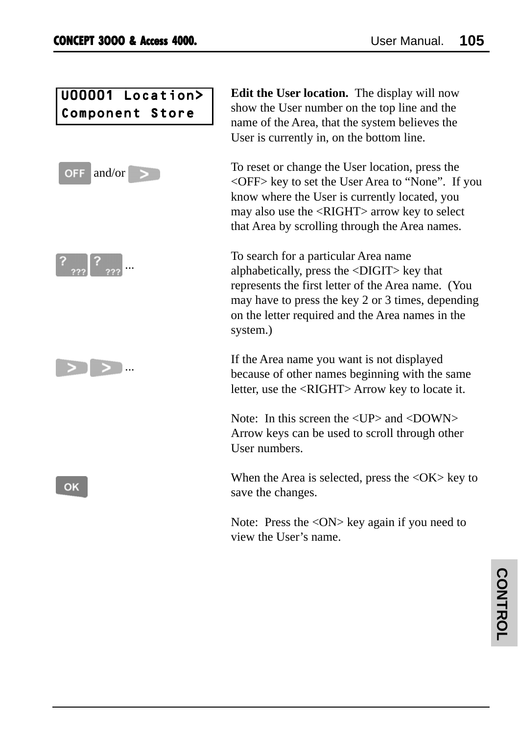```
U00001 Location>
Component Store
```

**Edit the User location.** The display will now show the User number on the top line and the name of the Area, that the system believes the User is currently in, on the bottom line.

OFF and/or >

To reset or change the User location, press the <OFF> key to set the User Area to “None”. If you know where the User is currently located, you may also use the <RIGHT> arrow key to select that Area by scrolling through the Area names.

? ??? ? ??? ...

To search for a particular Area name alphabetically, press the <DIGIT> key that represents the first letter of the Area name. (You may have to press the key 2 or 3 times, depending on the letter required and the Area names in the system.)

> > ...

If the Area name you want is not displayed because of other names beginning with the same letter, use the <RIGHT> Arrow key to locate it.

Note: In this screen the <UP> and <DOWN> Arrow keys can be used to scroll through other User numbers.

OK

When the Area is selected, press the <OK> key to save the changes.

Note: Press the <ON> key again if you need to view the User’s name.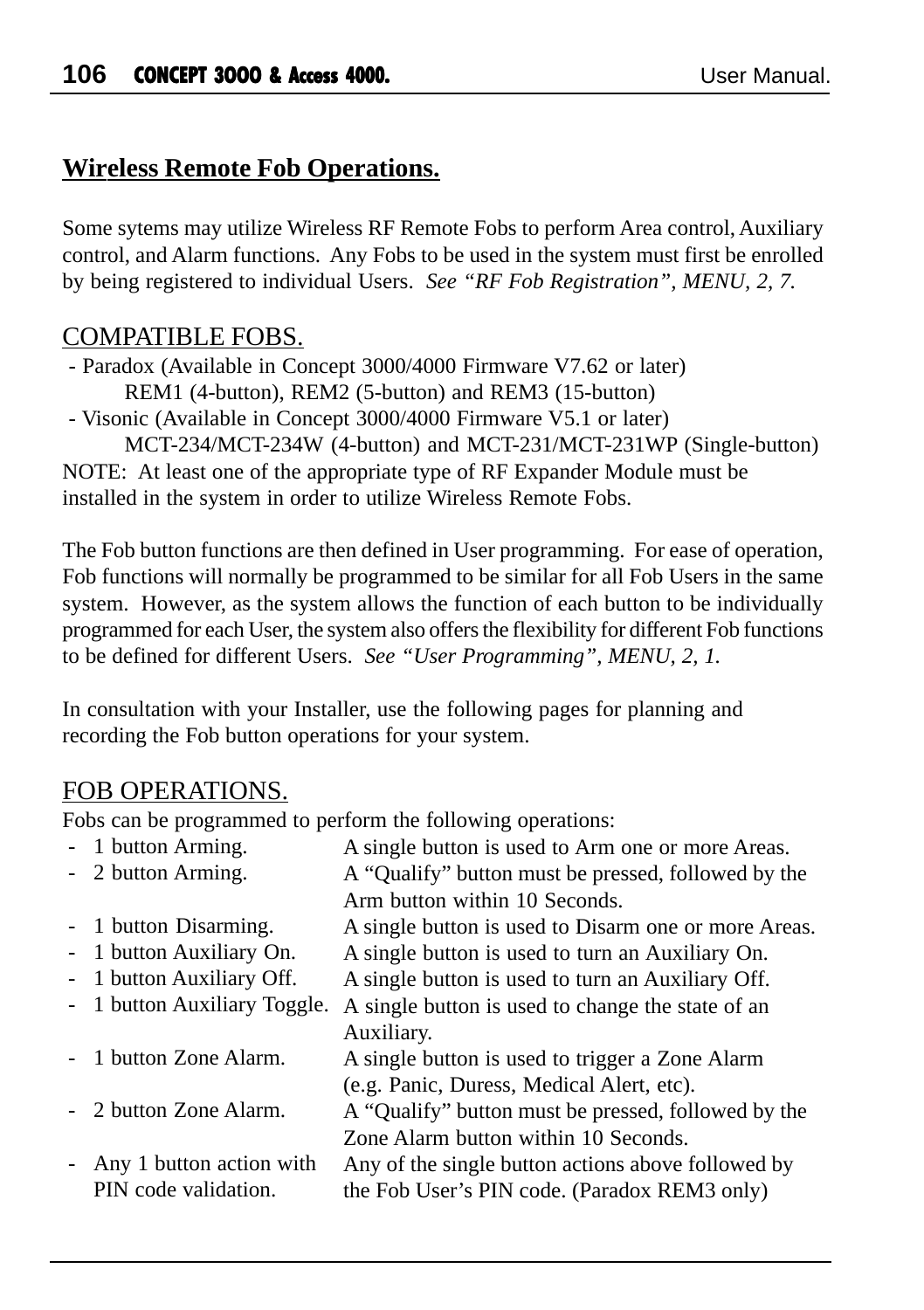## Wireless Remote Fob Operations.

Some sytems may utilize Wireless RF Remote Fobs to perform Area control, Auxiliary control, and Alarm functions. Any Fobs to be used in the system must first be enrolled by being registered to individual Users. *See "RF Fob Registration", MENU, 2, 7.*

### COMPATIBLE FOBS.

- Paradox (Available in Concept 3000/4000 Firmware V7.62 or later)
  REM1 (4-button), REM2 (5-button) and REM3 (15-button)
- Visonic (Available in Concept 3000/4000 Firmware V5.1 or later)
  MCT-234/MCT-234W (4-button) and MCT-231/MCT-231WP (Single-button)

NOTE: At least one of the appropriate type of RF Expander Module must be installed in the system in order to utilize Wireless Remote Fobs.

The Fob button functions are then defined in User programming. For ease of operation, Fob functions will normally be programmed to be similar for all Fob Users in the same system. However, as the system allows the function of each button to be individually programmed for each User, the system also offers the flexibility for different Fob functions to be defined for different Users. *See "User Programming", MENU, 2, 1.*

In consultation with your Installer, use the following pages for planning and recording the Fob button operations for your system.

### FOB OPERATIONS.

Fobs can be programmed to perform the following operations:

- 1 button Arming. — A single button is used to Arm one or more Areas.
- 2 button Arming. — A "Qualify" button must be pressed, followed by the Arm button within 10 Seconds.
- 1 button Disarming. — A single button is used to Disarm one or more Areas.
- 1 button Auxiliary On. — A single button is used to turn an Auxiliary On.
- 1 button Auxiliary Off. — A single button is used to turn an Auxiliary Off.
- 1 button Auxiliary Toggle. — A single button is used to change the state of an Auxiliary.
- 1 button Zone Alarm. — A single button is used to trigger a Zone Alarm (e.g. Panic, Duress, Medical Alert, etc).
- 2 button Zone Alarm. — A "Qualify" button must be pressed, followed by the Zone Alarm button within 10 Seconds.
- Any 1 button action with PIN code validation. — Any of the single button actions above followed by the Fob User's PIN code. (Paradox REM3 only)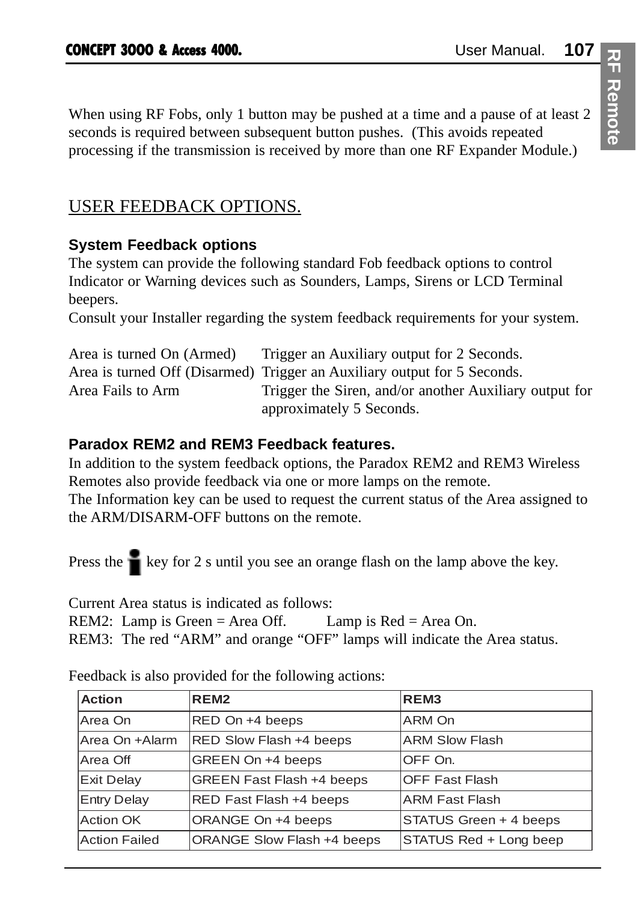When using RF Fobs, only 1 button may be pushed at a time and a pause of at least 2 seconds is required between subsequent button pushes. (This avoids repeated processing if the transmission is received by more than one RF Expander Module.)

## USER FEEDBACK OPTIONS.

### System Feedback options

The system can provide the following standard Fob feedback options to control Indicator or Warning devices such as Sounders, Lamps, Sirens or LCD Terminal beepers.
Consult your Installer regarding the system feedback requirements for your system.

Area is turned On (Armed) Trigger an Auxiliary output for 2 Seconds.
Area is turned Off (Disarmed) Trigger an Auxiliary output for 5 Seconds.
Area Fails to Arm Trigger the Siren, and/or another Auxiliary output for approximately 5 Seconds.

### Paradox REM2 and REM3 Feedback features.

In addition to the system feedback options, the Paradox REM2 and REM3 Wireless Remotes also provide feedback via one or more lamps on the remote.
The Information key can be used to request the current status of the Area assigned to the ARM/DISARM-OFF buttons on the remote.

Press the key for 2 s until you see an orange flash on the lamp above the key.

Current Area status is indicated as follows:
REM2: Lamp is Green = Area Off. Lamp is Red = Area On.
REM3: The red “ARM” and orange “OFF” lamps will indicate the Area status.

Feedback is also provided for the following actions:

| Action | REM2 | REM3 |
|---|---|---|
| Area On | RED On +4 beeps | ARM On |
| Area On +Alarm | RED Slow Flash +4 beeps | ARM Slow Flash |
| Area Off | GREEN On +4 beeps | OFF On. |
| Exit Delay | GREEN Fast Flash +4 beeps | OFF Fast Flash |
| Entry Delay | RED Fast Flash +4 beeps | ARM Fast Flash |
| Action OK | ORANGE On +4 beeps | STATUS Green + 4 beeps |
| Action Failed | ORANGE Slow Flash +4 beeps | STATUS Red + Long beep |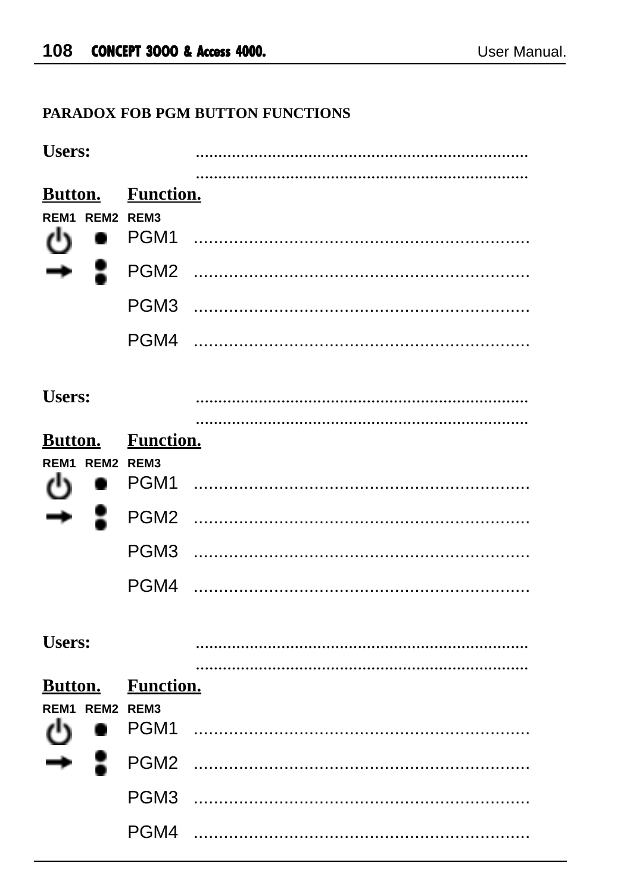**PARADOX FOB PGM BUTTON FUNCTIONS**

**Users:** ..........................................................................
..........................................................................

| REM1 | REM2 | REM3 | |
|---|---|---|---|
| **Button.** | | **Function.** | |
| ⏻ | ● | PGM1 | .................................................................. |
| → | ⁚ | PGM2 | .................................................................. |
| | | PGM3 | .................................................................. |
| | | PGM4 | .................................................................. |

**Users:** ..........................................................................
..........................................................................

| REM1 | REM2 | REM3 | |
|---|---|---|---|
| **Button.** | | **Function.** | |
| ⏻ | ● | PGM1 | .................................................................. |
| → | ⁚ | PGM2 | .................................................................. |
| | | PGM3 | .................................................................. |
| | | PGM4 | .................................................................. |

**Users:** ..........................................................................
..........................................................................

| REM1 | REM2 | REM3 | |
|---|---|---|---|
| **Button.** | | **Function.** | |
| ⏻ | ● | PGM1 | .................................................................. |
| → | ⁚ | PGM2 | .................................................................. |
| | | PGM3 | .................................................................. |
| | | PGM4 | .................................................................. |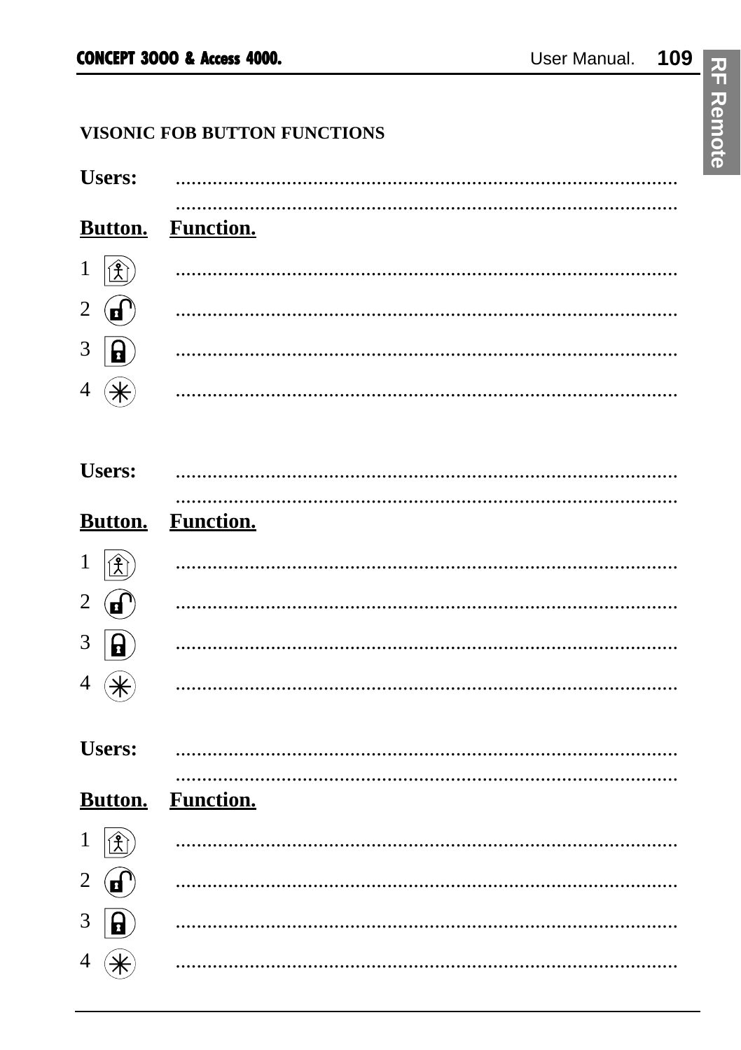### VISONIC FOB BUTTON FUNCTIONS

**Users:** ..........................................................................................
..........................................................................................

| **Button.** | **Function.** |
|---|---|
| 1 | .......................................................................................... |
| 2 | .......................................................................................... |
| 3 | .......................................................................................... |
| 4 | .......................................................................................... |

**Users:** ..........................................................................................
..........................................................................................

| **Button.** | **Function.** |
|---|---|
| 1 | .......................................................................................... |
| 2 | .......................................................................................... |
| 3 | .......................................................................................... |
| 4 | .......................................................................................... |

**Users:** ..........................................................................................
..........................................................................................

| **Button.** | **Function.** |
|---|---|
| 1 | .......................................................................................... |
| 2 | .......................................................................................... |
| 3 | .......................................................................................... |
| 4 | .......................................................................................... |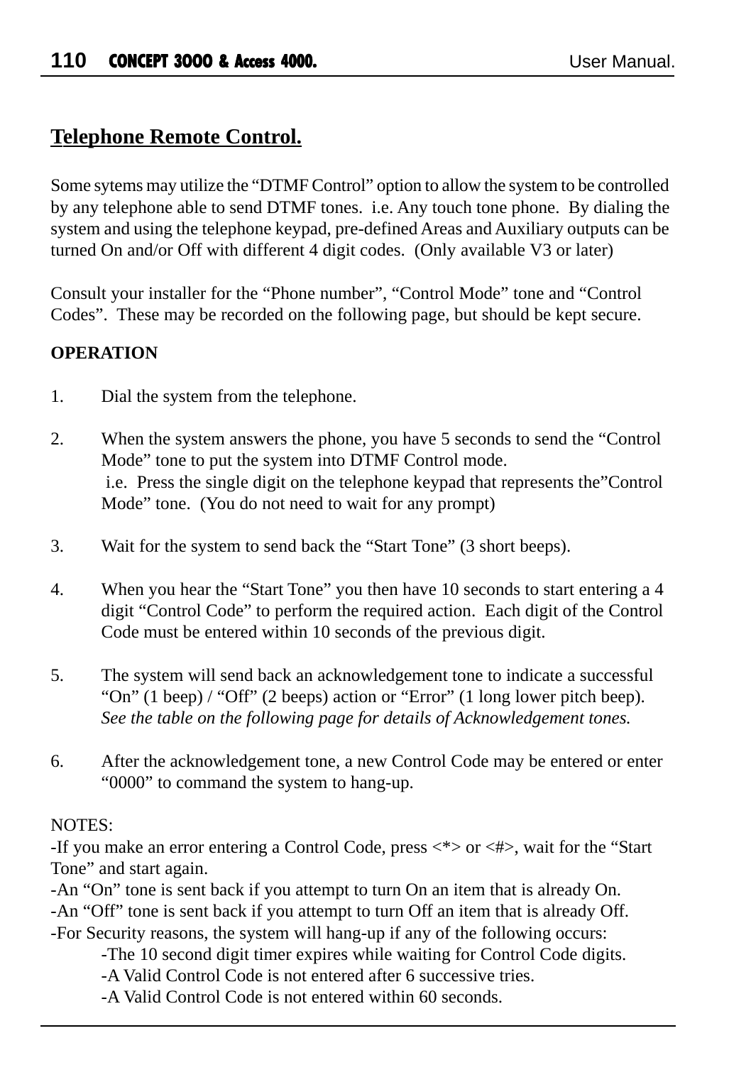# Telephone Remote Control.

Some sytems may utilize the "DTMF Control" option to allow the system to be controlled by any telephone able to send DTMF tones. i.e. Any touch tone phone. By dialing the system and using the telephone keypad, pre-defined Areas and Auxiliary outputs can be turned On and/or Off with different 4 digit codes. (Only available V3 or later)

Consult your installer for the "Phone number", "Control Mode" tone and "Control Codes". These may be recorded on the following page, but should be kept secure.

**OPERATION**

1. Dial the system from the telephone.

2. When the system answers the phone, you have 5 seconds to send the "Control Mode" tone to put the system into DTMF Control mode.
   i.e. Press the single digit on the telephone keypad that represents the"Control Mode" tone. (You do not need to wait for any prompt)

3. Wait for the system to send back the "Start Tone" (3 short beeps).

4. When you hear the "Start Tone" you then have 10 seconds to start entering a 4 digit "Control Code" to perform the required action. Each digit of the Control Code must be entered within 10 seconds of the previous digit.

5. The system will send back an acknowledgement tone to indicate a successful "On" (1 beep) / "Off" (2 beeps) action or "Error" (1 long lower pitch beep).
   *See the table on the following page for details of Acknowledgement tones.*

6. After the acknowledgement tone, a new Control Code may be entered or enter "0000" to command the system to hang-up.

NOTES:
-If you make an error entering a Control Code, press <*> or <#>, wait for the "Start Tone" and start again.
-An "On" tone is sent back if you attempt to turn On an item that is already On.
-An "Off" tone is sent back if you attempt to turn Off an item that is already Off.
-For Security reasons, the system will hang-up if any of the following occurs:

   -The 10 second digit timer expires while waiting for Control Code digits.
   -A Valid Control Code is not entered after 6 successive tries.
   -A Valid Control Code is not entered within 60 seconds.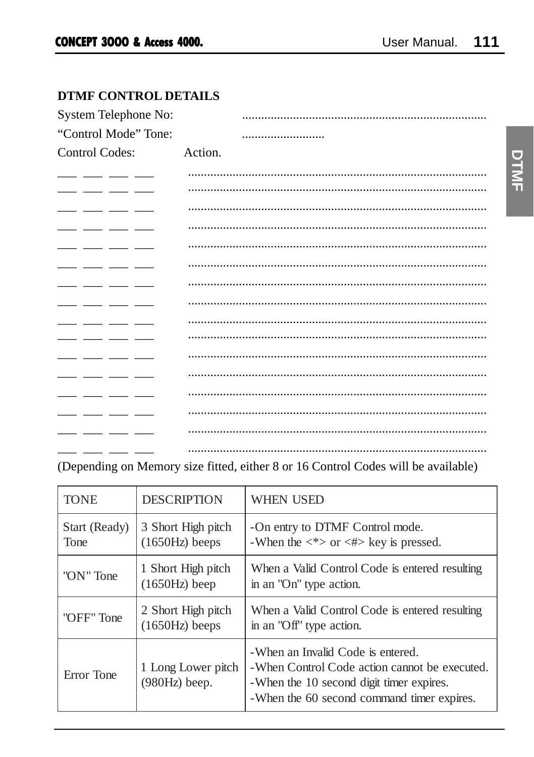## DTMF CONTROL DETAILS

System Telephone No: ..............................................................................

“Control Mode” Tone: ...........................

Control Codes: Action.

___ ___ ___ ___ ..............................................................................

___ ___ ___ ___ ..............................................................................

___ ___ ___ ___ ..............................................................................

___ ___ ___ ___ ..............................................................................

___ ___ ___ ___ ..............................................................................

___ ___ ___ ___ ..............................................................................

___ ___ ___ ___ ..............................................................................

___ ___ ___ ___ ..............................................................................

___ ___ ___ ___ ..............................................................................

___ ___ ___ ___ ..............................................................................

___ ___ ___ ___ ..............................................................................

___ ___ ___ ___ ..............................................................................

___ ___ ___ ___ ..............................................................................

___ ___ ___ ___ ..............................................................................

___ ___ ___ ___ ..............................................................................

___ ___ ___ ___ ..............................................................................

(Depending on Memory size fitted, either 8 or 16 Control Codes will be available)

| TONE | DESCRIPTION | WHEN USED |
|---|---|---|
| Start (Ready) Tone | 3 Short High pitch (1650Hz) beeps | -On entry to DTMF Control mode.<br>-When the <*> or <#> key is pressed. |
| "ON" Tone | 1 Short High pitch (1650Hz) beep | When a Valid Control Code is entered resulting in an "On" type action. |
| "OFF" Tone | 2 Short High pitch (1650Hz) beeps | When a Valid Control Code is entered resulting in an "Off" type action. |
| Error Tone | 1 Long Lower pitch (980Hz) beep. | -When an Invalid Code is entered.<br>-When Control Code action cannot be executed.<br>-When the 10 second digit timer expires.<br>-When the 60 second command timer expires. |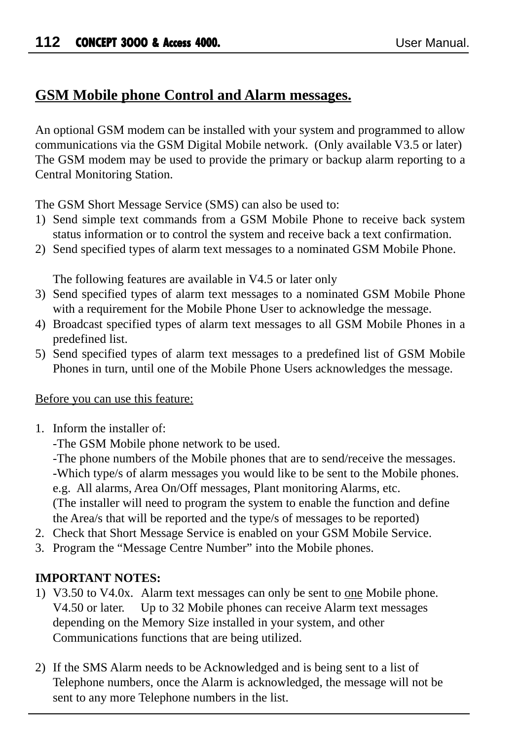## GSM Mobile phone Control and Alarm messages.

An optional GSM modem can be installed with your system and programmed to allow communications via the GSM Digital Mobile network. (Only available V3.5 or later) The GSM modem may be used to provide the primary or backup alarm reporting to a Central Monitoring Station.

The GSM Short Message Service (SMS) can also be used to:

1) Send simple text commands from a GSM Mobile Phone to receive back system status information or to control the system and receive back a text confirmation.
2) Send specified types of alarm text messages to a nominated GSM Mobile Phone.

   The following features are available in V4.5 or later only

3) Send specified types of alarm text messages to a nominated GSM Mobile Phone with a requirement for the Mobile Phone User to acknowledge the message.
4) Broadcast specified types of alarm text messages to all GSM Mobile Phones in a predefined list.
5) Send specified types of alarm text messages to a predefined list of GSM Mobile Phones in turn, until one of the Mobile Phone Users acknowledges the message.

Before you can use this feature:

1. Inform the installer of:
   -The GSM Mobile phone network to be used.
   -The phone numbers of the Mobile phones that are to send/receive the messages.
   -Which type/s of alarm messages you would like to be sent to the Mobile phones. e.g. All alarms, Area On/Off messages, Plant monitoring Alarms, etc.
   (The installer will need to program the system to enable the function and define the Area/s that will be reported and the type/s of messages to be reported)
2. Check that Short Message Service is enabled on your GSM Mobile Service.
3. Program the “Message Centre Number” into the Mobile phones.

**IMPORTANT NOTES:**

1) V3.50 to V4.0x. Alarm text messages can only be sent to one Mobile phone.
   V4.50 or later. Up to 32 Mobile phones can receive Alarm text messages depending on the Memory Size installed in your system, and other Communications functions that are being utilized.

2) If the SMS Alarm needs to be Acknowledged and is being sent to a list of Telephone numbers, once the Alarm is acknowledged, the message will not be sent to any more Telephone numbers in the list.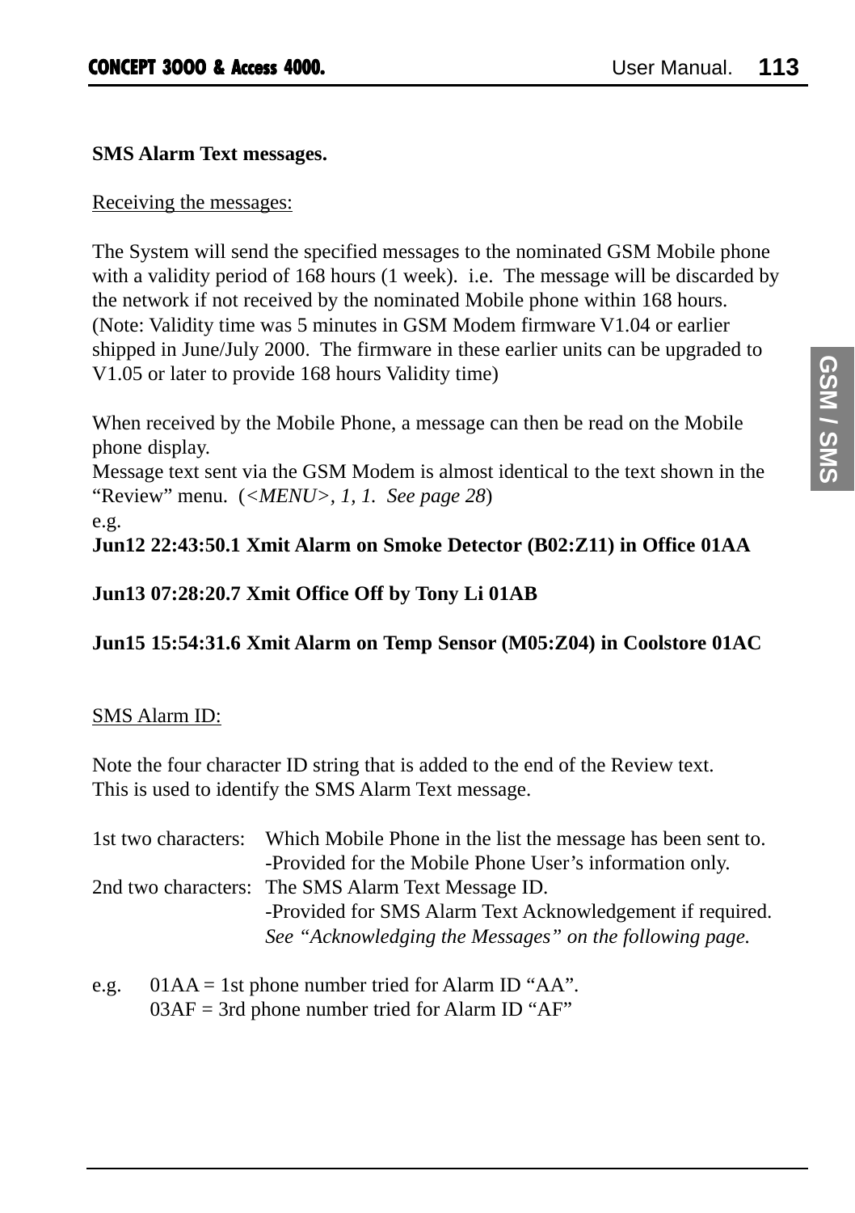**SMS Alarm Text messages.**

Receiving the messages:

The System will send the specified messages to the nominated GSM Mobile phone with a validity period of 168 hours (1 week). i.e. The message will be discarded by the network if not received by the nominated Mobile phone within 168 hours. (Note: Validity time was 5 minutes in GSM Modem firmware V1.04 or earlier shipped in June/July 2000. The firmware in these earlier units can be upgraded to V1.05 or later to provide 168 hours Validity time)

When received by the Mobile Phone, a message can then be read on the Mobile phone display.
Message text sent via the GSM Modem is almost identical to the text shown in the "Review" menu. (*<MENU>, 1, 1. See page 28*)
e.g.
**Jun12 22:43:50.1 Xmit Alarm on Smoke Detector (B02:Z11) in Office 01AA**

**Jun13 07:28:20.7 Xmit Office Off by Tony Li 01AB**

**Jun15 15:54:31.6 Xmit Alarm on Temp Sensor (M05:Z04) in Coolstore 01AC**

SMS Alarm ID:

Note the four character ID string that is added to the end of the Review text.
This is used to identify the SMS Alarm Text message.

1st two characters: Which Mobile Phone in the list the message has been sent to.
-Provided for the Mobile Phone User's information only.

2nd two characters: The SMS Alarm Text Message ID.
-Provided for SMS Alarm Text Acknowledgement if required.
*See "Acknowledging the Messages" on the following page.*

e.g. 01AA = 1st phone number tried for Alarm ID "AA".
03AF = 3rd phone number tried for Alarm ID "AF"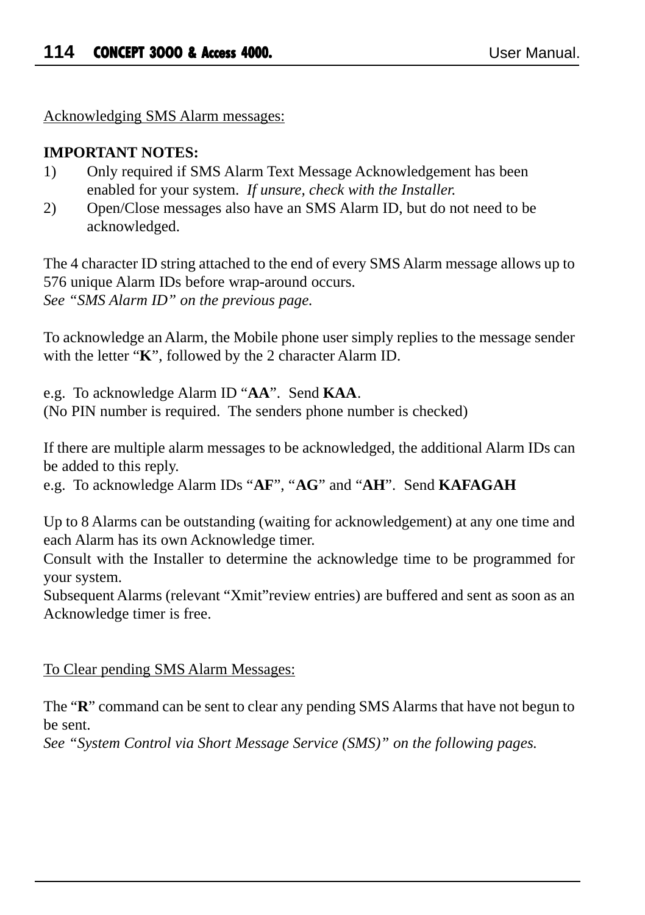Acknowledging SMS Alarm messages:

**IMPORTANT NOTES:**

1) Only required if SMS Alarm Text Message Acknowledgement has been enabled for your system. *If unsure, check with the Installer.*
2) Open/Close messages also have an SMS Alarm ID, but do not need to be acknowledged.

The 4 character ID string attached to the end of every SMS Alarm message allows up to 576 unique Alarm IDs before wrap-around occurs.
*See "SMS Alarm ID" on the previous page.*

To acknowledge an Alarm, the Mobile phone user simply replies to the message sender with the letter "**K**", followed by the 2 character Alarm ID.

e.g. To acknowledge Alarm ID "**AA**". Send **KAA**.
(No PIN number is required. The senders phone number is checked)

If there are multiple alarm messages to be acknowledged, the additional Alarm IDs can be added to this reply.
e.g. To acknowledge Alarm IDs "**AF**", "**AG**" and "**AH**". Send **KAFAGAH**

Up to 8 Alarms can be outstanding (waiting for acknowledgement) at any one time and each Alarm has its own Acknowledge timer.
Consult with the Installer to determine the acknowledge time to be programmed for your system.
Subsequent Alarms (relevant "Xmit"review entries) are buffered and sent as soon as an Acknowledge timer is free.

To Clear pending SMS Alarm Messages:

The "**R**" command can be sent to clear any pending SMS Alarms that have not begun to be sent.
*See "System Control via Short Message Service (SMS)" on the following pages.*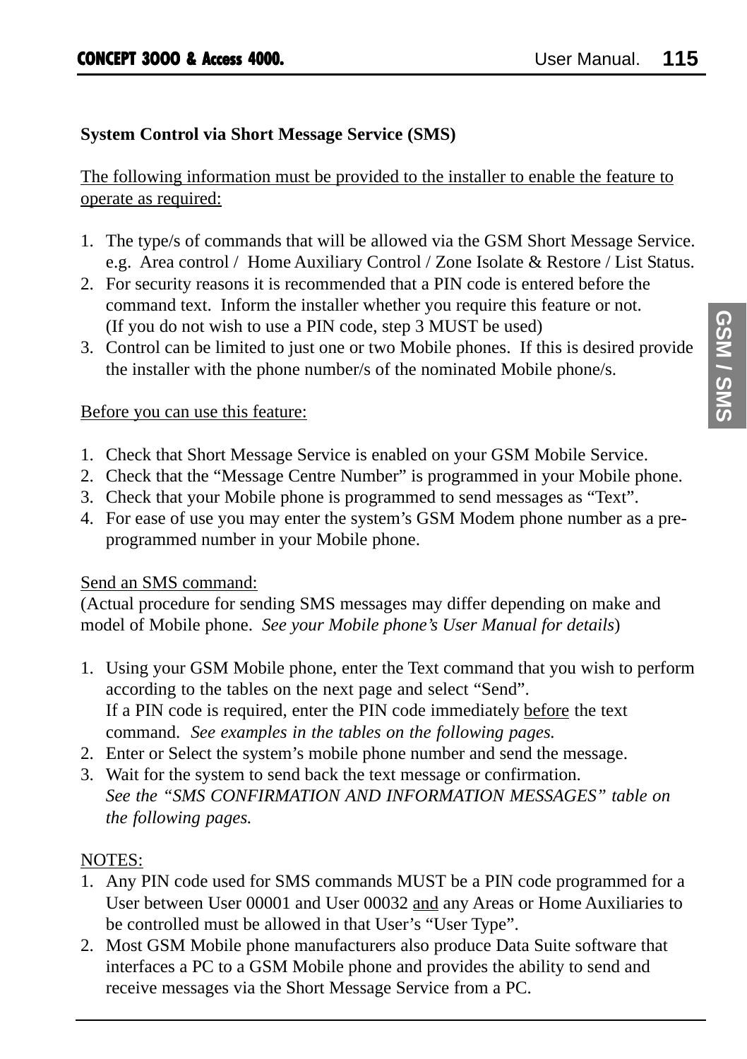## System Control via Short Message Service (SMS)

<u>The following information must be provided to the installer to enable the feature to operate as required:</u>

1. The type/s of commands that will be allowed via the GSM Short Message Service. e.g. Area control / Home Auxiliary Control / Zone Isolate & Restore / List Status.
2. For security reasons it is recommended that a PIN code is entered before the command text. Inform the installer whether you require this feature or not. (If you do not wish to use a PIN code, step 3 MUST be used)
3. Control can be limited to just one or two Mobile phones. If this is desired provide the installer with the phone number/s of the nominated Mobile phone/s.

<u>Before you can use this feature:</u>

1. Check that Short Message Service is enabled on your GSM Mobile Service.
2. Check that the "Message Centre Number" is programmed in your Mobile phone.
3. Check that your Mobile phone is programmed to send messages as "Text".
4. For ease of use you may enter the system's GSM Modem phone number as a pre-programmed number in your Mobile phone.

<u>Send an SMS command:</u>
(Actual procedure for sending SMS messages may differ depending on make and model of Mobile phone. *See your Mobile phone's User Manual for details*)

1. Using your GSM Mobile phone, enter the Text command that you wish to perform according to the tables on the next page and select "Send".
   If a PIN code is required, enter the PIN code immediately <u>before</u> the text command. *See examples in the tables on the following pages.*
2. Enter or Select the system's mobile phone number and send the message.
3. Wait for the system to send back the text message or confirmation.
   *See the "SMS CONFIRMATION AND INFORMATION MESSAGES" table on the following pages.*

<u>NOTES:</u>

1. Any PIN code used for SMS commands MUST be a PIN code programmed for a User between User 00001 and User 00032 <u>and</u> any Areas or Home Auxiliaries to be controlled must be allowed in that User's "User Type".
2. Most GSM Mobile phone manufacturers also produce Data Suite software that interfaces a PC to a GSM Mobile phone and provides the ability to send and receive messages via the Short Message Service from a PC.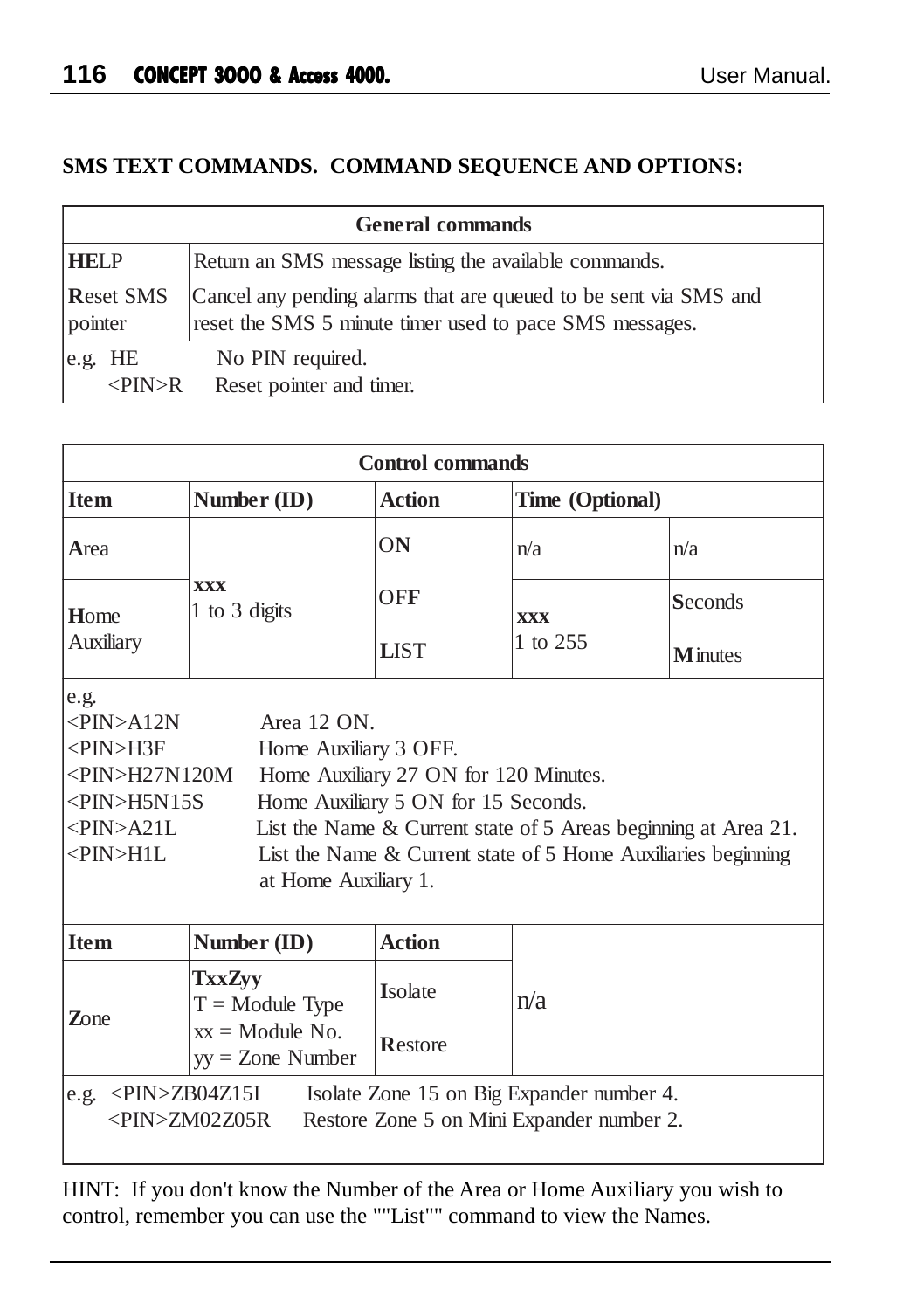## SMS TEXT COMMANDS. COMMAND SEQUENCE AND OPTIONS:

| General commands | |
|---|---|
| **HE**LP | Return an SMS message listing the available commands. |
| **R**eset SMS pointer | Cancel any pending alarms that are queued to be sent via SMS and reset the SMS 5 minute timer used to pace SMS messages. |
| e.g. HE | No PIN required. |
| <PIN>R | Reset pointer and timer. |

| Control commands | | | | |
|---|---|---|---|---|
| **Item** | **Number (ID)** | **Action** | **Time (Optional)** | |
| **A**rea | **xxx** 1 to 3 digits | O**N** | n/a | n/a |
| **H**ome Auxiliary | | OF**F** / **L**IST | **xxx** 1 to 255 | **S**econds / **M**inutes |

e.g.

| Command | Description |
|---|---|
| <PIN>A12N | Area 12 ON. |
| <PIN>H3F | Home Auxiliary 3 OFF. |
| <PIN>H27N120M | Home Auxiliary 27 ON for 120 Minutes. |
| <PIN>H5N15S | Home Auxiliary 5 ON for 15 Seconds. |
| <PIN>A21L | List the Name & Current state of 5 Areas beginning at Area 21. |
| <PIN>H1L | List the Name & Current state of 5 Home Auxiliaries beginning at Home Auxiliary 1. |

| **Item** | **Number (ID)** | **Action** | |
|---|---|---|---|
| **Z**one | **TxxZyy** T = Module Type xx = Module No. yy = Zone Number | **I**solate / **R**estore | n/a |

e.g.

| Command | Description |
|---|---|
| <PIN>ZB04Z15I | Isolate Zone 15 on Big Expander number 4. |
| <PIN>ZM02Z05R | Restore Zone 5 on Mini Expander number 2. |

HINT: If you don't know the Number of the Area or Home Auxiliary you wish to control, remember you can use the ""List"" command to view the Names.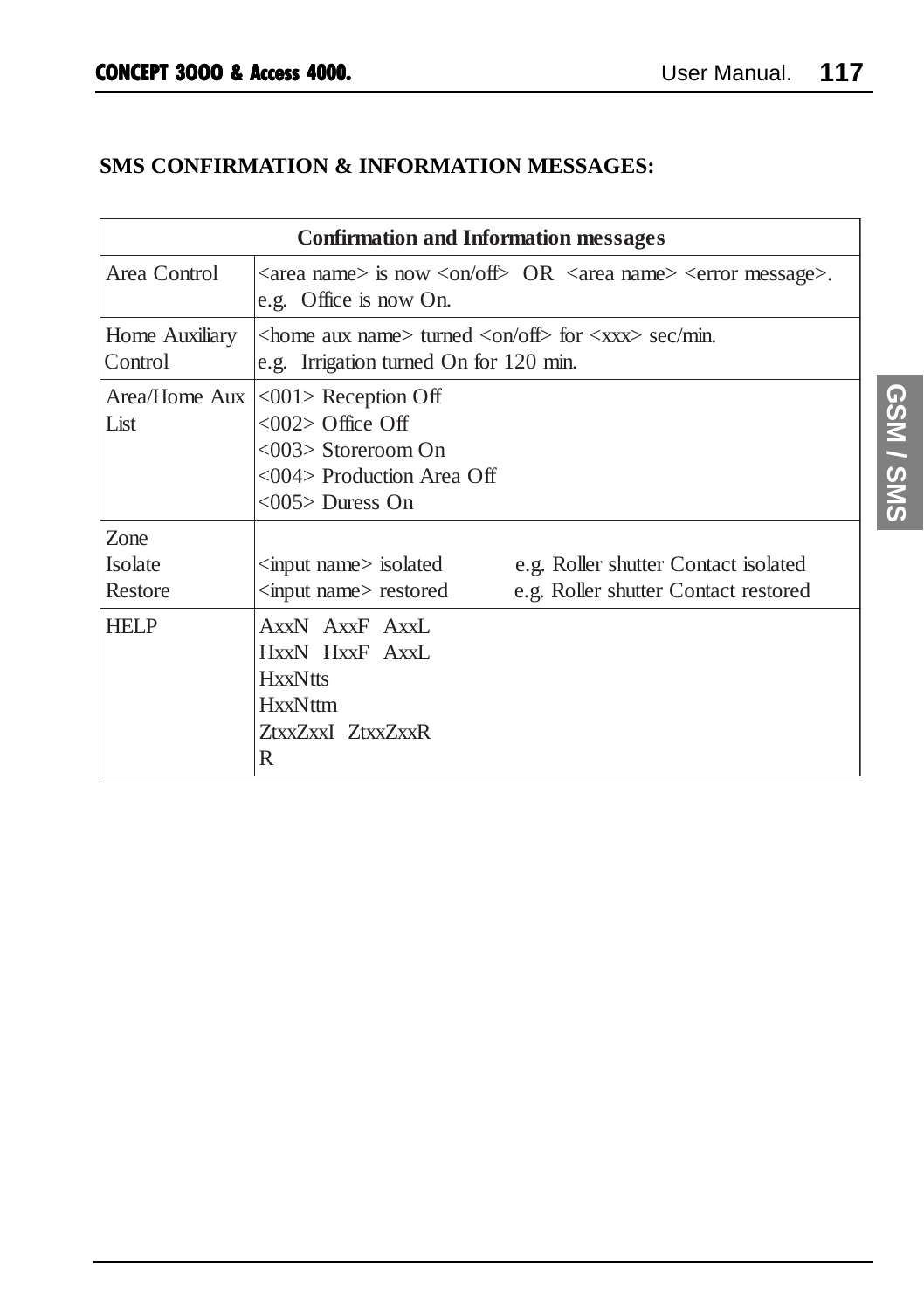## SMS CONFIRMATION & INFORMATION MESSAGES:

| Confirmation and Information messages | |
|---|---|
| Area Control | <area name> is now <on/off> OR <area name> <error message>.<br>e.g. Office is now On. |
| Home Auxiliary Control | <home aux name> turned <on/off> for <xxx> sec/min.<br>e.g. Irrigation turned On for 120 min. |
| Area/Home Aux List | <001> Reception Off<br><002> Office Off<br><003> Storeroom On<br><004> Production Area Off<br><005> Duress On |
| Zone<br>Isolate<br>Restore | <br><input name> isolated e.g. Roller shutter Contact isolated<br><input name> restored e.g. Roller shutter Contact restored |
| HELP | AxxN AxxF AxxL<br>HxxN HxxF AxxL<br>HxxNtts<br>HxxNttm<br>ZtxxZxxI ZtxxZxxR<br>R |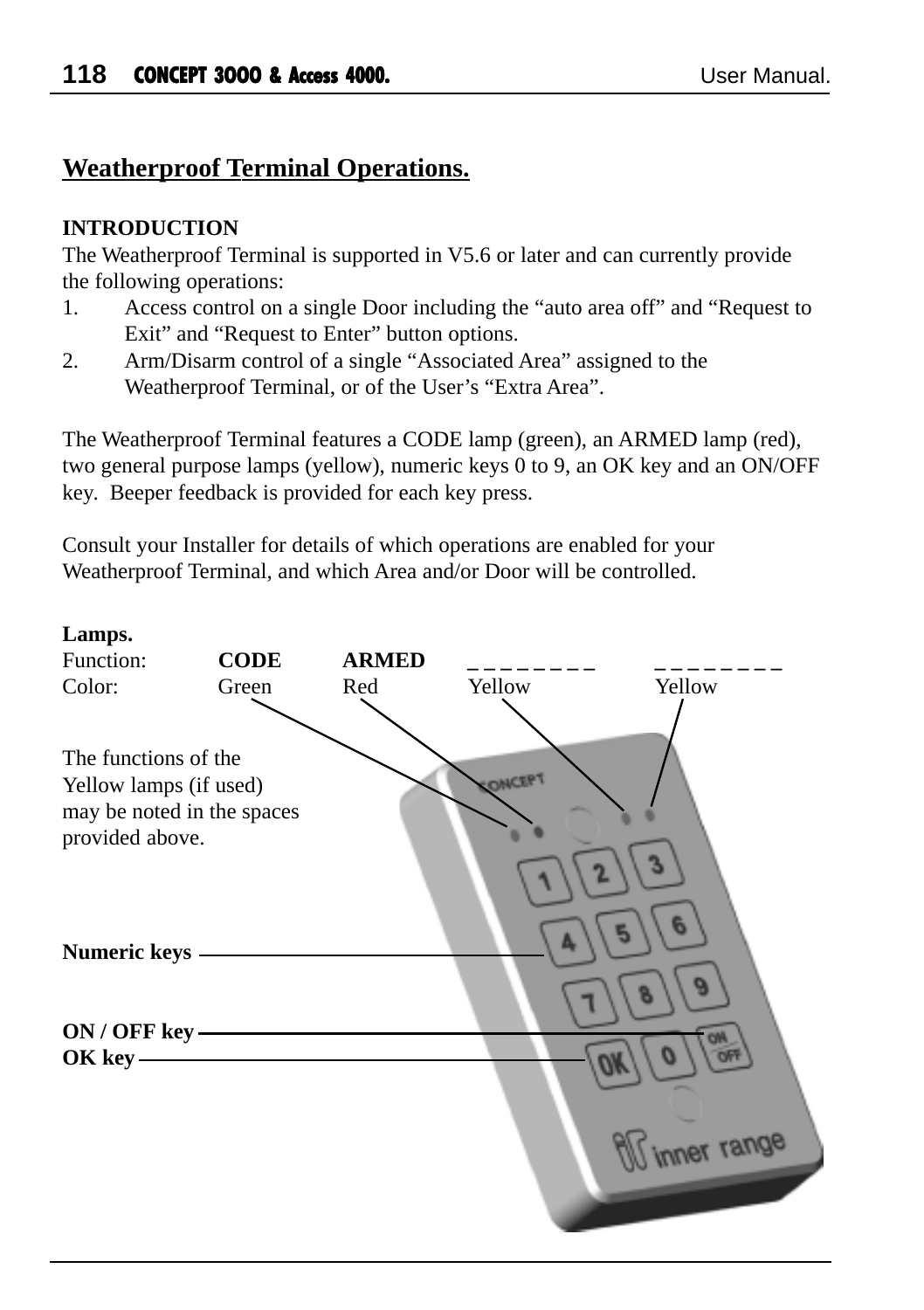## Weatherproof Terminal Operations.

**INTRODUCTION**

The Weatherproof Terminal is supported in V5.6 or later and can currently provide the following operations:

1. Access control on a single Door including the “auto area off” and “Request to Exit” and “Request to Enter” button options.
2. Arm/Disarm control of a single “Associated Area” assigned to the Weatherproof Terminal, or of the User’s “Extra Area”.

The Weatherproof Terminal features a CODE lamp (green), an ARMED lamp (red), two general purpose lamps (yellow), numeric keys 0 to 9, an OK key and an ON/OFF key. Beeper feedback is provided for each key press.

Consult your Installer for details of which operations are enabled for your Weatherproof Terminal, and which Area and/or Door will be controlled.

**Lamps.**

| Function: | **CODE** | **ARMED** | _ _ _ _ _ _ _ _ | _ _ _ _ _ _ _ _ |
|---|---|---|---|---|
| Color: | Green | Red | Yellow | Yellow |

The functions of the Yellow lamps (if used) may be noted in the spaces provided above.

**Numeric keys**

**ON / OFF key**

**OK key**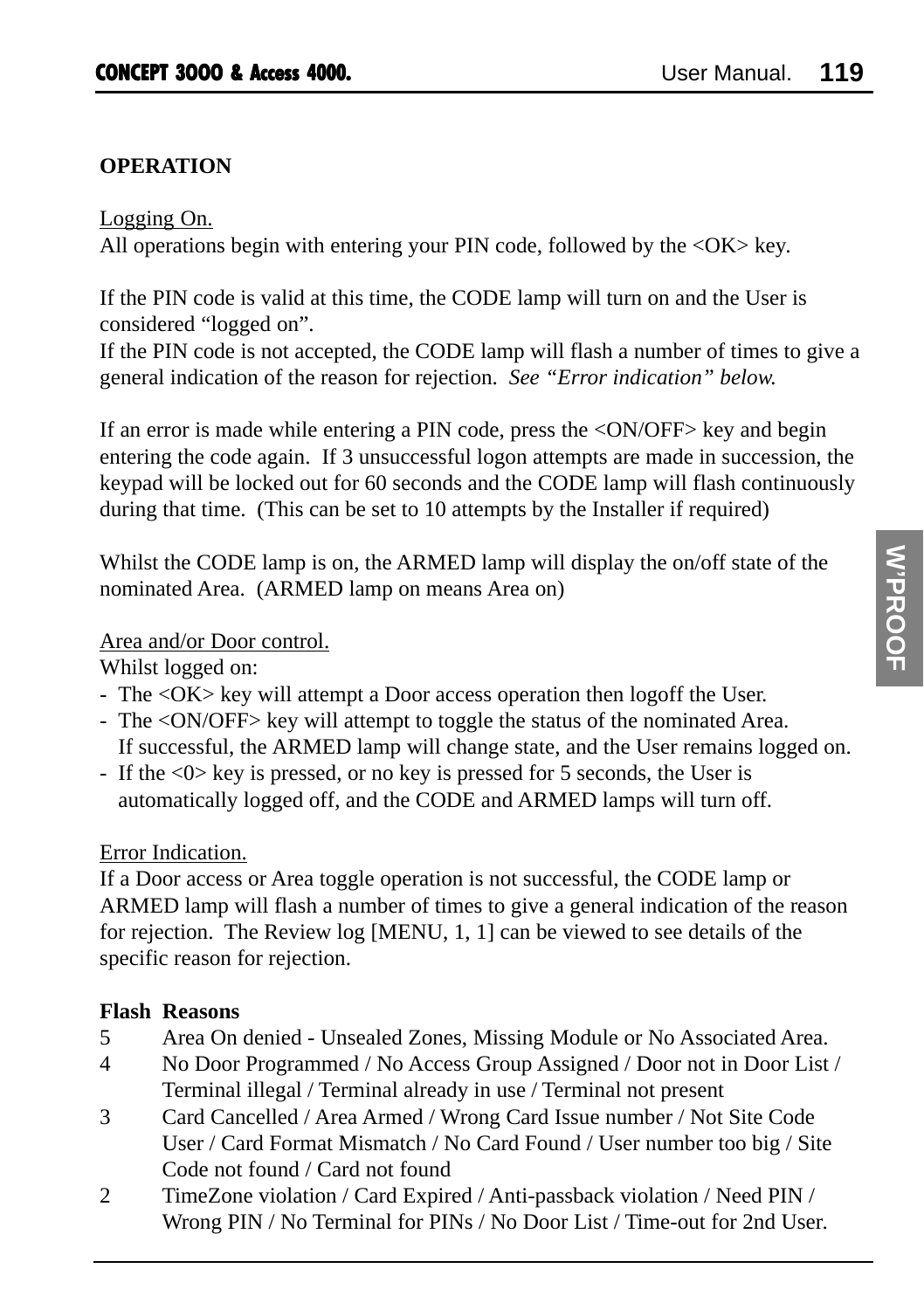**OPERATION**

Logging On.

All operations begin with entering your PIN code, followed by the <OK> key.

If the PIN code is valid at this time, the CODE lamp will turn on and the User is considered "logged on".

If the PIN code is not accepted, the CODE lamp will flash a number of times to give a general indication of the reason for rejection. *See "Error indication" below.*

If an error is made while entering a PIN code, press the <ON/OFF> key and begin entering the code again. If 3 unsuccessful logon attempts are made in succession, the keypad will be locked out for 60 seconds and the CODE lamp will flash continuously during that time. (This can be set to 10 attempts by the Installer if required)

Whilst the CODE lamp is on, the ARMED lamp will display the on/off state of the nominated Area. (ARMED lamp on means Area on)

Area and/or Door control.

Whilst logged on:

- The <OK> key will attempt a Door access operation then logoff the User.
- The <ON/OFF> key will attempt to toggle the status of the nominated Area. If successful, the ARMED lamp will change state, and the User remains logged on.
- If the <0> key is pressed, or no key is pressed for 5 seconds, the User is automatically logged off, and the CODE and ARMED lamps will turn off.

Error Indication.

If a Door access or Area toggle operation is not successful, the CODE lamp or ARMED lamp will flash a number of times to give a general indication of the reason for rejection. The Review log [MENU, 1, 1] can be viewed to see details of the specific reason for rejection.

| Flash | Reasons |
|---|---|
| 5 | Area On denied - Unsealed Zones, Missing Module or No Associated Area. |
| 4 | No Door Programmed / No Access Group Assigned / Door not in Door List / Terminal illegal / Terminal already in use / Terminal not present |
| 3 | Card Cancelled / Area Armed / Wrong Card Issue number / Not Site Code User / Card Format Mismatch / No Card Found / User number too big / Site Code not found / Card not found |
| 2 | TimeZone violation / Card Expired / Anti-passback violation / Need PIN / Wrong PIN / No Terminal for PINs / No Door List / Time-out for 2nd User. |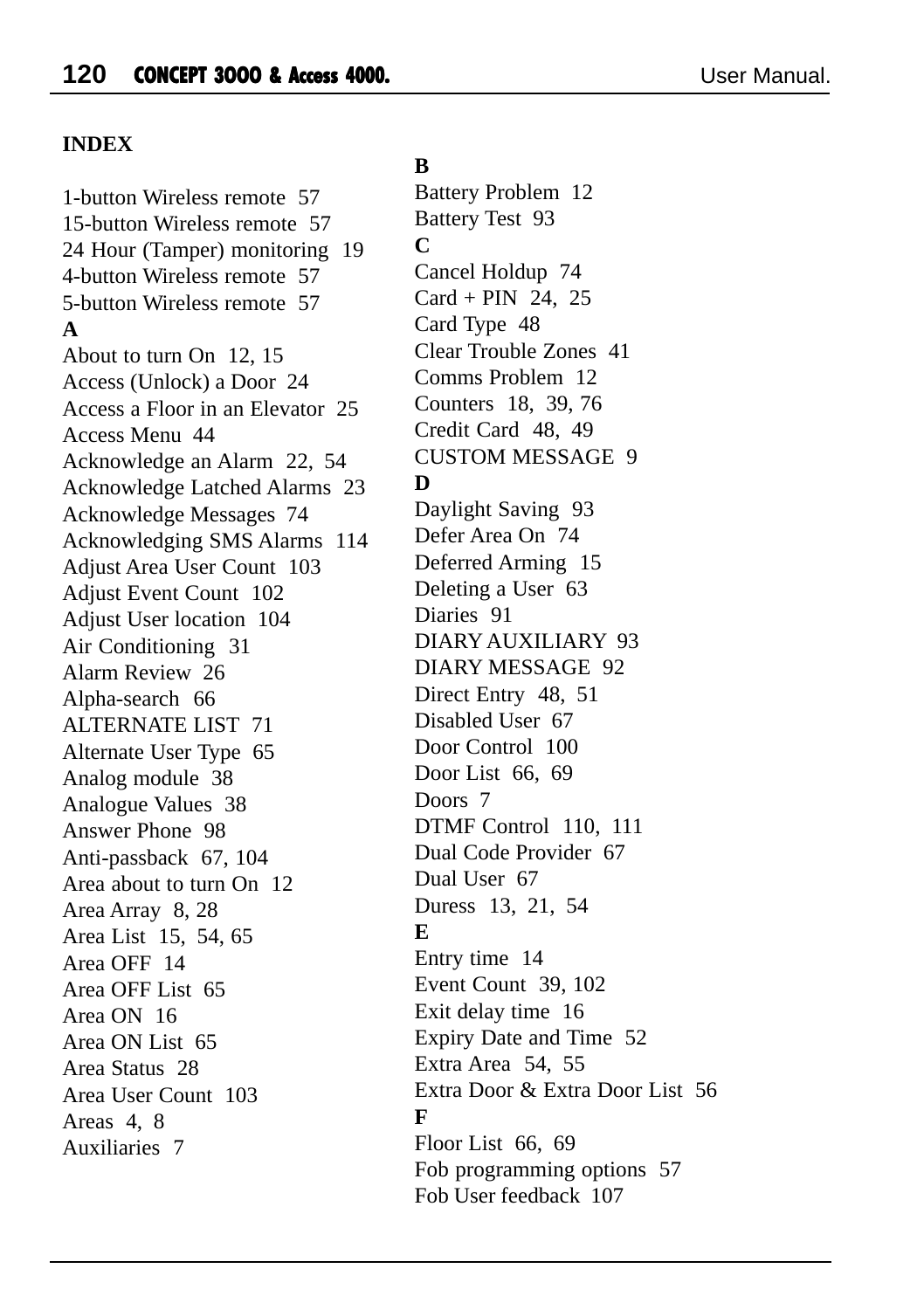## INDEX

1-button Wireless remote 57
15-button Wireless remote 57
24 Hour (Tamper) monitoring 19
4-button Wireless remote 57
5-button Wireless remote 57

**A**

About to turn On 12, 15
Access (Unlock) a Door 24
Access a Floor in an Elevator 25
Access Menu 44
Acknowledge an Alarm 22, 54
Acknowledge Latched Alarms 23
Acknowledge Messages 74
Acknowledging SMS Alarms 114
Adjust Area User Count 103
Adjust Event Count 102
Adjust User location 104
Air Conditioning 31
Alarm Review 26
Alpha-search 66
ALTERNATE LIST 71
Alternate User Type 65
Analog module 38
Analogue Values 38
Answer Phone 98
Anti-passback 67, 104
Area about to turn On 12
Area Array 8, 28
Area List 15, 54, 65
Area OFF 14
Area OFF List 65
Area ON 16
Area ON List 65
Area Status 28
Area User Count 103
Areas 4, 8
Auxiliaries 7

**B**

Battery Problem 12
Battery Test 93

**C**

Cancel Holdup 74
Card + PIN 24, 25
Card Type 48
Clear Trouble Zones 41
Comms Problem 12
Counters 18, 39, 76
Credit Card 48, 49
CUSTOM MESSAGE 9

**D**

Daylight Saving 93
Defer Area On 74
Deferred Arming 15
Deleting a User 63
Diaries 91
DIARY AUXILIARY 93
DIARY MESSAGE 92
Direct Entry 48, 51
Disabled User 67
Door Control 100
Door List 66, 69
Doors 7
DTMF Control 110, 111
Dual Code Provider 67
Dual User 67
Duress 13, 21, 54

**E**

Entry time 14
Event Count 39, 102
Exit delay time 16
Expiry Date and Time 52
Extra Area 54, 55
Extra Door & Extra Door List 56

**F**

Floor List 66, 69
Fob programming options 57
Fob User feedback 107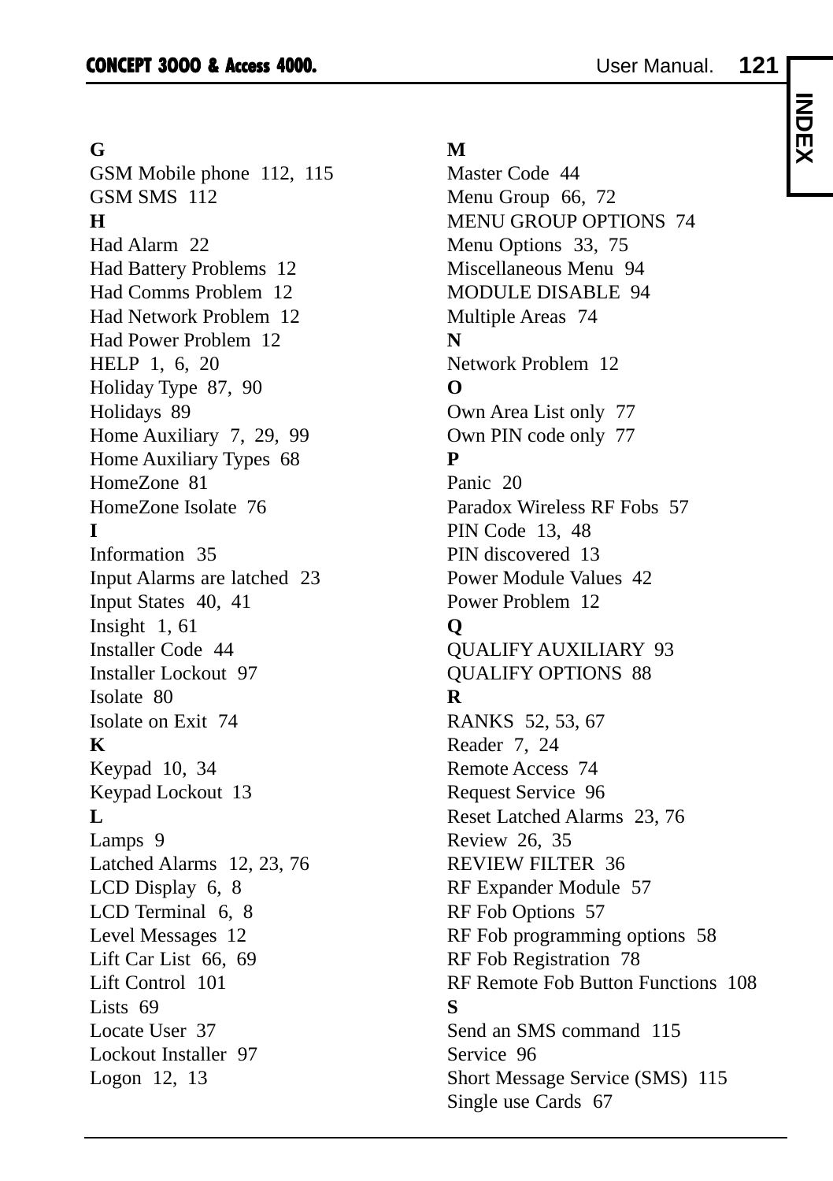**G**

GSM Mobile phone 112, 115
GSM SMS 112

**H**

Had Alarm 22
Had Battery Problems 12
Had Comms Problem 12
Had Network Problem 12
Had Power Problem 12
HELP 1, 6, 20
Holiday Type 87, 90
Holidays 89
Home Auxiliary 7, 29, 99
Home Auxiliary Types 68
HomeZone 81
HomeZone Isolate 76

**I**

Information 35
Input Alarms are latched 23
Input States 40, 41
Insight 1, 61
Installer Code 44
Installer Lockout 97
Isolate 80
Isolate on Exit 74

**K**

Keypad 10, 34
Keypad Lockout 13

**L**

Lamps 9
Latched Alarms 12, 23, 76
LCD Display 6, 8
LCD Terminal 6, 8
Level Messages 12
Lift Car List 66, 69
Lift Control 101
Lists 69
Locate User 37
Lockout Installer 97
Logon 12, 13

**M**

Master Code 44
Menu Group 66, 72
MENU GROUP OPTIONS 74
Menu Options 33, 75
Miscellaneous Menu 94
MODULE DISABLE 94
Multiple Areas 74

**N**

Network Problem 12

**O**

Own Area List only 77
Own PIN code only 77

**P**

Panic 20
Paradox Wireless RF Fobs 57
PIN Code 13, 48
PIN discovered 13
Power Module Values 42
Power Problem 12

**Q**

QUALIFY AUXILIARY 93
QUALIFY OPTIONS 88

**R**

RANKS 52, 53, 67
Reader 7, 24
Remote Access 74
Request Service 96
Reset Latched Alarms 23, 76
Review 26, 35
REVIEW FILTER 36
RF Expander Module 57
RF Fob Options 57
RF Fob programming options 58
RF Fob Registration 78
RF Remote Fob Button Functions 108

**S**

Send an SMS command 115
Service 96
Short Message Service (SMS) 115
Single use Cards 67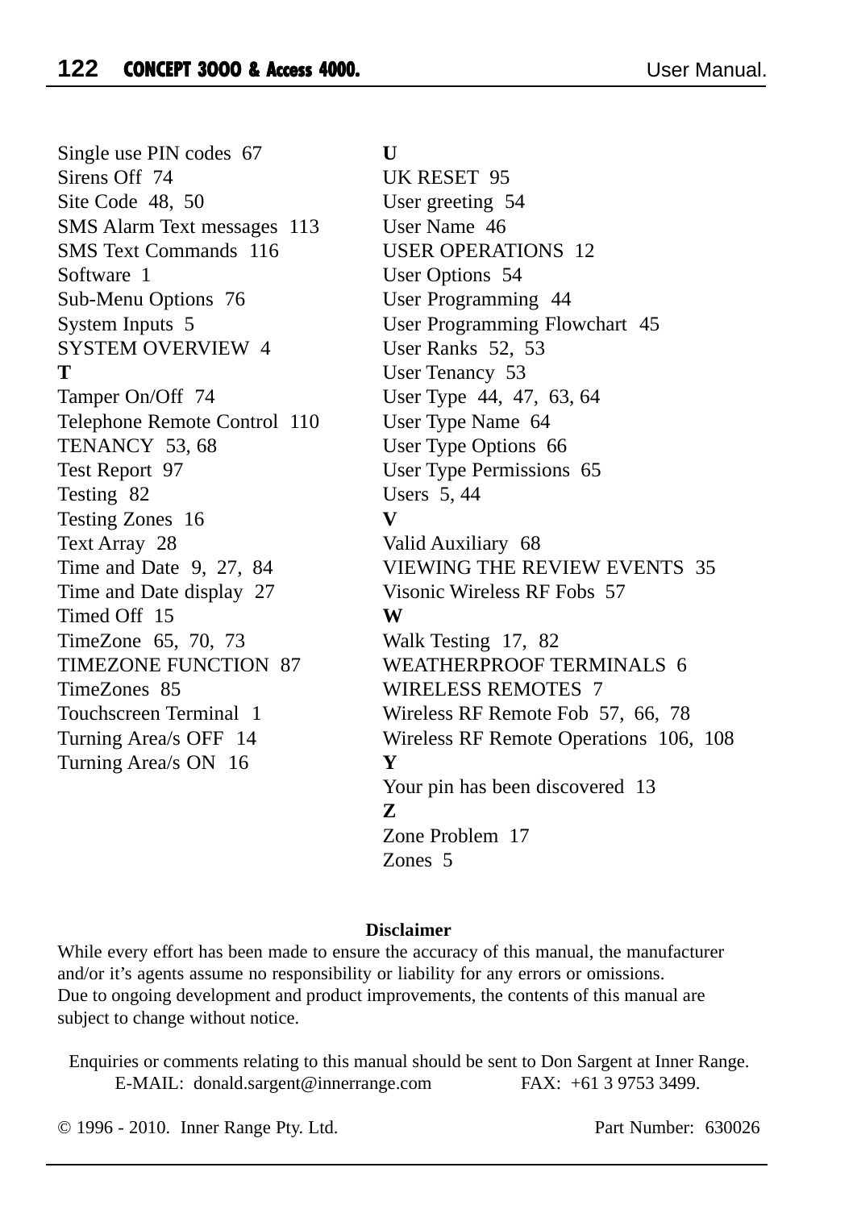Single use PIN codes 67
Sirens Off 74
Site Code 48, 50
SMS Alarm Text messages 113
SMS Text Commands 116
Software 1
Sub-Menu Options 76
System Inputs 5
SYSTEM OVERVIEW 4

**T**

Tamper On/Off 74
Telephone Remote Control 110
TENANCY 53, 68
Test Report 97
Testing 82
Testing Zones 16
Text Array 28
Time and Date 9, 27, 84
Time and Date display 27
Timed Off 15
TimeZone 65, 70, 73
TIMEZONE FUNCTION 87
TimeZones 85
Touchscreen Terminal 1
Turning Area/s OFF 14
Turning Area/s ON 16

**U**

UK RESET 95
User greeting 54
User Name 46
USER OPERATIONS 12
User Options 54
User Programming 44
User Programming Flowchart 45
User Ranks 52, 53
User Tenancy 53
User Type 44, 47, 63, 64
User Type Name 64
User Type Options 66
User Type Permissions 65
Users 5, 44

**V**

Valid Auxiliary 68
VIEWING THE REVIEW EVENTS 35
Visonic Wireless RF Fobs 57

**W**

Walk Testing 17, 82
WEATHERPROOF TERMINALS 6
WIRELESS REMOTES 7
Wireless RF Remote Fob 57, 66, 78
Wireless RF Remote Operations 106, 108

**Y**

Your pin has been discovered 13

**Z**

Zone Problem 17
Zones 5

**Disclaimer**

While every effort has been made to ensure the accuracy of this manual, the manufacturer and/or it's agents assume no responsibility or liability for any errors or omissions.
Due to ongoing development and product improvements, the contents of this manual are subject to change without notice.

Enquiries or comments relating to this manual should be sent to Don Sargent at Inner Range.
E-MAIL: donald.sargent@innerrange.com FAX: +61 3 9753 3499.

© 1996 - 2010. Inner Range Pty. Ltd. Part Number: 630026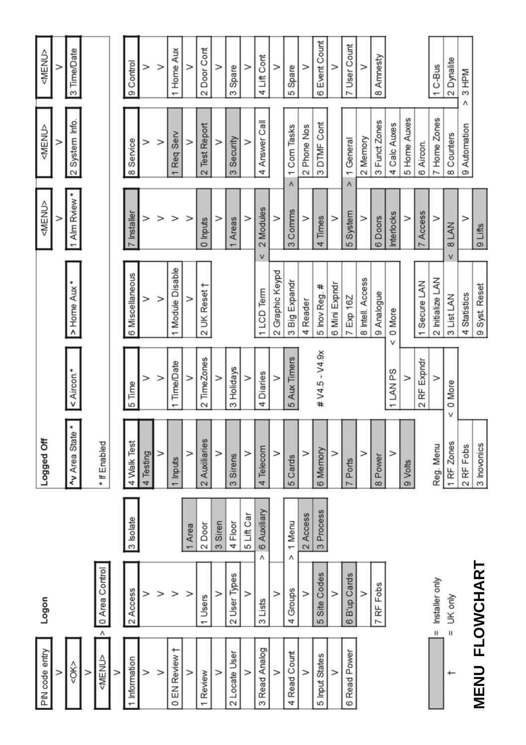# MENU FLOWCHART

**Logon**

PIN code entry > <OK> > <MENU> > 0 Area Control

**Main Menu**

| 1 Information | 2 Access | 3 Isolate | 4 Walk Test | 5 Time | 6 Miscellaneous | 7 Installer | 8 Service | 9 Control |
|---|---|---|---|---|---|---|---|---|

**1 Information**
- 0 EN Review †
- 1 Review
- 2 Locate User
- 3 Read Analog
- 4 Read Count
- 5 Input States
- 6 Read Power

**2 Access**
- 1 Users
- 2 User Types
- 3 Lists > 1 Area, 2 Door, 3 Siren, 4 Floor, 5 Lift Car, 6 Auxiliary
- 4 Groups > 1 Menu, 2 Access, 3 Process
- 5 Site Codes
- 6 B'up Cards
- 7 RF Fobs

**4 Walk Test / 4 Testing**
- 1 Inputs
- 2 Auxiliaries
- 3 Sirens
- 4 Telecom
- 5 Cards
- 6 Memory
- 7 Ports
- 8 Power
- 9 Volts

**5 Time**
- 1 Time/Date
- 2 TimeZones
- 3 Holidays
- 4 Diaries
- 5 Aux Timers

**6 Miscellaneous**
- 1 Module Disable
- 2 UK Reset †

**7 Installer**
- 0 Inputs
- 1 Areas
- 2 Modules > 1 LCD Term, 2 Graphic Keypd, 3 Big Expandr, 4 Reader, 5 Inov Reg. #, 6 Mini Expndr, 7 Exp 16Z, 8 Intell. Access, 9 Analogue, 0 More > 1 LAN PS, 2 RF Expndr, 0 More > Reg. Menu: 1 RF Zones, 2 RF Fobs, 3 Inovonics
- 3 Comms > 1 Com Tasks, 2 Phone Nos, 3 DTMF Cont
- 4 Times
- 5 System > 1 General, 2 Memory, 3 Funct Zones, 4 Calc Auxes, 5 Home Auxes, 6 Aircon., 7 Home Zones, 8 Counters, 9 Automation > 1 C-Bus, 2 Dynalite, 3 HPM
- 6 Doors
- Interlocks
- 7 Access
- 8 LAN > 1 Secure LAN, 2 Initialize LAN, 3 List LAN, 4 Statistics, 9 Syst. Reset
- 9 Lifts

**8 Service**
- 1 Req Serv
- 2 Test Report
- 3 Security
- 4 Answer Call

**9 Control**
- 1 Home Aux
- 2 Door Cont
- 3 Spare
- 4 Lift Cont
- 5 Spare
- 6 Event Count
- 7 User Count
- 8 Amnesty

# V4.5 - V4.9x

**Logged Off**

^v Area State * | < Aircon.* | > Home Aux * | <MENU> > 1 Alm Rview * | <MENU> > 2 System Info. | <MENU> > 3 Time/Date

\* If Enabled

(shaded) = Installer only

† = UK only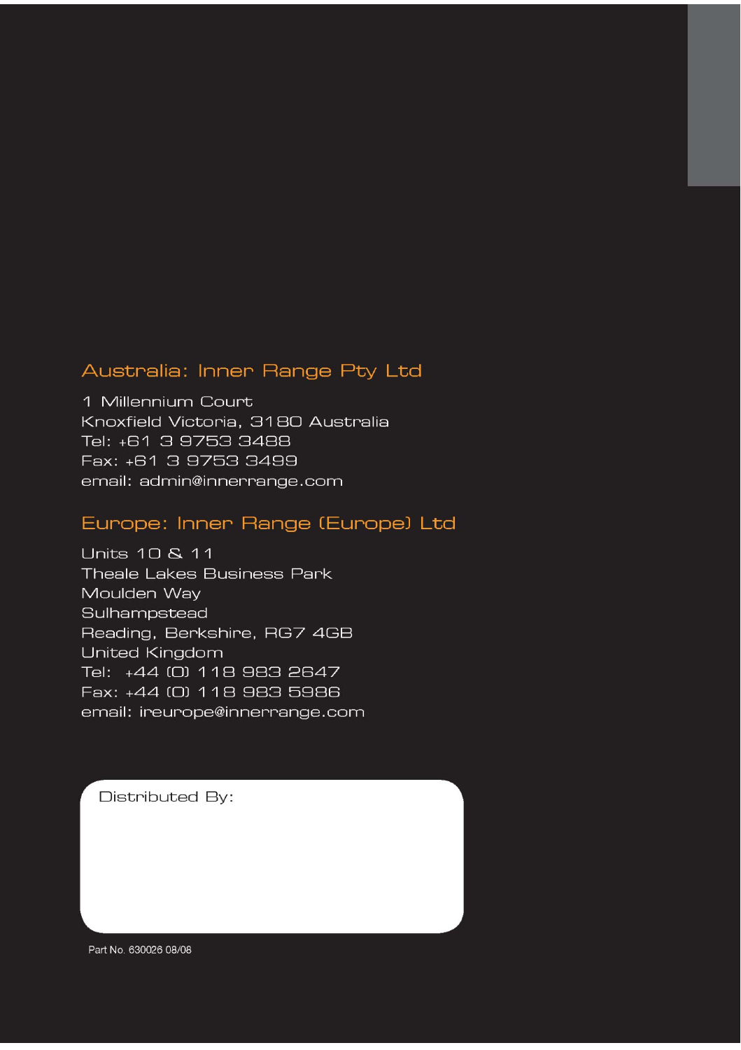## Australia: Inner Range Pty Ltd

1 Millennium Court
Knoxfield Victoria, 3180 Australia
Tel: +61 3 9753 3488
Fax: +61 3 9753 3499
email: admin@innerrange.com

## Europe: Inner Range (Europe) Ltd

Units 10 & 11
Theale Lakes Business Park
Moulden Way
Sulhampstead
Reading, Berkshire, RG7 4GB
United Kingdom
Tel: +44 (0) 118 983 2647
Fax: +44 (0) 118 983 5986
email: ireurope@innerrange.com

Distributed By:

Part No. 630026 08/08